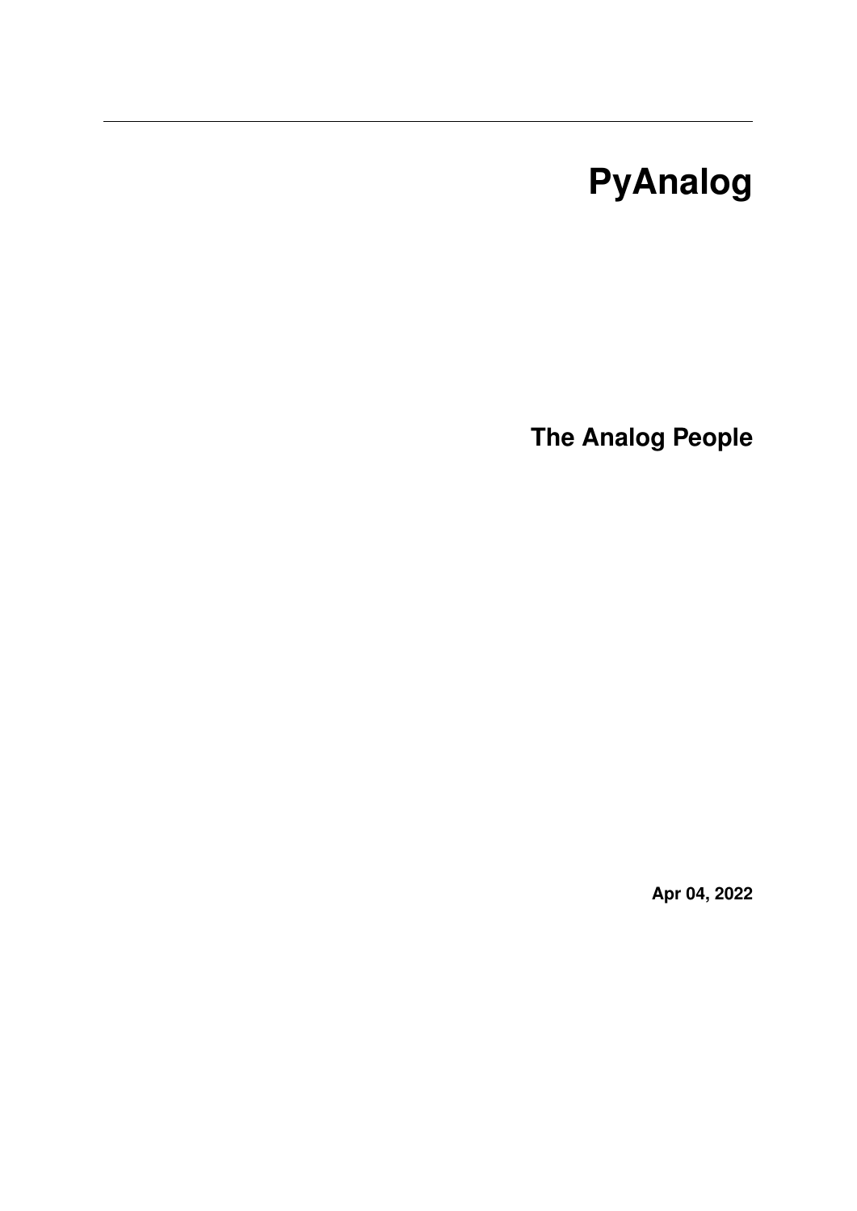# PyAnalog

**The Analog People**

**Apr 04, 2022**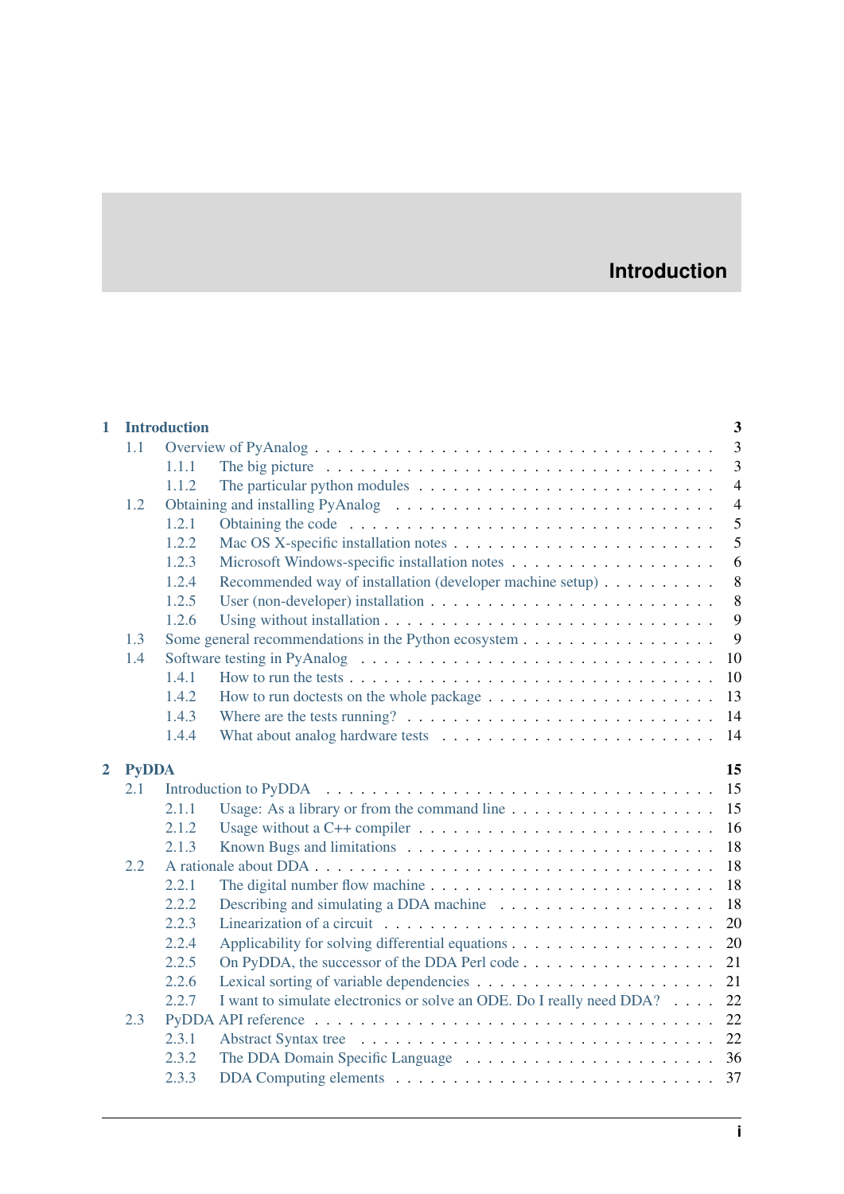# Introduction

- **1 Introduction** — 3
  - 1.1 Overview of PyAnalog — 3
    - 1.1.1 The big picture — 3
    - 1.1.2 The particular python modules — 4
  - 1.2 Obtaining and installing PyAnalog — 4
    - 1.2.1 Obtaining the code — 5
    - 1.2.2 Mac OS X-specific installation notes — 5
    - 1.2.3 Microsoft Windows-specific installation notes — 6
    - 1.2.4 Recommended way of installation (developer machine setup) — 8
    - 1.2.5 User (non-developer) installation — 8
    - 1.2.6 Using without installation — 9
  - 1.3 Some general recommendations in the Python ecosystem — 9
  - 1.4 Software testing in PyAnalog — 10
    - 1.4.1 How to run the tests — 10
    - 1.4.2 How to run doctests on the whole package — 13
    - 1.4.3 Where are the tests running? — 14
    - 1.4.4 What about analog hardware tests — 14
- **2 PyDDA** — 15
  - 2.1 Introduction to PyDDA — 15
    - 2.1.1 Usage: As a library or from the command line — 15
    - 2.1.2 Usage without a C++ compiler — 16
    - 2.1.3 Known Bugs and limitations — 18
  - 2.2 A rationale about DDA — 18
    - 2.2.1 The digital number flow machine — 18
    - 2.2.2 Describing and simulating a DDA machine — 18
    - 2.2.3 Linearization of a circuit — 20
    - 2.2.4 Applicability for solving differential equations — 20
    - 2.2.5 On PyDDA, the successor of the DDA Perl code — 21
    - 2.2.6 Lexical sorting of variable dependencies — 21
    - 2.2.7 I want to simulate electronics or solve an ODE. Do I really need DDA? — 22
  - 2.3 PyDDA API reference — 22
    - 2.3.1 Abstract Syntax tree — 22
    - 2.3.2 The DDA Domain Specific Language — 36
    - 2.3.3 DDA Computing elements — 37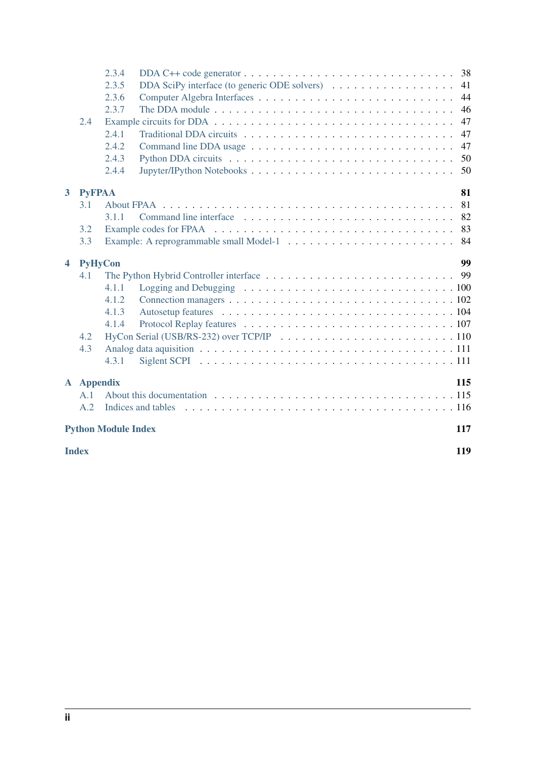- 2.3.4 DDA C++ code generator . . . 38
- 2.3.5 DDA SciPy interface (to generic ODE solvers) . . . 41
- 2.3.6 Computer Algebra Interfaces . . . 44
- 2.3.7 The DDA module . . . 46
- 2.4 Example circuits for DDA . . . 47
  - 2.4.1 Traditional DDA circuits . . . 47
  - 2.4.2 Command line DDA usage . . . 47
  - 2.4.3 Python DDA circuits . . . 50
  - 2.4.4 Jupyter/IPython Notebooks . . . 50

**3 PyFPAA** **81**

- 3.1 About FPAA . . . 81
  - 3.1.1 Command line interface . . . 82
- 3.2 Example codes for FPAA . . . 83
- 3.3 Example: A reprogrammable small Model-1 . . . 84

**4 PyHyCon** **99**

- 4.1 The Python Hybrid Controller interface . . . 99
  - 4.1.1 Logging and Debugging . . . 100
  - 4.1.2 Connection managers . . . 102
  - 4.1.3 Autosetup features . . . 104
  - 4.1.4 Protocol Replay features . . . 107
- 4.2 HyCon Serial (USB/RS-232) over TCP/IP . . . 110
- 4.3 Analog data aquisition . . . 111
  - 4.3.1 Siglent SCPI . . . 111

**A Appendix** **115**

- A.1 About this documentation . . . 115
- A.2 Indices and tables . . . 116

**Python Module Index** **117**

**Index** **119**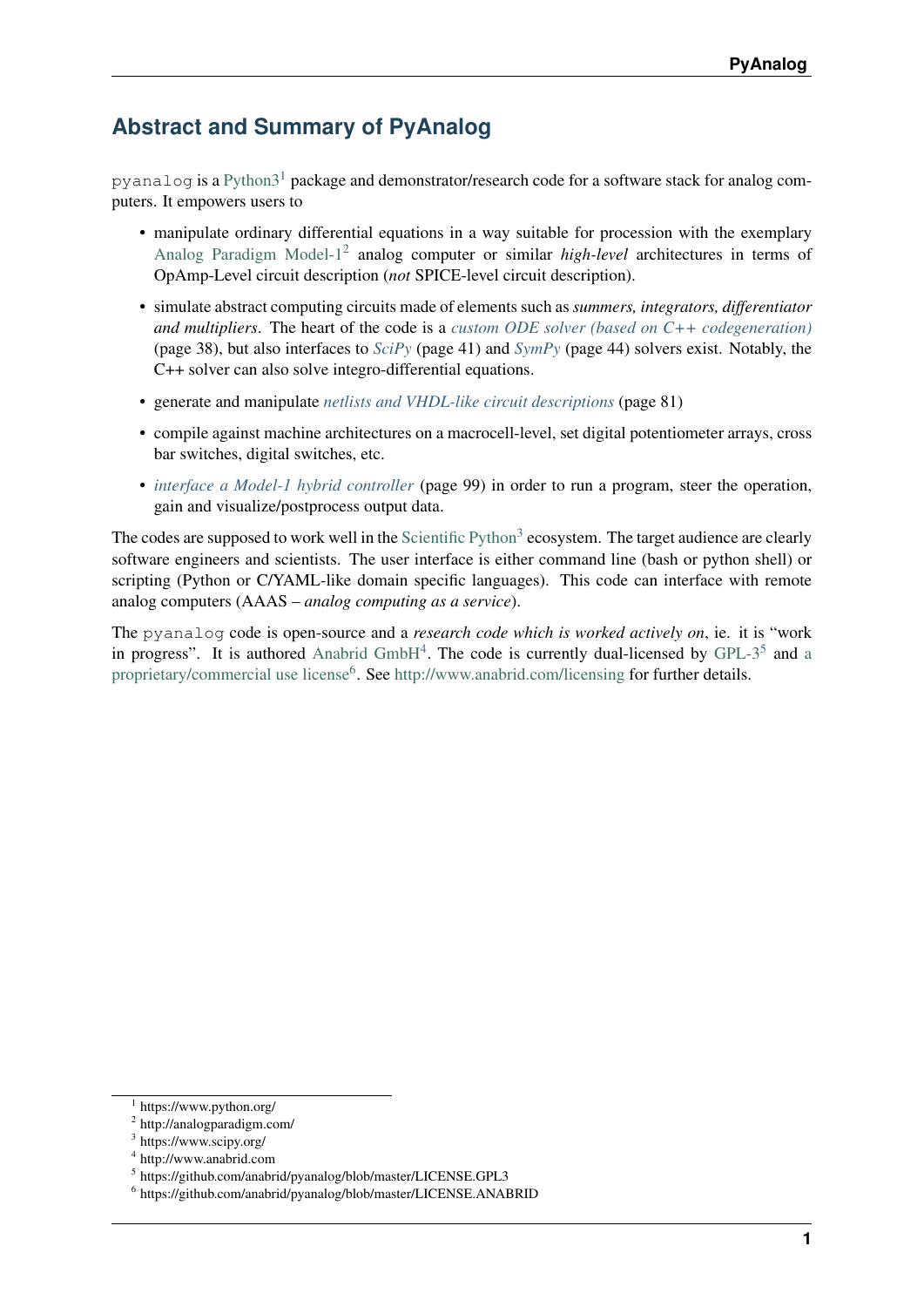# Abstract and Summary of PyAnalog

`pyanalog` is a Python3[1] package and demonstrator/research code for a software stack for analog computers. It empowers users to

- manipulate ordinary differential equations in a way suitable for procession with the exemplary Analog Paradigm Model-1[2] analog computer or similar *high-level* architectures in terms of OpAmp-Level circuit description (*not* SPICE-level circuit description).
- simulate abstract computing circuits made of elements such as *summers, integrators, differentiator and multipliers*. The heart of the code is a *custom ODE solver (based on C++ codegeneration)* (page 38), but also interfaces to *SciPy* (page 41) and *SymPy* (page 44) solvers exist. Notably, the C++ solver can also solve integro-differential equations.
- generate and manipulate *netlists and VHDL-like circuit descriptions* (page 81)
- compile against machine architectures on a macrocell-level, set digital potentiometer arrays, cross bar switches, digital switches, etc.
- *interface a Model-1 hybrid controller* (page 99) in order to run a program, steer the operation, gain and visualize/postprocess output data.

The codes are supposed to work well in the Scientific Python[3] ecosystem. The target audience are clearly software engineers and scientists. The user interface is either command line (bash or python shell) or scripting (Python or C/YAML-like domain specific languages). This code can interface with remote analog computers (AAAS – *analog computing as a service*).

The `pyanalog` code is open-source and a *research code which is worked actively on*, ie. it is "work in progress". It is authored Anabrid GmbH[4]. The code is currently dual-licensed by GPL-3[5] and a proprietary/commercial use license[6]. See http://www.anabrid.com/licensing for further details.

---

[1] https://www.python.org/
[2] http://analogparadigm.com/
[3] https://www.scipy.org/
[4] http://www.anabrid.com
[5] https://github.com/anabrid/pyanalog/blob/master/LICENSE.GPL3
[6] https://github.com/anabrid/pyanalog/blob/master/LICENSE.ANABRID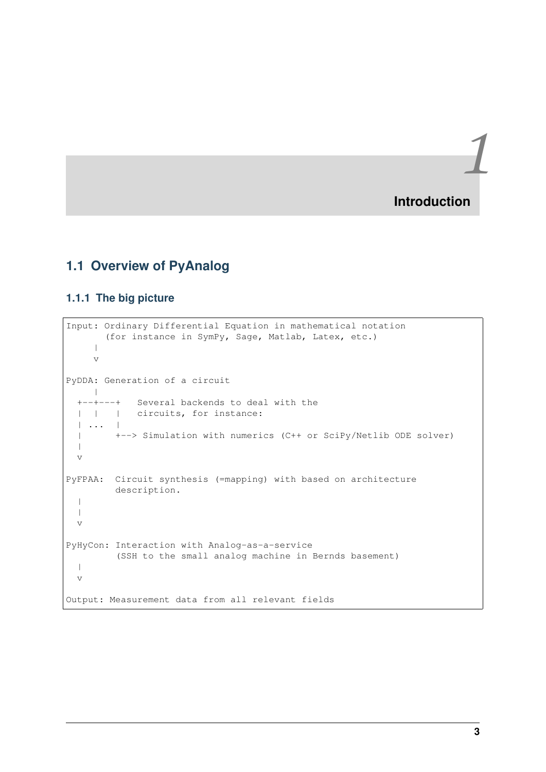# 1 Introduction

## 1.1 Overview of PyAnalog

### 1.1.1 The big picture

```
Input: Ordinary Differential Equation in mathematical notation
       (for instance in SymPy, Sage, Matlab, Latex, etc.)
     |
     v

PyDDA: Generation of a circuit
     |
  +--+---+   Several backends to deal with the
  |  |   |   circuits, for instance:
  | ...  |
  |      +--> Simulation with numerics (C++ or SciPy/Netlib ODE solver)
  |
  v

PyFPAA:  Circuit synthesis (=mapping) with based on architecture
         description.
  |
  |
  v

PyHyCon: Interaction with Analog-as-a-service
         (SSH to the small analog machine in Bernds basement)
  |
  v

Output: Measurement data from all relevant fields
```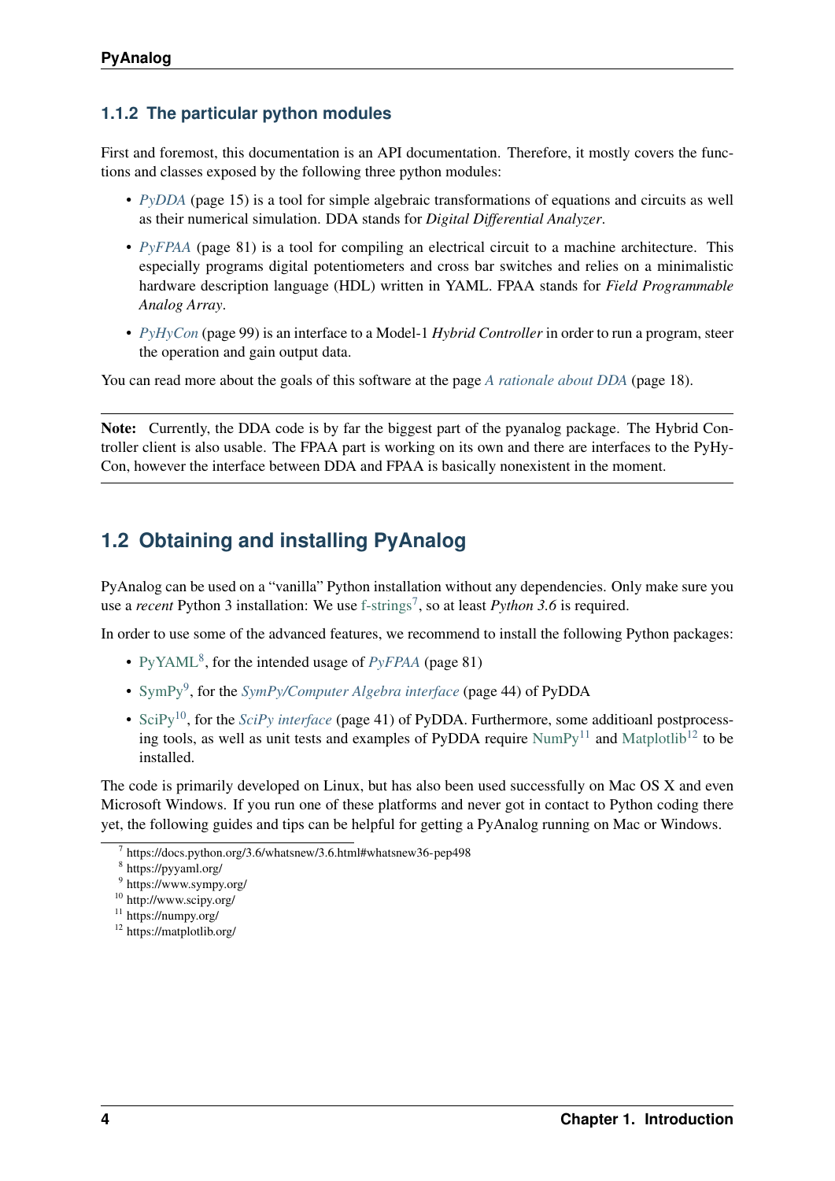### 1.1.2 The particular python modules

First and foremost, this documentation is an API documentation. Therefore, it mostly covers the functions and classes exposed by the following three python modules:

- *PyDDA* (page 15) is a tool for simple algebraic transformations of equations and circuits as well as their numerical simulation. DDA stands for *Digital Differential Analyzer*.
- *PyFPAA* (page 81) is a tool for compiling an electrical circuit to a machine architecture. This especially programs digital potentiometers and cross bar switches and relies on a minimalistic hardware description language (HDL) written in YAML. FPAA stands for *Field Programmable Analog Array*.
- *PyHyCon* (page 99) is an interface to a Model-1 *Hybrid Controller* in order to run a program, steer the operation and gain output data.

You can read more about the goals of this software at the page *A rationale about DDA* (page 18).

**Note:** Currently, the DDA code is by far the biggest part of the pyanalog package. The Hybrid Controller client is also usable. The FPAA part is working on its own and there are interfaces to the PyHyCon, however the interface between DDA and FPAA is basically nonexistent in the moment.

## 1.2 Obtaining and installing PyAnalog

PyAnalog can be used on a "vanilla" Python installation without any dependencies. Only make sure you use a *recent* Python 3 installation: We use f-strings[7], so at least *Python 3.6* is required.

In order to use some of the advanced features, we recommend to install the following Python packages:

- PyYAML[8], for the intended usage of *PyFPAA* (page 81)
- SymPy[9], for the *SymPy/Computer Algebra interface* (page 44) of PyDDA
- SciPy[10], for the *SciPy interface* (page 41) of PyDDA. Furthermore, some additioanl postprocessing tools, as well as unit tests and examples of PyDDA require NumPy[11] and Matplotlib[12] to be installed.

The code is primarily developed on Linux, but has also been used successfully on Mac OS X and even Microsoft Windows. If you run one of these platforms and never got in contact to Python coding there yet, the following guides and tips can be helpful for getting a PyAnalog running on Mac or Windows.

[7] https://docs.python.org/3.6/whatsnew/3.6.html#whatsnew36-pep498
[8] https://pyyaml.org/
[9] https://www.sympy.org/
[10] http://www.scipy.org/
[11] https://numpy.org/
[12] https://matplotlib.org/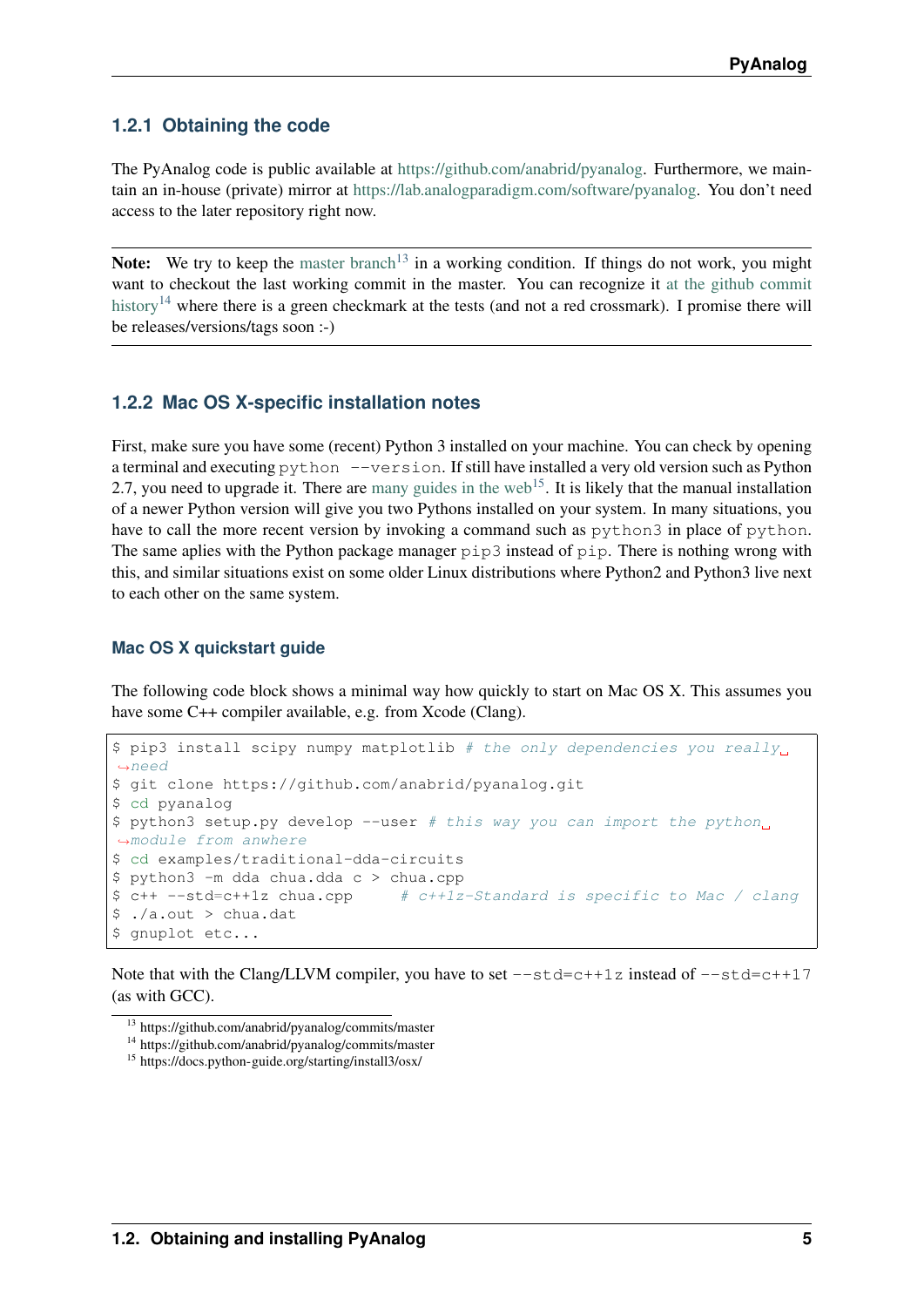### 1.2.1 Obtaining the code

The PyAnalog code is public available at https://github.com/anabrid/pyanalog. Furthermore, we maintain an in-house (private) mirror at https://lab.analogparadigm.com/software/pyanalog. You don't need access to the later repository right now.

---

**Note:** We try to keep the master branch[13] in a working condition. If things do not work, you might want to checkout the last working commit in the master. You can recognize it at the github commit history[14] where there is a green checkmark at the tests (and not a red crossmark). I promise there will be releases/versions/tags soon :-)

---

### 1.2.2 Mac OS X-specific installation notes

First, make sure you have some (recent) Python 3 installed on your machine. You can check by opening a terminal and executing `python --version`. If still have installed a very old version such as Python 2.7, you need to upgrade it. There are many guides in the web[15]. It is likely that the manual installation of a newer Python version will give you two Pythons installed on your system. In many situations, you have to call the more recent version by invoking a command such as `python3` in place of `python`. The same aplies with the Python package manager `pip3` instead of `pip`. There is nothing wrong with this, and similar situations exist on some older Linux distributions where Python2 and Python3 live next to each other on the same system.

#### Mac OS X quickstart guide

The following code block shows a minimal way how quickly to start on Mac OS X. This assumes you have some C++ compiler available, e.g. from Xcode (Clang).

```
$ pip3 install scipy numpy matplotlib # the only dependencies you really need
$ git clone https://github.com/anabrid/pyanalog.git
$ cd pyanalog
$ python3 setup.py develop --user # this way you can import the python module from anwhere
$ cd examples/traditional-dda-circuits
$ python3 -m dda chua.dda c > chua.cpp
$ c++ --std=c++1z chua.cpp     # c++1z-Standard is specific to Mac / clang
$ ./a.out > chua.dat
$ gnuplot etc...
```

Note that with the Clang/LLVM compiler, you have to set `--std=c++1z` instead of `--std=c++17` (as with GCC).

[13] https://github.com/anabrid/pyanalog/commits/master

[14] https://github.com/anabrid/pyanalog/commits/master

[15] https://docs.python-guide.org/starting/install3/osx/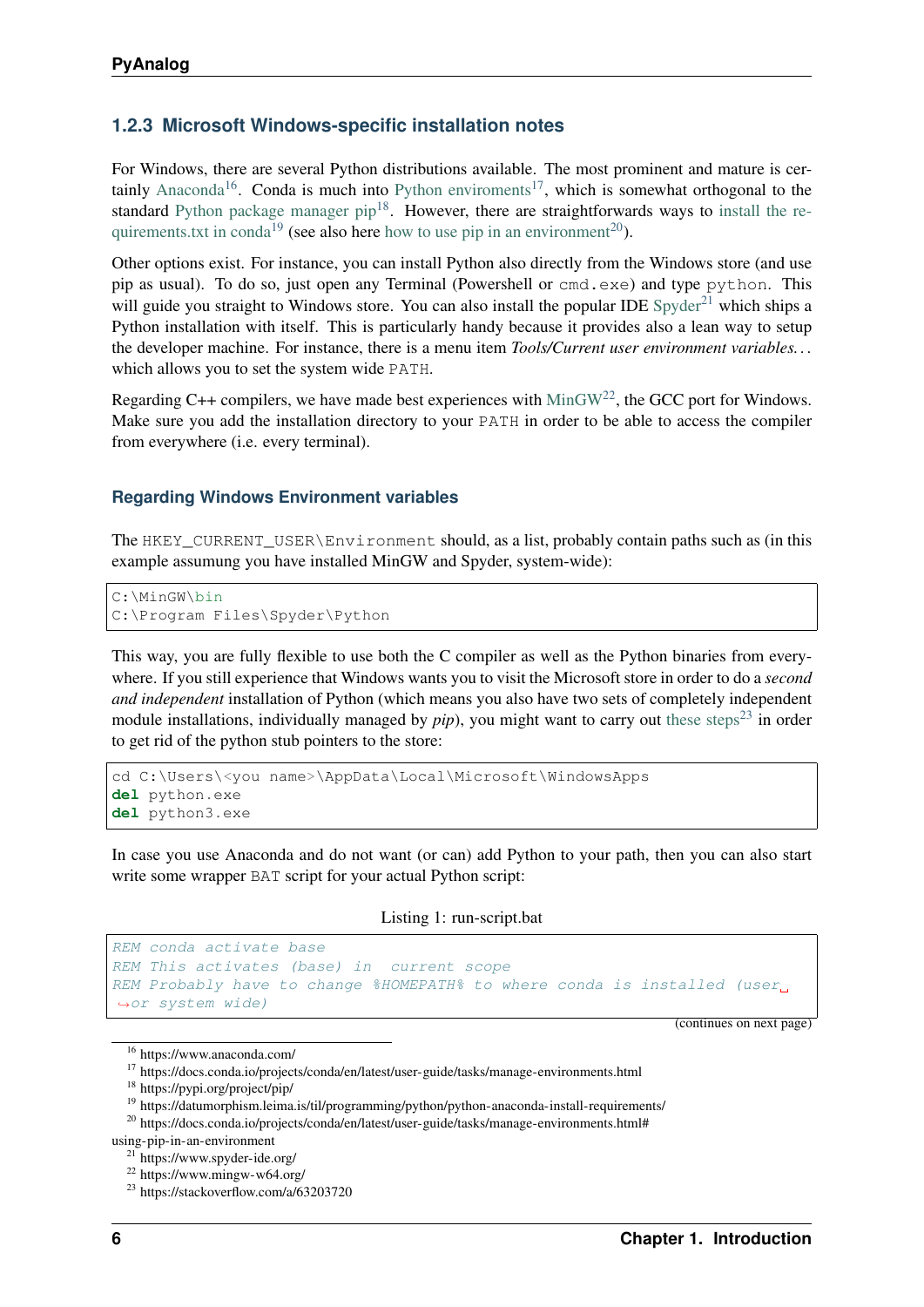### 1.2.3 Microsoft Windows-specific installation notes

For Windows, there are several Python distributions available. The most prominent and mature is certainly Anaconda[16]. Conda is much into Python enviroments[17], which is somewhat orthogonal to the standard Python package manager pip[18]. However, there are straightforwards ways to install the requirements.txt in conda[19] (see also here how to use pip in an environment[20]).

Other options exist. For instance, you can install Python also directly from the Windows store (and use pip as usual). To do so, just open any Terminal (Powershell or `cmd.exe`) and type `python`. This will guide you straight to Windows store. You can also install the popular IDE Spyder[21] which ships a Python installation with itself. This is particularly handy because it provides also a lean way to setup the developer machine. For instance, there is a menu item *Tools/Current user environment variables...* which allows you to set the system wide `PATH`.

Regarding C++ compilers, we have made best experiences with MinGW[22], the GCC port for Windows. Make sure you add the installation directory to your `PATH` in order to be able to access the compiler from everywhere (i.e. every terminal).

#### Regarding Windows Environment variables

The `HKEY_CURRENT_USER\Environment` should, as a list, probably contain paths such as (in this example assumung you have installed MinGW and Spyder, system-wide):

```
C:\MinGW\bin
C:\Program Files\Spyder\Python
```

This way, you are fully flexible to use both the C compiler as well as the Python binaries from everywhere. If you still experience that Windows wants you to visit the Microsoft store in order to do a *second and independent* installation of Python (which means you also have two sets of completely independent module installations, individually managed by *pip*), you might want to carry out these steps[23] in order to get rid of the python stub pointers to the store:

```
cd C:\Users\<you name>\AppData\Local\Microsoft\WindowsApps
del python.exe
del python3.exe
```

In case you use Anaconda and do not want (or can) add Python to your path, then you can also start write some wrapper `BAT` script for your actual Python script:

Listing 1: run-script.bat

```
REM conda activate base
REM This activates (base) in  current scope
REM Probably have to change %HOMEPATH% to where conda is installed (user or system wide)
```

(continues on next page)

[16] https://www.anaconda.com/
[17] https://docs.conda.io/projects/conda/en/latest/user-guide/tasks/manage-environments.html
[18] https://pypi.org/project/pip/
[19] https://datumorphism.leima.is/til/programming/python/python-anaconda-install-requirements/
[20] https://docs.conda.io/projects/conda/en/latest/user-guide/tasks/manage-environments.html#using-pip-in-an-environment
[21] https://www.spyder-ide.org/
[22] https://www.mingw-w64.org/
[23] https://stackoverflow.com/a/63203720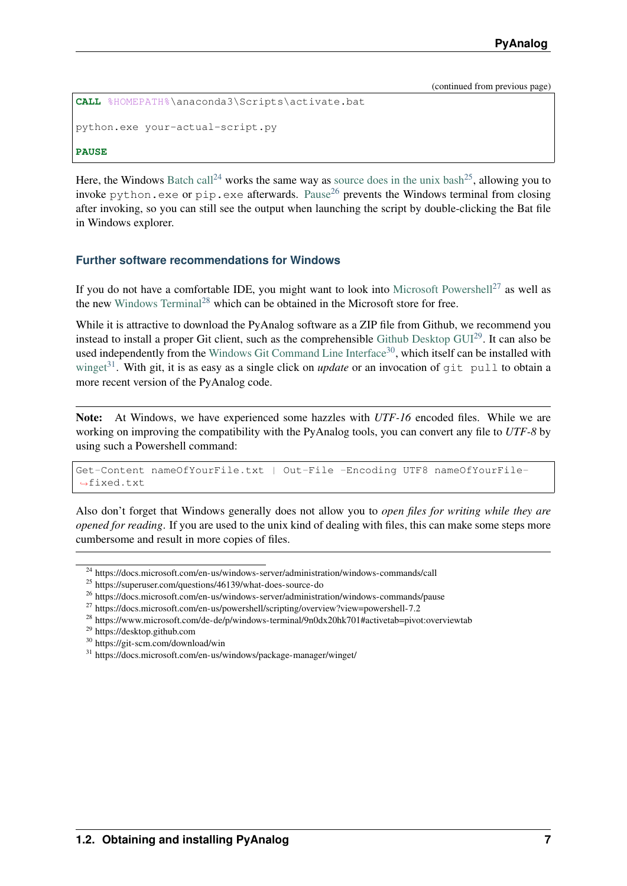(continued from previous page)

```
CALL %HOMEPATH%\anaconda3\Scripts\activate.bat

python.exe your-actual-script.py

PAUSE
```

Here, the Windows Batch call[24] works the same way as source does in the unix bash[25], allowing you to invoke `python.exe` or `pip.exe` afterwards. Pause[26] prevents the Windows terminal from closing after invoking, so you can still see the output when launching the script by double-clicking the Bat file in Windows explorer.

### Further software recommendations for Windows

If you do not have a comfortable IDE, you might want to look into Microsoft Powershell[27] as well as the new Windows Terminal[28] which can be obtained in the Microsoft store for free.

While it is attractive to download the PyAnalog software as a ZIP file from Github, we recommend you instead to install a proper Git client, such as the comprehensible Github Desktop GUI[29]. It can also be used independently from the Windows Git Command Line Interface[30], which itself can be installed with winget[31]. With git, it is as easy as a single click on *update* or an invocation of `git pull` to obtain a more recent version of the PyAnalog code.

**Note:** At Windows, we have experienced some hazzles with *UTF-16* encoded files. While we are working on improving the compatibility with the PyAnalog tools, you can convert any file to *UTF-8* by using such a Powershell command:

```
Get-Content nameOfYourFile.txt | Out-File -Encoding UTF8 nameOfYourFile-fixed.txt
```

Also don't forget that Windows generally does not allow you to *open files for writing while they are opened for reading*. If you are used to the unix kind of dealing with files, this can make some steps more cumbersome and result in more copies of files.

---

[24] https://docs.microsoft.com/en-us/windows-server/administration/windows-commands/call
[25] https://superuser.com/questions/46139/what-does-source-do
[26] https://docs.microsoft.com/en-us/windows-server/administration/windows-commands/pause
[27] https://docs.microsoft.com/en-us/powershell/scripting/overview?view=powershell-7.2
[28] https://www.microsoft.com/de-de/p/windows-terminal/9n0dx20hk701#activetab=pivot:overviewtab
[29] https://desktop.github.com
[30] https://git-scm.com/download/win
[31] https://docs.microsoft.com/en-us/windows/package-manager/winget/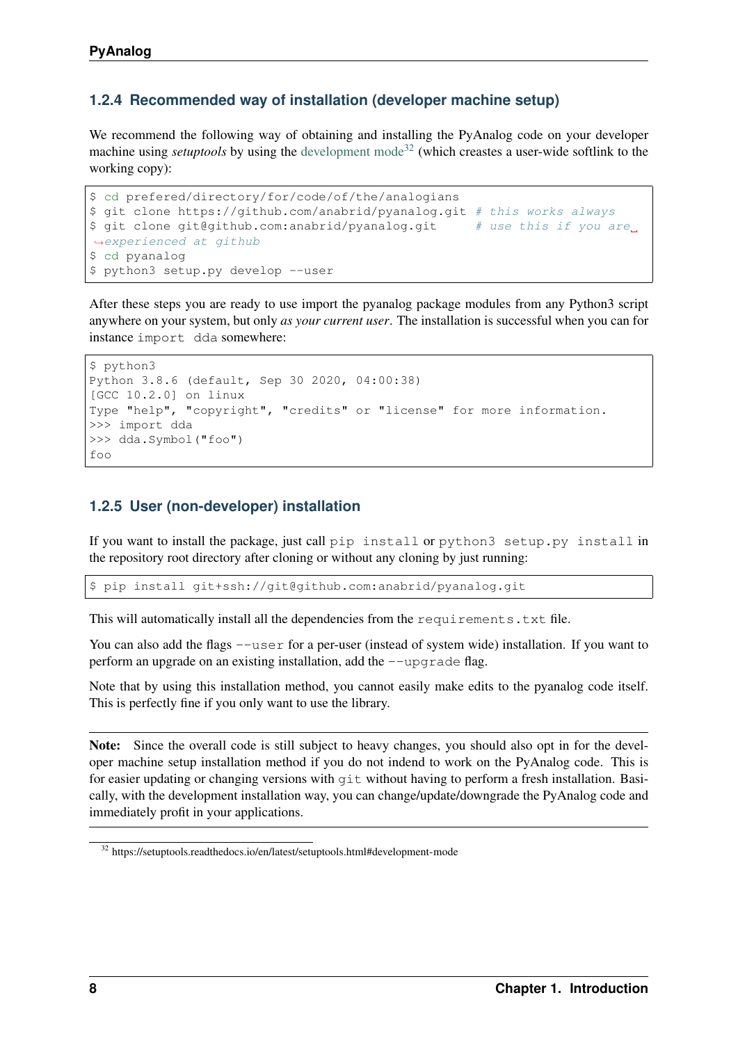### 1.2.4 Recommended way of installation (developer machine setup)

We recommend the following way of obtaining and installing the PyAnalog code on your developer machine using *setuptools* by using the development mode[32] (which creastes a user-wide softlink to the working copy):

```
$ cd prefered/directory/for/code/of/the/analogians
$ git clone https://github.com/anabrid/pyanalog.git # this works always
$ git clone git@github.com:anabrid/pyanalog.git     # use this if you are experienced at github
$ cd pyanalog
$ python3 setup.py develop --user
```

After these steps you are ready to use import the pyanalog package modules from any Python3 script anywhere on your system, but only *as your current user*. The installation is successful when you can for instance `import dda` somewhere:

```
$ python3
Python 3.8.6 (default, Sep 30 2020, 04:00:38)
[GCC 10.2.0] on linux
Type "help", "copyright", "credits" or "license" for more information.
>>> import dda
>>> dda.Symbol("foo")
foo
```

### 1.2.5 User (non-developer) installation

If you want to install the package, just call `pip install` or `python3 setup.py install` in the repository root directory after cloning or without any cloning by just running:

```
$ pip install git+ssh://git@github.com:anabrid/pyanalog.git
```

This will automatically install all the dependencies from the `requirements.txt` file.

You can also add the flags `--user` for a per-user (instead of system wide) installation. If you want to perform an upgrade on an existing installation, add the `--upgrade` flag.

Note that by using this installation method, you cannot easily make edits to the pyanalog code itself. This is perfectly fine if you only want to use the library.

**Note:** Since the overall code is still subject to heavy changes, you should also opt in for the developer machine setup installation method if you do not indend to work on the PyAnalog code. This is for easier updating or changing versions with `git` without having to perform a fresh installation. Basically, with the development installation way, you can change/update/downgrade the PyAnalog code and immediately profit in your applications.

[32] https://setuptools.readthedocs.io/en/latest/setuptools.html#development-mode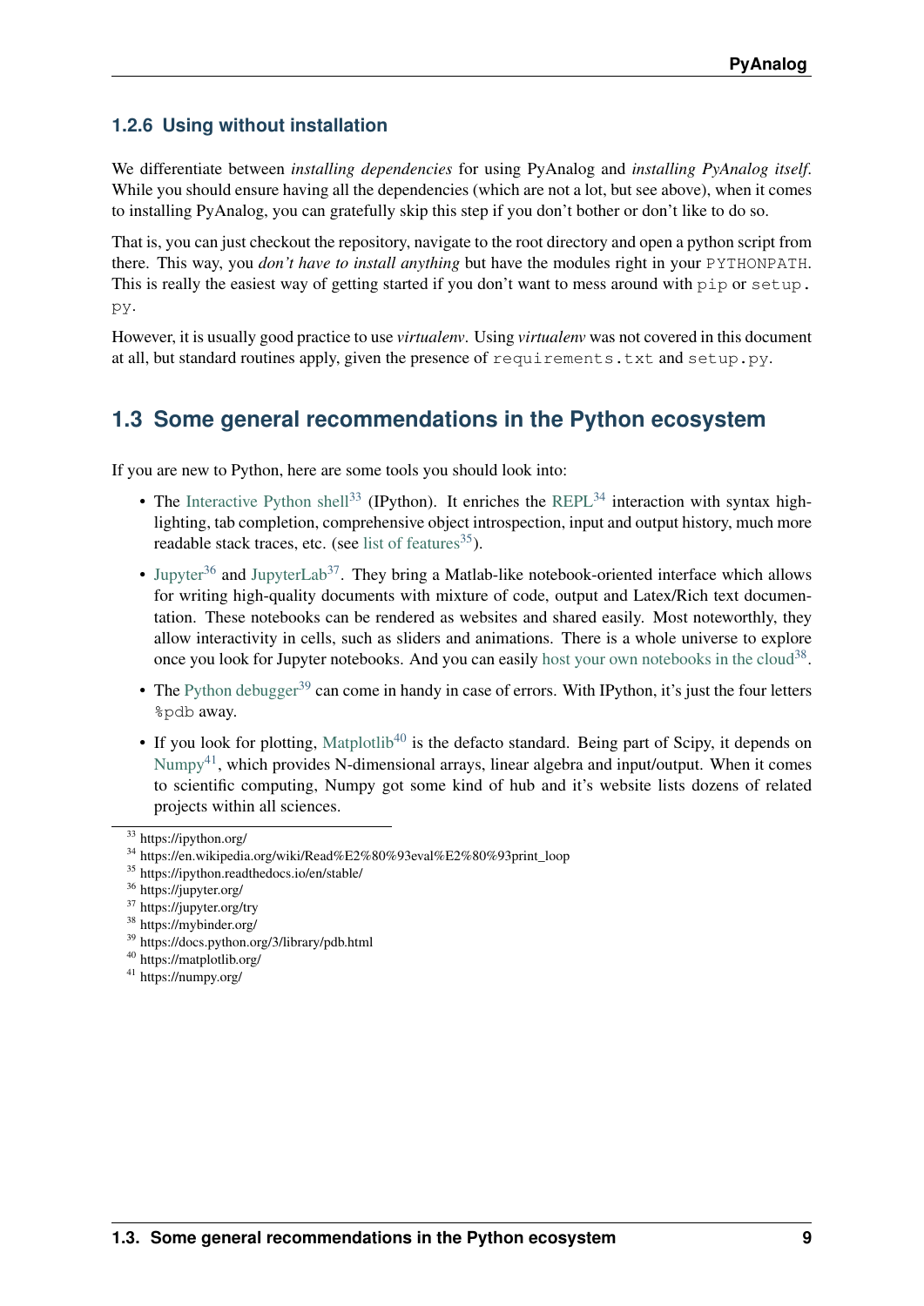### 1.2.6 Using without installation

We differentiate between *installing dependencies* for using PyAnalog and *installing PyAnalog itself*. While you should ensure having all the dependencies (which are not a lot, but see above), when it comes to installing PyAnalog, you can gratefully skip this step if you don't bother or don't like to do so.

That is, you can just checkout the repository, navigate to the root directory and open a python script from there. This way, you *don't have to install anything* but have the modules right in your `PYTHONPATH`. This is really the easiest way of getting started if you don't want to mess around with `pip` or `setup.py`.

However, it is usually good practice to use *virtualenv*. Using *virtualenv* was not covered in this document at all, but standard routines apply, given the presence of `requirements.txt` and `setup.py`.

## 1.3 Some general recommendations in the Python ecosystem

If you are new to Python, here are some tools you should look into:

- The Interactive Python shell[33] (IPython). It enriches the REPL[34] interaction with syntax highlighting, tab completion, comprehensive object introspection, input and output history, much more readable stack traces, etc. (see list of features[35]).
- Jupyter[36] and JupyterLab[37]. They bring a Matlab-like notebook-oriented interface which allows for writing high-quality documents with mixture of code, output and Latex/Rich text documentation. These notebooks can be rendered as websites and shared easily. Most noteworthly, they allow interactivity in cells, such as sliders and animations. There is a whole universe to explore once you look for Jupyter notebooks. And you can easily host your own notebooks in the cloud[38].
- The Python debugger[39] can come in handy in case of errors. With IPython, it's just the four letters `%pdb` away.
- If you look for plotting, Matplotlib[40] is the defacto standard. Being part of Scipy, it depends on Numpy[41], which provides N-dimensional arrays, linear algebra and input/output. When it comes to scientific computing, Numpy got some kind of hub and it's website lists dozens of related projects within all sciences.

---

[33] https://ipython.org/
[34] https://en.wikipedia.org/wiki/Read%E2%80%93eval%E2%80%93print_loop
[35] https://ipython.readthedocs.io/en/stable/
[36] https://jupyter.org/
[37] https://jupyter.org/try
[38] https://mybinder.org/
[39] https://docs.python.org/3/library/pdb.html
[40] https://matplotlib.org/
[41] https://numpy.org/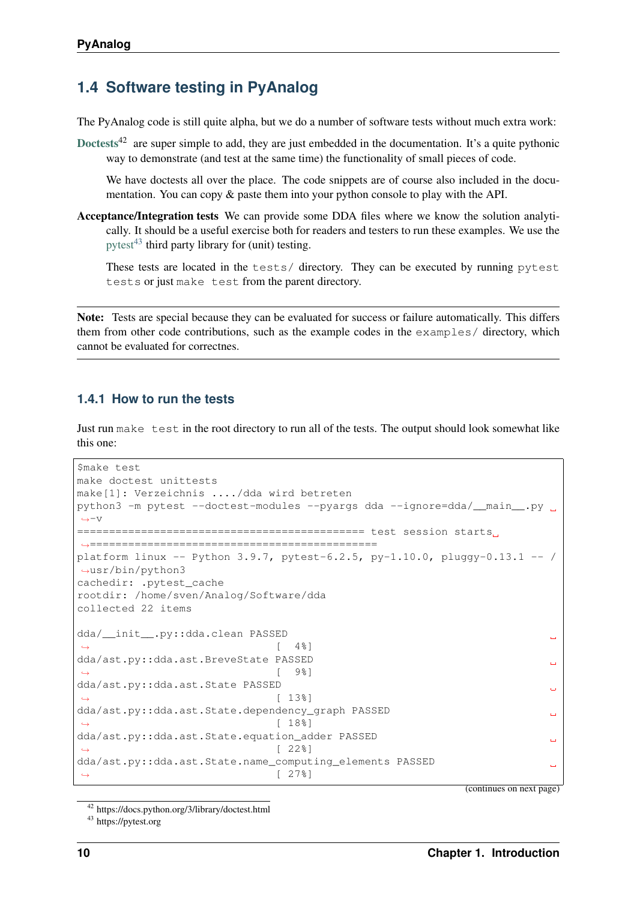## 1.4 Software testing in PyAnalog

The PyAnalog code is still quite alpha, but we do a number of software tests without much extra work:

**Doctests**[42] are super simple to add, they are just embedded in the documentation. It's a quite pythonic way to demonstrate (and test at the same time) the functionality of small pieces of code.

We have doctests all over the place. The code snippets are of course also included in the documentation. You can copy & paste them into your python console to play with the API.

**Acceptance/Integration tests** We can provide some DDA files where we know the solution analytically. It should be a useful exercise both for readers and testers to run these examples. We use the pytest[43] third party library for (unit) testing.

These tests are located in the `tests/` directory. They can be executed by running `pytest tests` or just `make test` from the parent directory.

---

**Note:** Tests are special because they can be evaluated for success or failure automatically. This differs them from other code contributions, such as the example codes in the `examples/` directory, which cannot be evaluated for correctnes.

---

### 1.4.1 How to run the tests

Just run `make test` in the root directory to run all of the tests. The output should look somewhat like this one:

```
$make test
make doctest unittests
make[1]: Verzeichnis ..../dda wird betreten
python3 -m pytest --doctest-modules --pyargs dda --ignore=dda/__main__.py -v
============================================ test session starts ============================================
platform linux -- Python 3.9.7, pytest-6.2.5, py-1.10.0, pluggy-0.13.1 -- /usr/bin/python3
cachedir: .pytest_cache
rootdir: /home/sven/Analog/Software/dda
collected 22 items

dda/__init__.py::dda.clean PASSED                               [  4%]
dda/ast.py::dda.ast.BreveState PASSED                           [  9%]
dda/ast.py::dda.ast.State PASSED                                [ 13%]
dda/ast.py::dda.ast.State.dependency_graph PASSED               [ 18%]
dda/ast.py::dda.ast.State.equation_adder PASSED                 [ 22%]
dda/ast.py::dda.ast.State.name_computing_elements PASSED        [ 27%]
```

(continues on next page)

[42] https://docs.python.org/3/library/doctest.html

[43] https://pytest.org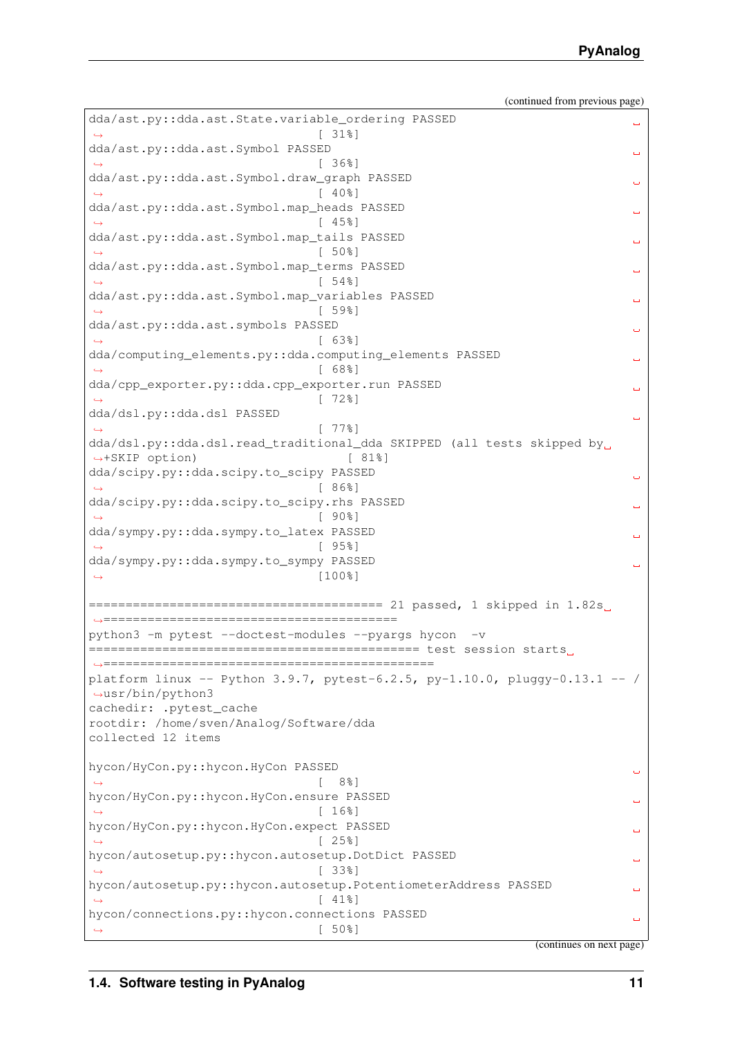(continued from previous page)

```
dda/ast.py::dda.ast.State.variable_ordering PASSED
↪                                      [ 31%]
dda/ast.py::dda.ast.Symbol PASSED
↪                                      [ 36%]
dda/ast.py::dda.ast.Symbol.draw_graph PASSED
↪                                      [ 40%]
dda/ast.py::dda.ast.Symbol.map_heads PASSED
↪                                      [ 45%]
dda/ast.py::dda.ast.Symbol.map_tails PASSED
↪                                      [ 50%]
dda/ast.py::dda.ast.Symbol.map_terms PASSED
↪                                      [ 54%]
dda/ast.py::dda.ast.Symbol.map_variables PASSED
↪                                      [ 59%]
dda/ast.py::dda.ast.symbols PASSED
↪                                      [ 63%]
dda/computing_elements.py::dda.computing_elements PASSED
↪                                      [ 68%]
dda/cpp_exporter.py::dda.cpp_exporter.run PASSED
↪                                      [ 72%]
dda/dsl.py::dda.dsl PASSED
↪                                      [ 77%]
dda/dsl.py::dda.dsl.read_traditional_dda SKIPPED (all tests skipped by
↪+SKIP option)                              [ 81%]
dda/scipy.py::dda.scipy.to_scipy PASSED
↪                                      [ 86%]
dda/scipy.py::dda.scipy.to_scipy.rhs PASSED
↪                                      [ 90%]
dda/sympy.py::dda.sympy.to_latex PASSED
↪                                      [ 95%]
dda/sympy.py::dda.sympy.to_sympy PASSED
↪                                      [100%]

======================================= 21 passed, 1 skipped in 1.82s
↪=======================================
python3 -m pytest --doctest-modules --pyargs hycon  -v
============================================ test session starts
↪============================================
platform linux -- Python 3.9.7, pytest-6.2.5, py-1.10.0, pluggy-0.13.1 -- /
↪usr/bin/python3
cachedir: .pytest_cache
rootdir: /home/sven/Analog/Software/dda
collected 12 items

hycon/HyCon.py::hycon.HyCon PASSED
↪                                      [  8%]
hycon/HyCon.py::hycon.HyCon.ensure PASSED
↪                                      [ 16%]
hycon/HyCon.py::hycon.HyCon.expect PASSED
↪                                      [ 25%]
hycon/autosetup.py::hycon.autosetup.DotDict PASSED
↪                                      [ 33%]
hycon/autosetup.py::hycon.autosetup.PotentiometerAddress PASSED
↪                                      [ 41%]
hycon/connections.py::hycon.connections PASSED
↪                                      [ 50%]
```

(continues on next page)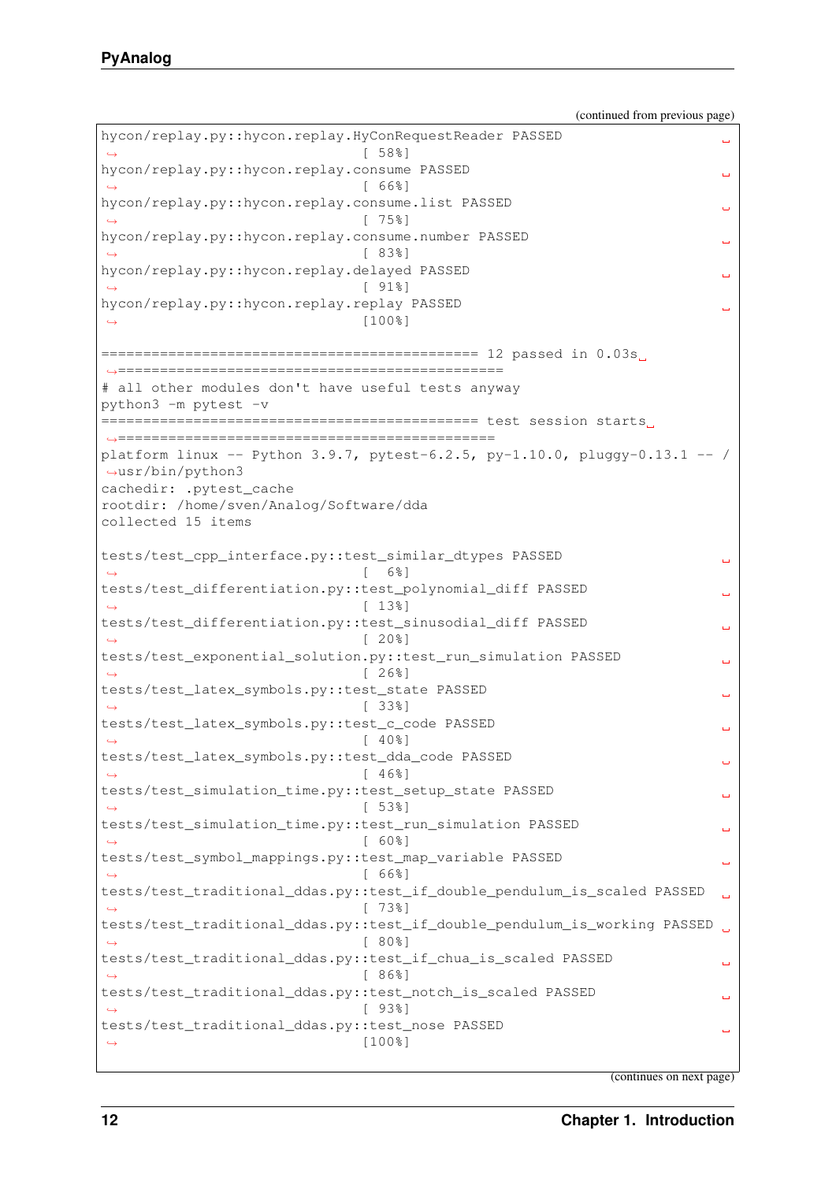(continued from previous page)

```
hycon/replay.py::hycon.replay.HyConRequestReader PASSED
↪                                               [ 58%]
hycon/replay.py::hycon.replay.consume PASSED
↪                                               [ 66%]
hycon/replay.py::hycon.replay.consume.list PASSED
↪                                               [ 75%]
hycon/replay.py::hycon.replay.consume.number PASSED
↪                                               [ 83%]
hycon/replay.py::hycon.replay.delayed PASSED
↪                                               [ 91%]
hycon/replay.py::hycon.replay.replay PASSED
↪                                               [100%]

============================================= 12 passed in 0.03s
↪=============================================
# all other modules don't have useful tests anyway
python3 -m pytest -v
============================================= test session starts
↪============================================
platform linux -- Python 3.9.7, pytest-6.2.5, py-1.10.0, pluggy-0.13.1 -- /
↪usr/bin/python3
cachedir: .pytest_cache
rootdir: /home/sven/Analog/Software/dda
collected 15 items

tests/test_cpp_interface.py::test_similar_dtypes PASSED
↪                                               [  6%]
tests/test_differentiation.py::test_polynomial_diff PASSED
↪                                               [ 13%]
tests/test_differentiation.py::test_sinusodial_diff PASSED
↪                                               [ 20%]
tests/test_exponential_solution.py::test_run_simulation PASSED
↪                                               [ 26%]
tests/test_latex_symbols.py::test_state PASSED
↪                                               [ 33%]
tests/test_latex_symbols.py::test_c_code PASSED
↪                                               [ 40%]
tests/test_latex_symbols.py::test_dda_code PASSED
↪                                               [ 46%]
tests/test_simulation_time.py::test_setup_state PASSED
↪                                               [ 53%]
tests/test_simulation_time.py::test_run_simulation PASSED
↪                                               [ 60%]
tests/test_symbol_mappings.py::test_map_variable PASSED
↪                                               [ 66%]
tests/test_traditional_ddas.py::test_if_double_pendulum_is_scaled PASSED
↪                                               [ 73%]
tests/test_traditional_ddas.py::test_if_double_pendulum_is_working PASSED
↪                                               [ 80%]
tests/test_traditional_ddas.py::test_if_chua_is_scaled PASSED
↪                                               [ 86%]
tests/test_traditional_ddas.py::test_notch_is_scaled PASSED
↪                                               [ 93%]
tests/test_traditional_ddas.py::test_nose PASSED
↪                                               [100%]
```

(continues on next page)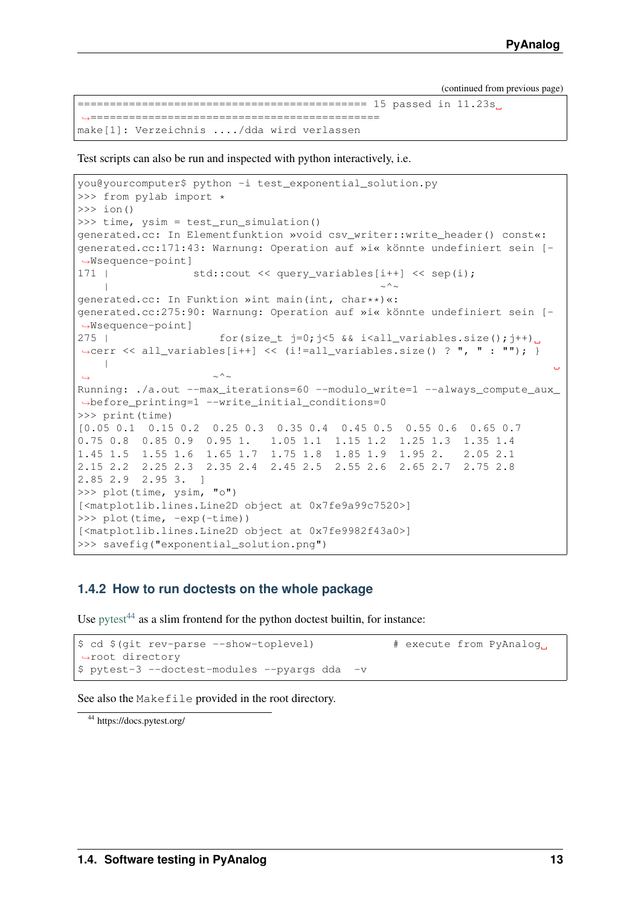(continued from previous page)

```
============================================ 15 passed in 11.23s
============================================
make[1]: Verzeichnis ..../dda wird verlassen
```

Test scripts can also be run and inspected with python interactively, i.e.

```
you@yourcomputer$ python -i test_exponential_solution.py
>>> from pylab import *
>>> ion()
>>> time, ysim = test_run_simulation()
generated.cc: In Elementfunktion »void csv_writer::write_header() const«:
generated.cc:171:43: Warnung: Operation auf »i« könnte undefiniert sein [-Wsequence-point]
171 |             std::cout << query_variables[i++] << sep(i);
    |                                          ~^~
generated.cc: In Funktion »int main(int, char**)«:
generated.cc:275:90: Warnung: Operation auf »i« könnte undefiniert sein [-Wsequence-point]
275 |                 for(size_t j=0;j<5 && i<all_variables.size();j++) cerr << all_variables[i++] << (i!=all_variables.size() ? ", " : ""); }
    |                 ~^~
Running: ./a.out --max_iterations=60 --modulo_write=1 --always_compute_aux_before_printing=1 --write_initial_conditions=0
>>> print(time)
[0.05 0.1  0.15 0.2  0.25 0.3  0.35 0.4  0.45 0.5  0.55 0.6  0.65 0.7
 0.75 0.8  0.85 0.9  0.95 1.   1.05 1.1  1.15 1.2  1.25 1.3  1.35 1.4
 1.45 1.5  1.55 1.6  1.65 1.7  1.75 1.8  1.85 1.9  1.95 2.   2.05 2.1
 2.15 2.2  2.25 2.3  2.35 2.4  2.45 2.5  2.55 2.6  2.65 2.7  2.75 2.8
 2.85 2.9  2.95 3.  ]
>>> plot(time, ysim, "o")
[<matplotlib.lines.Line2D object at 0x7fe9a99c7520>]
>>> plot(time, -exp(-time))
[<matplotlib.lines.Line2D object at 0x7fe9982f43a0>]
>>> savefig("exponential_solution.png")
```

### 1.4.2 How to run doctests on the whole package

Use pytest[44] as a slim frontend for the python doctest builtin, for instance:

```
$ cd $(git rev-parse --show-toplevel)          # execute from PyAnalog root directory
$ pytest-3 --doctest-modules --pyargs dda  -v
```

See also the `Makefile` provided in the root directory.

[44] https://docs.pytest.org/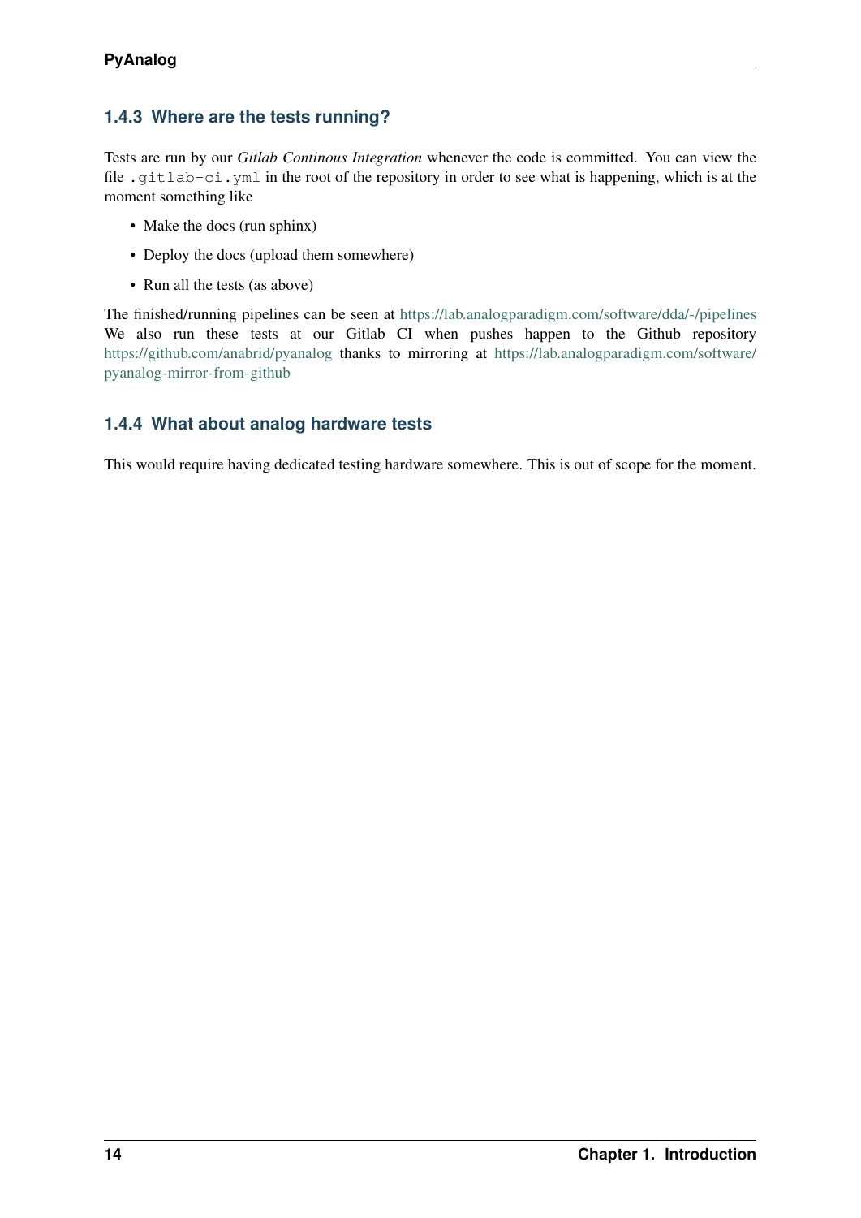### 1.4.3 Where are the tests running?

Tests are run by our *Gitlab Continous Integration* whenever the code is committed. You can view the file `.gitlab-ci.yml` in the root of the repository in order to see what is happening, which is at the moment something like

- Make the docs (run sphinx)
- Deploy the docs (upload them somewhere)
- Run all the tests (as above)

The finished/running pipelines can be seen at https://lab.analogparadigm.com/software/dda/-/pipelines We also run these tests at our Gitlab CI when pushes happen to the Github repository https://github.com/anabrid/pyanalog thanks to mirroring at https://lab.analogparadigm.com/software/pyanalog-mirror-from-github

### 1.4.4 What about analog hardware tests

This would require having dedicated testing hardware somewhere. This is out of scope for the moment.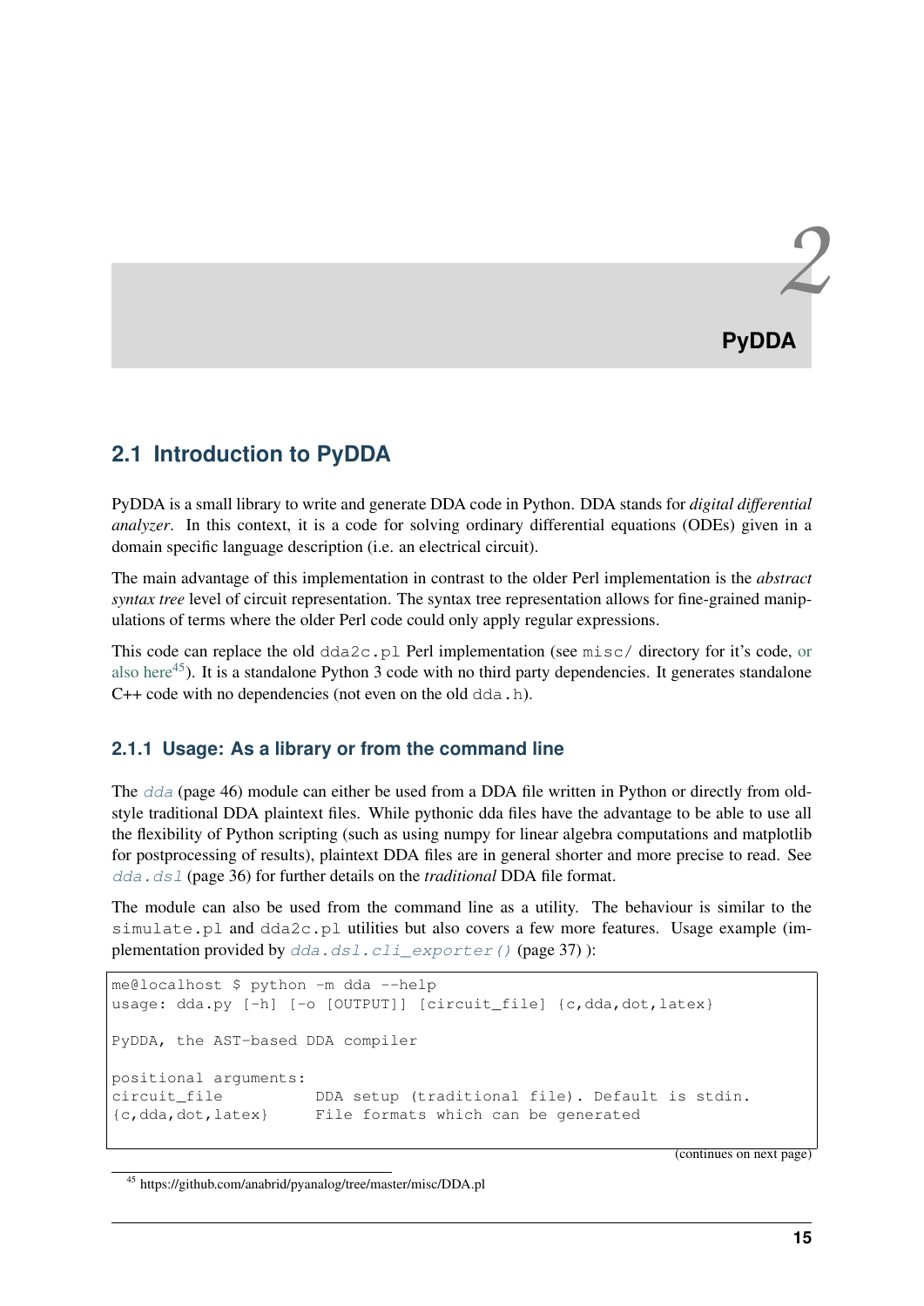# 2 PyDDA

## 2.1 Introduction to PyDDA

PyDDA is a small library to write and generate DDA code in Python. DDA stands for *digital differential analyzer*. In this context, it is a code for solving ordinary differential equations (ODEs) given in a domain specific language description (i.e. an electrical circuit).

The main advantage of this implementation in contrast to the older Perl implementation is the *abstract syntax tree* level of circuit representation. The syntax tree representation allows for fine-grained manipulations of terms where the older Perl code could only apply regular expressions.

This code can replace the old `dda2c.pl` Perl implementation (see `misc/` directory for it's code, or also here[45]). It is a standalone Python 3 code with no third party dependencies. It generates standalone C++ code with no dependencies (not even on the old `dda.h`).

### 2.1.1 Usage: As a library or from the command line

The `dda` (page 46) module can either be used from a DDA file written in Python or directly from old-style traditional DDA plaintext files. While pythonic dda files have the advantage to be able to use all the flexibility of Python scripting (such as using numpy for linear algebra computations and matplotlib for postprocessing of results), plaintext DDA files are in general shorter and more precise to read. See `dda.dsl` (page 36) for further details on the *traditional* DDA file format.

The module can also be used from the command line as a utility. The behaviour is similar to the `simulate.pl` and `dda2c.pl` utilities but also covers a few more features. Usage example (implementation provided by `dda.dsl.cli_exporter()` (page 37) ):

```
me@localhost $ python -m dda --help
usage: dda.py [-h] [-o [OUTPUT]] [circuit_file] {c,dda,dot,latex}

PyDDA, the AST-based DDA compiler

positional arguments:
circuit_file          DDA setup (traditional file). Default is stdin.
{c,dda,dot,latex}     File formats which can be generated

```

(continues on next page)

[45] https://github.com/anabrid/pyanalog/tree/master/misc/DDA.pl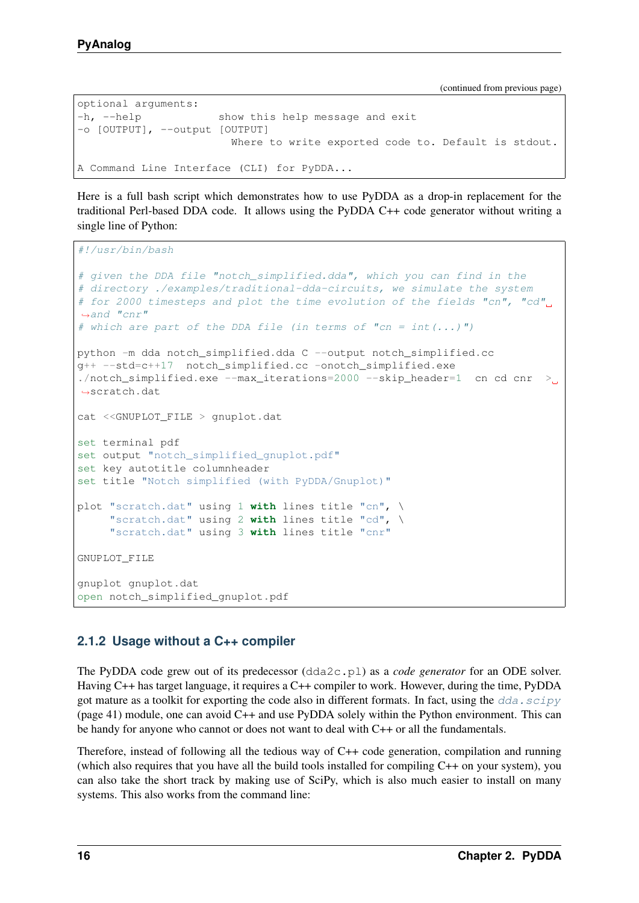(continued from previous page)

```
optional arguments:
-h, --help            show this help message and exit
-o [OUTPUT], --output [OUTPUT]
                        Where to write exported code to. Default is stdout.

A Command Line Interface (CLI) for PyDDA...
```

Here is a full bash script which demonstrates how to use PyDDA as a drop-in replacement for the traditional Perl-based DDA code. It allows using the PyDDA C++ code generator without writing a single line of Python:

```
#!/usr/bin/bash

# given the DDA file "notch_simplified.dda", which you can find in the
# directory ./examples/traditional-dda-circuits, we simulate the system
# for 2000 timesteps and plot the time evolution of the fields "cn", "cd" and "cnr"
# which are part of the DDA file (in terms of "cn = int(...)")

python -m dda notch_simplified.dda C --output notch_simplified.cc
g++ --std=c++17  notch_simplified.cc -onotch_simplified.exe
./notch_simplified.exe --max_iterations=2000 --skip_header=1  cn cd cnr  > scratch.dat

cat <<GNUPLOT_FILE > gnuplot.dat

set terminal pdf
set output "notch_simplified_gnuplot.pdf"
set key autotitle columnheader
set title "Notch simplified (with PyDDA/Gnuplot)"

plot "scratch.dat" using 1 with lines title "cn", \
     "scratch.dat" using 2 with lines title "cd", \
     "scratch.dat" using 3 with lines title "cnr"

GNUPLOT_FILE

gnuplot gnuplot.dat
open notch_simplified_gnuplot.pdf
```

### 2.1.2 Usage without a C++ compiler

The PyDDA code grew out of its predecessor (`dda2c.pl`) as a *code generator* for an ODE solver. Having C++ has target language, it requires a C++ compiler to work. However, during the time, PyDDA got mature as a toolkit for exporting the code also in different formats. In fact, using the `dda.scipy` (page 41) module, one can avoid C++ and use PyDDA solely within the Python environment. This can be handy for anyone who cannot or does not want to deal with C++ or all the fundamentals.

Therefore, instead of following all the tedious way of C++ code generation, compilation and running (which also requires that you have all the build tools installed for compiling C++ on your system), you can also take the short track by making use of SciPy, which is also much easier to install on many systems. This also works from the command line: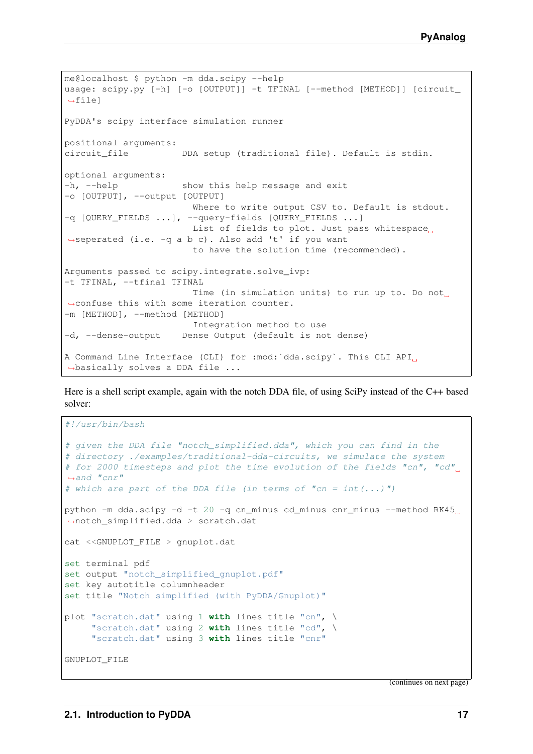```
me@localhost $ python -m dda.scipy --help
usage: scipy.py [-h] [-o [OUTPUT]] -t TFINAL [--method [METHOD]] [circuit_
↪file]

PyDDA's scipy interface simulation runner

positional arguments:
circuit_file          DDA setup (traditional file). Default is stdin.

optional arguments:
-h, --help            show this help message and exit
-o [OUTPUT], --output [OUTPUT]
                        Where to write output CSV to. Default is stdout.
-q [QUERY_FIELDS ...], --query-fields [QUERY_FIELDS ...]
                        List of fields to plot. Just pass whitespace␣
↪seperated (i.e. -q a b c). Also add 't' if you want
                        to have the solution time (recommended).

Arguments passed to scipy.integrate.solve_ivp:
-t TFINAL, --tfinal TFINAL
                        Time (in simulation units) to run up to. Do not␣
↪confuse this with some iteration counter.
-m [METHOD], --method [METHOD]
                        Integration method to use
-d, --dense-output    Dense Output (default is not dense)

A Command Line Interface (CLI) for :mod:`dda.scipy`. This CLI API␣
↪basically solves a DDA file ...
```

Here is a shell script example, again with the notch DDA file, of using SciPy instead of the C++ based solver:

```
#!/usr/bin/bash

# given the DDA file "notch_simplified.dda", which you can find in the
# directory ./examples/traditional-dda-circuits, we simulate the system
# for 2000 timesteps and plot the time evolution of the fields "cn", "cd"␣
↪and "cnr"
# which are part of the DDA file (in terms of "cn = int(...)")

python -m dda.scipy -d -t 20 -q cn_minus cd_minus cnr_minus --method RK45␣
↪notch_simplified.dda > scratch.dat

cat <<GNUPLOT_FILE > gnuplot.dat

set terminal pdf
set output "notch_simplified_gnuplot.pdf"
set key autotitle columnheader
set title "Notch simplified (with PyDDA/Gnuplot)"

plot "scratch.dat" using 1 with lines title "cn", \
     "scratch.dat" using 2 with lines title "cd", \
     "scratch.dat" using 3 with lines title "cnr"

GNUPLOT_FILE
```

(continues on next page)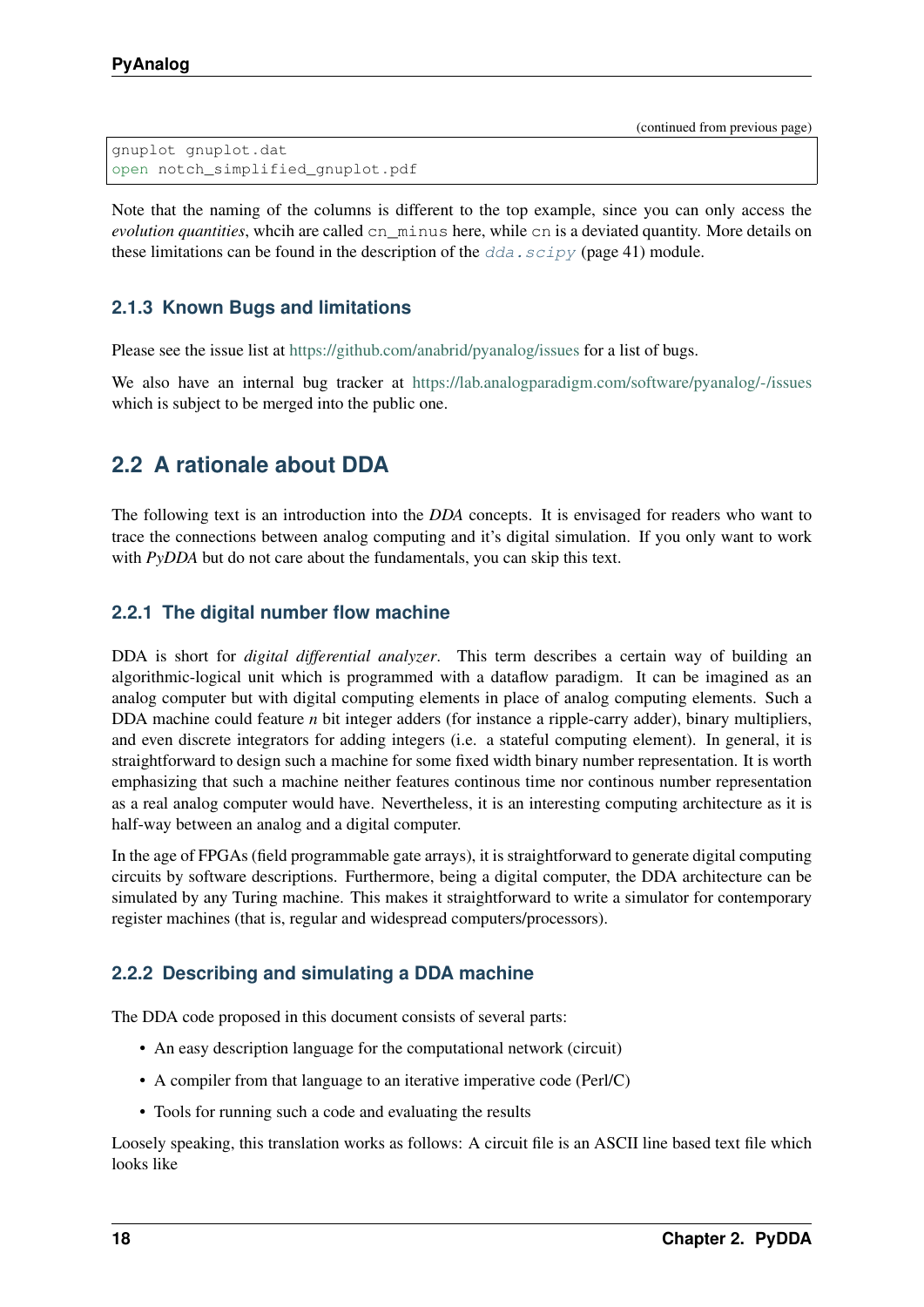(continued from previous page)

```
gnuplot gnuplot.dat
open notch_simplified_gnuplot.pdf
```

Note that the naming of the columns is different to the top example, since you can only access the *evolution quantities*, whcih are called `cn_minus` here, while `cn` is a deviated quantity. More details on these limitations can be found in the description of the `dda.scipy` (page 41) module.

### 2.1.3 Known Bugs and limitations

Please see the issue list at https://github.com/anabrid/pyanalog/issues for a list of bugs.

We also have an internal bug tracker at https://lab.analogparadigm.com/software/pyanalog/-/issues which is subject to be merged into the public one.

## 2.2 A rationale about DDA

The following text is an introduction into the *DDA* concepts. It is envisaged for readers who want to trace the connections between analog computing and it's digital simulation. If you only want to work with *PyDDA* but do not care about the fundamentals, you can skip this text.

### 2.2.1 The digital number flow machine

DDA is short for *digital differential analyzer*. This term describes a certain way of building an algorithmic-logical unit which is programmed with a dataflow paradigm. It can be imagined as an analog computer but with digital computing elements in place of analog computing elements. Such a DDA machine could feature $n$ bit integer adders (for instance a ripple-carry adder), binary multipliers, and even discrete integrators for adding integers (i.e. a stateful computing element). In general, it is straightforward to design such a machine for some fixed width binary number representation. It is worth emphasizing that such a machine neither features continous time nor continous number representation as a real analog computer would have. Nevertheless, it is an interesting computing architecture as it is half-way between an analog and a digital computer.

In the age of FPGAs (field programmable gate arrays), it is straightforward to generate digital computing circuits by software descriptions. Furthermore, being a digital computer, the DDA architecture can be simulated by any Turing machine. This makes it straightforward to write a simulator for contemporary register machines (that is, regular and widespread computers/processors).

### 2.2.2 Describing and simulating a DDA machine

The DDA code proposed in this document consists of several parts:

- An easy description language for the computational network (circuit)
- A compiler from that language to an iterative imperative code (Perl/C)
- Tools for running such a code and evaluating the results

Loosely speaking, this translation works as follows: A circuit file is an ASCII line based text file which looks like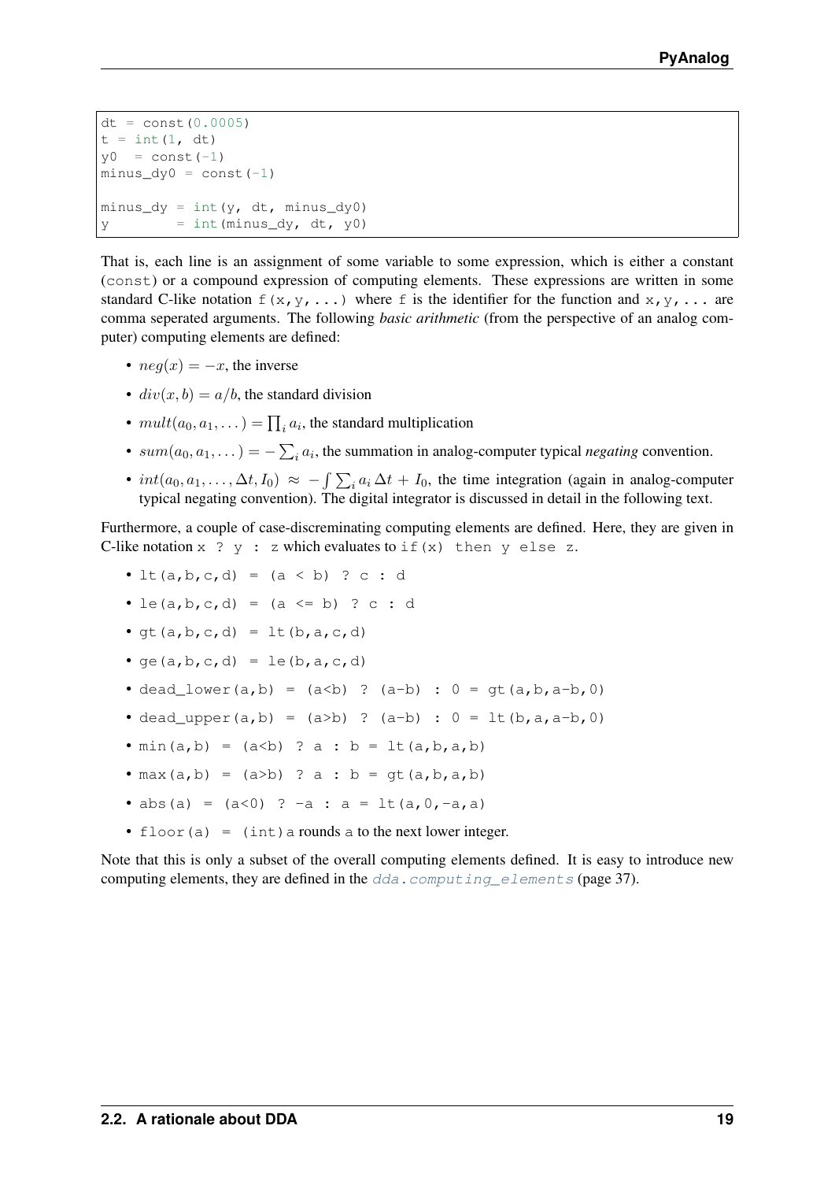```
dt = const(0.0005)
t = int(1, dt)
y0  = const(-1)
minus_dy0 = const(-1)

minus_dy = int(y, dt, minus_dy0)
y        = int(minus_dy, dt, y0)
```

That is, each line is an assignment of some variable to some expression, which is either a constant (`const`) or a compound expression of computing elements. These expressions are written in some standard C-like notation `f(x,y,...)` where `f` is the identifier for the function and `x,y,...` are comma seperated arguments. The following *basic arithmetic* (from the perspective of an analog computer) computing elements are defined:

- $neg(x) = -x$, the inverse
- $div(x, b) = a/b$, the standard division
- $mult(a_0, a_1, \dots) = \prod_i a_i$, the standard multiplication
- $sum(a_0, a_1, \dots) = -\sum_i a_i$, the summation in analog-computer typical *negating* convention.
- $int(a_0, a_1, \dots, \Delta t, I_0) \approx -\int \sum_i a_i \, \Delta t + I_0$, the time integration (again in analog-computer typical negating convention). The digital integrator is discussed in detail in the following text.

Furthermore, a couple of case-discreminating computing elements are defined. Here, they are given in C-like notation `x ? y : z` which evaluates to `if(x) then y else z`.

- `lt(a,b,c,d) = (a < b) ? c : d`
- `le(a,b,c,d) = (a <= b) ? c : d`
- `gt(a,b,c,d) = lt(b,a,c,d)`
- `ge(a,b,c,d) = le(b,a,c,d)`
- `dead_lower(a,b) = (a<b) ? (a-b) : 0 = gt(a,b,a-b,0)`
- `dead_upper(a,b) = (a>b) ? (a-b) : 0 = lt(b,a,a-b,0)`
- `min(a,b) = (a<b) ? a : b = lt(a,b,a,b)`
- `max(a,b) = (a>b) ? a : b = gt(a,b,a,b)`
- `abs(a) = (a<0) ? -a : a = lt(a,0,-a,a)`
- `floor(a) = (int)a` rounds `a` to the next lower integer.

Note that this is only a subset of the overall computing elements defined. It is easy to introduce new computing elements, they are defined in the `dda.computing_elements` (page 37).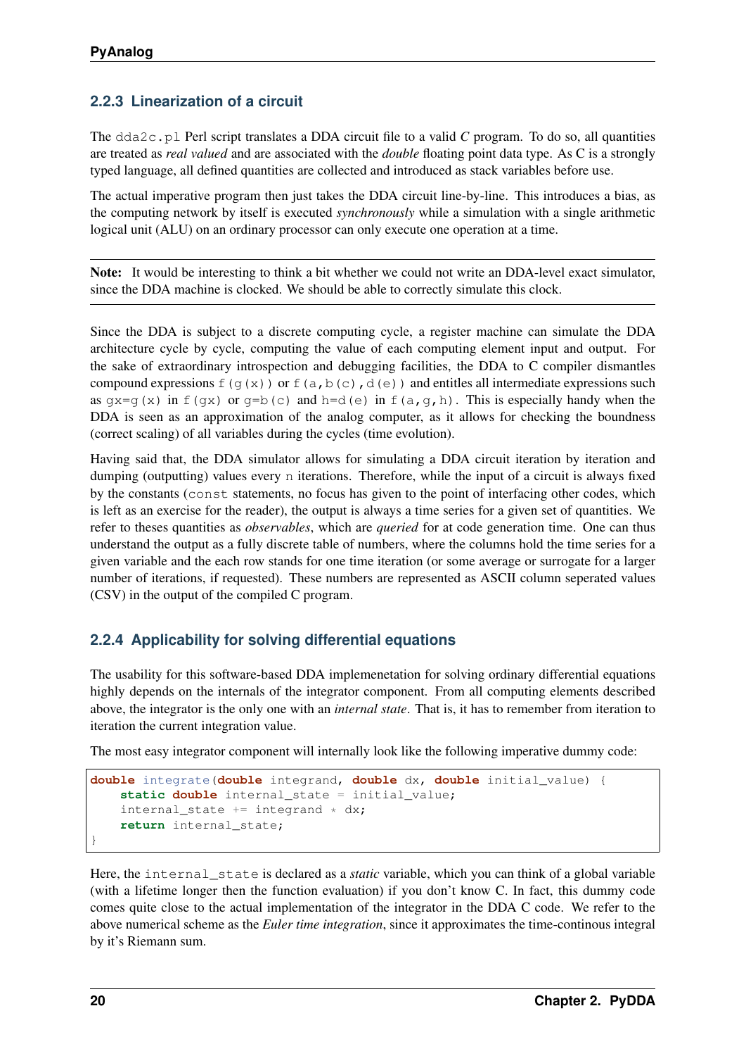### 2.2.3 Linearization of a circuit

The `dda2c.pl` Perl script translates a DDA circuit file to a valid *C* program. To do so, all quantities are treated as *real valued* and are associated with the *double* floating point data type. As C is a strongly typed language, all defined quantities are collected and introduced as stack variables before use.

The actual imperative program then just takes the DDA circuit line-by-line. This introduces a bias, as the computing network by itself is executed *synchronously* while a simulation with a single arithmetic logical unit (ALU) on an ordinary processor can only execute one operation at a time.

---

**Note:** It would be interesting to think a bit whether we could not write an DDA-level exact simulator, since the DDA machine is clocked. We should be able to correctly simulate this clock.

---

Since the DDA is subject to a discrete computing cycle, a register machine can simulate the DDA architecture cycle by cycle, computing the value of each computing element input and output. For the sake of extraordinary introspection and debugging facilities, the DDA to C compiler dismantles compound expressions `f(g(x))` or `f(a,b(c),d(e))` and entitles all intermediate expressions such as `gx=g(x)` in `f(gx)` or `g=b(c)` and `h=d(e)` in `f(a,g,h)`. This is especially handy when the DDA is seen as an approximation of the analog computer, as it allows for checking the boundness (correct scaling) of all variables during the cycles (time evolution).

Having said that, the DDA simulator allows for simulating a DDA circuit iteration by iteration and dumping (outputting) values every `n` iterations. Therefore, while the input of a circuit is always fixed by the constants (`const` statements, no focus has given to the point of interfacing other codes, which is left as an exercise for the reader), the output is always a time series for a given set of quantities. We refer to theses quantities as *observables*, which are *queried* for at code generation time. One can thus understand the output as a fully discrete table of numbers, where the columns hold the time series for a given variable and the each row stands for one time iteration (or some average or surrogate for a larger number of iterations, if requested). These numbers are represented as ASCII column seperated values (CSV) in the output of the compiled C program.

### 2.2.4 Applicability for solving differential equations

The usability for this software-based DDA implemenetation for solving ordinary differential equations highly depends on the internals of the integrator component. From all computing elements described above, the integrator is the only one with an *internal state*. That is, it has to remember from iteration to iteration the current integration value.

The most easy integrator component will internally look like the following imperative dummy code:

```
double integrate(double integrand, double dx, double initial_value) {
    static double internal_state = initial_value;
    internal_state += integrand * dx;
    return internal_state;
}
```

Here, the `internal_state` is declared as a *static* variable, which you can think of a global variable (with a lifetime longer then the function evaluation) if you don't know C. In fact, this dummy code comes quite close to the actual implementation of the integrator in the DDA C code. We refer to the above numerical scheme as the *Euler time integration*, since it approximates the time-continous integral by it's Riemann sum.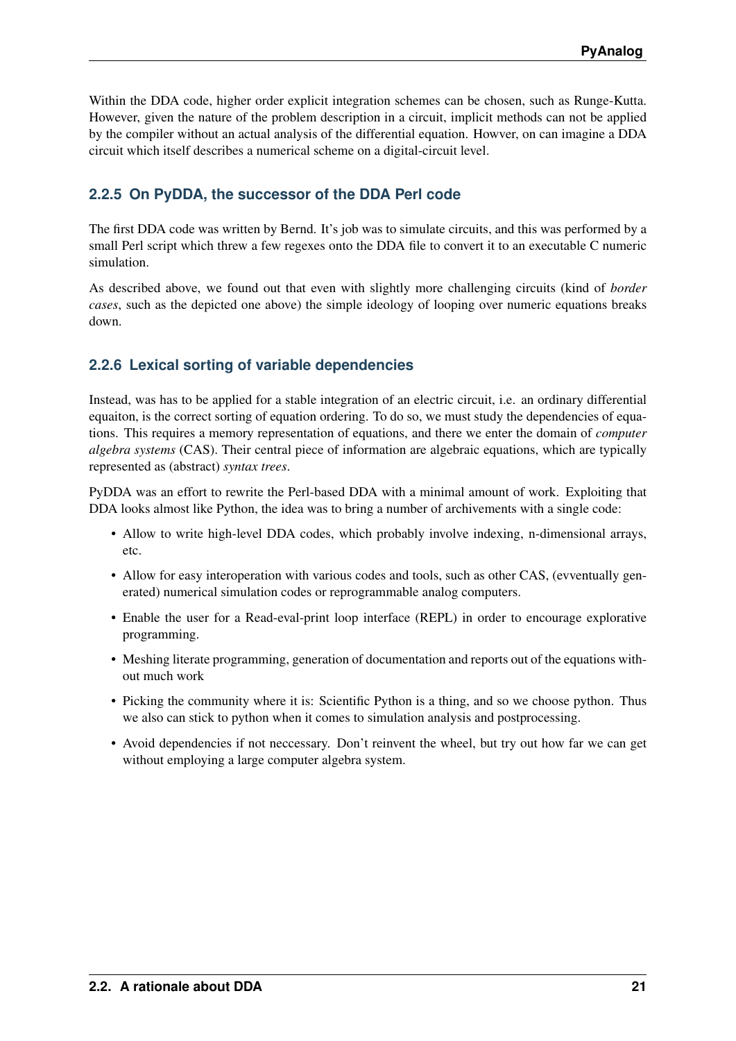Within the DDA code, higher order explicit integration schemes can be chosen, such as Runge-Kutta. However, given the nature of the problem description in a circuit, implicit methods can not be applied by the compiler without an actual analysis of the differential equation. Howver, on can imagine a DDA circuit which itself describes a numerical scheme on a digital-circuit level.

### 2.2.5 On PyDDA, the successor of the DDA Perl code

The first DDA code was written by Bernd. It's job was to simulate circuits, and this was performed by a small Perl script which threw a few regexes onto the DDA file to convert it to an executable C numeric simulation.

As described above, we found out that even with slightly more challenging circuits (kind of *border cases*, such as the depicted one above) the simple ideology of looping over numeric equations breaks down.

### 2.2.6 Lexical sorting of variable dependencies

Instead, was has to be applied for a stable integration of an electric circuit, i.e. an ordinary differential equaiton, is the correct sorting of equation ordering. To do so, we must study the dependencies of equations. This requires a memory representation of equations, and there we enter the domain of *computer algebra systems* (CAS). Their central piece of information are algebraic equations, which are typically represented as (abstract) *syntax trees*.

PyDDA was an effort to rewrite the Perl-based DDA with a minimal amount of work. Exploiting that DDA looks almost like Python, the idea was to bring a number of archivements with a single code:

- Allow to write high-level DDA codes, which probably involve indexing, n-dimensional arrays, etc.
- Allow for easy interoperation with various codes and tools, such as other CAS, (evventually generated) numerical simulation codes or reprogrammable analog computers.
- Enable the user for a Read-eval-print loop interface (REPL) in order to encourage explorative programming.
- Meshing literate programming, generation of documentation and reports out of the equations without much work
- Picking the community where it is: Scientific Python is a thing, and so we choose python. Thus we also can stick to python when it comes to simulation analysis and postprocessing.
- Avoid dependencies if not neccessary. Don't reinvent the wheel, but try out how far we can get without employing a large computer algebra system.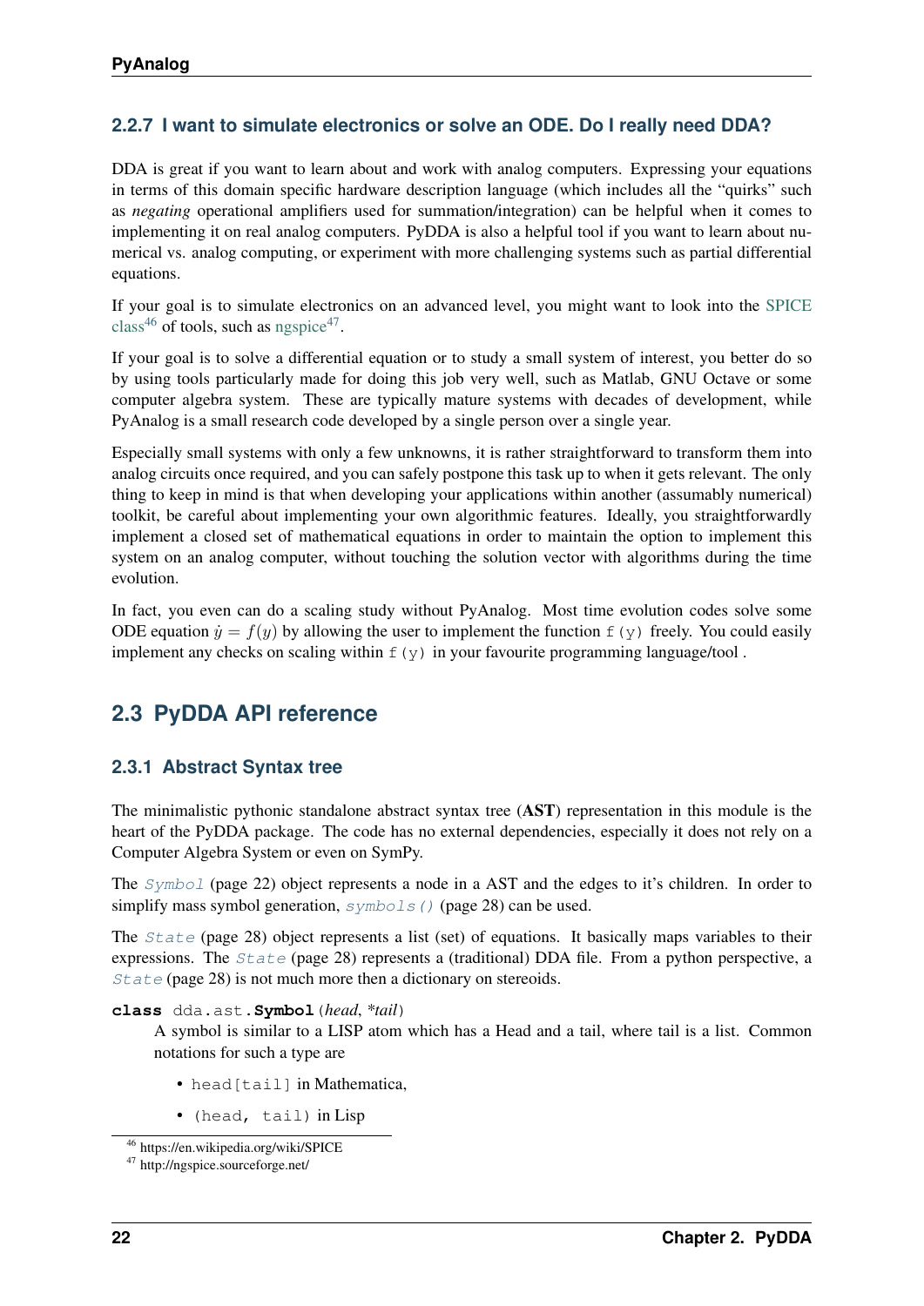### 2.2.7 I want to simulate electronics or solve an ODE. Do I really need DDA?

DDA is great if you want to learn about and work with analog computers. Expressing your equations in terms of this domain specific hardware description language (which includes all the "quirks" such as *negating* operational amplifiers used for summation/integration) can be helpful when it comes to implementing it on real analog computers. PyDDA is also a helpful tool if you want to learn about numerical vs. analog computing, or experiment with more challenging systems such as partial differential equations.

If your goal is to simulate electronics on an advanced level, you might want to look into the SPICE class[46] of tools, such as ngspice[47].

If your goal is to solve a differential equation or to study a small system of interest, you better do so by using tools particularly made for doing this job very well, such as Matlab, GNU Octave or some computer algebra system. These are typically mature systems with decades of development, while PyAnalog is a small research code developed by a single person over a single year.

Especially small systems with only a few unknowns, it is rather straightforward to transform them into analog circuits once required, and you can safely postpone this task up to when it gets relevant. The only thing to keep in mind is that when developing your applications within another (assumably numerical) toolkit, be careful about implementing your own algorithmic features. Ideally, you straightforwardly implement a closed set of mathematical equations in order to maintain the option to implement this system on an analog computer, without touching the solution vector with algorithms during the time evolution.

In fact, you even can do a scaling study without PyAnalog. Most time evolution codes solve some ODE equation $\dot{y} = f(y)$ by allowing the user to implement the function `f(y)` freely. You could easily implement any checks on scaling within `f(y)` in your favourite programming language/tool .

## 2.3 PyDDA API reference

### 2.3.1 Abstract Syntax tree

The minimalistic pythonic standalone abstract syntax tree (**AST**) representation in this module is the heart of the PyDDA package. The code has no external dependencies, especially it does not rely on a Computer Algebra System or even on SymPy.

The `Symbol` (page 22) object represents a node in a AST and the edges to it's children. In order to simplify mass symbol generation, `symbols()` (page 28) can be used.

The `State` (page 28) object represents a list (set) of equations. It basically maps variables to their expressions. The `State` (page 28) represents a (traditional) DDA file. From a python perspective, a `State` (page 28) is not much more then a dictionary on stereoids.

**class** `dda.ast.`**`Symbol`**(*head*, **tail*)

A symbol is similar to a LISP atom which has a Head and a tail, where tail is a list. Common notations for such a type are

- `head[tail]` in Mathematica,
- `(head, tail)` in Lisp

[46] https://en.wikipedia.org/wiki/SPICE
[47] http://ngspice.sourceforge.net/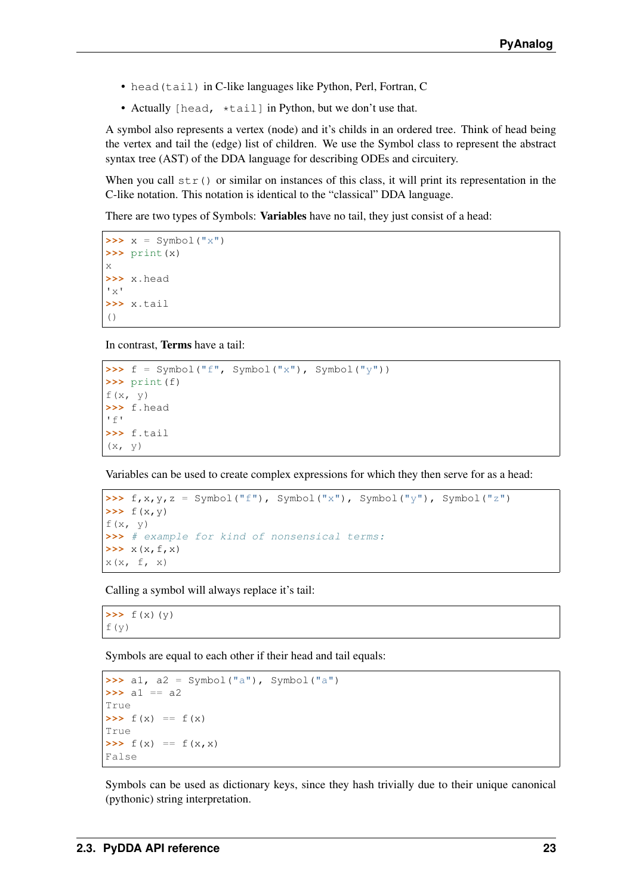- `head(tail)` in C-like languages like Python, Perl, Fortran, C
- Actually `[head, *tail]` in Python, but we don't use that.

A symbol also represents a vertex (node) and it's childs in an ordered tree. Think of head being the vertex and tail the (edge) list of children. We use the Symbol class to represent the abstract syntax tree (AST) of the DDA language for describing ODEs and circuitery.

When you call `str()` or similar on instances of this class, it will print its representation in the C-like notation. This notation is identical to the "classical" DDA language.

There are two types of Symbols: **Variables** have no tail, they just consist of a head:

```
>>> x = Symbol("x")
>>> print(x)
x
>>> x.head
'x'
>>> x.tail
()
```

In contrast, **Terms** have a tail:

```
>>> f = Symbol("f", Symbol("x"), Symbol("y"))
>>> print(f)
f(x, y)
>>> f.head
'f'
>>> f.tail
(x, y)
```

Variables can be used to create complex expressions for which they then serve for as a head:

```
>>> f,x,y,z = Symbol("f"), Symbol("x"), Symbol("y"), Symbol("z")
>>> f(x,y)
f(x, y)
>>> # example for kind of nonsensical terms:
>>> x(x,f,x)
x(x, f, x)
```

Calling a symbol will always replace it's tail:

```
>>> f(x)(y)
f(y)
```

Symbols are equal to each other if their head and tail equals:

```
>>> a1, a2 = Symbol("a"), Symbol("a")
>>> a1 == a2
True
>>> f(x) == f(x)
True
>>> f(x) == f(x,x)
False
```

Symbols can be used as dictionary keys, since they hash trivially due to their unique canonical (pythonic) string interpretation.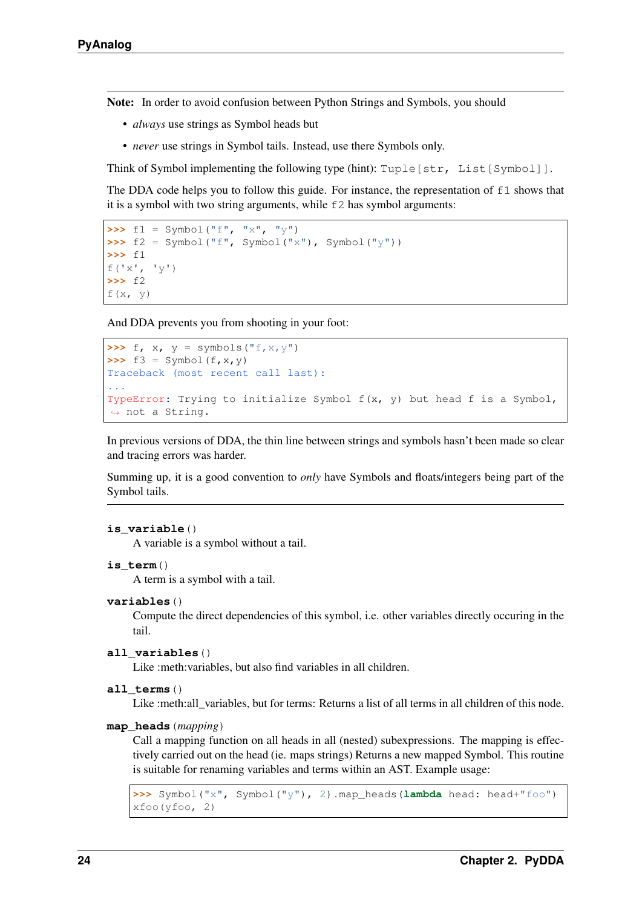**Note:** In order to avoid confusion between Python Strings and Symbols, you should

- *always* use strings as Symbol heads but
- *never* use strings in Symbol tails. Instead, use there Symbols only.

Think of Symbol implementing the following type (hint): `Tuple[str, List[Symbol]]`.

The DDA code helps you to follow this guide. For instance, the representation of `f1` shows that it is a symbol with two string arguments, while `f2` has symbol arguments:

```
>>> f1 = Symbol("f", "x", "y")
>>> f2 = Symbol("f", Symbol("x"), Symbol("y"))
>>> f1
f('x', 'y')
>>> f2
f(x, y)
```

And DDA prevents you from shooting in your foot:

```
>>> f, x, y = symbols("f,x,y")
>>> f3 = Symbol(f,x,y)
Traceback (most recent call last):
...
TypeError: Trying to initialize Symbol f(x, y) but head f is a Symbol,
↪ not a String.
```

In previous versions of DDA, the thin line between strings and symbols hasn't been made so clear and tracing errors was harder.

Summing up, it is a good convention to *only* have Symbols and floats/integers being part of the Symbol tails.

**is_variable**()
A variable is a symbol without a tail.

**is_term**()
A term is a symbol with a tail.

**variables**()
Compute the direct dependencies of this symbol, i.e. other variables directly occuring in the tail.

**all_variables**()
Like :meth:variables, but also find variables in all children.

**all_terms**()
Like :meth:all_variables, but for terms: Returns a list of all terms in all children of this node.

**map_heads**(*mapping*)
Call a mapping function on all heads in all (nested) subexpressions. The mapping is effectively carried out on the head (ie. maps strings) Returns a new mapped Symbol. This routine is suitable for renaming variables and terms within an AST. Example usage:

```
>>> Symbol("x", Symbol("y"), 2).map_heads(lambda head: head+"foo")
xfoo(yfoo, 2)
```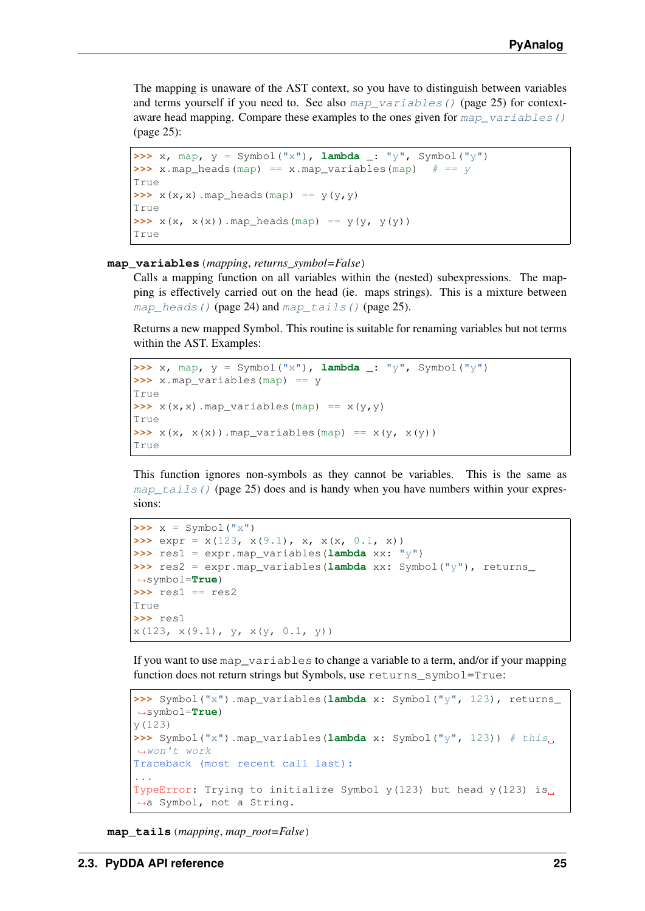The mapping is unaware of the AST context, so you have to distinguish between variables and terms yourself if you need to. See also `map_variables()` (page 25) for context-aware head mapping. Compare these examples to the ones given for `map_variables()` (page 25):

```
>>> x, map, y = Symbol("x"), lambda _: "y", Symbol("y")
>>> x.map_heads(map) == x.map_variables(map)   # == y
True
>>> x(x,x).map_heads(map) == y(y,y)
True
>>> x(x, x(x)).map_heads(map) == y(y, y(y))
True
```

**map_variables**(*mapping*, *returns_symbol=False*)

Calls a mapping function on all variables within the (nested) subexpressions. The mapping is effectively carried out on the head (ie. maps strings). This is a mixture between `map_heads()` (page 24) and `map_tails()` (page 25).

Returns a new mapped Symbol. This routine is suitable for renaming variables but not terms within the AST. Examples:

```
>>> x, map, y = Symbol("x"), lambda _: "y", Symbol("y")
>>> x.map_variables(map) == y
True
>>> x(x,x).map_variables(map) == x(y,y)
True
>>> x(x, x(x)).map_variables(map) == x(y, x(y))
True
```

This function ignores non-symbols as they cannot be variables. This is the same as `map_tails()` (page 25) does and is handy when you have numbers within your expressions:

```
>>> x = Symbol("x")
>>> expr = x(123, x(9.1), x, x(x, 0.1, x))
>>> res1 = expr.map_variables(lambda xx: "y")
>>> res2 = expr.map_variables(lambda xx: Symbol("y"), returns_symbol=True)
>>> res1 == res2
True
>>> res1
x(123, x(9.1), y, x(y, 0.1, y))
```

If you want to use `map_variables` to change a variable to a term, and/or if your mapping function does not return strings but Symbols, use `returns_symbol=True`:

```
>>> Symbol("x").map_variables(lambda x: Symbol("y", 123), returns_symbol=True)
y(123)
>>> Symbol("x").map_variables(lambda x: Symbol("y", 123)) # this won't work
Traceback (most recent call last):
...
TypeError: Trying to initialize Symbol y(123) but head y(123) is a Symbol, not a String.
```

**map_tails**(*mapping*, *map_root=False*)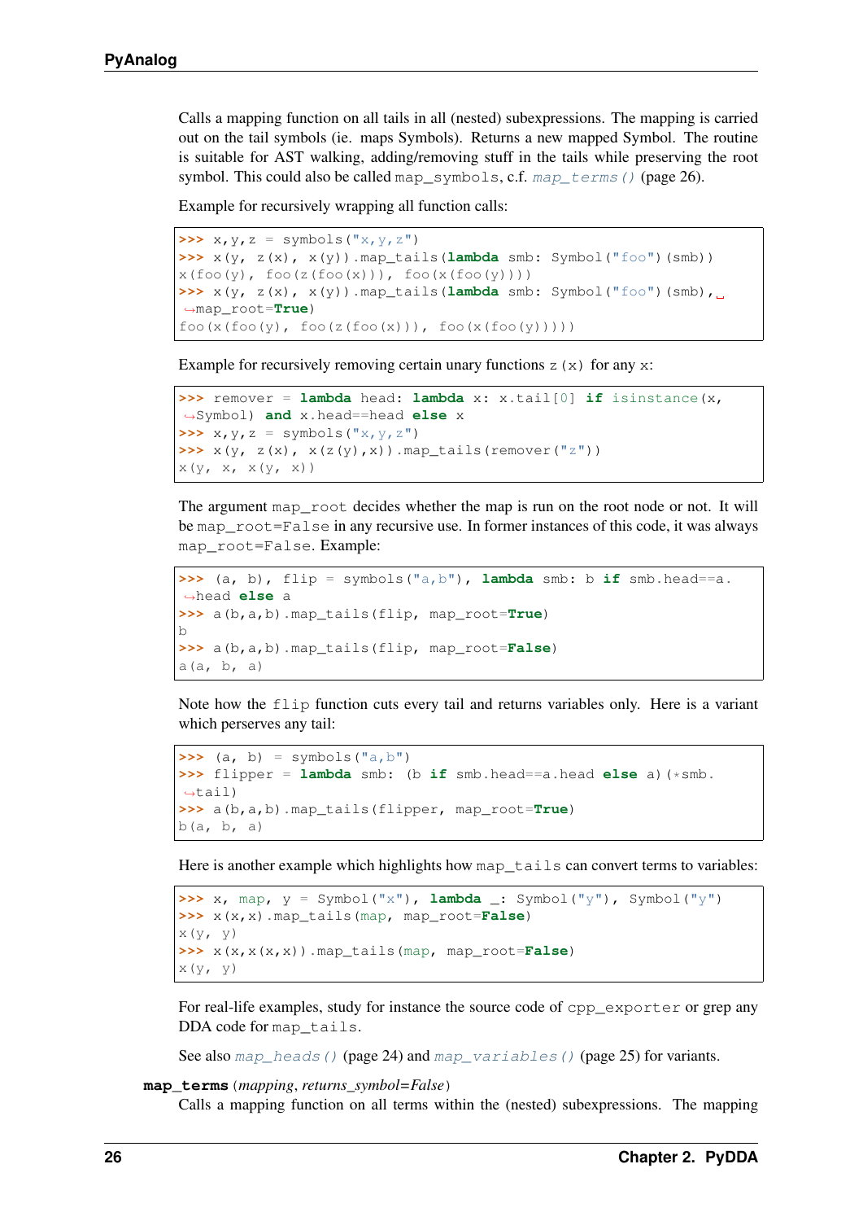Calls a mapping function on all tails in all (nested) subexpressions. The mapping is carried out on the tail symbols (ie. maps Symbols). Returns a new mapped Symbol. The routine is suitable for AST walking, adding/removing stuff in the tails while preserving the root symbol. This could also be called `map_symbols`, c.f. `map_terms()` (page 26).

Example for recursively wrapping all function calls:

```
>>> x,y,z = symbols("x,y,z")
>>> x(y, z(x), x(y)).map_tails(lambda smb: Symbol("foo")(smb))
x(foo(y), foo(z(foo(x))), foo(x(foo(y))))
>>> x(y, z(x), x(y)).map_tails(lambda smb: Symbol("foo")(smb), map_root=True)
foo(x(foo(y), foo(z(foo(x))), foo(x(foo(y)))))
```

Example for recursively removing certain unary functions `z(x)` for any `x`:

```
>>> remover = lambda head: lambda x: x.tail[0] if isinstance(x, Symbol) and x.head==head else x
>>> x,y,z = symbols("x,y,z")
>>> x(y, z(x), x(z(y),x)).map_tails(remover("z"))
x(y, x, x(y, x))
```

The argument `map_root` decides whether the map is run on the root node or not. It will be `map_root=False` in any recursive use. In former instances of this code, it was always `map_root=False`. Example:

```
>>> (a, b), flip = symbols("a,b"), lambda smb: b if smb.head==a.head else a
>>> a(b,a,b).map_tails(flip, map_root=True)
b
>>> a(b,a,b).map_tails(flip, map_root=False)
a(a, b, a)
```

Note how the `flip` function cuts every tail and returns variables only. Here is a variant which perserves any tail:

```
>>> (a, b) = symbols("a,b")
>>> flipper = lambda smb: (b if smb.head==a.head else a)(*smb.tail)
>>> a(b,a,b).map_tails(flipper, map_root=True)
b(a, b, a)
```

Here is another example which highlights how `map_tails` can convert terms to variables:

```
>>> x, map, y = Symbol("x"), lambda _: Symbol("y"), Symbol("y")
>>> x(x,x).map_tails(map, map_root=False)
x(y, y)
>>> x(x,x(x,x)).map_tails(map, map_root=False)
x(y, y)
```

For real-life examples, study for instance the source code of `cpp_exporter` or grep any DDA code for `map_tails`.

See also `map_heads()` (page 24) and `map_variables()` (page 25) for variants.

**map_terms**(*mapping*, *returns_symbol=False*)

Calls a mapping function on all terms within the (nested) subexpressions. The mapping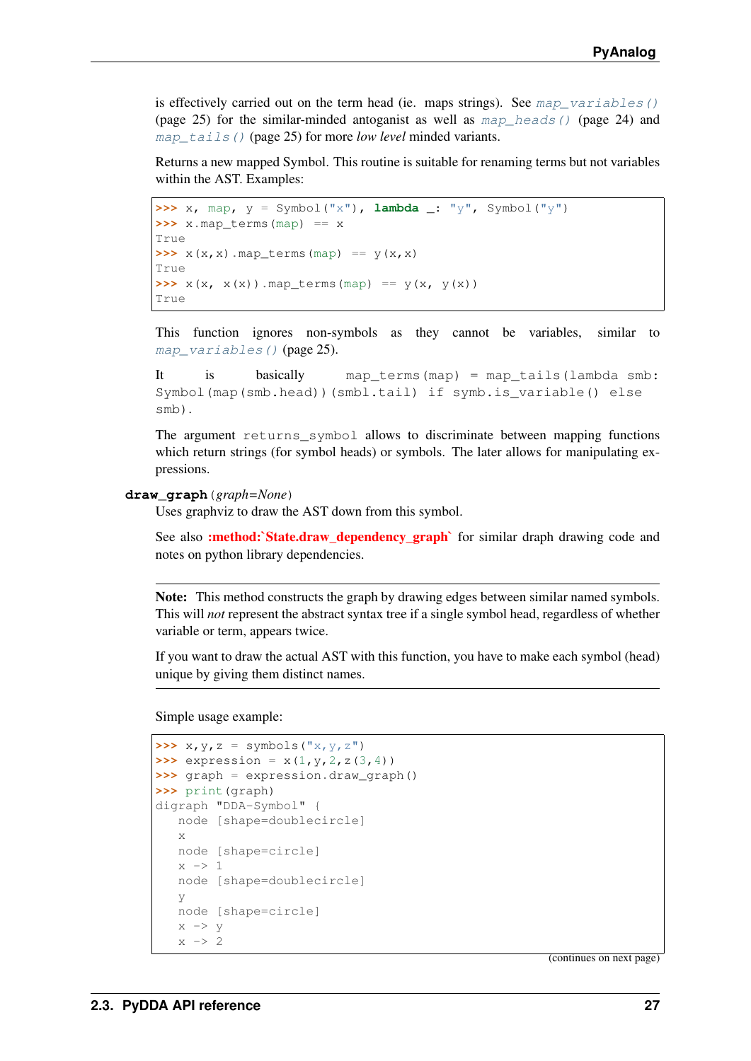is effectively carried out on the term head (ie. maps strings). See `map_variables()` (page 25) for the similar-minded antoganist as well as `map_heads()` (page 24) and `map_tails()` (page 25) for more *low level* minded variants.

Returns a new mapped Symbol. This routine is suitable for renaming terms but not variables within the AST. Examples:

```
>>> x, map, y = Symbol("x"), lambda _: "y", Symbol("y")
>>> x.map_terms(map) == x
True
>>> x(x,x).map_terms(map) == y(x,x)
True
>>> x(x, x(x)).map_terms(map) == y(x, y(x))
True
```

This function ignores non-symbols as they cannot be variables, similar to `map_variables()` (page 25).

It is basically `map_terms(map) = map_tails(lambda smb: Symbol(map(smb.head))(smbl.tail) if symb.is_variable() else smb)`.

The argument `returns_symbol` allows to discriminate between mapping functions which return strings (for symbol heads) or symbols. The later allows for manipulating expressions.

**draw_graph**(*graph=None*)

Uses graphviz to draw the AST down from this symbol.

See also **:method:`State.draw_dependency_graph`** for similar draph drawing code and notes on python library dependencies.

**Note:** This method constructs the graph by drawing edges between similar named symbols. This will *not* represent the abstract syntax tree if a single symbol head, regardless of whether variable or term, appears twice.

If you want to draw the actual AST with this function, you have to make each symbol (head) unique by giving them distinct names.

Simple usage example:

```
>>> x,y,z = symbols("x,y,z")
>>> expression = x(1,y,2,z(3,4))
>>> graph = expression.draw_graph()
>>> print(graph)
digraph "DDA-Symbol" {
    node [shape=doublecircle]
    x
    node [shape=circle]
    x -> 1
    node [shape=doublecircle]
    y
    node [shape=circle]
    x -> y
    x -> 2
```

(continues on next page)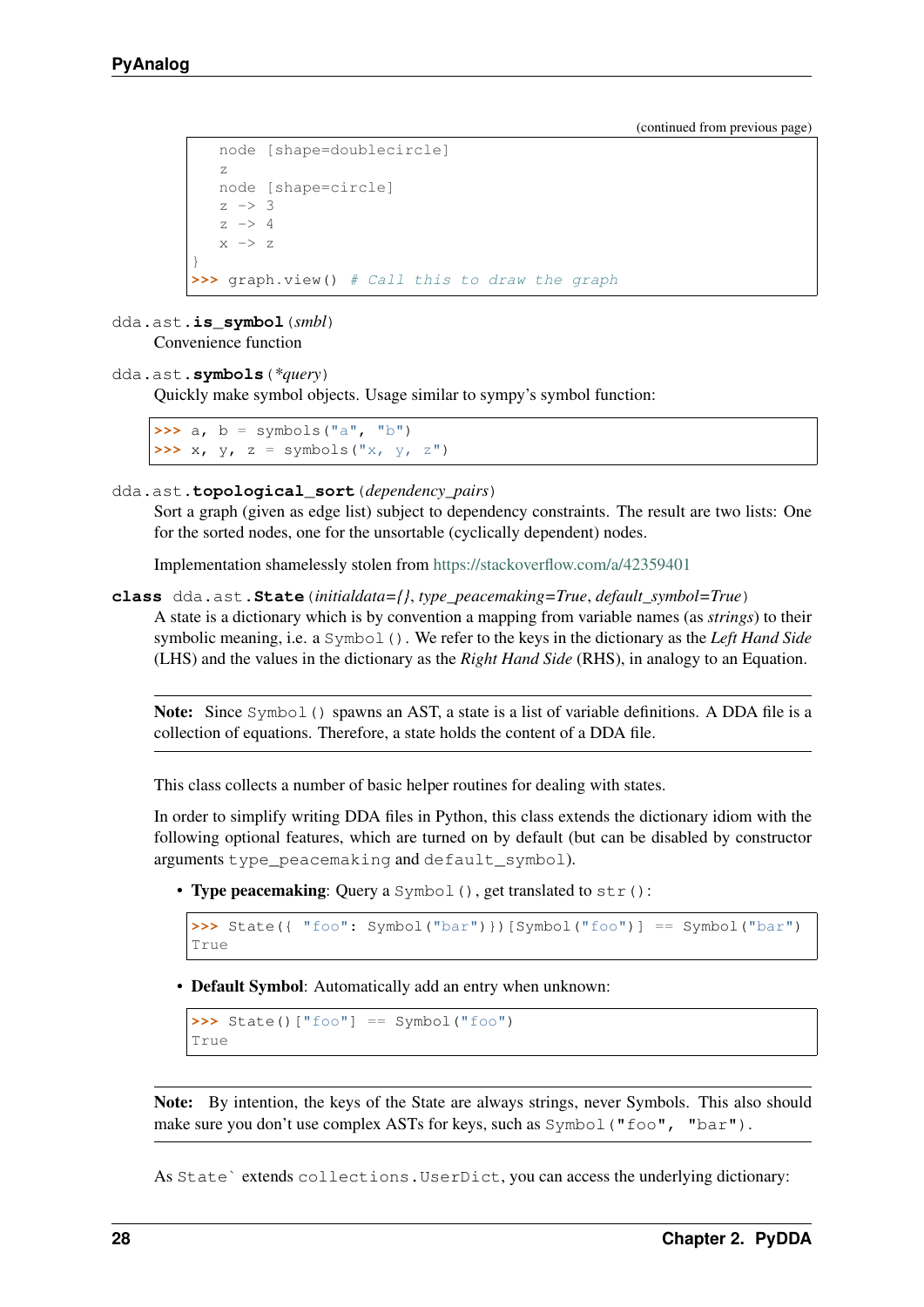(continued from previous page)

```
    node [shape=doublecircle]
    z
    node [shape=circle]
    z -> 3
    z -> 4
    x -> z
}
>>> graph.view() # Call this to draw the graph
```

`dda.ast.is_symbol(smbl)`
Convenience function

`dda.ast.symbols(*query)`
Quickly make symbol objects. Usage similar to sympy's symbol function:

```
>>> a, b = symbols("a", "b")
>>> x, y, z = symbols("x, y, z")
```

`dda.ast.topological_sort(dependency_pairs)`
Sort a graph (given as edge list) subject to dependency constraints. The result are two lists: One for the sorted nodes, one for the unsortable (cyclically dependent) nodes.

Implementation shamelessly stolen from https://stackoverflow.com/a/42359401

**class** `dda.ast.State(initialdata={}, type_peacemaking=True, default_symbol=True)`
A state is a dictionary which is by convention a mapping from variable names (as *strings*) to their symbolic meaning, i.e. a `Symbol()`. We refer to the keys in the dictionary as the *Left Hand Side* (LHS) and the values in the dictionary as the *Right Hand Side* (RHS), in analogy to an Equation.

**Note:** Since `Symbol()` spawns an AST, a state is a list of variable definitions. A DDA file is a collection of equations. Therefore, a state holds the content of a DDA file.

This class collects a number of basic helper routines for dealing with states.

In order to simplify writing DDA files in Python, this class extends the dictionary idiom with the following optional features, which are turned on by default (but can be disabled by constructor arguments `type_peacemaking` and `default_symbol`).

- **Type peacemaking**: Query a `Symbol()`, get translated to `str()`:

```
>>> State({ "foo": Symbol("bar")})[Symbol("foo")] == Symbol("bar")
True
```

- **Default Symbol**: Automatically add an entry when unknown:

```
>>> State()["foo"] == Symbol("foo")
True
```

**Note:** By intention, the keys of the State are always strings, never Symbols. This also should make sure you don't use complex ASTs for keys, such as `Symbol("foo", "bar")`.

As `State`` extends `collections.UserDict`, you can access the underlying dictionary: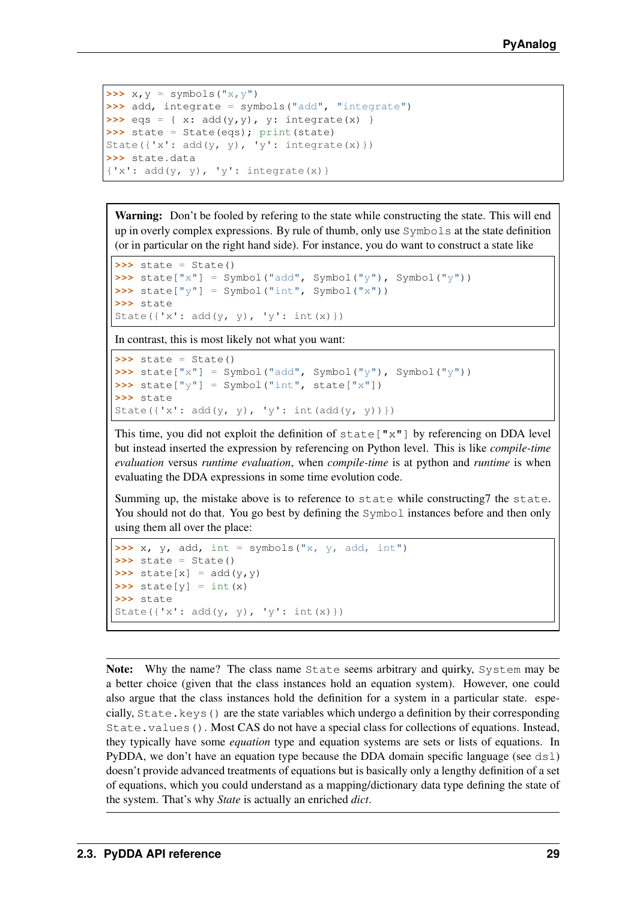```
>>> x,y = symbols("x,y")
>>> add, integrate = symbols("add", "integrate")
>>> eqs = { x: add(y,y), y: integrate(x) }
>>> state = State(eqs); print(state)
State({'x': add(y, y), 'y': integrate(x)})
>>> state.data
{'x': add(y, y), 'y': integrate(x)}
```

**Warning:** Don't be fooled by refering to the state while constructing the state. This will end up in overly complex expressions. By rule of thumb, only use `Symbols` at the state definition (or in particular on the right hand side). For instance, you do want to construct a state like

```
>>> state = State()
>>> state["x"] = Symbol("add", Symbol("y"), Symbol("y"))
>>> state["y"] = Symbol("int", Symbol("x"))
>>> state
State({'x': add(y, y), 'y': int(x)})
```

In contrast, this is most likely not what you want:

```
>>> state = State()
>>> state["x"] = Symbol("add", Symbol("y"), Symbol("y"))
>>> state["y"] = Symbol("int", state["x"])
>>> state
State({'x': add(y, y), 'y': int(add(y, y))})
```

This time, you did not exploit the definition of `state["x"]` by referencing on DDA level but instead inserted the expression by referencing on Python level. This is like *compile-time evaluation* versus *runtime evaluation*, when *compile-time* is at python and *runtime* is when evaluating the DDA expressions in some time evolution code.

Summing up, the mistake above is to reference to `state` while constructing7 the `state`. You should not do that. You go best by defining the `Symbol` instances before and then only using them all over the place:

```
>>> x, y, add, int = symbols("x, y, add, int")
>>> state = State()
>>> state[x] = add(y,y)
>>> state[y] = int(x)
>>> state
State({'x': add(y, y), 'y': int(x)})
```

**Note:** Why the name? The class name `State` seems arbitrary and quirky, `System` may be a better choice (given that the class instances hold an equation system). However, one could also argue that the class instances hold the definition for a system in a particular state. espe-cially, `State.keys()` are the state variables which undergo a definition by their corresponding `State.values()`. Most CAS do not have a special class for collections of equations. Instead, they typically have some *equation* type and equation systems are sets or lists of equations. In PyDDA, we don't have an equation type because the DDA domain specific language (see `dsl`) doesn't provide advanced treatments of equations but is basically only a lengthy definition of a set of equations, which you could understand as a mapping/dictionary data type defining the state of the system. That's why *State* is actually an enriched *dict*.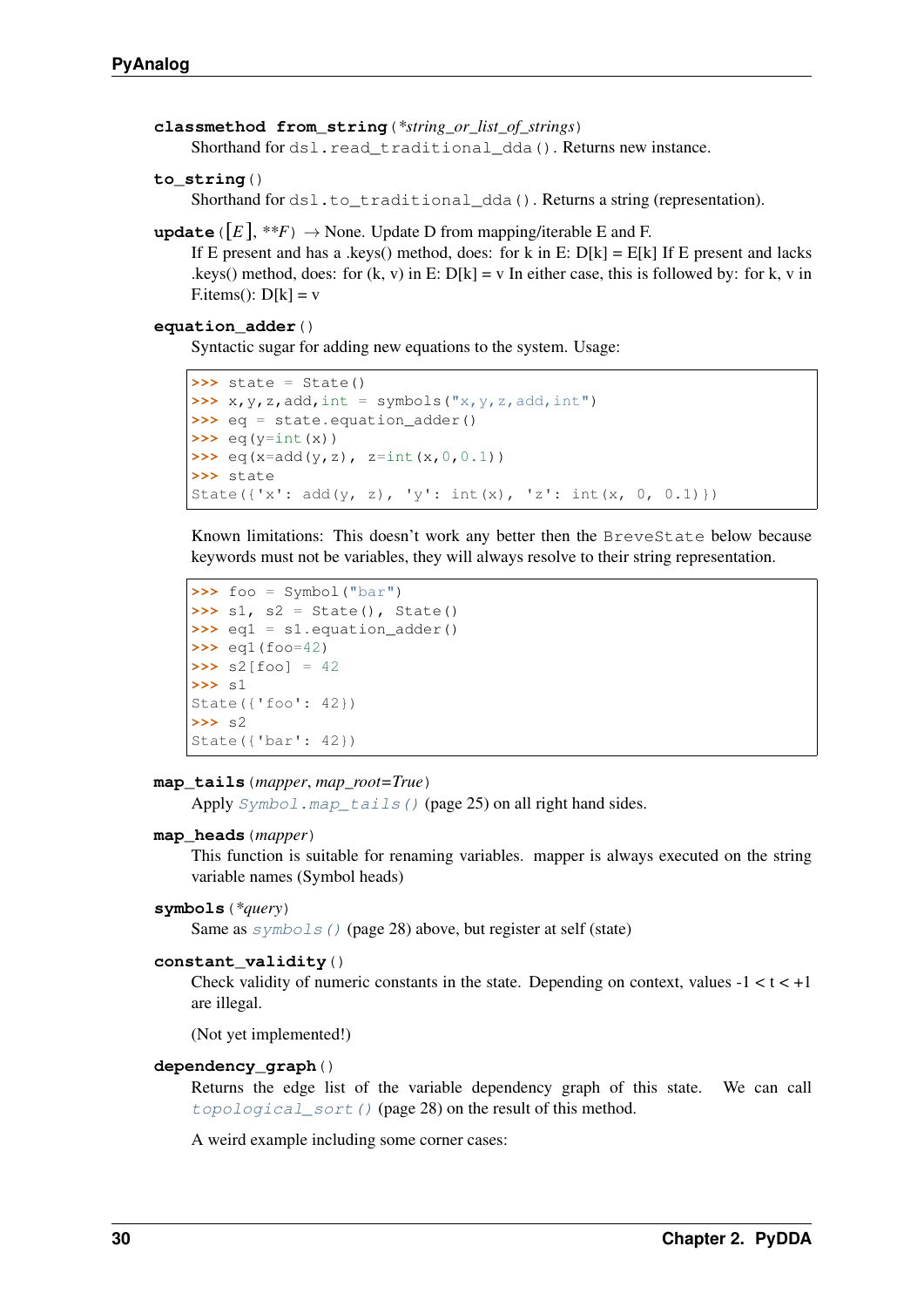**classmethod from_string**(*\*string_or_list_of_strings*)

Shorthand for `dsl.read_traditional_dda()`. Returns new instance.

**to_string**()

Shorthand for `dsl.to_traditional_dda()`. Returns a string (representation).

**update**([*E*], \*\**F*) → None. Update D from mapping/iterable E and F.

If E present and has a .keys() method, does: for k in E: D[k] = E[k] If E present and lacks .keys() method, does: for (k, v) in E: D[k] = v In either case, this is followed by: for k, v in F.items(): D[k] = v

**equation_adder**()

Syntactic sugar for adding new equations to the system. Usage:

```
>>> state = State()
>>> x,y,z,add,int = symbols("x,y,z,add,int")
>>> eq = state.equation_adder()
>>> eq(y=int(x))
>>> eq(x=add(y,z), z=int(x,0,0.1))
>>> state
State({'x': add(y, z), 'y': int(x), 'z': int(x, 0, 0.1)})
```

Known limitations: This doesn't work any better then the `BreveState` below because keywords must not be variables, they will always resolve to their string representation.

```
>>> foo = Symbol("bar")
>>> s1, s2 = State(), State()
>>> eq1 = s1.equation_adder()
>>> eq1(foo=42)
>>> s2[foo] = 42
>>> s1
State({'foo': 42})
>>> s2
State({'bar': 42})
```

**map_tails**(*mapper*, *map_root=True*)

Apply *Symbol.map_tails()* (page 25) on all right hand sides.

**map_heads**(*mapper*)

This function is suitable for renaming variables. mapper is always executed on the string variable names (Symbol heads)

**symbols**(*\*query*)

Same as *symbols()* (page 28) above, but register at self (state)

**constant_validity**()

Check validity of numeric constants in the state. Depending on context, values $-1 < t < +1$ are illegal.

(Not yet implemented!)

**dependency_graph**()

Returns the edge list of the variable dependency graph of this state. We can call *topological_sort()* (page 28) on the result of this method.

A weird example including some corner cases: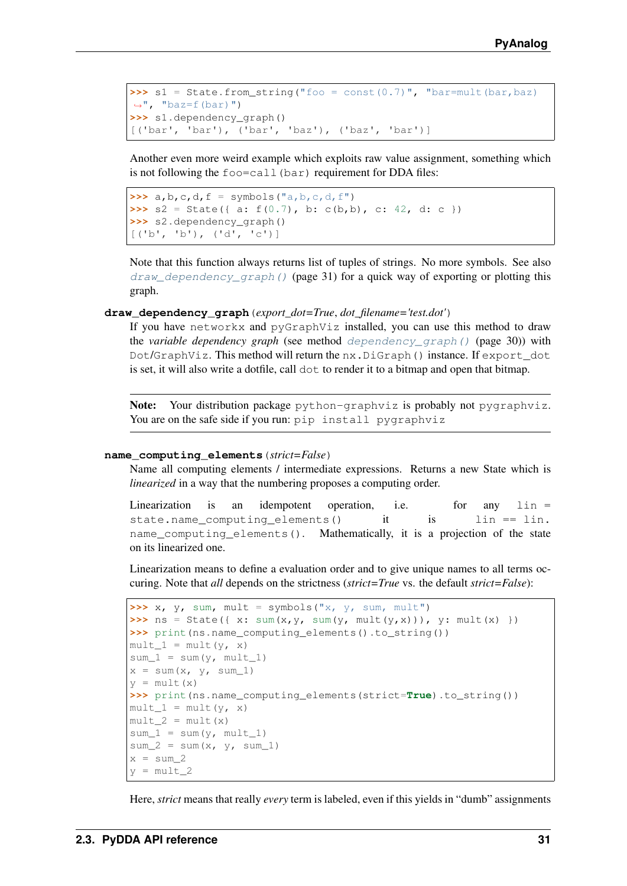```
>>> s1 = State.from_string("foo = const(0.7)", "bar=mult(bar,baz)
↪", "baz=f(bar)")
>>> s1.dependency_graph()
[('bar', 'bar'), ('bar', 'baz'), ('baz', 'bar')]
```

Another even more weird example which exploits raw value assignment, something which is not following the `foo=call(bar)` requirement for DDA files:

```
>>> a,b,c,d,f = symbols("a,b,c,d,f")
>>> s2 = State({ a: f(0.7), b: c(b,b), c: 42, d: c })
>>> s2.dependency_graph()
[('b', 'b'), ('d', 'c')]
```

Note that this function always returns list of tuples of strings. No more symbols. See also `draw_dependency_graph()` (page 31) for a quick way of exporting or plotting this graph.

**draw_dependency_graph**(*export_dot=True*, *dot_filename='test.dot'*)

If you have `networkx` and `pyGraphViz` installed, you can use this method to draw the *variable dependency graph* (see method `dependency_graph()` (page 30)) with `Dot`/`GraphViz`. This method will return the `nx.DiGraph()` instance. If `export_dot` is set, it will also write a dotfile, call `dot` to render it to a bitmap and open that bitmap.

> **Note:** Your distribution package `python-graphviz` is probably not `pygraphviz`. You are on the safe side if you run: `pip install pygraphviz`

**name_computing_elements**(*strict=False*)

Name all computing elements / intermediate expressions. Returns a new State which is *linearized* in a way that the numbering proposes a computing order.

Linearization is an idempotent operation, i.e. for any `lin = state.name_computing_elements()` it is `lin == lin.name_computing_elements()`. Mathematically, it is a projection of the state on its linearized one.

Linearization means to define a evaluation order and to give unique names to all terms occuring. Note that *all* depends on the strictness (*strict=True* vs. the default *strict=False*):

```
>>> x, y, sum, mult = symbols("x, y, sum, mult")
>>> ns = State({ x: sum(x,y, sum(y, mult(y,x))), y: mult(x) })
>>> print(ns.name_computing_elements().to_string())
mult_1 = mult(y, x)
sum_1 = sum(y, mult_1)
x = sum(x, y, sum_1)
y = mult(x)
>>> print(ns.name_computing_elements(strict=True).to_string())
mult_1 = mult(y, x)
mult_2 = mult(x)
sum_1 = sum(y, mult_1)
sum_2 = sum(x, y, sum_1)
x = sum_2
y = mult_2
```

Here, *strict* means that really *every* term is labeled, even if this yields in "dumb" assignments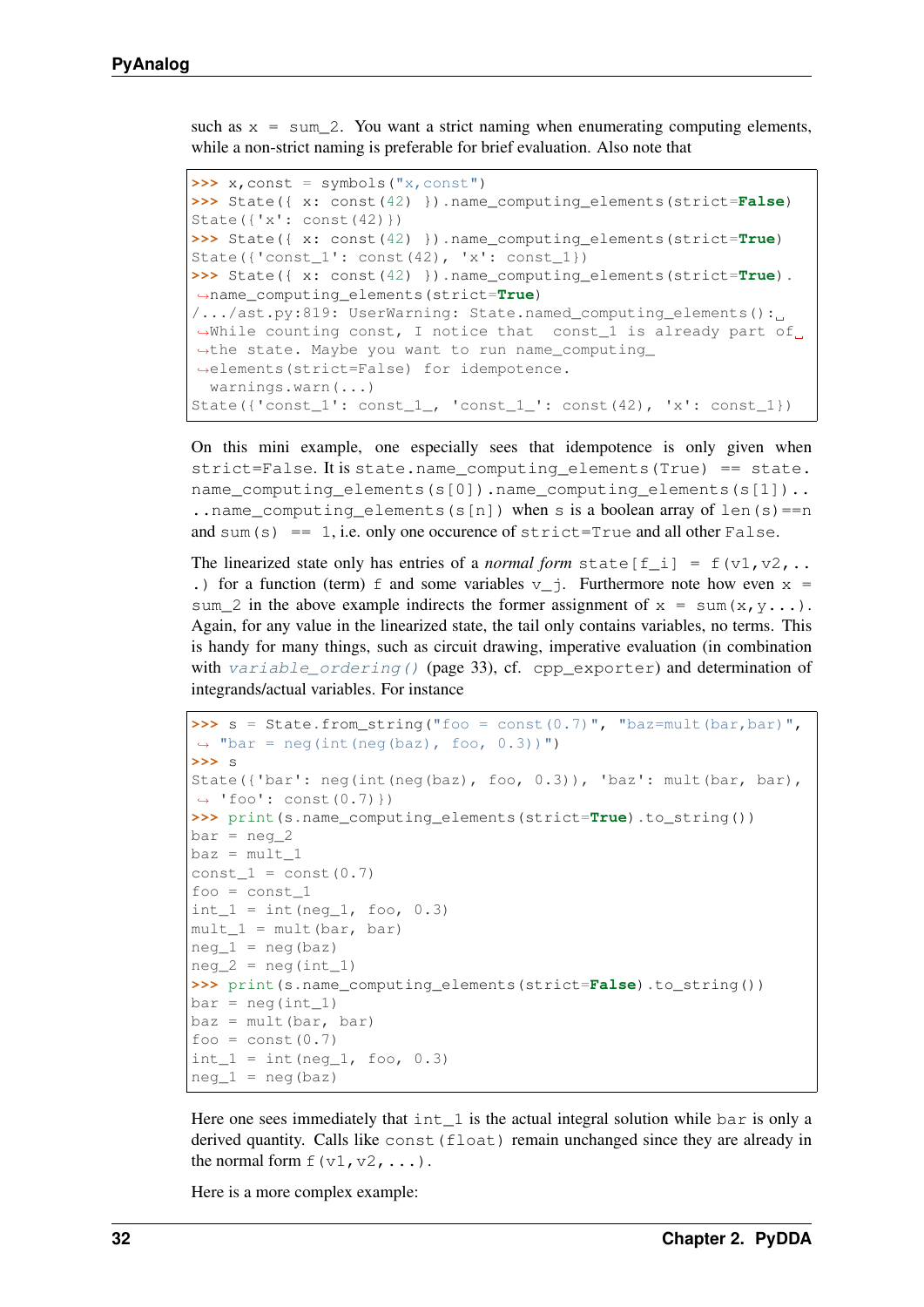such as `x = sum_2`. You want a strict naming when enumerating computing elements, while a non-strict naming is preferable for brief evaluation. Also note that

```
>>> x,const = symbols("x,const")
>>> State({ x: const(42) }).name_computing_elements(strict=False)
State({'x': const(42)})
>>> State({ x: const(42) }).name_computing_elements(strict=True)
State({'const_1': const(42), 'x': const_1})
>>> State({ x: const(42) }).name_computing_elements(strict=True).
↪name_computing_elements(strict=True)
/.../ast.py:819: UserWarning: State.named_computing_elements():␣
↪While counting const, I notice that  const_1 is already part of␣
↪the state. Maybe you want to run name_computing_
↪elements(strict=False) for idempotence.
  warnings.warn(...)
State({'const_1': const_1_, 'const_1_': const(42), 'x': const_1})
```

On this mini example, one especially sees that idempotence is only given when `strict=False`. It is `state.name_computing_elements(True) == state.name_computing_elements(s[0]).name_computing_elements(s[1])....name_computing_elements(s[n])` when `s` is a boolean array of `len(s)==n` and `sum(s) == 1`, i.e. only one occurence of `strict=True` and all other `False`.

The linearized state only has entries of a *normal form* `state[f_i] = f(v1,v2,...)` for a function (term) `f` and some variables `v_j`. Furthermore note how even `x = sum_2` in the above example indirects the former assignment of `x = sum(x,y...)`. Again, for any value in the linearized state, the tail only contains variables, no terms. This is handy for many things, such as circuit drawing, imperative evaluation (in combination with *variable_ordering()* (page 33), cf. `cpp_exporter`) and determination of integrands/actual variables. For instance

```
>>> s = State.from_string("foo = const(0.7)", "baz=mult(bar,bar)",
↪ "bar = neg(int(neg(baz), foo, 0.3))")
>>> s
State({'bar': neg(int(neg(baz), foo, 0.3)), 'baz': mult(bar, bar),
↪ 'foo': const(0.7)})
>>> print(s.name_computing_elements(strict=True).to_string())
bar = neg_2
baz = mult_1
const_1 = const(0.7)
foo = const_1
int_1 = int(neg_1, foo, 0.3)
mult_1 = mult(bar, bar)
neg_1 = neg(baz)
neg_2 = neg(int_1)
>>> print(s.name_computing_elements(strict=False).to_string())
bar = neg(int_1)
baz = mult(bar, bar)
foo = const(0.7)
int_1 = int(neg_1, foo, 0.3)
neg_1 = neg(baz)
```

Here one sees immediately that `int_1` is the actual integral solution while `bar` is only a derived quantity. Calls like `const(float)` remain unchanged since they are already in the normal form `f(v1,v2,...)`.

Here is a more complex example: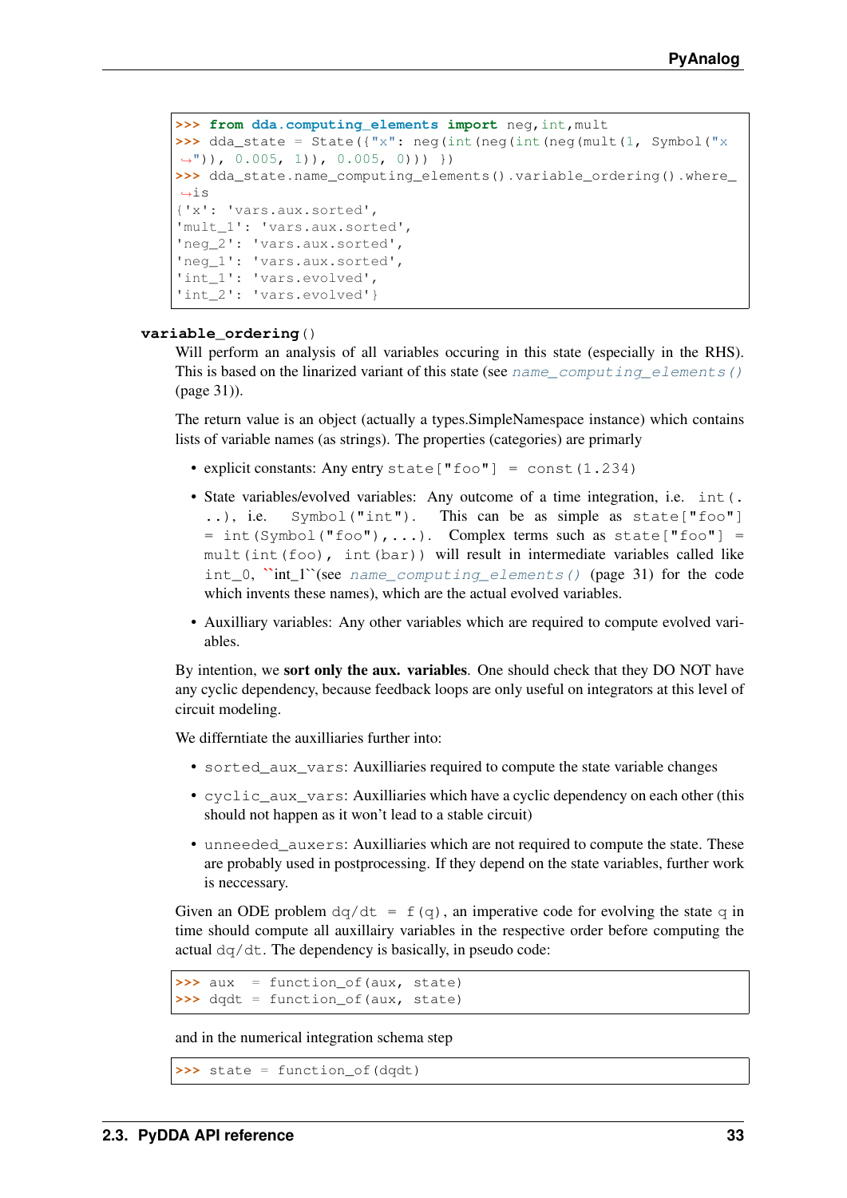```
>>> from dda.computing_elements import neg,int,mult
>>> dda_state = State({"x": neg(int(neg(int(neg(mult(1, Symbol("x")), 0.005, 1)), 0.005, 0))) })
>>> dda_state.name_computing_elements().variable_ordering().where_is
{'x': 'vars.aux.sorted',
'mult_1': 'vars.aux.sorted',
'neg_2': 'vars.aux.sorted',
'neg_1': 'vars.aux.sorted',
'int_1': 'vars.evolved',
'int_2': 'vars.evolved'}
```

**variable_ordering**()

Will perform an analysis of all variables occuring in this state (especially in the RHS). This is based on the linarized variant of this state (see *name_computing_elements()* (page 31)).

The return value is an object (actually a types.SimpleNamespace instance) which contains lists of variable names (as strings). The properties (categories) are primarly

- explicit constants: Any entry `state["foo"] = const(1.234)`
- State variables/evolved variables: Any outcome of a time integration, i.e. `int(...)`, i.e. `Symbol("int")`. This can be as simple as `state["foo"] = int(Symbol("foo"),...)`. Complex terms such as `state["foo"] = mult(int(foo), int(bar))` will result in intermediate variables called like `int_0`, ``int_1``(see *name_computing_elements()* (page 31) for the code which invents these names), which are the actual evolved variables.
- Auxilliary variables: Any other variables which are required to compute evolved variables.

By intention, we **sort only the aux. variables**. One should check that they DO NOT have any cyclic dependency, because feedback loops are only useful on integrators at this level of circuit modeling.

We differntiate the auxilliaries further into:

- `sorted_aux_vars`: Auxilliaries required to compute the state variable changes
- `cyclic_aux_vars`: Auxilliaries which have a cyclic dependency on each other (this should not happen as it won't lead to a stable circuit)
- `unneeded_auxers`: Auxilliaries which are not required to compute the state. These are probably used in postprocessing. If they depend on the state variables, further work is neccessary.

Given an ODE problem `dq/dt = f(q)`, an imperative code for evolving the state `q` in time should compute all auxillairy variables in the respective order before computing the actual `dq/dt`. The dependency is basically, in pseudo code:

```
>>> aux  = function_of(aux, state)
>>> dqdt = function_of(aux, state)
```

and in the numerical integration schema step

```
>>> state = function_of(dqdt)
```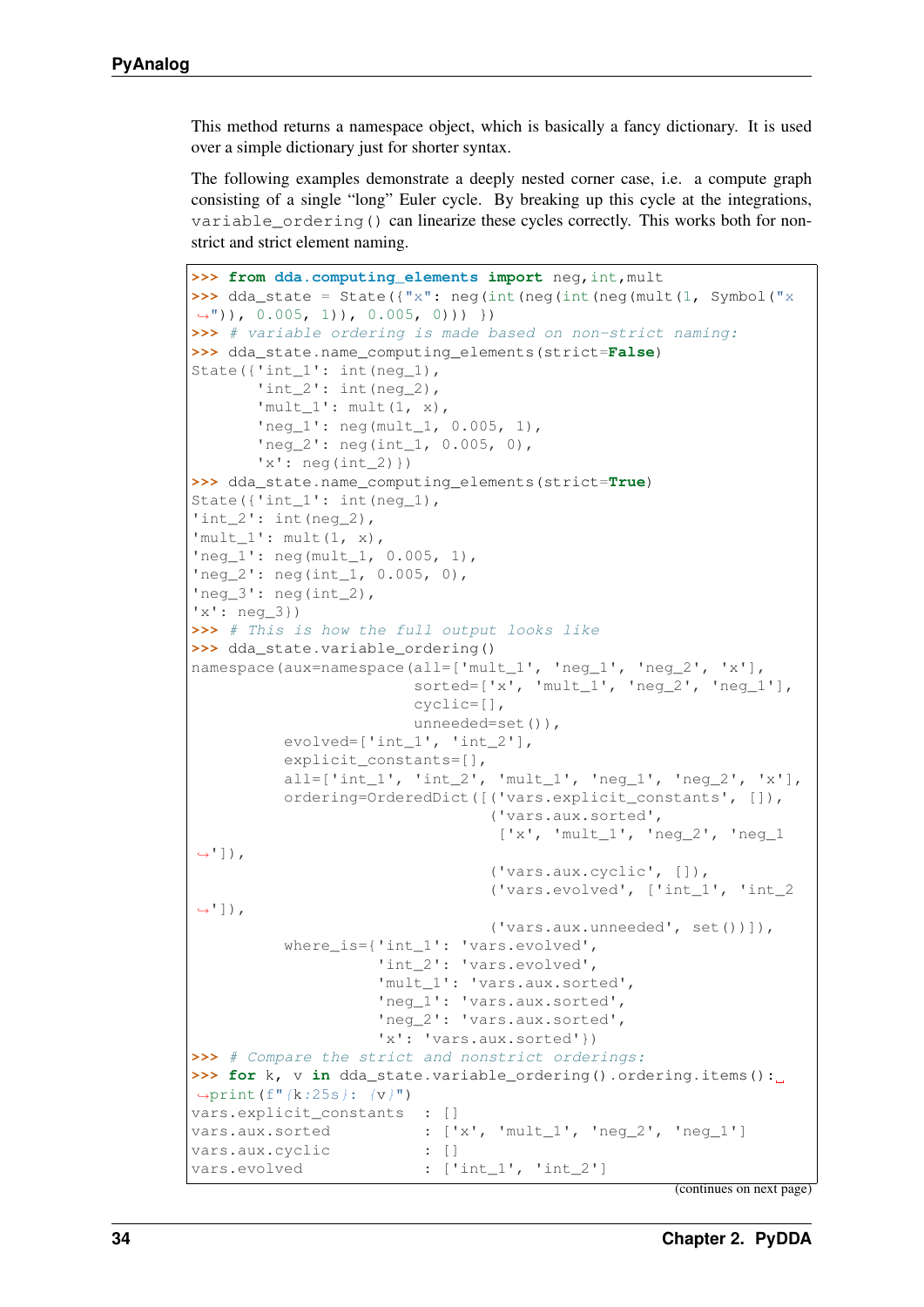This method returns a namespace object, which is basically a fancy dictionary. It is used over a simple dictionary just for shorter syntax.

The following examples demonstrate a deeply nested corner case, i.e. a compute graph consisting of a single "long" Euler cycle. By breaking up this cycle at the integrations, `variable_ordering()` can linearize these cycles correctly. This works both for non-strict and strict element naming.

```
>>> from dda.computing_elements import neg,int,mult
>>> dda_state = State({"x": neg(int(neg(int(neg(mult(1, Symbol("x
↪")), 0.005, 1)), 0.005, 0))) })
>>> # variable ordering is made based on non-strict naming:
>>> dda_state.name_computing_elements(strict=False)
State({'int_1': int(neg_1),
       'int_2': int(neg_2),
       'mult_1': mult(1, x),
       'neg_1': neg(mult_1, 0.005, 1),
       'neg_2': neg(int_1, 0.005, 0),
       'x': neg(int_2)})
>>> dda_state.name_computing_elements(strict=True)
State({'int_1': int(neg_1),
'int_2': int(neg_2),
'mult_1': mult(1, x),
'neg_1': neg(mult_1, 0.005, 1),
'neg_2': neg(int_1, 0.005, 0),
'neg_3': neg(int_2),
'x': neg_3})
>>> # This is how the full output looks like
>>> dda_state.variable_ordering()
namespace(aux=namespace(all=['mult_1', 'neg_1', 'neg_2', 'x'],
                        sorted=['x', 'mult_1', 'neg_2', 'neg_1'],
                        cyclic=[],
                        unneeded=set()),
          evolved=['int_1', 'int_2'],
          explicit_constants=[],
          all=['int_1', 'int_2', 'mult_1', 'neg_1', 'neg_2', 'x'],
          ordering=OrderedDict([('vars.explicit_constants', []),
                                ('vars.aux.sorted',
                                 ['x', 'mult_1', 'neg_2', 'neg_1
↪']),
                                ('vars.aux.cyclic', []),
                                ('vars.evolved', ['int_1', 'int_2
↪']),
                                ('vars.aux.unneeded', set())]),
          where_is={'int_1': 'vars.evolved',
                    'int_2': 'vars.evolved',
                    'mult_1': 'vars.aux.sorted',
                    'neg_1': 'vars.aux.sorted',
                    'neg_2': 'vars.aux.sorted',
                    'x': 'vars.aux.sorted'})
>>> # Compare the strict and nonstrict orderings:
>>> for k, v in dda_state.variable_ordering().ordering.items():
↪print(f"{k:25s}: {v}")
vars.explicit_constants  : []
vars.aux.sorted          : ['x', 'mult_1', 'neg_2', 'neg_1']
vars.aux.cyclic          : []
vars.evolved             : ['int_1', 'int_2']
```

(continues on next page)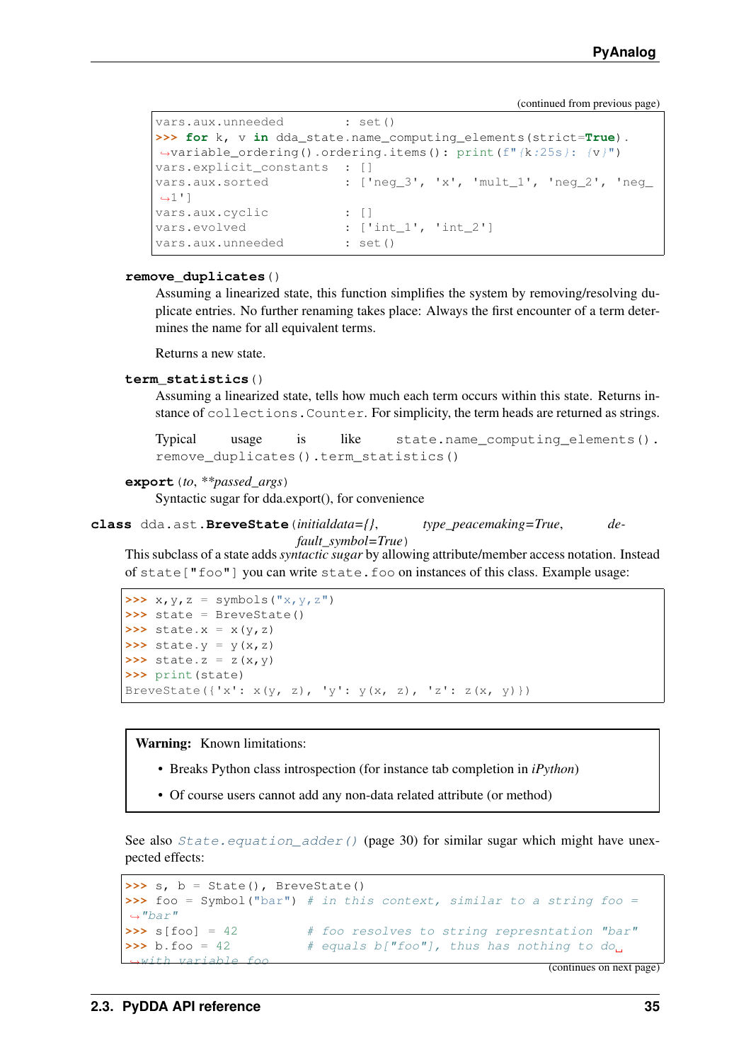(continued from previous page)

```
vars.aux.unneeded         : set()
>>> for k, v in dda_state.name_computing_elements(strict=True).
↪variable_ordering().ordering.items(): print(f"{k:25s}: {v}")
vars.explicit_constants  : []
vars.aux.sorted          : ['neg_3', 'x', 'mult_1', 'neg_2', 'neg_
↪1']
vars.aux.cyclic          : []
vars.evolved             : ['int_1', 'int_2']
vars.aux.unneeded        : set()
```

**remove_duplicates**()

Assuming a linearized state, this function simplifies the system by removing/resolving duplicate entries. No further renaming takes place: Always the first encounter of a term determines the name for all equivalent terms.

Returns a new state.

**term_statistics**()

Assuming a linearized state, tells how much each term occurs within this state. Returns instance of `collections.Counter`. For simplicity, the term heads are returned as strings.

Typical usage is like `state.name_computing_elements().remove_duplicates().term_statistics()`

**export**(*to*, ***passed_args*)

Syntactic sugar for dda.export(), for convenience

**class** dda.ast.**BreveState**(*initialdata={}*, *type_peacemaking=True*, *default_symbol=True*)

This subclass of a state adds *syntactic sugar* by allowing attribute/member access notation. Instead of `state["foo"]` you can write `state.foo` on instances of this class. Example usage:

```
>>> x,y,z = symbols("x,y,z")
>>> state = BreveState()
>>> state.x = x(y,z)
>>> state.y = y(x,z)
>>> state.z = z(x,y)
>>> print(state)
BreveState({'x': x(y, z), 'y': y(x, z), 'z': z(x, y)})
```

**Warning:** Known limitations:

- Breaks Python class introspection (for instance tab completion in *iPython*)
- Of course users cannot add any non-data related attribute (or method)

See also *State.equation_adder()* (page 30) for similar sugar which might have unexpected effects:

```
>>> s, b = State(), BreveState()
>>> foo = Symbol("bar") # in this context, similar to a string foo =
↪"bar"
>>> s[foo] = 42          # foo resolves to string represntation "bar"
>>> b.foo = 42           # equals b["foo"], thus has nothing to do␣
↪with variable foo
```

(continues on next page)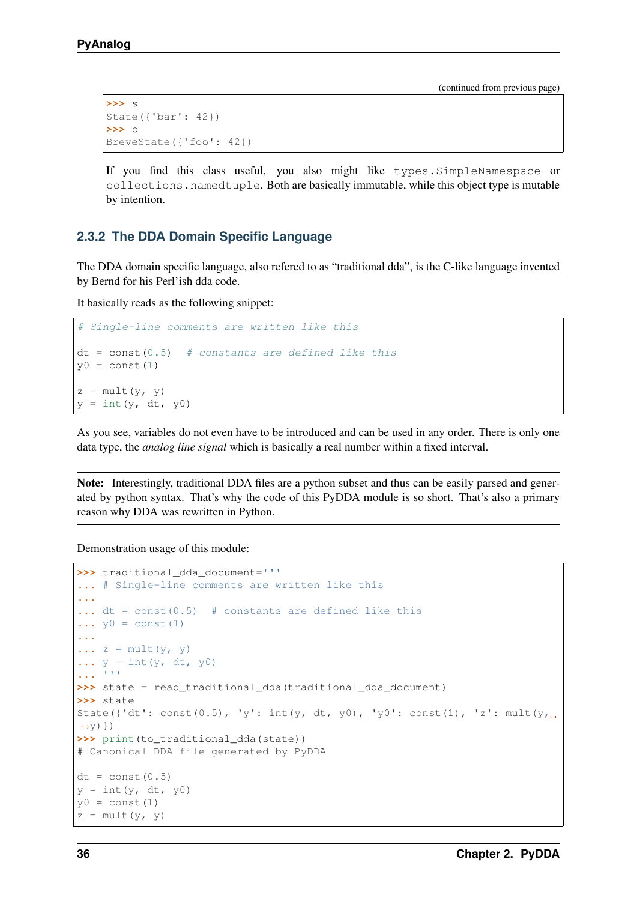(continued from previous page)

```
>>> s
State({'bar': 42})
>>> b
BreveState({'foo': 42})
```

If you find this class useful, you also might like `types.SimpleNamespace` or `collections.namedtuple`. Both are basically immutable, while this object type is mutable by intention.

### 2.3.2 The DDA Domain Specific Language

The DDA domain specific language, also refered to as "traditional dda", is the C-like language invented by Bernd for his Perl'ish dda code.

It basically reads as the following snippet:

```
# Single-line comments are written like this

dt = const(0.5)  # constants are defined like this
y0 = const(1)

z = mult(y, y)
y = int(y, dt, y0)
```

As you see, variables do not even have to be introduced and can be used in any order. There is only one data type, the *analog line signal* which is basically a real number within a fixed interval.

**Note:** Interestingly, traditional DDA files are a python subset and thus can be easily parsed and generated by python syntax. That's why the code of this PyDDA module is so short. That's also a primary reason why DDA was rewritten in Python.

Demonstration usage of this module:

```
>>> traditional_dda_document='''
... # Single-line comments are written like this
...
... dt = const(0.5)  # constants are defined like this
... y0 = const(1)
...
... z = mult(y, y)
... y = int(y, dt, y0)
... '''
>>> state = read_traditional_dda(traditional_dda_document)
>>> state
State({'dt': const(0.5), 'y': int(y, dt, y0), 'y0': const(1), 'z': mult(y,␣
↪y)})
>>> print(to_traditional_dda(state))
# Canonical DDA file generated by PyDDA

dt = const(0.5)
y = int(y, dt, y0)
y0 = const(1)
z = mult(y, y)
```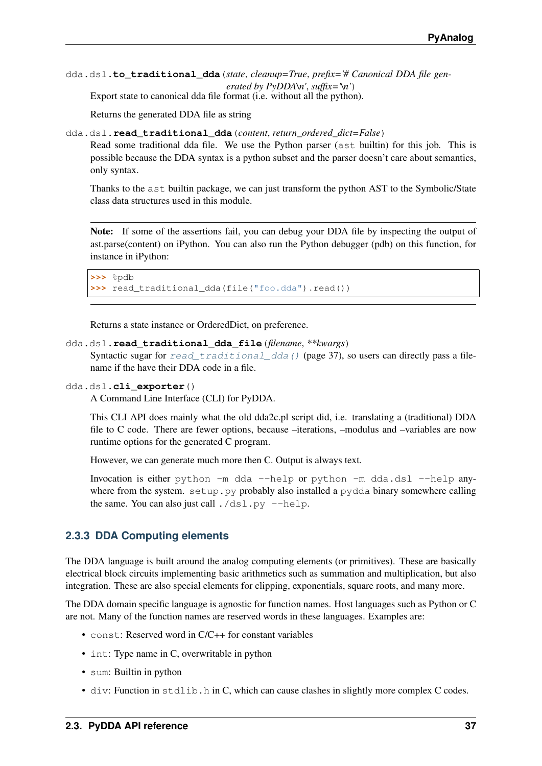`dda.dsl.to_traditional_dda(state, cleanup=True, prefix='# Canonical DDA file generated by PyDDA\n', suffix='\n')`

Export state to canonical dda file format (i.e. without all the python).

Returns the generated DDA file as string

`dda.dsl.read_traditional_dda(content, return_ordered_dict=False)`

Read some traditional dda file. We use the Python parser (`ast` builtin) for this job. This is possible because the DDA syntax is a python subset and the parser doesn't care about semantics, only syntax.

Thanks to the `ast` builtin package, we can just transform the python AST to the Symbolic/State class data structures used in this module.

**Note:** If some of the assertions fail, you can debug your DDA file by inspecting the output of ast.parse(content) on iPython. You can also run the Python debugger (pdb) on this function, for instance in iPython:

```
>>> %pdb
>>> read_traditional_dda(file("foo.dda").read())
```

Returns a state instance or OrderedDict, on preference.

`dda.dsl.read_traditional_dda_file(filename, **kwargs)`

Syntactic sugar for *read_traditional_dda()* (page 37), so users can directly pass a filename if the have their DDA code in a file.

`dda.dsl.cli_exporter()`

A Command Line Interface (CLI) for PyDDA.

This CLI API does mainly what the old dda2c.pl script did, i.e. translating a (traditional) DDA file to C code. There are fewer options, because –iterations, –modulus and –variables are now runtime options for the generated C program.

However, we can generate much more then C. Output is always text.

Invocation is either `python -m dda --help` or `python -m dda.dsl --help` anywhere from the system. `setup.py` probably also installed a `pydda` binary somewhere calling the same. You can also just call `./dsl.py --help`.

### 2.3.3 DDA Computing elements

The DDA language is built around the analog computing elements (or primitives). These are basically electrical block circuits implementing basic arithmetics such as summation and multiplication, but also integration. These are also special elements for clipping, exponentials, square roots, and many more.

The DDA domain specific language is agnostic for function names. Host languages such as Python or C are not. Many of the function names are reserved words in these languages. Examples are:

- `const`: Reserved word in C/C++ for constant variables
- `int`: Type name in C, overwritable in python
- `sum`: Builtin in python
- `div`: Function in `stdlib.h` in C, which can cause clashes in slightly more complex C codes.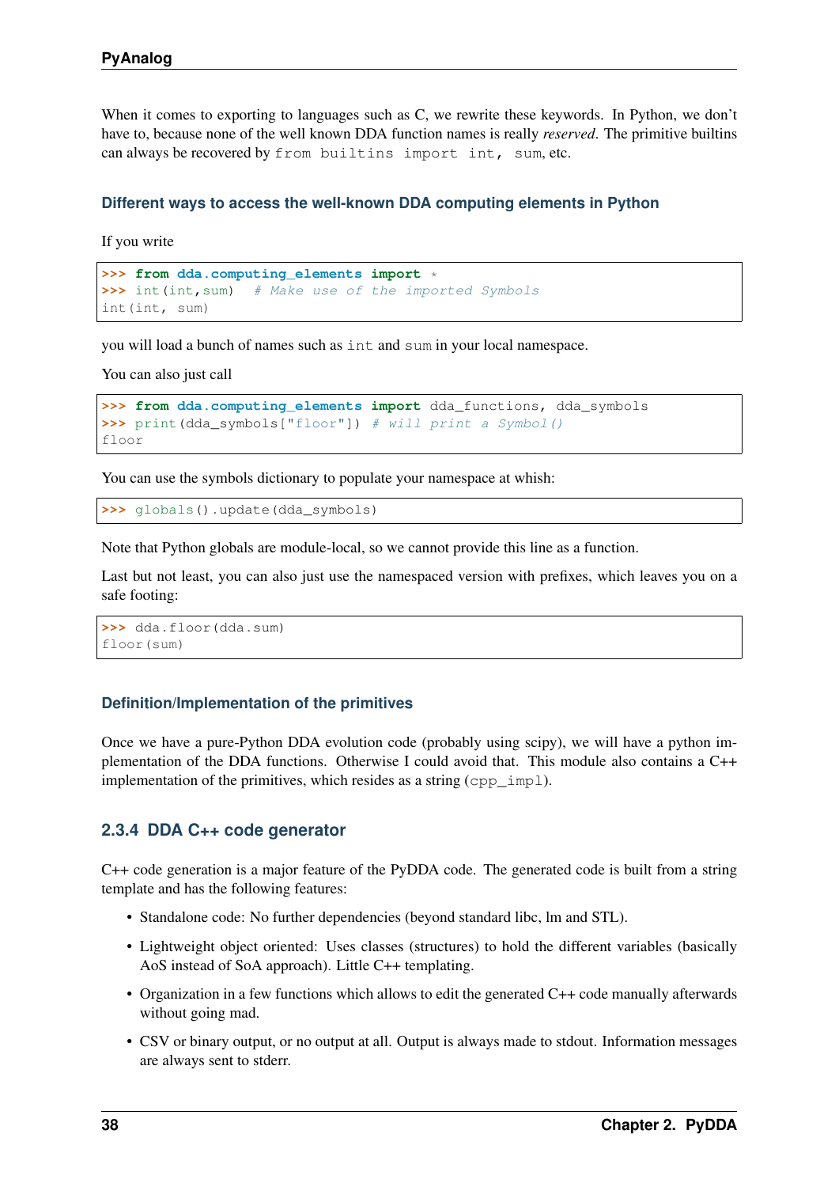When it comes to exporting to languages such as C, we rewrite these keywords. In Python, we don't have to, because none of the well known DDA function names is really *reserved*. The primitive builtins can always be recovered by `from builtins import int, sum`, etc.

### Different ways to access the well-known DDA computing elements in Python

If you write

```
>>> from dda.computing_elements import *
>>> int(int,sum)  # Make use of the imported Symbols
int(int, sum)
```

you will load a bunch of names such as `int` and `sum` in your local namespace.

You can also just call

```
>>> from dda.computing_elements import dda_functions, dda_symbols
>>> print(dda_symbols["floor"]) # will print a Symbol()
floor
```

You can use the symbols dictionary to populate your namespace at whish:

```
>>> globals().update(dda_symbols)
```

Note that Python globals are module-local, so we cannot provide this line as a function.

Last but not least, you can also just use the namespaced version with prefixes, which leaves you on a safe footing:

```
>>> dda.floor(dda.sum)
floor(sum)
```

### Definition/Implementation of the primitives

Once we have a pure-Python DDA evolution code (probably using scipy), we will have a python implementation of the DDA functions. Otherwise I could avoid that. This module also contains a C++ implementation of the primitives, which resides as a string (`cpp_impl`).

## 2.3.4 DDA C++ code generator

C++ code generation is a major feature of the PyDDA code. The generated code is built from a string template and has the following features:

- Standalone code: No further dependencies (beyond standard libc, lm and STL).
- Lightweight object oriented: Uses classes (structures) to hold the different variables (basically AoS instead of SoA approach). Little C++ templating.
- Organization in a few functions which allows to edit the generated C++ code manually afterwards without going mad.
- CSV or binary output, or no output at all. Output is always made to stdout. Information messages are always sent to stderr.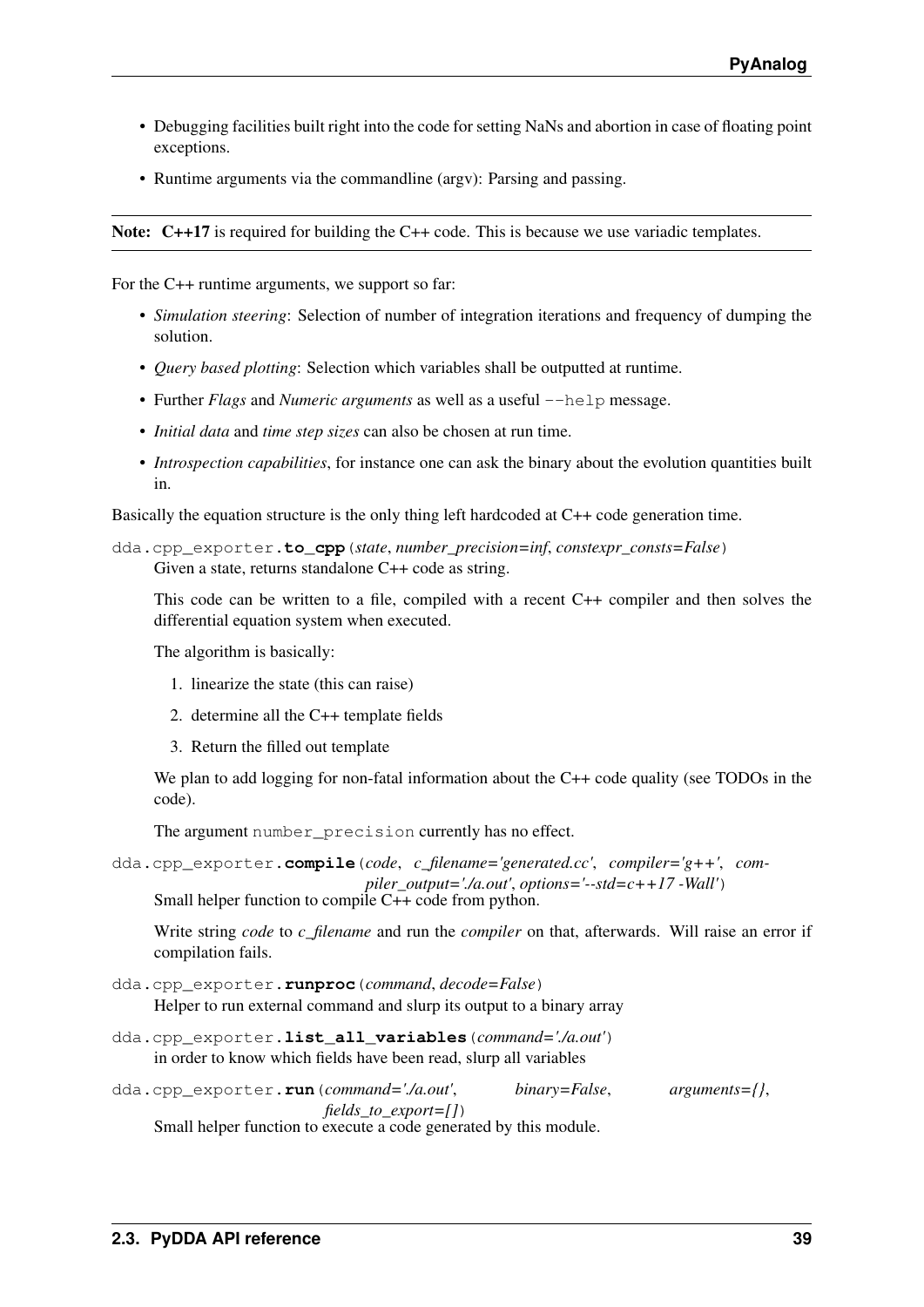- Debugging facilities built right into the code for setting NaNs and abortion in case of floating point exceptions.
- Runtime arguments via the commandline (argv): Parsing and passing.

**Note: C++17** is required for building the C++ code. This is because we use variadic templates.

For the C++ runtime arguments, we support so far:

- *Simulation steering*: Selection of number of integration iterations and frequency of dumping the solution.
- *Query based plotting*: Selection which variables shall be outputted at runtime.
- Further *Flags* and *Numeric arguments* as well as a useful `--help` message.
- *Initial data* and *time step sizes* can also be chosen at run time.
- *Introspection capabilities*, for instance one can ask the binary about the evolution quantities built in.

Basically the equation structure is the only thing left hardcoded at C++ code generation time.

`dda.cpp_exporter.`**`to_cpp`**(*state*, *number_precision=inf*, *constexpr_consts=False*)

Given a state, returns standalone C++ code as string.

This code can be written to a file, compiled with a recent C++ compiler and then solves the differential equation system when executed.

The algorithm is basically:

1. linearize the state (this can raise)
2. determine all the C++ template fields
3. Return the filled out template

We plan to add logging for non-fatal information about the C++ code quality (see TODOs in the code).

The argument `number_precision` currently has no effect.

`dda.cpp_exporter.`**`compile`**(*code*, *c_filename='generated.cc'*, *compiler='g++'*, *compiler_output='./a.out'*, *options='--std=c++17 -Wall'*)

Small helper function to compile C++ code from python.

Write string *code* to *c_filename* and run the *compiler* on that, afterwards. Will raise an error if compilation fails.

`dda.cpp_exporter.`**`runproc`**(*command*, *decode=False*)

Helper to run external command and slurp its output to a binary array

`dda.cpp_exporter.`**`list_all_variables`**(*command='./a.out'*)

in order to know which fields have been read, slurp all variables

`dda.cpp_exporter.`**`run`**(*command='./a.out'*, *binary=False*, *arguments={}*, *fields_to_export=[]*)

Small helper function to execute a code generated by this module.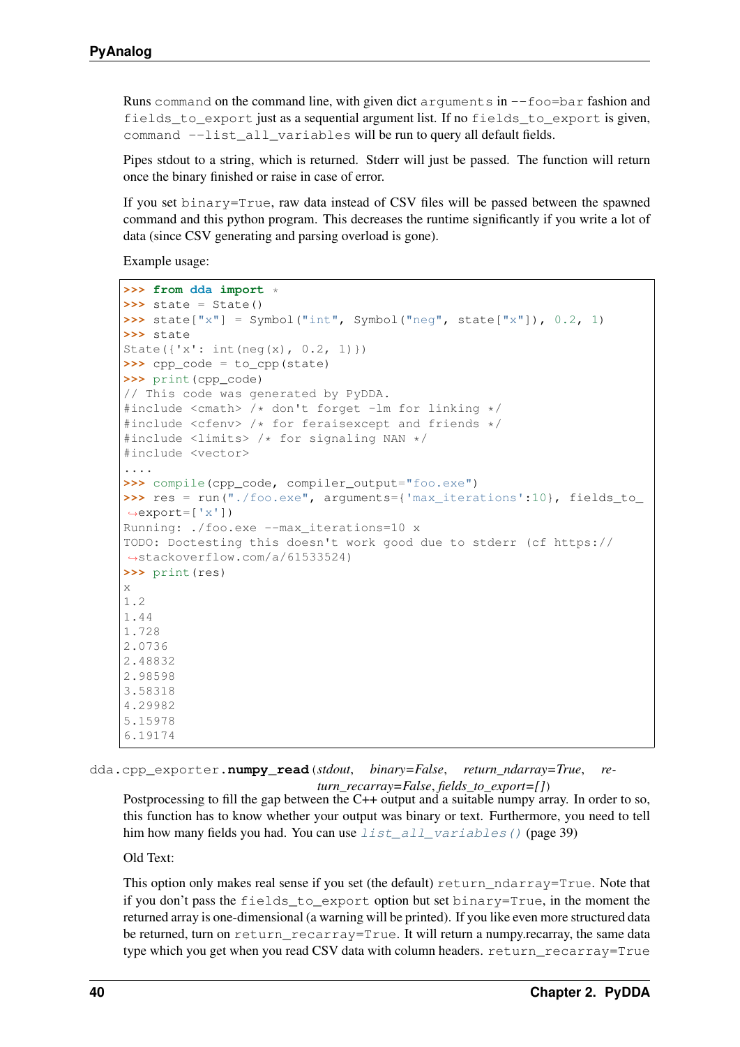Runs `command` on the command line, with given dict `arguments` in `--foo=bar` fashion and `fields_to_export` just as a sequential argument list. If no `fields_to_export` is given, `command --list_all_variables` will be run to query all default fields.

Pipes stdout to a string, which is returned. Stderr will just be passed. The function will return once the binary finished or raise in case of error.

If you set `binary=True`, raw data instead of CSV files will be passed between the spawned command and this python program. This decreases the runtime significantly if you write a lot of data (since CSV generating and parsing overload is gone).

Example usage:

```
>>> from dda import *
>>> state = State()
>>> state["x"] = Symbol("int", Symbol("neg", state["x"]), 0.2, 1)
>>> state
State({'x': int(neg(x), 0.2, 1)})
>>> cpp_code = to_cpp(state)
>>> print(cpp_code)
// This code was generated by PyDDA.
#include <cmath> /* don't forget -lm for linking */
#include <cfenv> /* for feraisexcept and friends */
#include <limits> /* for signaling NAN */
#include <vector>
....
>>> compile(cpp_code, compiler_output="foo.exe")
>>> res = run("./foo.exe", arguments={'max_iterations':10}, fields_to_
↪export=['x'])
Running: ./foo.exe --max_iterations=10 x
TODO: Doctesting this doesn't work good due to stderr (cf https://
↪stackoverflow.com/a/61533524)
>>> print(res)
x
1.2
1.44
1.728
2.0736
2.48832
2.98598
3.58318
4.29982
5.15978
6.19174
```

`dda.cpp_exporter.`**`numpy_read`**(*stdout*, *binary=False*, *return_ndarray=True*, *return_recarray=False*, *fields_to_export=[]*)

Postprocessing to fill the gap between the C++ output and a suitable numpy array. In order to so, this function has to know whether your output was binary or text. Furthermore, you need to tell him how many fields you had. You can use `list_all_variables()` (page 39)

Old Text:

This option only makes real sense if you set (the default) `return_ndarray=True`. Note that if you don't pass the `fields_to_export` option but set `binary=True`, in the moment the returned array is one-dimensional (a warning will be printed). If you like even more structured data be returned, turn on `return_recarray=True`. It will return a numpy.recarray, the same data type which you get when you read CSV data with column headers. `return_recarray=True`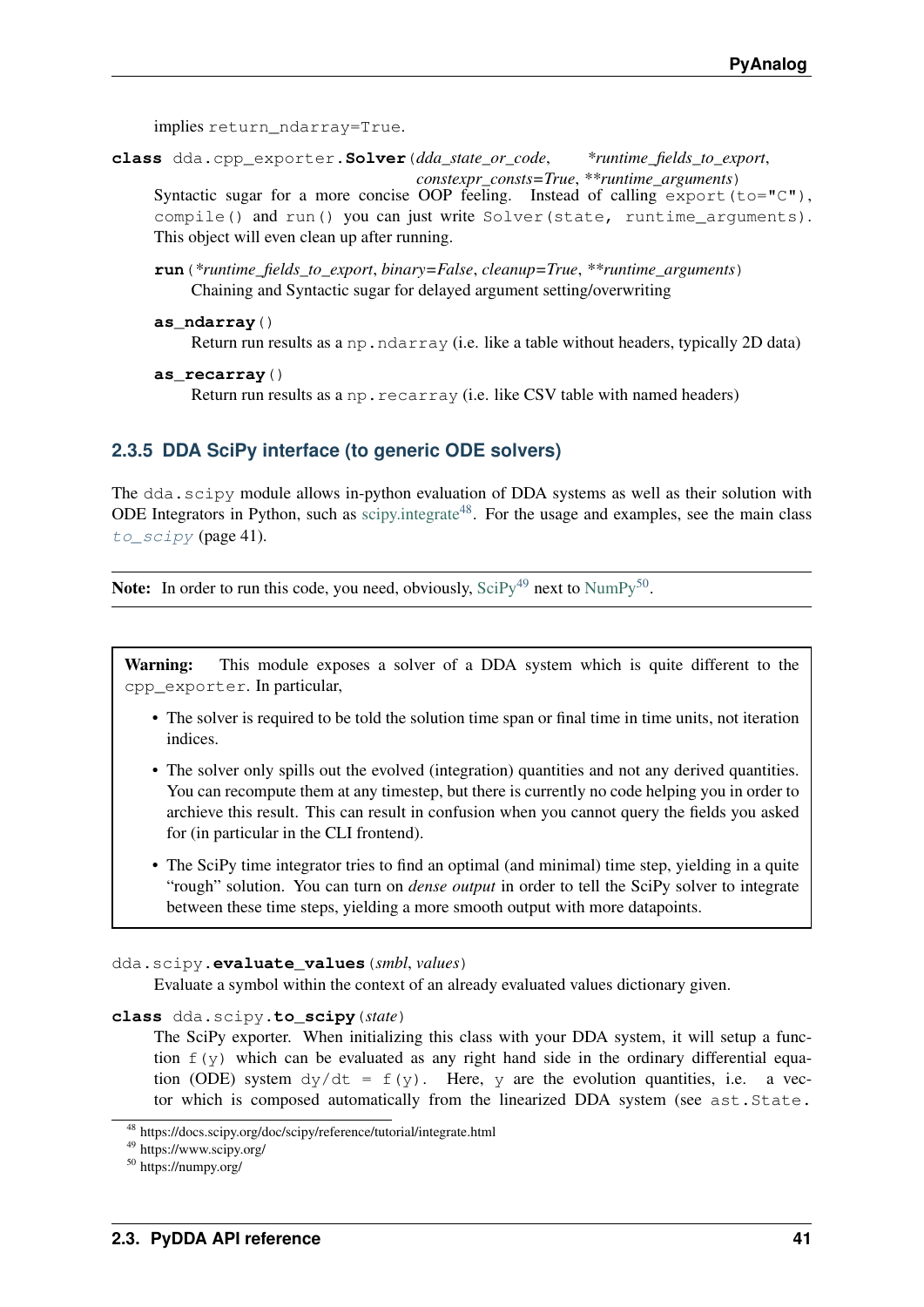implies `return_ndarray=True`.

**class** `dda.cpp_exporter.`**`Solver`**(*dda_state_or_code*, **runtime_fields_to_export*, *constexpr_consts=True*, ***runtime_arguments*)

Syntactic sugar for a more concise OOP feeling. Instead of calling `export(to="C")`, `compile()` and `run()` you can just write `Solver(state, runtime_arguments)`. This object will even clean up after running.

**`run`**(**runtime_fields_to_export*, *binary=False*, *cleanup=True*, ***runtime_arguments*)
Chaining and Syntactic sugar for delayed argument setting/overwriting

**`as_ndarray`**()
Return run results as a `np.ndarray` (i.e. like a table without headers, typically 2D data)

**`as_recarray`**()
Return run results as a `np.recarray` (i.e. like CSV table with named headers)

### 2.3.5 DDA SciPy interface (to generic ODE solvers)

The `dda.scipy` module allows in-python evaluation of DDA systems as well as their solution with ODE Integrators in Python, such as scipy.integrate[48]. For the usage and examples, see the main class `to_scipy` (page 41).

**Note:** In order to run this code, you need, obviously, SciPy[49] next to NumPy[50].

**Warning:** This module exposes a solver of a DDA system which is quite different to the `cpp_exporter`. In particular,

- The solver is required to be told the solution time span or final time in time units, not iteration indices.
- The solver only spills out the evolved (integration) quantities and not any derived quantities. You can recompute them at any timestep, but there is currently no code helping you in order to archieve this result. This can result in confusion when you cannot query the fields you asked for (in particular in the CLI frontend).
- The SciPy time integrator tries to find an optimal (and minimal) time step, yielding in a quite "rough" solution. You can turn on *dense output* in order to tell the SciPy solver to integrate between these time steps, yielding a more smooth output with more datapoints.

`dda.scipy.`**`evaluate_values`**(*smbl*, *values*)
Evaluate a symbol within the context of an already evaluated values dictionary given.

**class** `dda.scipy.`**`to_scipy`**(*state*)
The SciPy exporter. When initializing this class with your DDA system, it will setup a function `f(y)` which can be evaluated as any right hand side in the ordinary differential equation (ODE) system `dy/dt = f(y)`. Here, `y` are the evolution quantities, i.e. a vector which is composed automatically from the linearized DDA system (see `ast.State.`

[48] https://docs.scipy.org/doc/scipy/reference/tutorial/integrate.html
[49] https://www.scipy.org/
[50] https://numpy.org/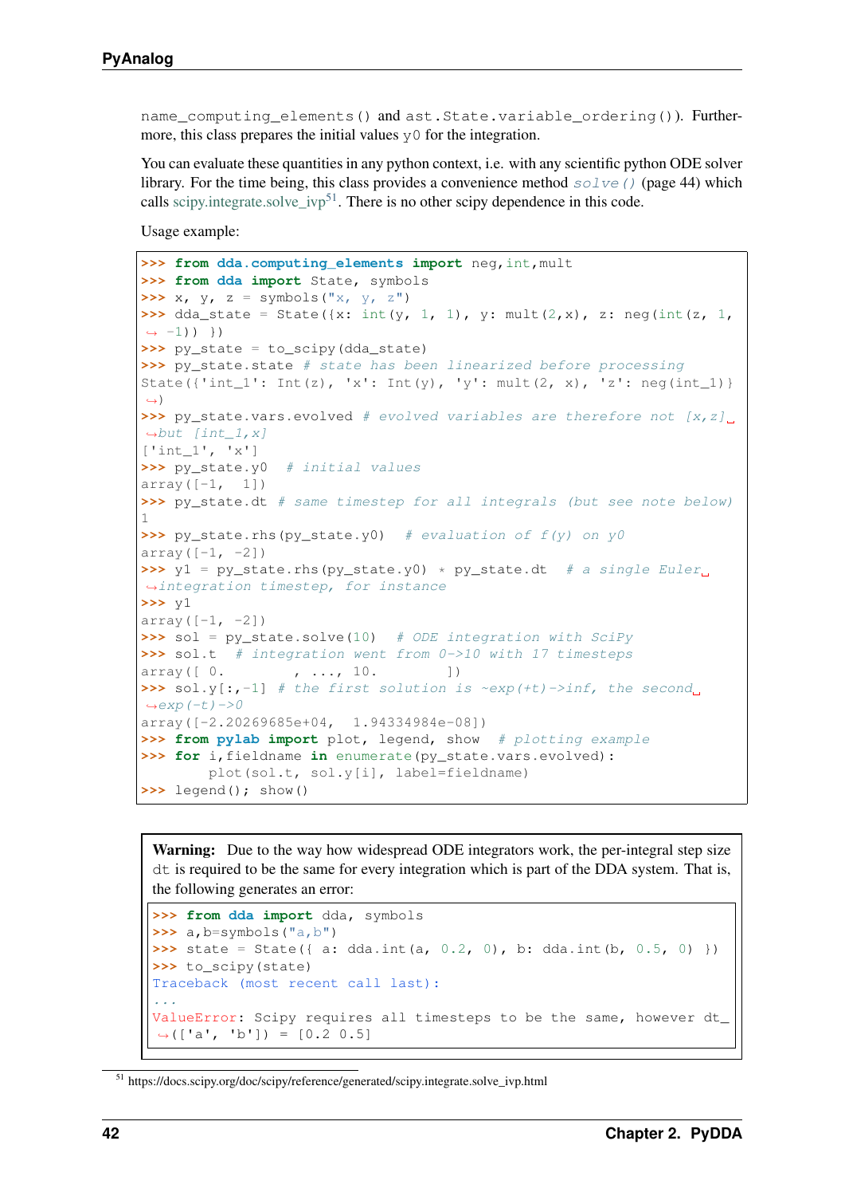name_computing_elements() and ast.State.variable_ordering()). Furthermore, this class prepares the initial values y0 for the integration.

You can evaluate these quantities in any python context, i.e. with any scientific python ODE solver library. For the time being, this class provides a convenience method *solve()* (page 44) which calls scipy.integrate.solve_ivp[51]. There is no other scipy dependence in this code.

Usage example:

```
>>> from dda.computing_elements import neg,int,mult
>>> from dda import State, symbols
>>> x, y, z = symbols("x, y, z")
>>> dda_state = State({x: int(y, 1, 1), y: mult(2,x), z: neg(int(z, 1,
↪ -1)) })
>>> py_state = to_scipy(dda_state)
>>> py_state.state # state has been linearized before processing
State({'int_1': Int(z), 'x': Int(y), 'y': mult(2, x), 'z': neg(int_1)}
↪)
>>> py_state.vars.evolved # evolved variables are therefore not [x,z]␣
↪but [int_1,x]
['int_1', 'x']
>>> py_state.y0  # initial values
array([-1,  1])
>>> py_state.dt # same timestep for all integrals (but see note below)
1
>>> py_state.rhs(py_state.y0)  # evaluation of f(y) on y0
array([-1, -2])
>>> y1 = py_state.rhs(py_state.y0) * py_state.dt  # a single Euler␣
↪integration timestep, for instance
>>> y1
array([-1, -2])
>>> sol = py_state.solve(10)  # ODE integration with SciPy
>>> sol.t  # integration went from 0->10 with 17 timesteps
array([ 0.        , ..., 10.        ])
>>> sol.y[:,-1] # the first solution is ~exp(+t)->inf, the second␣
↪exp(-t)->0
array([-2.20269685e+04,  1.94334984e-08])
>>> from pylab import plot, legend, show  # plotting example
>>> for i,fieldname in enumerate(py_state.vars.evolved):
        plot(sol.t, sol.y[i], label=fieldname)
>>> legend(); show()
```

**Warning:** Due to the way how widespread ODE integrators work, the per-integral step size dt is required to be the same for every integration which is part of the DDA system. That is, the following generates an error:

```
>>> from dda import dda, symbols
>>> a,b=symbols("a,b")
>>> state = State({ a: dda.int(a, 0.2, 0), b: dda.int(b, 0.5, 0) })
>>> to_scipy(state)
Traceback (most recent call last):
...
ValueError: Scipy requires all timesteps to be the same, however dt_
↪(['a', 'b']) = [0.2 0.5]
```

[51] https://docs.scipy.org/doc/scipy/reference/generated/scipy.integrate.solve_ivp.html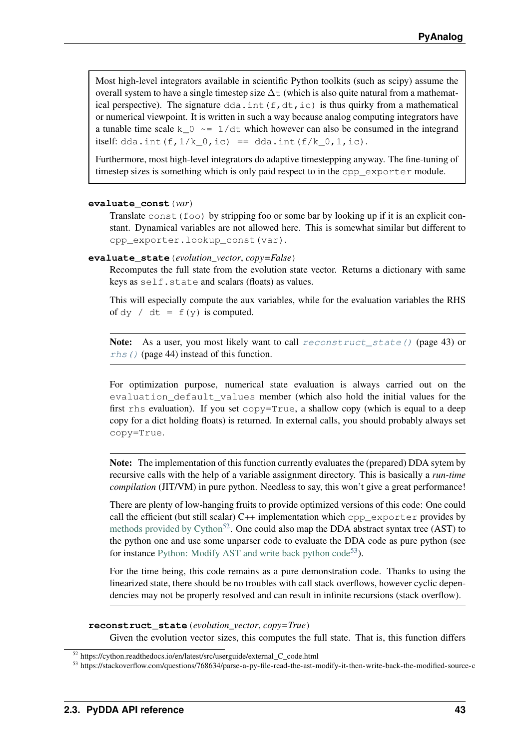> Most high-level integrators available in scientific Python toolkits (such as scipy) assume the overall system to have a single timestep size $\Delta$`t` (which is also quite natural from a mathematical perspective). The signature `dda.int(f,dt,ic)` is thus quirky from a mathematical or numerical viewpoint. It is written in such a way because analog computing integrators have a tunable time scale `k_0 ~= 1/dt` which however can also be consumed in the integrand itself: `dda.int(f,1/k_0,ic) == dda.int(f/k_0,1,ic)`.
>
> Furthermore, most high-level integrators do adaptive timestepping anyway. The fine-tuning of timestep sizes is something which is only paid respect to in the `cpp_exporter` module.

**evaluate_const**(*var*)

Translate `const(foo)` by stripping foo or some bar by looking up if it is an explicit constant. Dynamical variables are not allowed here. This is somewhat similar but different to `cpp_exporter.lookup_const(var)`.

**evaluate_state**(*evolution_vector*, *copy=False*)

Recomputes the full state from the evolution state vector. Returns a dictionary with same keys as `self.state` and scalars (floats) as values.

This will especially compute the aux variables, while for the evaluation variables the RHS of `dy / dt = f(y)` is computed.

> **Note:** As a user, you most likely want to call `reconstruct_state()` (page 43) or `rhs()` (page 44) instead of this function.

For optimization purpose, numerical state evaluation is always carried out on the `evaluation_default_values` member (which also hold the initial values for the first `rhs` evaluation). If you set `copy=True`, a shallow copy (which is equal to a deep copy for a dict holding floats) is returned. In external calls, you should probably always set `copy=True`.

> **Note:** The implementation of this function currently evaluates the (prepared) DDA sytem by recursive calls with the help of a variable assignment directory. This is basically a *run-time compilation* (JIT/VM) in pure python. Needless to say, this won't give a great performance!
>
> There are plenty of low-hanging fruits to provide optimized versions of this code: One could call the efficient (but still scalar) C++ implementation which `cpp_exporter` provides by methods provided by Cython[52]. One could also map the DDA abstract syntax tree (AST) to the python one and use some unparser code to evaluate the DDA code as pure python (see for instance Python: Modify AST and write back python code[53]).
>
> For the time being, this code remains as a pure demonstration code. Thanks to using the linearized state, there should be no troubles with call stack overflows, however cyclic dependencies may not be properly resolved and can result in infinite recursions (stack overflow).

**reconstruct_state**(*evolution_vector*, *copy=True*)

Given the evolution vector sizes, this computes the full state. That is, this function differs

[52] https://cython.readthedocs.io/en/latest/src/userguide/external_C_code.html

[53] https://stackoverflow.com/questions/768634/parse-a-py-file-read-the-ast-modify-it-then-write-back-the-modified-source-c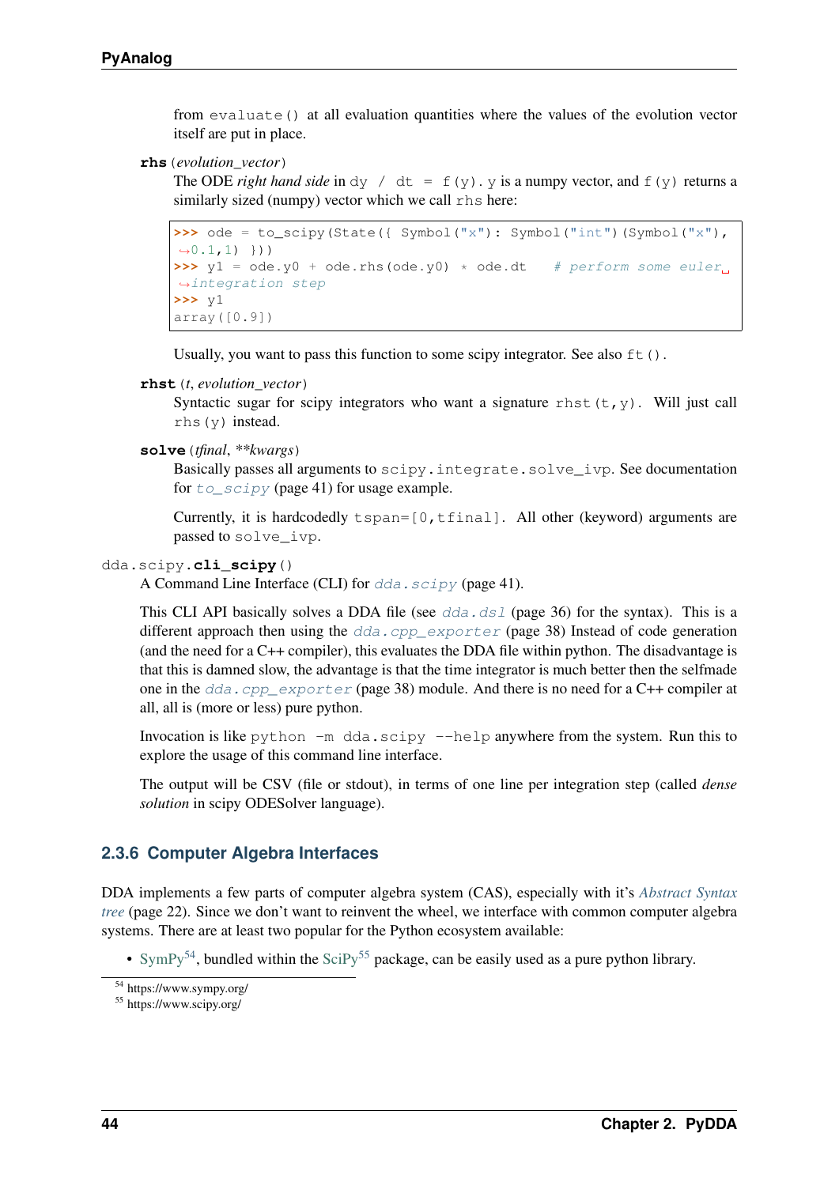from `evaluate()` at all evaluation quantities where the values of the evolution vector itself are put in place.

**rhs** (*evolution_vector*)

The ODE *right hand side* in `dy / dt = f(y)`. `y` is a numpy vector, and `f(y)` returns a similarly sized (numpy) vector which we call `rhs` here:

```
>>> ode = to_scipy(State({ Symbol("x"): Symbol("int")(Symbol("x"), 0.1,1) }))
>>> y1 = ode.y0 + ode.rhs(ode.y0) * ode.dt   # perform some euler integration step
>>> y1
array([0.9])
```

Usually, you want to pass this function to some scipy integrator. See also `ft()`.

**rhst** (*t, evolution_vector*)

Syntactic sugar for scipy integrators who want a signature `rhst(t,y)`. Will just call `rhs(y)` instead.

**solve** (*tfinal, **kwargs*)

Basically passes all arguments to `scipy.integrate.solve_ivp`. See documentation for `to_scipy` (page 41) for usage example.

Currently, it is hardcodedly `tspan=[0,tfinal]`. All other (keyword) arguments are passed to `solve_ivp`.

`dda.scipy.`**cli_scipy**()

A Command Line Interface (CLI) for `dda.scipy` (page 41).

This CLI API basically solves a DDA file (see `dda.dsl` (page 36) for the syntax). This is a different approach then using the `dda.cpp_exporter` (page 38) Instead of code generation (and the need for a C++ compiler), this evaluates the DDA file within python. The disadvantage is that this is damned slow, the advantage is that the time integrator is much better then the selfmade one in the `dda.cpp_exporter` (page 38) module. And there is no need for a C++ compiler at all, all is (more or less) pure python.

Invocation is like `python -m dda.scipy --help` anywhere from the system. Run this to explore the usage of this command line interface.

The output will be CSV (file or stdout), in terms of one line per integration step (called *dense solution* in scipy ODESolver language).

### 2.3.6 Computer Algebra Interfaces

DDA implements a few parts of computer algebra system (CAS), especially with it's *Abstract Syntax tree* (page 22). Since we don't want to reinvent the wheel, we interface with common computer algebra systems. There are at least two popular for the Python ecosystem available:

- SymPy[54], bundled within the SciPy[55] package, can be easily used as a pure python library.

[54] https://www.sympy.org/

[55] https://www.scipy.org/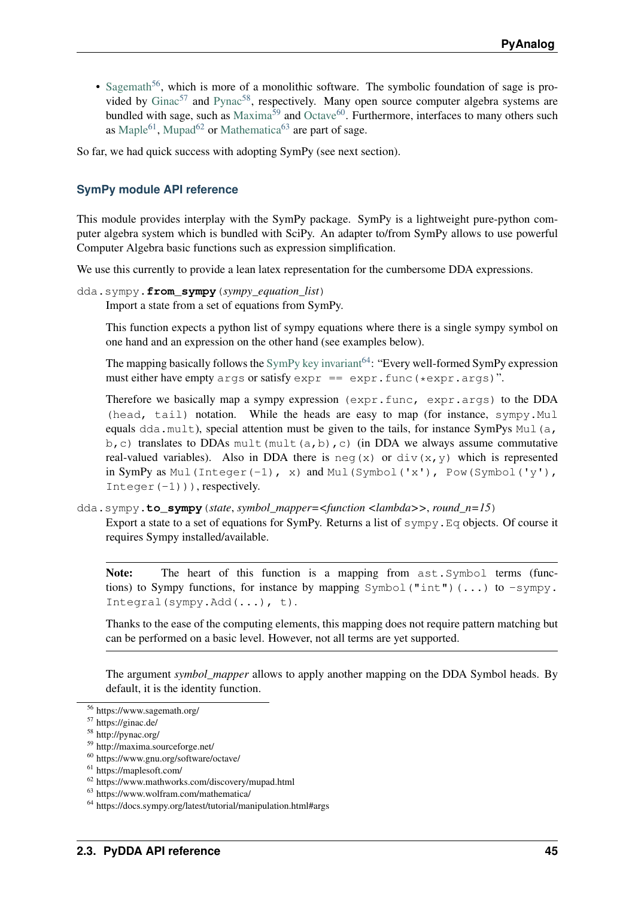- Sagemath[56], which is more of a monolithic software. The symbolic foundation of sage is provided by Ginac[57] and Pynac[58], respectively. Many open source computer algebra systems are bundled with sage, such as Maxima[59] and Octave[60]. Furthermore, interfaces to many others such as Maple[61], Mupad[62] or Mathematica[63] are part of sage.

So far, we had quick success with adopting SymPy (see next section).

### SymPy module API reference

This module provides interplay with the SymPy package. SymPy is a lightweight pure-python computer algebra system which is bundled with SciPy. An adapter to/from SymPy allows to use powerful Computer Algebra basic functions such as expression simplification.

We use this currently to provide a lean latex representation for the cumbersome DDA expressions.

`dda.sympy.`**`from_sympy`**(*sympy_equation_list*)

Import a state from a set of equations from SymPy.

This function expects a python list of sympy equations where there is a single sympy symbol on one hand and an expression on the other hand (see examples below).

The mapping basically follows the SymPy key invariant[64]: "Every well-formed SymPy expression must either have empty `args` or satisfy `expr == expr.func(*expr.args)`".

Therefore we basically map a sympy expression `(expr.func, expr.args)` to the DDA `(head, tail)` notation. While the heads are easy to map (for instance, `sympy.Mul` equals `dda.mult`), special attention must be given to the tails, for instance SymPys `Mul(a, b,c)` translates to DDAs `mult(mult(a,b),c)` (in DDA we always assume commutative real-valued variables). Also in DDA there is `neg(x)` or `div(x,y)` which is represented in SymPy as `Mul(Integer(-1), x)` and `Mul(Symbol('x'), Pow(Symbol('y'), Integer(-1)))`, respectively.

`dda.sympy.`**`to_sympy`**(*state*, *symbol_mapper=<function <lambda>>*, *round_n=15*)

Export a state to a set of equations for SymPy. Returns a list of `sympy.Eq` objects. Of course it requires Sympy installed/available.

> **Note:** The heart of this function is a mapping from `ast.Symbol` terms (functions) to Sympy functions, for instance by mapping `Symbol("int")(...)` to `-sympy.Integral(sympy.Add(...), t)`.
>
> Thanks to the ease of the computing elements, this mapping does not require pattern matching but can be performed on a basic level. However, not all terms are yet supported.

The argument *symbol_mapper* allows to apply another mapping on the DDA Symbol heads. By default, it is the identity function.

---

[56] https://www.sagemath.org/
[57] https://ginac.de/
[58] http://pynac.org/
[59] http://maxima.sourceforge.net/
[60] https://www.gnu.org/software/octave/
[61] https://maplesoft.com/
[62] https://www.mathworks.com/discovery/mupad.html
[63] https://www.wolfram.com/mathematica/
[64] https://docs.sympy.org/latest/tutorial/manipulation.html#args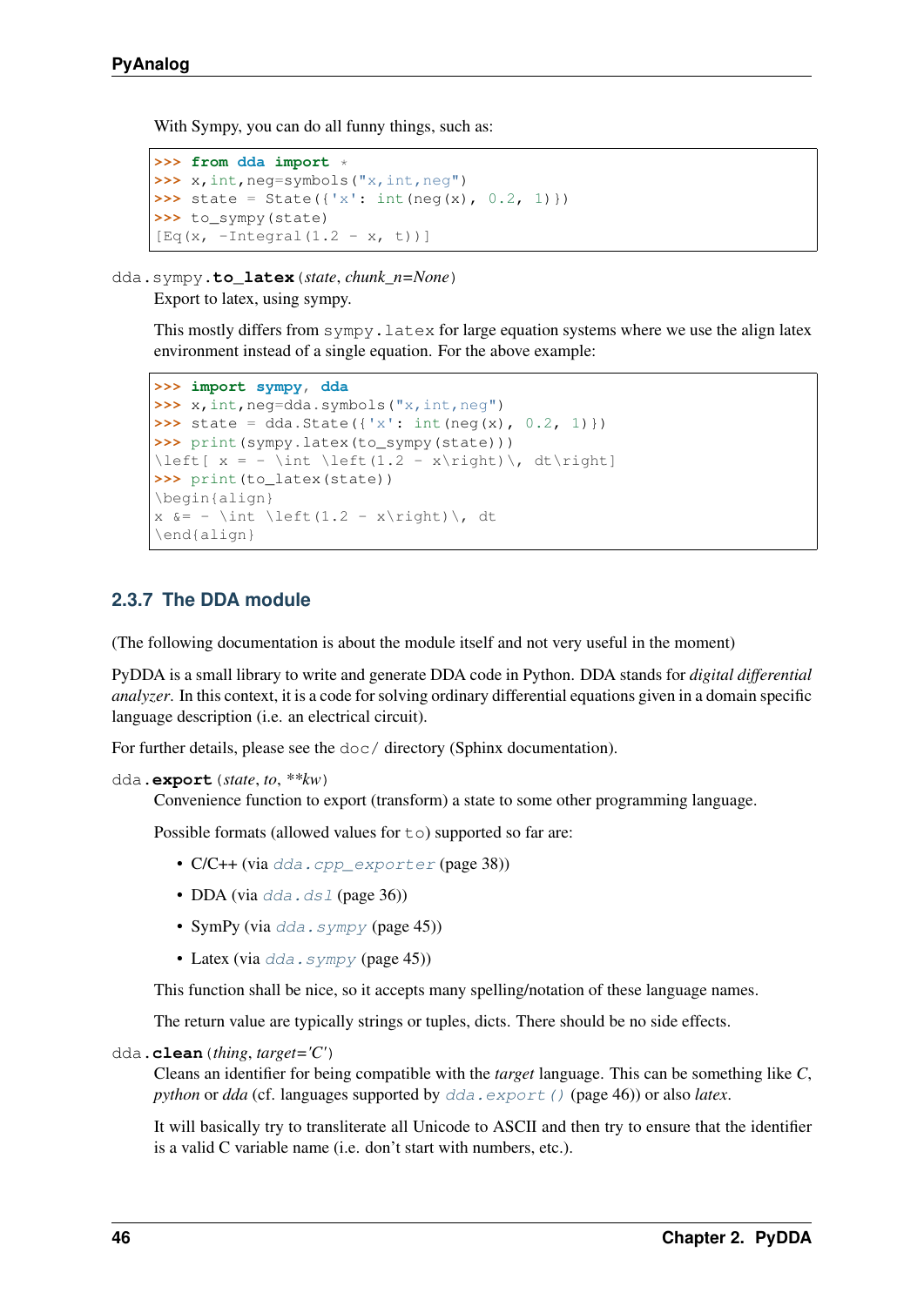With Sympy, you can do all funny things, such as:

```
>>> from dda import *
>>> x,int,neg=symbols("x,int,neg")
>>> state = State({'x': int(neg(x), 0.2, 1)})
>>> to_sympy(state)
[Eq(x, -Integral(1.2 - x, t))]
```

`dda.sympy.to_latex(state, chunk_n=None)`

Export to latex, using sympy.

This mostly differs from `sympy.latex` for large equation systems where we use the align latex environment instead of a single equation. For the above example:

```
>>> import sympy, dda
>>> x,int,neg=dda.symbols("x,int,neg")
>>> state = dda.State({'x': int(neg(x), 0.2, 1)})
>>> print(sympy.latex(to_sympy(state)))
\left[ x = - \int \left(1.2 - x\right)\, dt\right]
>>> print(to_latex(state))
\begin{align}
x &= - \int \left(1.2 - x\right)\, dt
\end{align}
```

### 2.3.7 The DDA module

(The following documentation is about the module itself and not very useful in the moment)

PyDDA is a small library to write and generate DDA code in Python. DDA stands for *digital differential analyzer*. In this context, it is a code for solving ordinary differential equations given in a domain specific language description (i.e. an electrical circuit).

For further details, please see the `doc/` directory (Sphinx documentation).

`dda.export(state, to, **kw)`

Convenience function to export (transform) a state to some other programming language.

Possible formats (allowed values for `to`) supported so far are:

- C/C++ (via `dda.cpp_exporter` (page 38))
- DDA (via `dda.dsl` (page 36))
- SymPy (via `dda.sympy` (page 45))
- Latex (via `dda.sympy` (page 45))

This function shall be nice, so it accepts many spelling/notation of these language names.

The return value are typically strings or tuples, dicts. There should be no side effects.

`dda.clean(thing, target='C')`

Cleans an identifier for being compatible with the *target* language. This can be something like *C*, *python* or *dda* (cf. languages supported by `dda.export()` (page 46)) or also *latex*.

It will basically try to transliterate all Unicode to ASCII and then try to ensure that the identifier is a valid C variable name (i.e. don't start with numbers, etc.).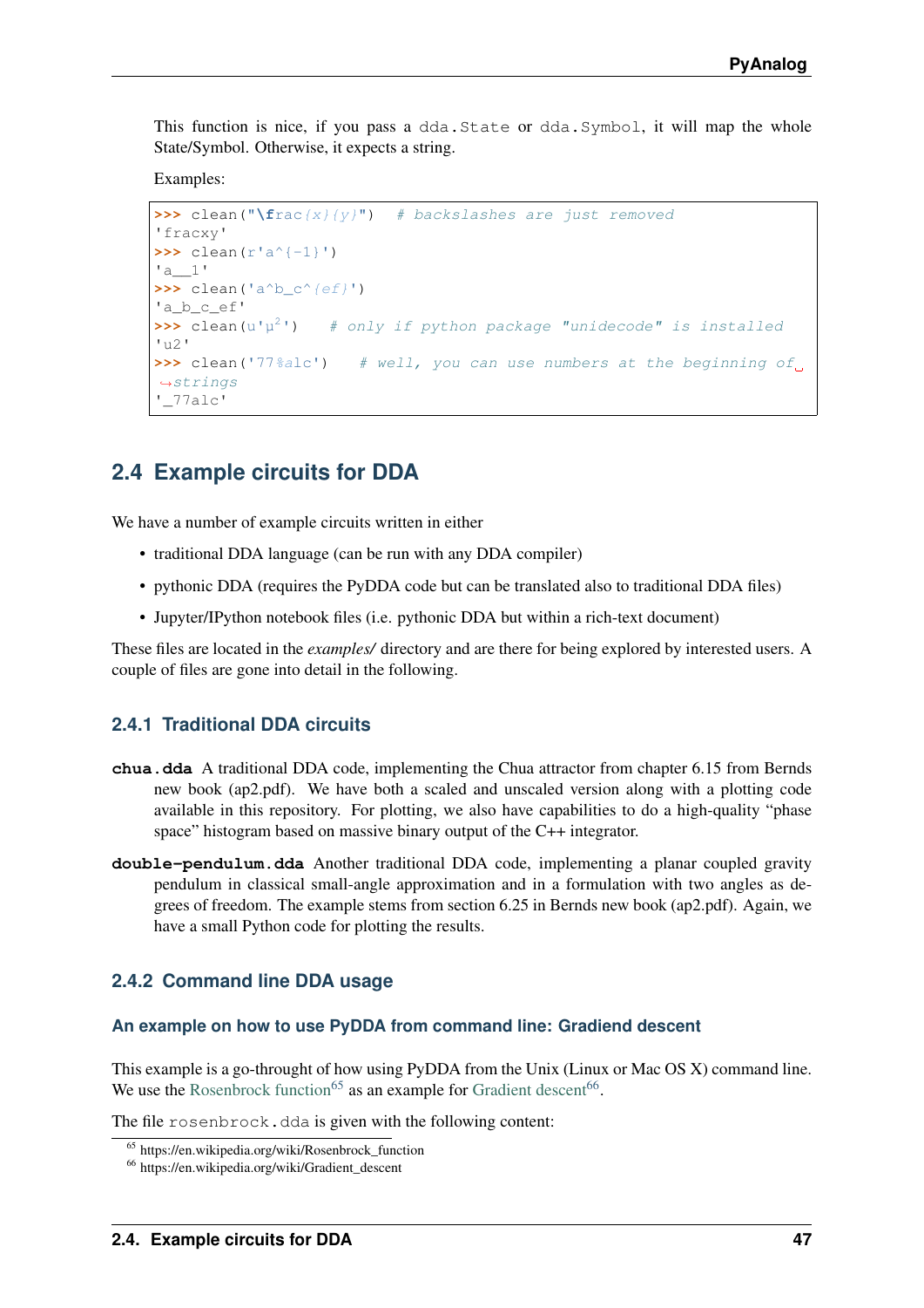This function is nice, if you pass a `dda.State` or `dda.Symbol`, it will map the whole State/Symbol. Otherwise, it expects a string.

Examples:

```
>>> clean("\frac{x}{y}")  # backslashes are just removed
'fracxy'
>>> clean(r'a^{-1}')
'a__1'
>>> clean('a^b_c^{ef}')
'a_b_c_ef'
>>> clean(u'μ²')   # only if python package "unidecode" is installed
'u2'
>>> clean('77%alc')   # well, you can use numbers at the beginning of␣
↪strings
'_77alc'
```

## 2.4 Example circuits for DDA

We have a number of example circuits written in either

- traditional DDA language (can be run with any DDA compiler)
- pythonic DDA (requires the PyDDA code but can be translated also to traditional DDA files)
- Jupyter/IPython notebook files (i.e. pythonic DDA but within a rich-text document)

These files are located in the *examples/* directory and are there for being explored by interested users. A couple of files are gone into detail in the following.

### 2.4.1 Traditional DDA circuits

**chua.dda** A traditional DDA code, implementing the Chua attractor from chapter 6.15 from Bernds new book (ap2.pdf). We have both a scaled and unscaled version along with a plotting code available in this repository. For plotting, we also have capabilities to do a high-quality "phase space" histogram based on massive binary output of the C++ integrator.

**double-pendulum.dda** Another traditional DDA code, implementing a planar coupled gravity pendulum in classical small-angle approximation and in a formulation with two angles as degrees of freedom. The example stems from section 6.25 in Bernds new book (ap2.pdf). Again, we have a small Python code for plotting the results.

### 2.4.2 Command line DDA usage

#### An example on how to use PyDDA from command line: Gradiend descent

This example is a go-throught of how using PyDDA from the Unix (Linux or Mac OS X) command line. We use the Rosenbrock function[65] as an example for Gradient descent[66].

The file `rosenbrock.dda` is given with the following content:

[65] https://en.wikipedia.org/wiki/Rosenbrock_function

[66] https://en.wikipedia.org/wiki/Gradient_descent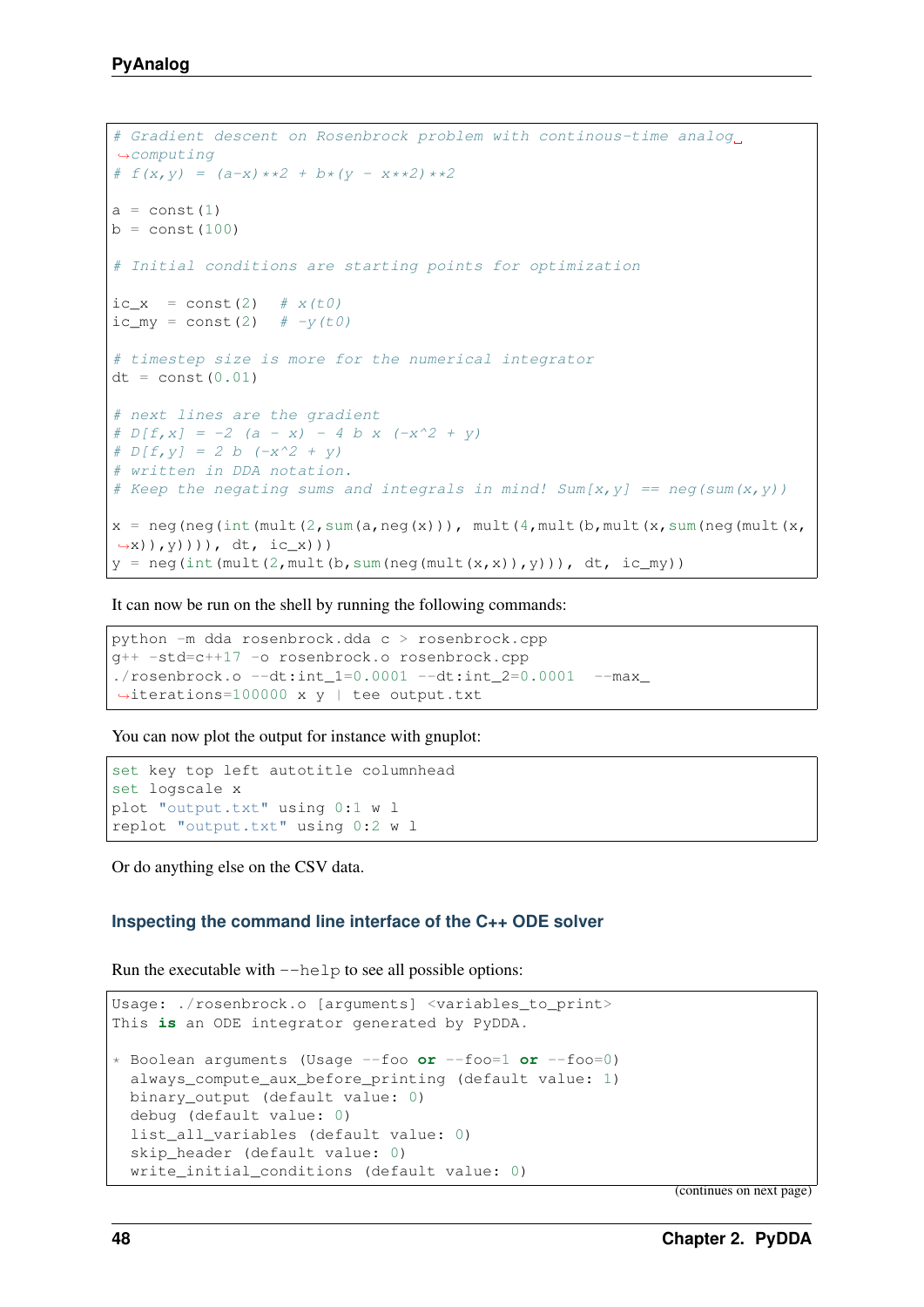```
# Gradient descent on Rosenbrock problem with continous-time analog computing
# f(x,y) = (a-x)**2 + b*(y - x**2)**2

a = const(1)
b = const(100)

# Initial conditions are starting points for optimization

ic_x  = const(2)   # x(t0)
ic_my = const(2)   # -y(t0)

# timestep size is more for the numerical integrator
dt = const(0.01)

# next lines are the gradient
# D[f,x] = -2 (a - x) - 4 b x (-x^2 + y)
# D[f,y] = 2 b (-x^2 + y)
# written in DDA notation.
# Keep the negating sums and integrals in mind! Sum[x,y] == neg(sum(x,y))

x = neg(neg(int(mult(2,sum(a,neg(x))), mult(4,mult(b,mult(x,sum(neg(mult(x,x)),y))))), dt, ic_x)))
y = neg(int(mult(2,mult(b,sum(neg(mult(x,x)),y))), dt, ic_my))
```

It can now be run on the shell by running the following commands:

```
python -m dda rosenbrock.dda c > rosenbrock.cpp
g++ -std=c++17 -o rosenbrock.o rosenbrock.cpp
./rosenbrock.o --dt:int_1=0.0001 --dt:int_2=0.0001  --max_iterations=100000 x y | tee output.txt
```

You can now plot the output for instance with gnuplot:

```
set key top left autotitle columnhead
set logscale x
plot "output.txt" using 0:1 w l
replot "output.txt" using 0:2 w l
```

Or do anything else on the CSV data.

### Inspecting the command line interface of the C++ ODE solver

Run the executable with `--help` to see all possible options:

```
Usage: ./rosenbrock.o [arguments] <variables_to_print>
This is an ODE integrator generated by PyDDA.

* Boolean arguments (Usage --foo or --foo=1 or --foo=0)
  always_compute_aux_before_printing (default value: 1)
  binary_output (default value: 0)
  debug (default value: 0)
  list_all_variables (default value: 0)
  skip_header (default value: 0)
  write_initial_conditions (default value: 0)
```

(continues on next page)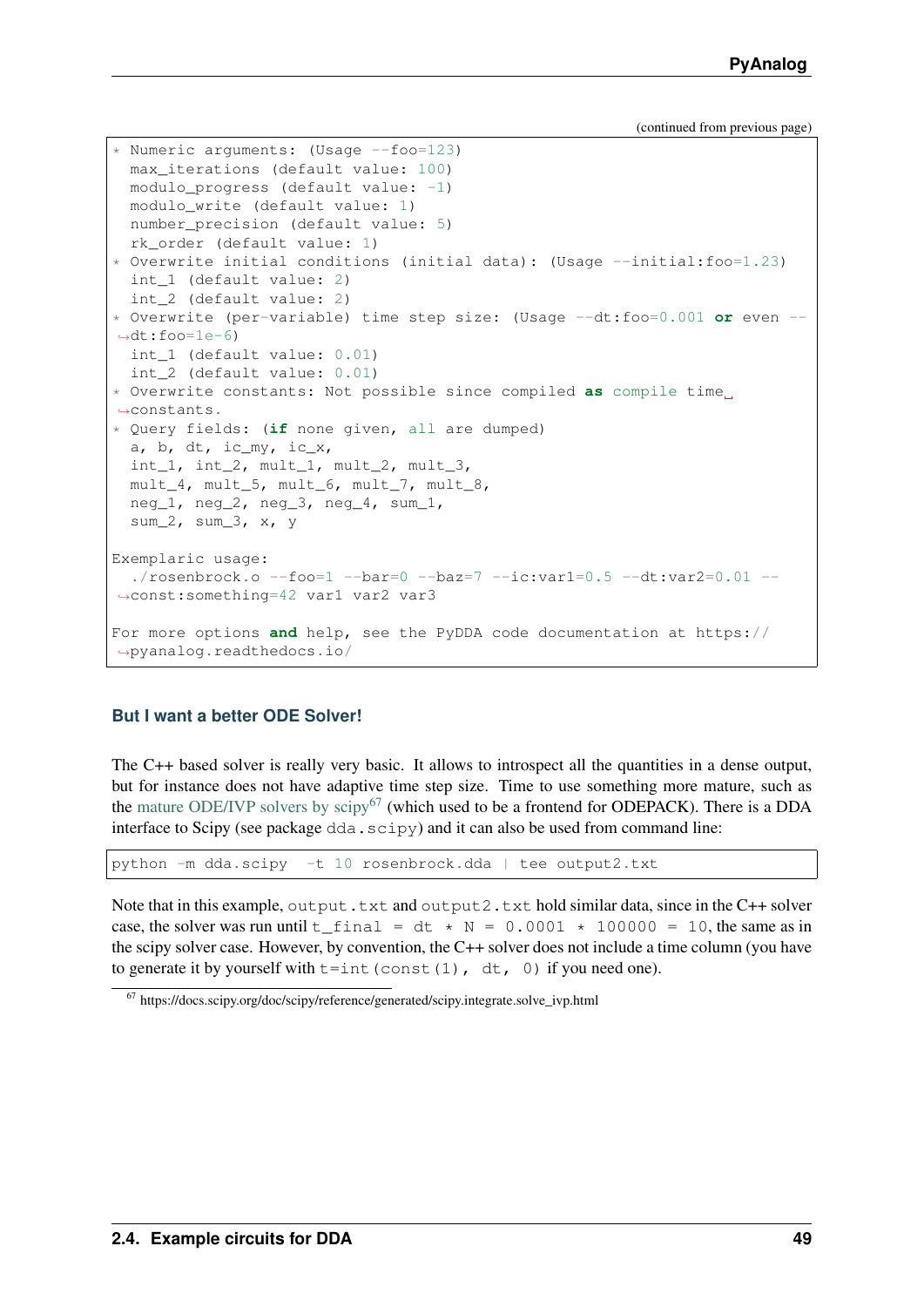(continued from previous page)

```
* Numeric arguments: (Usage --foo=123)
  max_iterations (default value: 100)
  modulo_progress (default value: -1)
  modulo_write (default value: 1)
  number_precision (default value: 5)
  rk_order (default value: 1)
* Overwrite initial conditions (initial data): (Usage --initial:foo=1.23)
  int_1 (default value: 2)
  int_2 (default value: 2)
* Overwrite (per-variable) time step size: (Usage --dt:foo=0.001 or even --
↪dt:foo=1e-6)
  int_1 (default value: 0.01)
  int_2 (default value: 0.01)
* Overwrite constants: Not possible since compiled as compile time␣
↪constants.
* Query fields: (if none given, all are dumped)
  a, b, dt, ic_my, ic_x,
  int_1, int_2, mult_1, mult_2, mult_3,
  mult_4, mult_5, mult_6, mult_7, mult_8,
  neg_1, neg_2, neg_3, neg_4, sum_1,
  sum_2, sum_3, x, y

Exemplaric usage:
  ./rosenbrock.o --foo=1 --bar=0 --baz=7 --ic:var1=0.5 --dt:var2=0.01 --
↪const:something=42 var1 var2 var3

For more options and help, see the PyDDA code documentation at https://
↪pyanalog.readthedocs.io/
```

### But I want a better ODE Solver!

The C++ based solver is really very basic. It allows to introspect all the quantities in a dense output, but for instance does not have adaptive time step size. Time to use something more mature, such as the mature ODE/IVP solvers by scipy[67] (which used to be a frontend for ODEPACK). There is a DDA interface to Scipy (see package `dda.scipy`) and it can also be used from command line:

```
python -m dda.scipy  -t 10 rosenbrock.dda | tee output2.txt
```

Note that in this example, `output.txt` and `output2.txt` hold similar data, since in the C++ solver case, the solver was run until `t_final = dt * N = 0.0001 * 100000 = 10`, the same as in the scipy solver case. However, by convention, the C++ solver does not include a time column (you have to generate it by yourself with `t=int(const(1), dt, 0)` if you need one).

[67] https://docs.scipy.org/doc/scipy/reference/generated/scipy.integrate.solve_ivp.html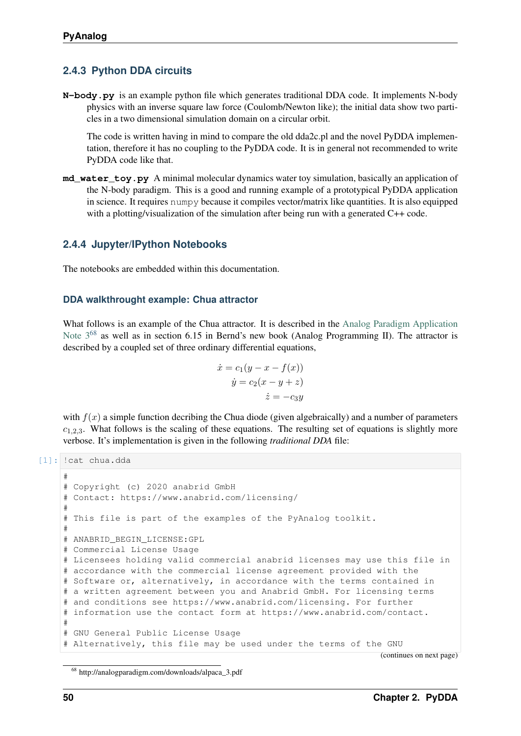### 2.4.3 Python DDA circuits

**N-body.py** is an example python file which generates traditional DDA code. It implements N-body physics with an inverse square law force (Coulomb/Newton like); the initial data show two particles in a two dimensional simulation domain on a circular orbit.

The code is written having in mind to compare the old dda2c.pl and the novel PyDDA implementation, therefore it has no coupling to the PyDDA code. It is in general not recommended to write PyDDA code like that.

**md_water_toy.py** A minimal molecular dynamics water toy simulation, basically an application of the N-body paradigm. This is a good and running example of a prototypical PyDDA application in science. It requires `numpy` because it compiles vector/matrix like quantities. It is also equipped with a plotting/visualization of the simulation after being run with a generated C++ code.

### 2.4.4 Jupyter/IPython Notebooks

The notebooks are embedded within this documentation.

#### DDA walkthrought example: Chua attractor

What follows is an example of the Chua attractor. It is described in the Analog Paradigm Application Note 3[68] as well as in section 6.15 in Bernd's new book (Analog Programming II). The attractor is described by a coupled set of three ordinary differential equations,

$$
\begin{aligned}
\dot{x} &= c_1(y - x - f(x)) \\
\dot{y} &= c_2(x - y + z) \\
\dot{z} &= -c_3 y
\end{aligned}
$$

with $f(x)$ a simple function decribing the Chua diode (given algebraically) and a number of parameters $c_{1,2,3}$. What follows is the scaling of these equations. The resulting set of equations is slightly more verbose. It's implementation is given in the following *traditional DDA* file:

[1]:
```
!cat chua.dda
```

```
#
# Copyright (c) 2020 anabrid GmbH
# Contact: https://www.anabrid.com/licensing/
#
# This file is part of the examples of the PyAnalog toolkit.
#
# ANABRID_BEGIN_LICENSE:GPL
# Commercial License Usage
# Licensees holding valid commercial anabrid licenses may use this file in
# accordance with the commercial license agreement provided with the
# Software or, alternatively, in accordance with the terms contained in
# a written agreement between you and Anabrid GmbH. For licensing terms
# and conditions see https://www.anabrid.com/licensing. For further
# information use the contact form at https://www.anabrid.com/contact.
#
# GNU General Public License Usage
# Alternatively, this file may be used under the terms of the GNU
```

(continues on next page)

[68] http://analogparadigm.com/downloads/alpaca_3.pdf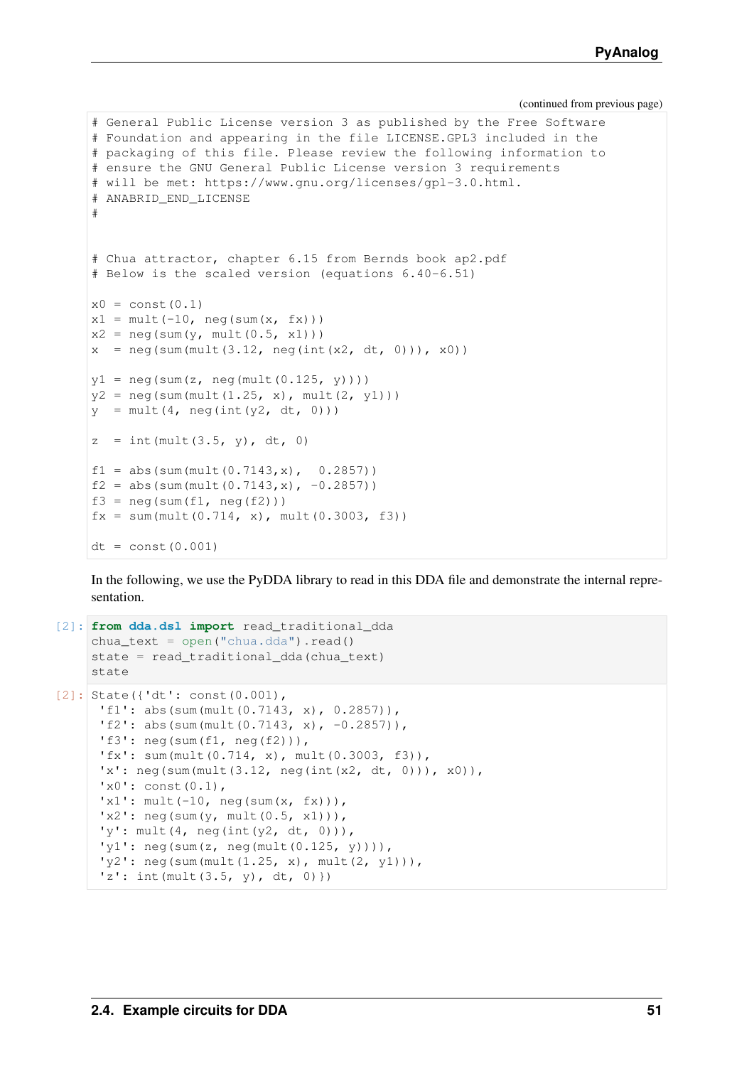(continued from previous page)

```
# General Public License version 3 as published by the Free Software
# Foundation and appearing in the file LICENSE.GPL3 included in the
# packaging of this file. Please review the following information to
# ensure the GNU General Public License version 3 requirements
# will be met: https://www.gnu.org/licenses/gpl-3.0.html.
# ANABRID_END_LICENSE
#


# Chua attractor, chapter 6.15 from Bernds book ap2.pdf
# Below is the scaled version (equations 6.40-6.51)

x0 = const(0.1)
x1 = mult(-10, neg(sum(x, fx)))
x2 = neg(sum(y, mult(0.5, x1)))
x  = neg(sum(mult(3.12, neg(int(x2, dt, 0))), x0))

y1 = neg(sum(z, neg(mult(0.125, y))))
y2 = neg(sum(mult(1.25, x), mult(2, y1)))
y  = mult(4, neg(int(y2, dt, 0)))

z  = int(mult(3.5, y), dt, 0)

f1 = abs(sum(mult(0.7143,x),  0.2857))
f2 = abs(sum(mult(0.7143,x), -0.2857))
f3 = neg(sum(f1, neg(f2)))
fx = sum(mult(0.714, x), mult(0.3003, f3))

dt = const(0.001)
```

In the following, we use the PyDDA library to read in this DDA file and demonstrate the internal representation.

```
[2]: from dda.dsl import read_traditional_dda
     chua_text = open("chua.dda").read()
     state = read_traditional_dda(chua_text)
     state
```

```
[2]: State({'dt': const(0.001),
      'f1': abs(sum(mult(0.7143, x), 0.2857)),
      'f2': abs(sum(mult(0.7143, x), -0.2857)),
      'f3': neg(sum(f1, neg(f2))),
      'fx': sum(mult(0.714, x), mult(0.3003, f3)),
      'x': neg(sum(mult(3.12, neg(int(x2, dt, 0))), x0)),
      'x0': const(0.1),
      'x1': mult(-10, neg(sum(x, fx))),
      'x2': neg(sum(y, mult(0.5, x1))),
      'y': mult(4, neg(int(y2, dt, 0))),
      'y1': neg(sum(z, neg(mult(0.125, y)))),
      'y2': neg(sum(mult(1.25, x), mult(2, y1))),
      'z': int(mult(3.5, y), dt, 0)})
```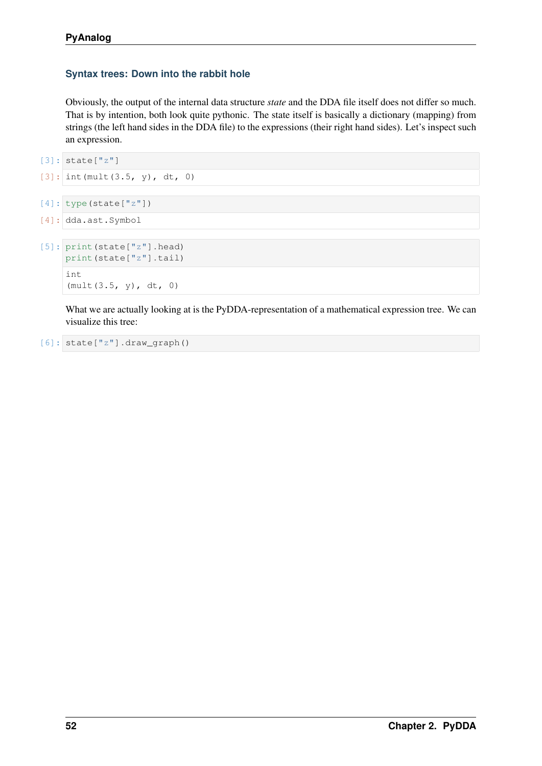### Syntax trees: Down into the rabbit hole

Obviously, the output of the internal data structure *state* and the DDA file itself does not differ so much. That is by intention, both look quite pythonic. The state itself is basically a dictionary (mapping) from strings (the left hand sides in the DDA file) to the expressions (their right hand sides). Let's inspect such an expression.

```
[3]: state["z"]
```

```
[3]: int(mult(3.5, y), dt, 0)
```

```
[4]: type(state["z"])
```

```
[4]: dda.ast.Symbol
```

```
[5]: print(state["z"].head)
     print(state["z"].tail)
```

```
int
(mult(3.5, y), dt, 0)
```

What we are actually looking at is the PyDDA-representation of a mathematical expression tree. We can visualize this tree:

```
[6]: state["z"].draw_graph()
```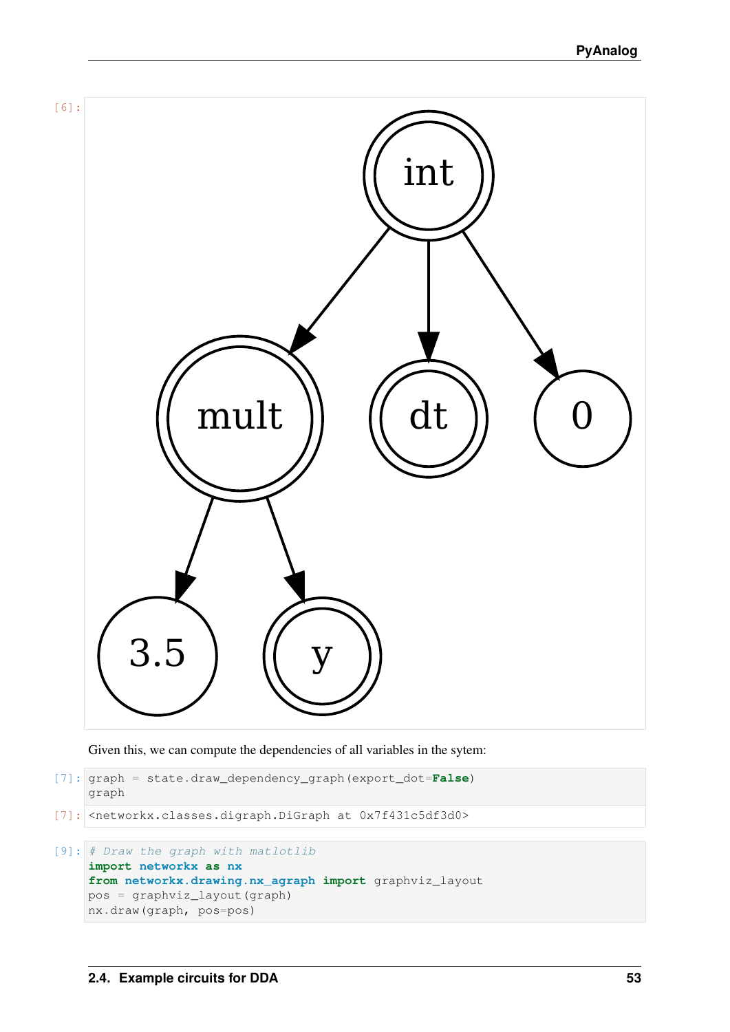[6]:

Given this, we can compute the dependencies of all variables in the sytem:

[7]:
```
graph = state.draw_dependency_graph(export_dot=False)
graph
```

[7]:
```
<networkx.classes.digraph.DiGraph at 0x7f431c5df3d0>
```

[9]:
```
# Draw the graph with matlotlib
import networkx as nx
from networkx.drawing.nx_agraph import graphviz_layout
pos = graphviz_layout(graph)
nx.draw(graph, pos=pos)
```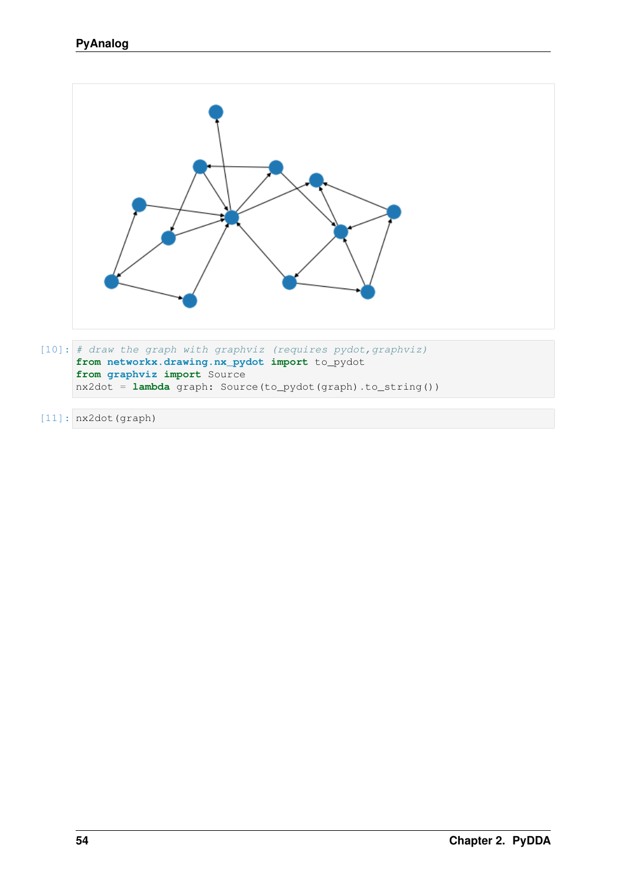```
[10]: # draw the graph with graphviz (requires pydot,graphviz)
from networkx.drawing.nx_pydot import to_pydot
from graphviz import Source
nx2dot = lambda graph: Source(to_pydot(graph).to_string())
```

```
[11]: nx2dot(graph)
```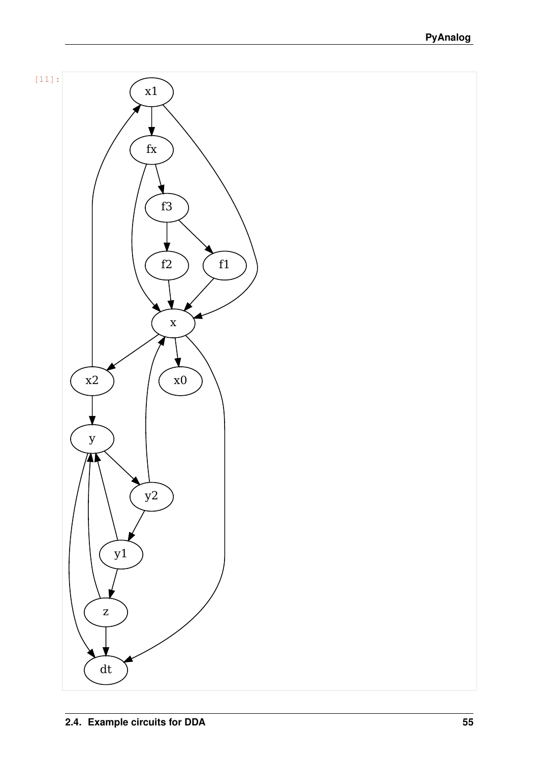[11]: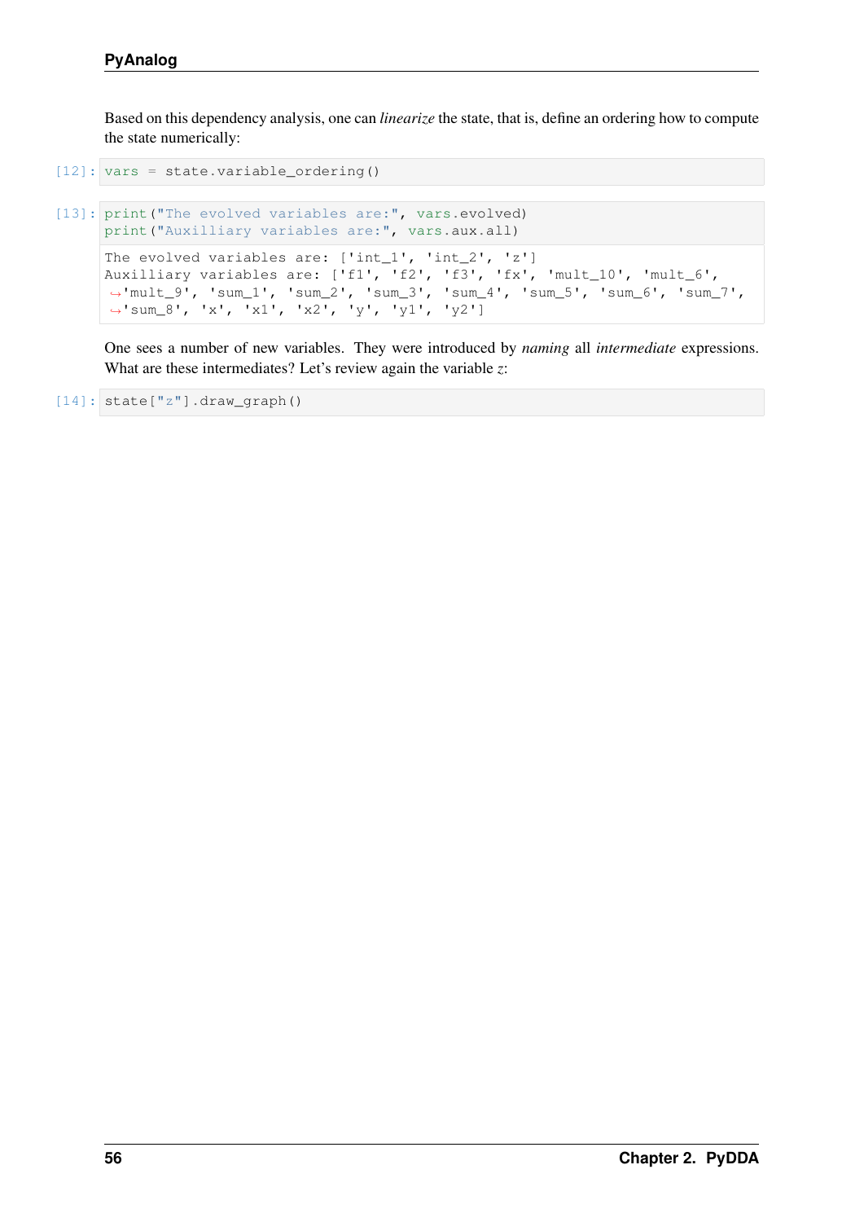Based on this dependency analysis, one can *linearize* the state, that is, define an ordering how to compute the state numerically:

```
[12]: vars = state.variable_ordering()
```

```
[13]: print("The evolved variables are:", vars.evolved)
      print("Auxilliary variables are:", vars.aux.all)
```

```
The evolved variables are: ['int_1', 'int_2', 'z']
Auxilliary variables are: ['f1', 'f2', 'f3', 'fx', 'mult_10', 'mult_6',
↪'mult_9', 'sum_1', 'sum_2', 'sum_3', 'sum_4', 'sum_5', 'sum_6', 'sum_7',
↪'sum_8', 'x', 'x1', 'x2', 'y', 'y1', 'y2']
```

One sees a number of new variables. They were introduced by *naming* all *intermediate* expressions. What are these intermediates? Let's review again the variable $z$:

```
[14]: state["z"].draw_graph()
```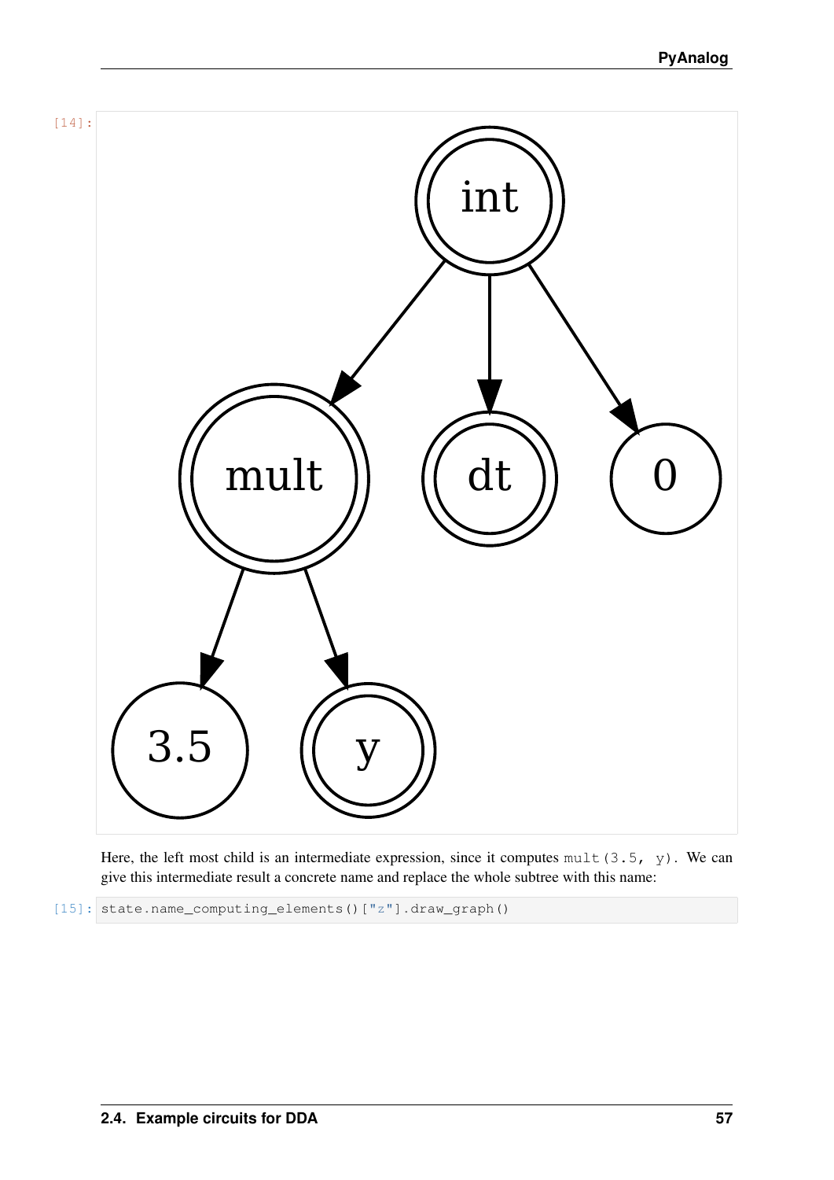[14]:

Here, the left most child is an intermediate expression, since it computes `mult(3.5, y)`. We can give this intermediate result a concrete name and replace the whole subtree with this name:

```
[15]: state.name_computing_elements()["z"].draw_graph()
```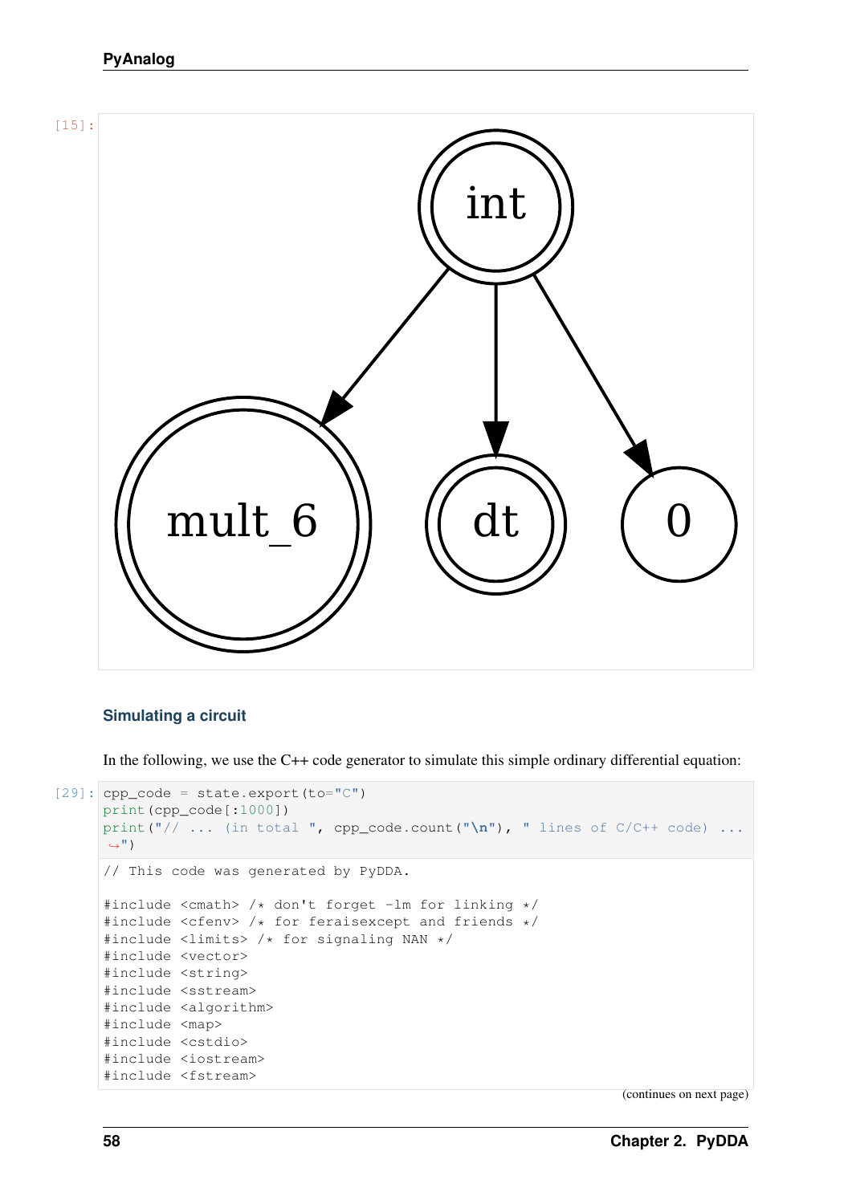[15]:

### Simulating a circuit

In the following, we use the C++ code generator to simulate this simple ordinary differential equation:

```
[29]: cpp_code = state.export(to="C")
print(cpp_code[:1000])
print("// ... (in total ", cpp_code.count("\n"), " lines of C/C++ code) ...
↪")
```

```
// This code was generated by PyDDA.

#include <cmath> /* don't forget -lm for linking */
#include <cfenv> /* for feraisexcept and friends */
#include <limits> /* for signaling NAN */
#include <vector>
#include <string>
#include <sstream>
#include <algorithm>
#include <map>
#include <cstdio>
#include <iostream>
#include <fstream>
```

(continues on next page)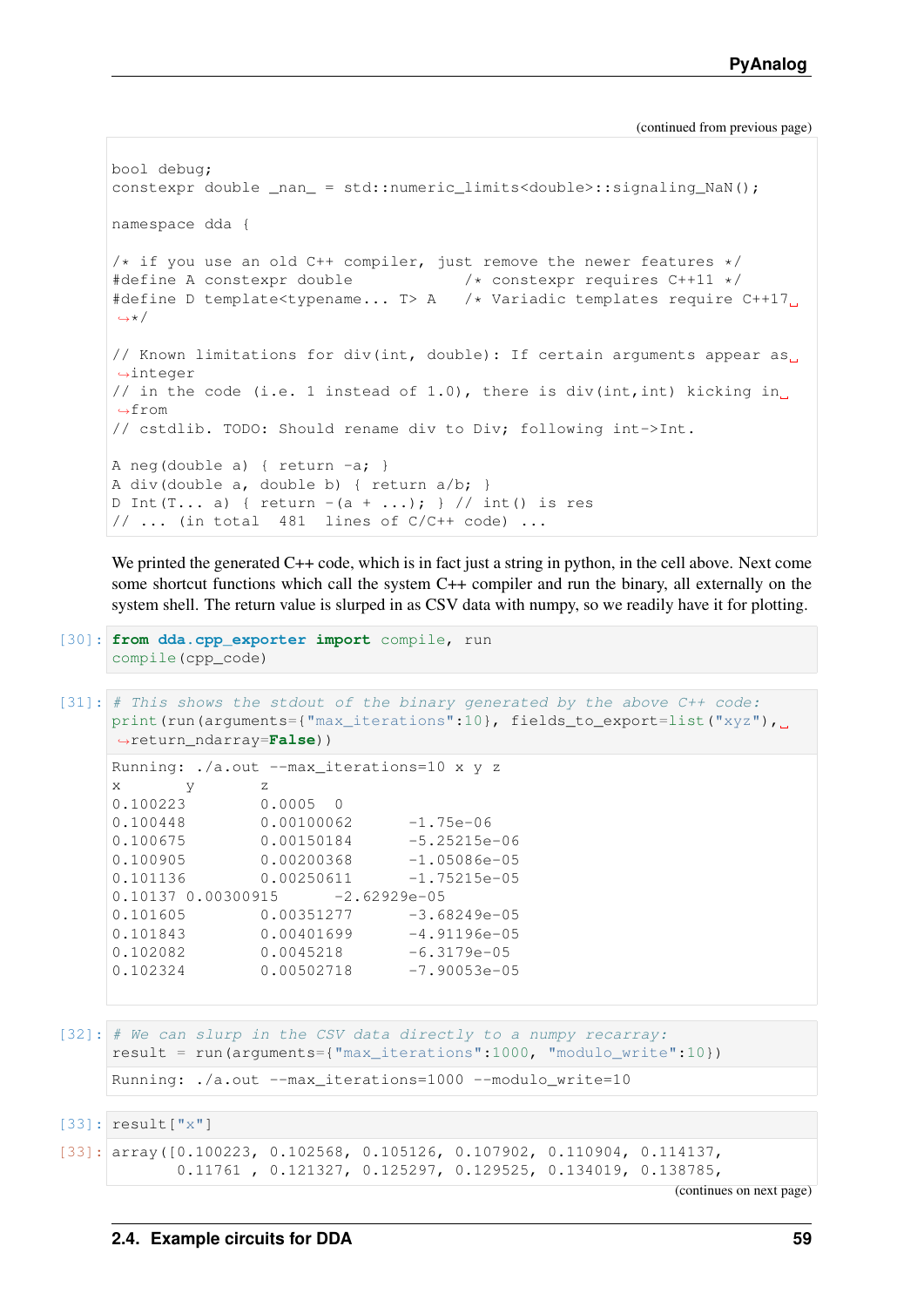(continued from previous page)

```
bool debug;
constexpr double _nan_ = std::numeric_limits<double>::signaling_NaN();

namespace dda {

/* if you use an old C++ compiler, just remove the newer features */
#define A constexpr double          /* constexpr requires C++11 */
#define D template<typename... T> A   /* Variadic templates require C++17 */

// Known limitations for div(int, double): If certain arguments appear as integer
// in the code (i.e. 1 instead of 1.0), there is div(int,int) kicking in from
// cstdlib. TODO: Should rename div to Div; following int->Int.

A neg(double a) { return -a; }
A div(double a, double b) { return a/b; }
D Int(T... a) { return -(a + ...); } // int() is res
// ... (in total  481  lines of C/C++ code) ...
```

We printed the generated C++ code, which is in fact just a string in python, in the cell above. Next come some shortcut functions which call the system C++ compiler and run the binary, all externally on the system shell. The return value is slurped in as CSV data with numpy, so we readily have it for plotting.

```
[30]: from dda.cpp_exporter import compile, run
compile(cpp_code)
```

```
[31]: # This shows the stdout of the binary generated by the above C++ code:
print(run(arguments={"max_iterations":10}, fields_to_export=list("xyz"), return_ndarray=False))
```

```
Running: ./a.out --max_iterations=10 x y z
x       y       z
0.100223        0.0005  0
0.100448        0.00100062      -1.75e-06
0.100675        0.00150184      -5.25215e-06
0.100905        0.00200368      -1.05086e-05
0.101136        0.00250611      -1.75215e-05
0.10137 0.00300915      -2.62929e-05
0.101605        0.00351277      -3.68249e-05
0.101843        0.00401699      -4.91196e-05
0.102082        0.0045218       -6.3179e-05
0.102324        0.00502718      -7.90053e-05
```

```
[32]: # We can slurp in the CSV data directly to a numpy recarray:
result = run(arguments={"max_iterations":1000, "modulo_write":10})
```

```
Running: ./a.out --max_iterations=1000 --modulo_write=10
```

```
[33]: result["x"]
```

```
[33]: array([0.100223, 0.102568, 0.105126, 0.107902, 0.110904, 0.114137,
       0.11761 , 0.121327, 0.125297, 0.129525, 0.134019, 0.138785,
```

(continues on next page)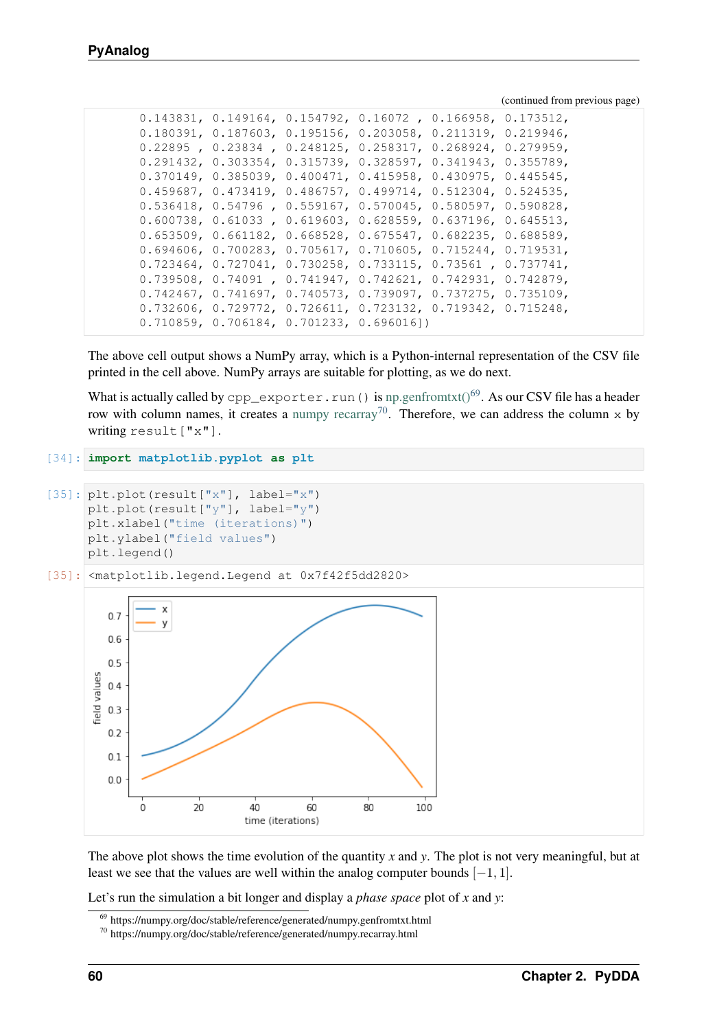(continued from previous page)

```
       0.143831, 0.149164, 0.154792, 0.16072 , 0.166958, 0.173512,
       0.180391, 0.187603, 0.195156, 0.203058, 0.211319, 0.219946,
       0.22895 , 0.23834 , 0.248125, 0.258317, 0.268924, 0.279959,
       0.291432, 0.303354, 0.315739, 0.328597, 0.341943, 0.355789,
       0.370149, 0.385039, 0.400471, 0.415958, 0.430975, 0.445545,
       0.459687, 0.473419, 0.486757, 0.499714, 0.512304, 0.524535,
       0.536418, 0.54796 , 0.559167, 0.570045, 0.580597, 0.590828,
       0.600738, 0.61033 , 0.619603, 0.628559, 0.637196, 0.645513,
       0.653509, 0.661182, 0.668528, 0.675547, 0.682235, 0.688589,
       0.694606, 0.700283, 0.705617, 0.710605, 0.715244, 0.719531,
       0.723464, 0.727041, 0.730258, 0.733115, 0.73561 , 0.737741,
       0.739508, 0.74091 , 0.741947, 0.742621, 0.742931, 0.742879,
       0.742467, 0.741697, 0.740573, 0.739097, 0.737275, 0.735109,
       0.732606, 0.729772, 0.726611, 0.723132, 0.719342, 0.715248,
       0.710859, 0.706184, 0.701233, 0.696016])
```

The above cell output shows a NumPy array, which is a Python-internal representation of the CSV file printed in the cell above. NumPy arrays are suitable for plotting, as we do next.

What is actually called by `cpp_exporter.run()` is np.genfromtxt()[69]. As our CSV file has a header row with column names, it creates a numpy recarray[70]. Therefore, we can address the column `x` by writing `result["x"]`.

[34]:
```
import matplotlib.pyplot as plt
```

[35]:
```
plt.plot(result["x"], label="x")
plt.plot(result["y"], label="y")
plt.xlabel("time (iterations)")
plt.ylabel("field values")
plt.legend()
```

[35]:
```
<matplotlib.legend.Legend at 0x7f42f5dd2820>
```

The above plot shows the time evolution of the quantity $x$ and $y$. The plot is not very meaningful, but at least we see that the values are well within the analog computer bounds $[-1, 1]$.

Let's run the simulation a bit longer and display a *phase space* plot of $x$ and $y$:

[69] https://numpy.org/doc/stable/reference/generated/numpy.genfromtxt.html

[70] https://numpy.org/doc/stable/reference/generated/numpy.recarray.html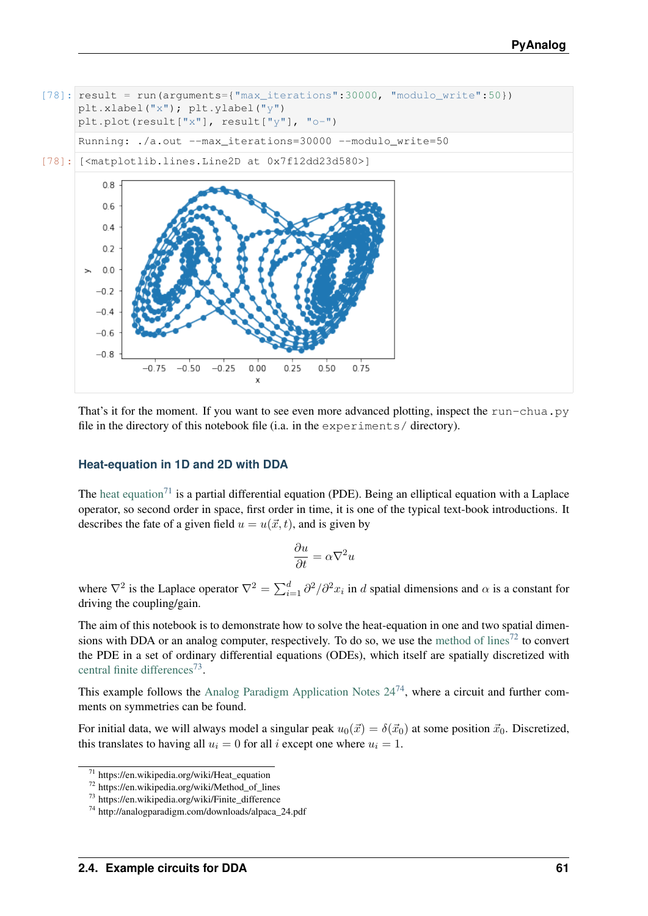```
[78]: result = run(arguments={"max_iterations":30000, "modulo_write":50})
      plt.xlabel("x"); plt.ylabel("y")
      plt.plot(result["x"], result["y"], "o-")
```

```
Running: ./a.out --max_iterations=30000 --modulo_write=50
```

```
[78]: [<matplotlib.lines.Line2D at 0x7f12dd23d580>]
```

That's it for the moment. If you want to see even more advanced plotting, inspect the `run-chua.py` file in the directory of this notebook file (i.e. in the `experiments/` directory).

### Heat-equation in 1D and 2D with DDA

The heat equation[71] is a partial differential equation (PDE). Being an elliptical equation with a Laplace operator, so second order in space, first order in time, it is one of the typical text-book introductions. It describes the fate of a given field $u = u(\vec{x}, t)$, and is given by

$$\frac{\partial u}{\partial t} = \alpha \nabla^2 u$$

where $\nabla^2$ is the Laplace operator $\nabla^2 = \sum_{i=1}^{d} \partial^2/\partial^2 x_i$ in $d$ spatial dimensions and $\alpha$ is a constant for driving the coupling/gain.

The aim of this notebook is to demonstrate how to solve the heat-equation in one and two spatial dimensions with DDA or an analog computer, respectively. To do so, we use the method of lines[72] to convert the PDE in a set of ordinary differential equations (ODEs), which itself are spatially discretized with central finite differences[73].

This example follows the Analog Paradigm Application Notes 24[74], where a circuit and further comments on symmetries can be found.

For initial data, we will always model a singular peak $u_0(\vec{x}) = \delta(\vec{x}_0)$ at some position $\vec{x}_0$. Discretized, this translates to having all $u_i = 0$ for all $i$ except one where $u_i = 1$.

---

[71] https://en.wikipedia.org/wiki/Heat_equation
[72] https://en.wikipedia.org/wiki/Method_of_lines
[73] https://en.wikipedia.org/wiki/Finite_difference
[74] http://analogparadigm.com/downloads/alpaca_24.pdf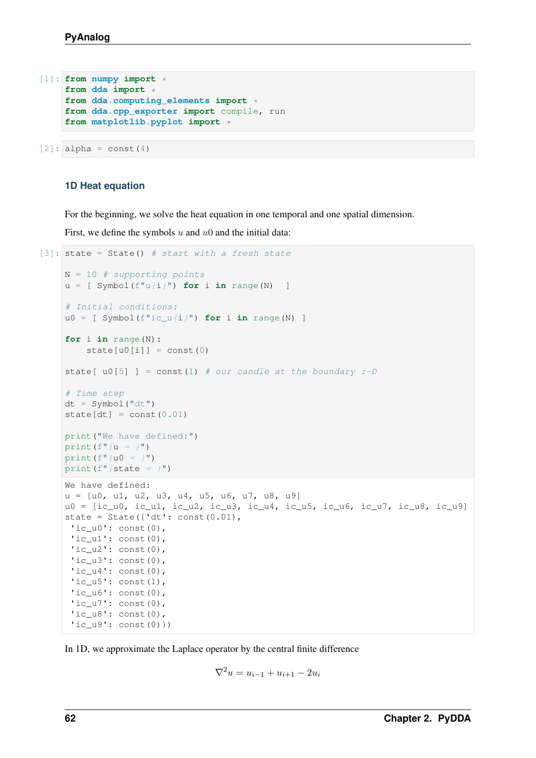```python
[1]: from numpy import *
     from dda import *
     from dda.computing_elements import *
     from dda.cpp_exporter import compile, run
     from matplotlib.pyplot import *
```

```python
[2]: alpha = const(4)
```

### 1D Heat equation

For the beginning, we solve the heat equation in one temporal and one spatial dimension.

First, we define the symbols $u$ and $u0$ and the initial data:

```python
[3]: state = State() # start with a fresh state

     N = 10 # supporting points
     u = [ Symbol(f"u{i}") for i in range(N)   ]

     # Initial conditions:
     u0 = [ Symbol(f"ic_u{i}") for i in range(N) ]

     for i in range(N):
         state[u0[i]] = const(0)

     state[ u0[5] ] = const(1) # our candle at the boundary :-D

     # Time step
     dt = Symbol("dt")
     state[dt] = const(0.01)

     print("We have defined:")
     print(f"{u = }")
     print(f"{u0 = }")
     print(f"{state = }")
```

```
We have defined:
u = [u0, u1, u2, u3, u4, u5, u6, u7, u8, u9]
u0 = [ic_u0, ic_u1, ic_u2, ic_u3, ic_u4, ic_u5, ic_u6, ic_u7, ic_u8, ic_u9]
state = State({'dt': const(0.01),
 'ic_u0': const(0),
 'ic_u1': const(0),
 'ic_u2': const(0),
 'ic_u3': const(0),
 'ic_u4': const(0),
 'ic_u5': const(1),
 'ic_u6': const(0),
 'ic_u7': const(0),
 'ic_u8': const(0),
 'ic_u9': const(0)})
```

In 1D, we approximate the Laplace operator by the central finite difference

$$\nabla^2 u = u_{i-1} + u_{i+1} - 2u_i$$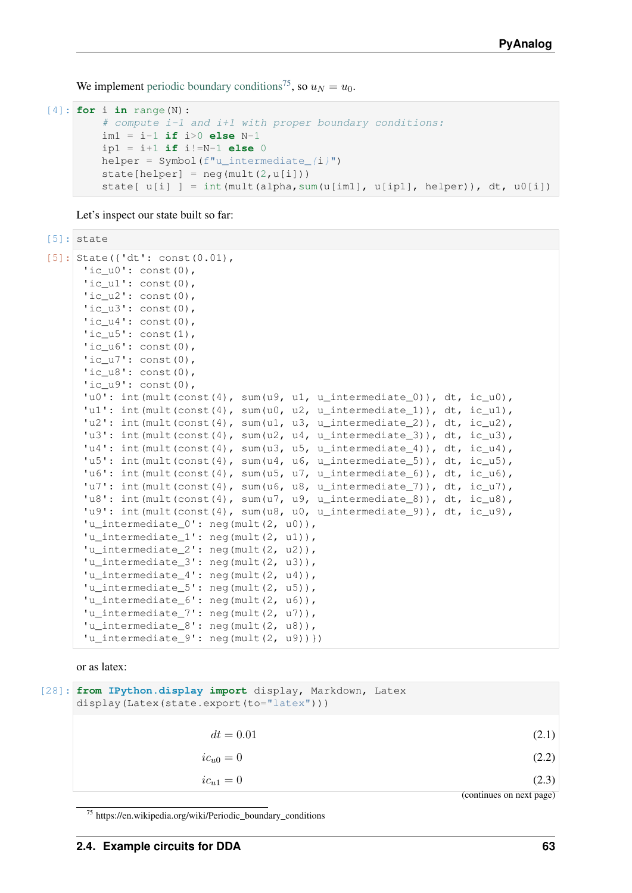We implement periodic boundary conditions[75], so $u_N = u_0$.

```
[4]: for i in range(N):
         # compute i-1 and i+1 with proper boundary conditions:
         im1 = i-1 if i>0 else N-1
         ip1 = i+1 if i!=N-1 else 0
         helper = Symbol(f"u_intermediate_{i}")
         state[helper] = neg(mult(2,u[i]))
         state[ u[i] ] = int(mult(alpha,sum(u[im1], u[ip1], helper)), dt, u0[i])
```

Let's inspect our state built so far:

```
[5]: state
```

```
[5]: State({'dt': const(0.01),
      'ic_u0': const(0),
      'ic_u1': const(0),
      'ic_u2': const(0),
      'ic_u3': const(0),
      'ic_u4': const(0),
      'ic_u5': const(1),
      'ic_u6': const(0),
      'ic_u7': const(0),
      'ic_u8': const(0),
      'ic_u9': const(0),
      'u0': int(mult(const(4), sum(u9, u1, u_intermediate_0)), dt, ic_u0),
      'u1': int(mult(const(4), sum(u0, u2, u_intermediate_1)), dt, ic_u1),
      'u2': int(mult(const(4), sum(u1, u3, u_intermediate_2)), dt, ic_u2),
      'u3': int(mult(const(4), sum(u2, u4, u_intermediate_3)), dt, ic_u3),
      'u4': int(mult(const(4), sum(u3, u5, u_intermediate_4)), dt, ic_u4),
      'u5': int(mult(const(4), sum(u4, u6, u_intermediate_5)), dt, ic_u5),
      'u6': int(mult(const(4), sum(u5, u7, u_intermediate_6)), dt, ic_u6),
      'u7': int(mult(const(4), sum(u6, u8, u_intermediate_7)), dt, ic_u7),
      'u8': int(mult(const(4), sum(u7, u9, u_intermediate_8)), dt, ic_u8),
      'u9': int(mult(const(4), sum(u8, u0, u_intermediate_9)), dt, ic_u9),
      'u_intermediate_0': neg(mult(2, u0)),
      'u_intermediate_1': neg(mult(2, u1)),
      'u_intermediate_2': neg(mult(2, u2)),
      'u_intermediate_3': neg(mult(2, u3)),
      'u_intermediate_4': neg(mult(2, u4)),
      'u_intermediate_5': neg(mult(2, u5)),
      'u_intermediate_6': neg(mult(2, u6)),
      'u_intermediate_7': neg(mult(2, u7)),
      'u_intermediate_8': neg(mult(2, u8)),
      'u_intermediate_9': neg(mult(2, u9))})
```

or as latex:

```
[28]: from IPython.display import display, Markdown, Latex
      display(Latex(state.export(to="latex")))
```

$$dt = 0.01 \tag{2.1}$$

$$ic_{u0} = 0 \tag{2.2}$$

$$ic_{u1} = 0 \tag{2.3}$$

(continues on next page)

[75] https://en.wikipedia.org/wiki/Periodic_boundary_conditions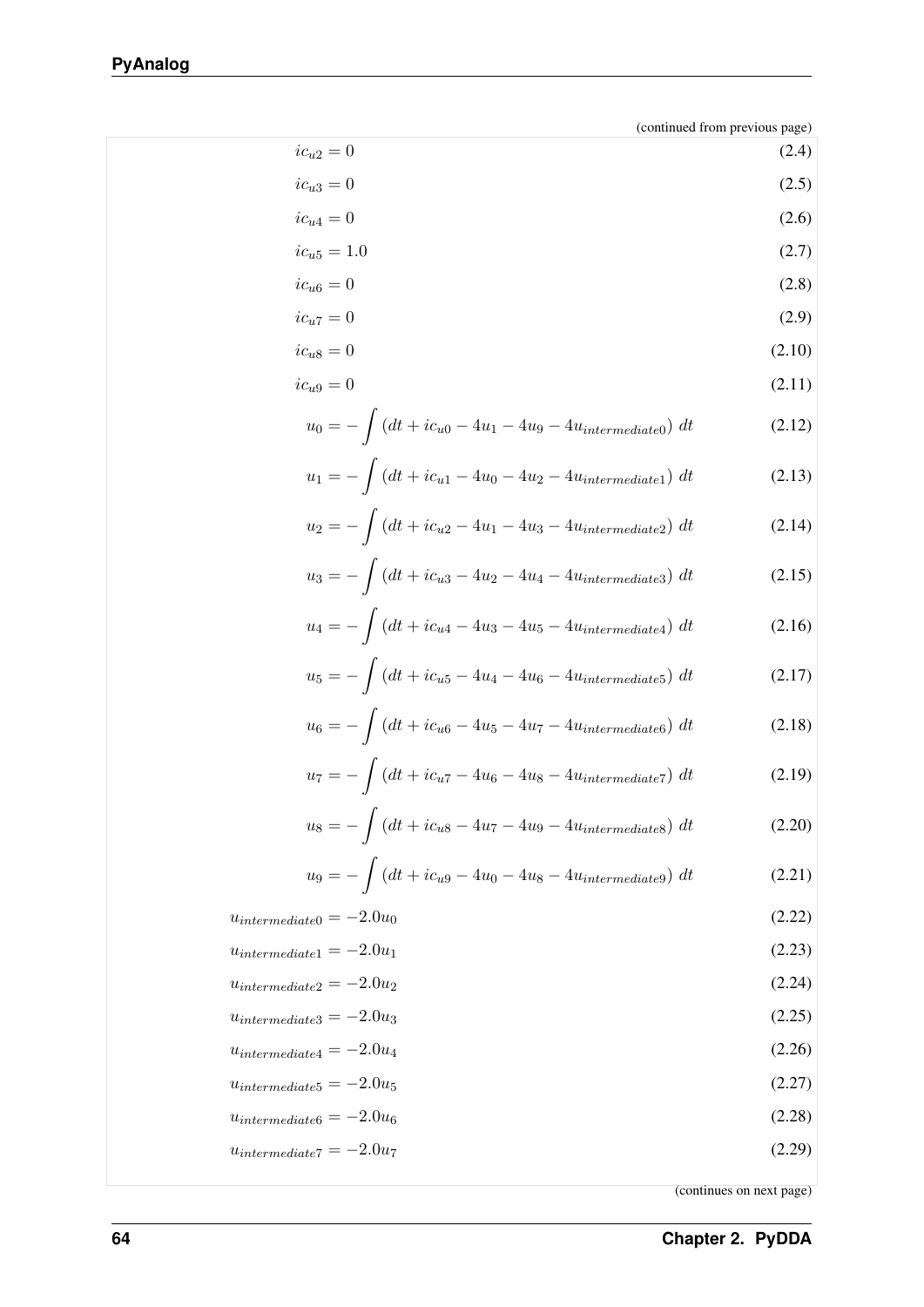(continued from previous page)

$$ic_{u2} = 0 \tag{2.4}$$

$$ic_{u3} = 0 \tag{2.5}$$

$$ic_{u4} = 0 \tag{2.6}$$

$$ic_{u5} = 1.0 \tag{2.7}$$

$$ic_{u6} = 0 \tag{2.8}$$

$$ic_{u7} = 0 \tag{2.9}$$

$$ic_{u8} = 0 \tag{2.10}$$

$$ic_{u9} = 0 \tag{2.11}$$

$$u_0 = -\int \left(dt + ic_{u0} - 4u_1 - 4u_9 - 4u_{intermediate0}\right)\, dt \tag{2.12}$$

$$u_1 = -\int \left(dt + ic_{u1} - 4u_0 - 4u_2 - 4u_{intermediate1}\right)\, dt \tag{2.13}$$

$$u_2 = -\int \left(dt + ic_{u2} - 4u_1 - 4u_3 - 4u_{intermediate2}\right)\, dt \tag{2.14}$$

$$u_3 = -\int \left(dt + ic_{u3} - 4u_2 - 4u_4 - 4u_{intermediate3}\right)\, dt \tag{2.15}$$

$$u_4 = -\int \left(dt + ic_{u4} - 4u_3 - 4u_5 - 4u_{intermediate4}\right)\, dt \tag{2.16}$$

$$u_5 = -\int \left(dt + ic_{u5} - 4u_4 - 4u_6 - 4u_{intermediate5}\right)\, dt \tag{2.17}$$

$$u_6 = -\int \left(dt + ic_{u6} - 4u_5 - 4u_7 - 4u_{intermediate6}\right)\, dt \tag{2.18}$$

$$u_7 = -\int \left(dt + ic_{u7} - 4u_6 - 4u_8 - 4u_{intermediate7}\right)\, dt \tag{2.19}$$

$$u_8 = -\int \left(dt + ic_{u8} - 4u_7 - 4u_9 - 4u_{intermediate8}\right)\, dt \tag{2.20}$$

$$u_9 = -\int \left(dt + ic_{u9} - 4u_0 - 4u_8 - 4u_{intermediate9}\right)\, dt \tag{2.21}$$

$$u_{intermediate0} = -2.0u_0 \tag{2.22}$$

$$u_{intermediate1} = -2.0u_1 \tag{2.23}$$

$$u_{intermediate2} = -2.0u_2 \tag{2.24}$$

$$u_{intermediate3} = -2.0u_3 \tag{2.25}$$

$$u_{intermediate4} = -2.0u_4 \tag{2.26}$$

$$u_{intermediate5} = -2.0u_5 \tag{2.27}$$

$$u_{intermediate6} = -2.0u_6 \tag{2.28}$$

$$u_{intermediate7} = -2.0u_7 \tag{2.29}$$

(continues on next page)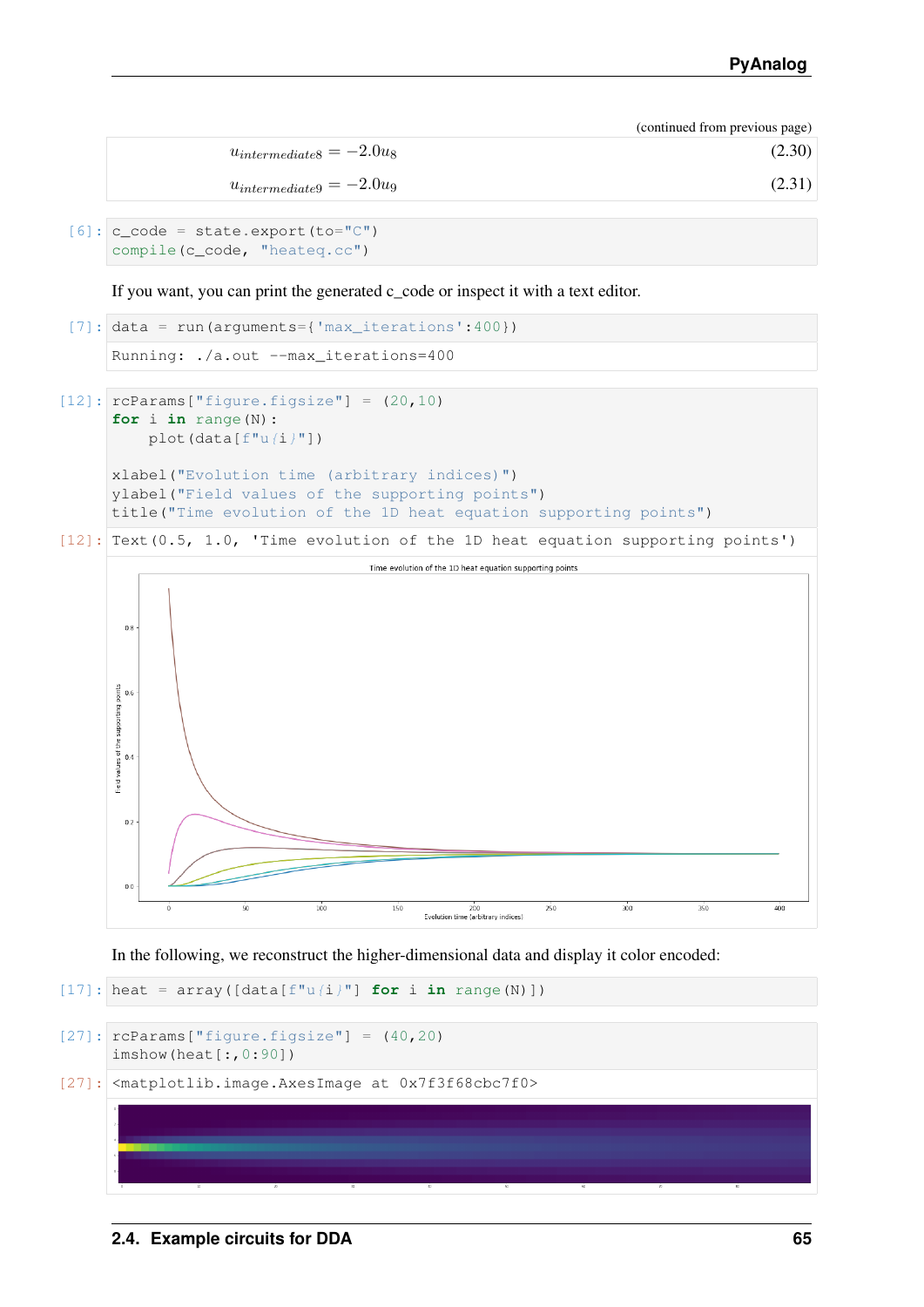(continued from previous page)

$$u_{intermediate8} = -2.0u_8 \tag{2.30}$$

$$u_{intermediate9} = -2.0u_9 \tag{2.31}$$

```
[6]: c_code = state.export(to="C")
     compile(c_code, "heateq.cc")
```

If you want, you can print the generated c_code or inspect it with a text editor.

```
[7]: data = run(arguments={'max_iterations':400})
```

```
Running: ./a.out --max_iterations=400
```

```
[12]: rcParams["figure.figsize"] = (20,10)
      for i in range(N):
          plot(data[f"u{i}"])

      xlabel("Evolution time (arbitrary indices)")
      ylabel("Field values of the supporting points")
      title("Time evolution of the 1D heat equation supporting points")
```

```
[12]: Text(0.5, 1.0, 'Time evolution of the 1D heat equation supporting points')
```

In the following, we reconstruct the higher-dimensional data and display it color encoded:

```
[17]: heat = array([data[f"u{i}"] for i in range(N)])
```

```
[27]: rcParams["figure.figsize"] = (40,20)
      imshow(heat[:,0:90])
```

```
[27]: <matplotlib.image.AxesImage at 0x7f3f68cbc7f0>
```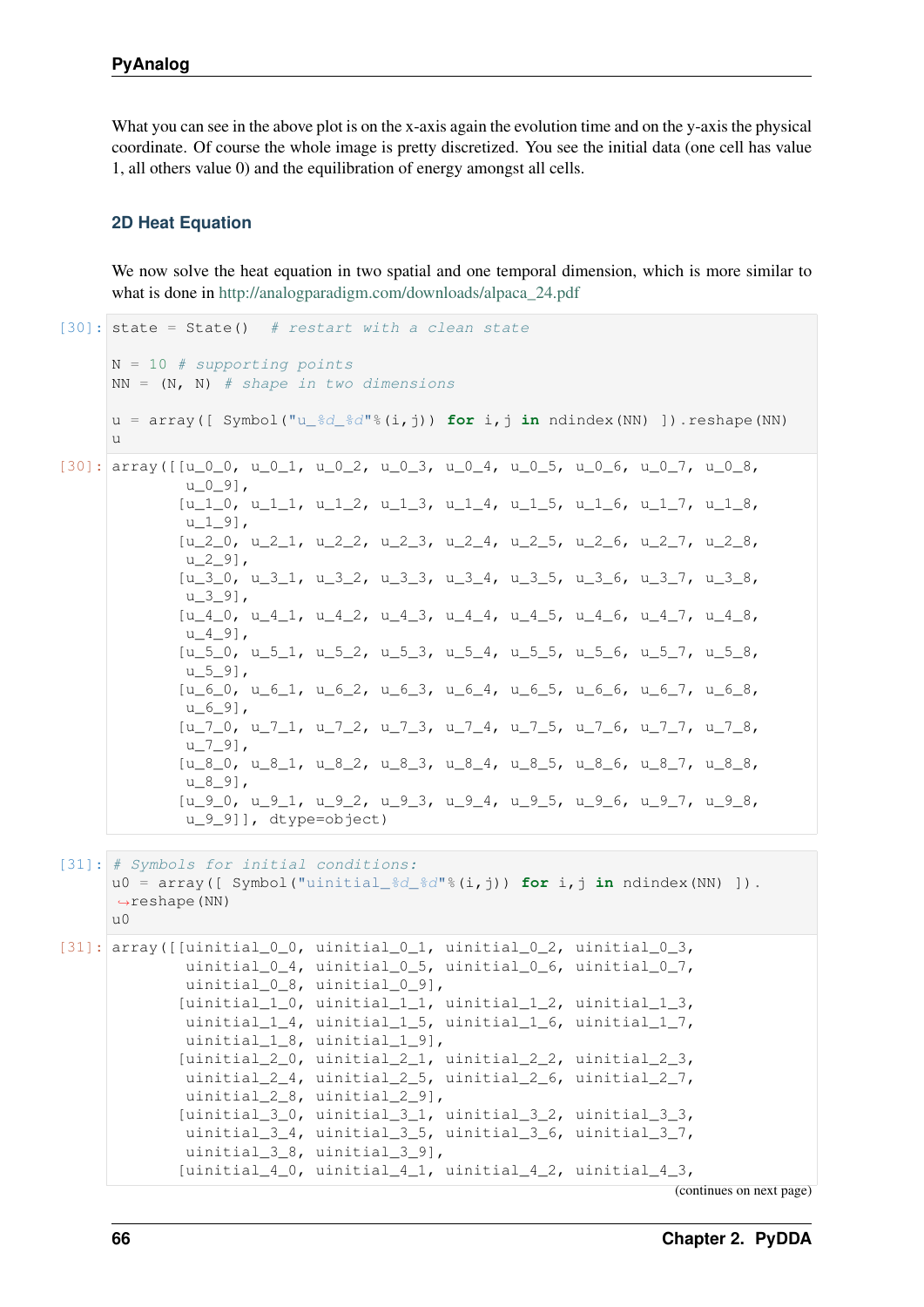What you can see in the above plot is on the x-axis again the evolution time and on the y-axis the physical coordinate. Of course the whole image is pretty discretized. You see the initial data (one cell has value 1, all others value 0) and the equilibration of energy amongst all cells.

### 2D Heat Equation

We now solve the heat equation in two spatial and one temporal dimension, which is more similar to what is done in http://analogparadigm.com/downloads/alpaca_24.pdf

```
[30]: state = State()  # restart with a clean state

      N = 10 # supporting points
      NN = (N, N) # shape in two dimensions

      u = array([ Symbol("u_%d_%d"%(i,j)) for i,j in ndindex(NN) ]).reshape(NN)
      u
```

```
[30]: array([[u_0_0, u_0_1, u_0_2, u_0_3, u_0_4, u_0_5, u_0_6, u_0_7, u_0_8,
              u_0_9],
             [u_1_0, u_1_1, u_1_2, u_1_3, u_1_4, u_1_5, u_1_6, u_1_7, u_1_8,
              u_1_9],
             [u_2_0, u_2_1, u_2_2, u_2_3, u_2_4, u_2_5, u_2_6, u_2_7, u_2_8,
              u_2_9],
             [u_3_0, u_3_1, u_3_2, u_3_3, u_3_4, u_3_5, u_3_6, u_3_7, u_3_8,
              u_3_9],
             [u_4_0, u_4_1, u_4_2, u_4_3, u_4_4, u_4_5, u_4_6, u_4_7, u_4_8,
              u_4_9],
             [u_5_0, u_5_1, u_5_2, u_5_3, u_5_4, u_5_5, u_5_6, u_5_7, u_5_8,
              u_5_9],
             [u_6_0, u_6_1, u_6_2, u_6_3, u_6_4, u_6_5, u_6_6, u_6_7, u_6_8,
              u_6_9],
             [u_7_0, u_7_1, u_7_2, u_7_3, u_7_4, u_7_5, u_7_6, u_7_7, u_7_8,
              u_7_9],
             [u_8_0, u_8_1, u_8_2, u_8_3, u_8_4, u_8_5, u_8_6, u_8_7, u_8_8,
              u_8_9],
             [u_9_0, u_9_1, u_9_2, u_9_3, u_9_4, u_9_5, u_9_6, u_9_7, u_9_8,
              u_9_9]], dtype=object)
```

```
[31]: # Symbols for initial conditions:
      u0 = array([ Symbol("uinitial_%d_%d"%(i,j)) for i,j in ndindex(NN) ]).
      ↪reshape(NN)
      u0
```

```
[31]: array([[uinitial_0_0, uinitial_0_1, uinitial_0_2, uinitial_0_3,
              uinitial_0_4, uinitial_0_5, uinitial_0_6, uinitial_0_7,
              uinitial_0_8, uinitial_0_9],
             [uinitial_1_0, uinitial_1_1, uinitial_1_2, uinitial_1_3,
              uinitial_1_4, uinitial_1_5, uinitial_1_6, uinitial_1_7,
              uinitial_1_8, uinitial_1_9],
             [uinitial_2_0, uinitial_2_1, uinitial_2_2, uinitial_2_3,
              uinitial_2_4, uinitial_2_5, uinitial_2_6, uinitial_2_7,
              uinitial_2_8, uinitial_2_9],
             [uinitial_3_0, uinitial_3_1, uinitial_3_2, uinitial_3_3,
              uinitial_3_4, uinitial_3_5, uinitial_3_6, uinitial_3_7,
              uinitial_3_8, uinitial_3_9],
             [uinitial_4_0, uinitial_4_1, uinitial_4_2, uinitial_4_3,
```

(continues on next page)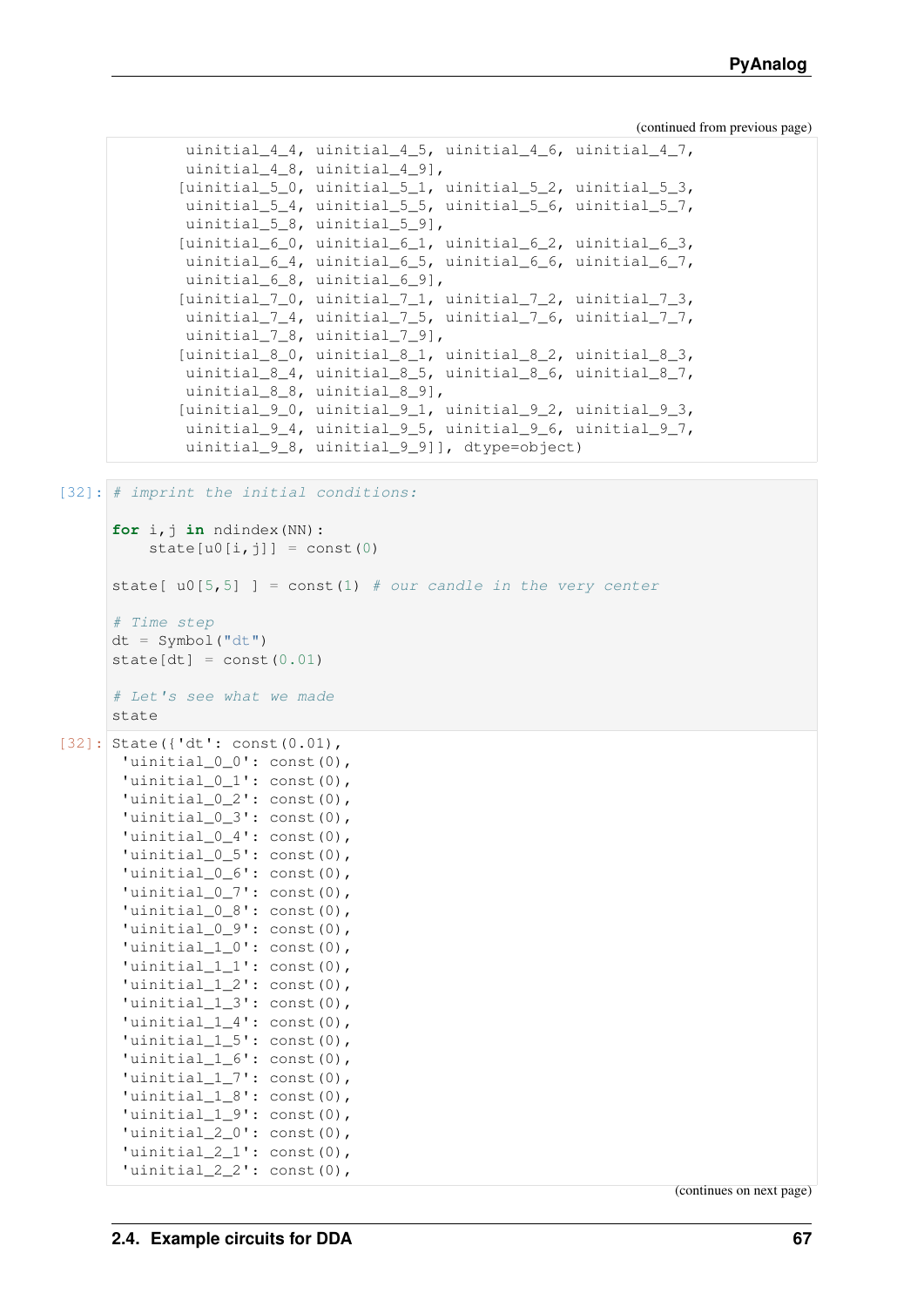(continued from previous page)

```
        uinitial_4_4, uinitial_4_5, uinitial_4_6, uinitial_4_7,
        uinitial_4_8, uinitial_4_9],
       [uinitial_5_0, uinitial_5_1, uinitial_5_2, uinitial_5_3,
        uinitial_5_4, uinitial_5_5, uinitial_5_6, uinitial_5_7,
        uinitial_5_8, uinitial_5_9],
       [uinitial_6_0, uinitial_6_1, uinitial_6_2, uinitial_6_3,
        uinitial_6_4, uinitial_6_5, uinitial_6_6, uinitial_6_7,
        uinitial_6_8, uinitial_6_9],
       [uinitial_7_0, uinitial_7_1, uinitial_7_2, uinitial_7_3,
        uinitial_7_4, uinitial_7_5, uinitial_7_6, uinitial_7_7,
        uinitial_7_8, uinitial_7_9],
       [uinitial_8_0, uinitial_8_1, uinitial_8_2, uinitial_8_3,
        uinitial_8_4, uinitial_8_5, uinitial_8_6, uinitial_8_7,
        uinitial_8_8, uinitial_8_9],
       [uinitial_9_0, uinitial_9_1, uinitial_9_2, uinitial_9_3,
        uinitial_9_4, uinitial_9_5, uinitial_9_6, uinitial_9_7,
        uinitial_9_8, uinitial_9_9]], dtype=object)
```

[32]:

```
# imprint the initial conditions:

for i,j in ndindex(NN):
    state[u0[i,j]] = const(0)

state[ u0[5,5] ] = const(1) # our candle in the very center

# Time step
dt = Symbol("dt")
state[dt] = const(0.01)

# Let's see what we made
state
```

[32]:

```
State({'dt': const(0.01),
 'uinitial_0_0': const(0),
 'uinitial_0_1': const(0),
 'uinitial_0_2': const(0),
 'uinitial_0_3': const(0),
 'uinitial_0_4': const(0),
 'uinitial_0_5': const(0),
 'uinitial_0_6': const(0),
 'uinitial_0_7': const(0),
 'uinitial_0_8': const(0),
 'uinitial_0_9': const(0),
 'uinitial_1_0': const(0),
 'uinitial_1_1': const(0),
 'uinitial_1_2': const(0),
 'uinitial_1_3': const(0),
 'uinitial_1_4': const(0),
 'uinitial_1_5': const(0),
 'uinitial_1_6': const(0),
 'uinitial_1_7': const(0),
 'uinitial_1_8': const(0),
 'uinitial_1_9': const(0),
 'uinitial_2_0': const(0),
 'uinitial_2_1': const(0),
 'uinitial_2_2': const(0),
```

(continues on next page)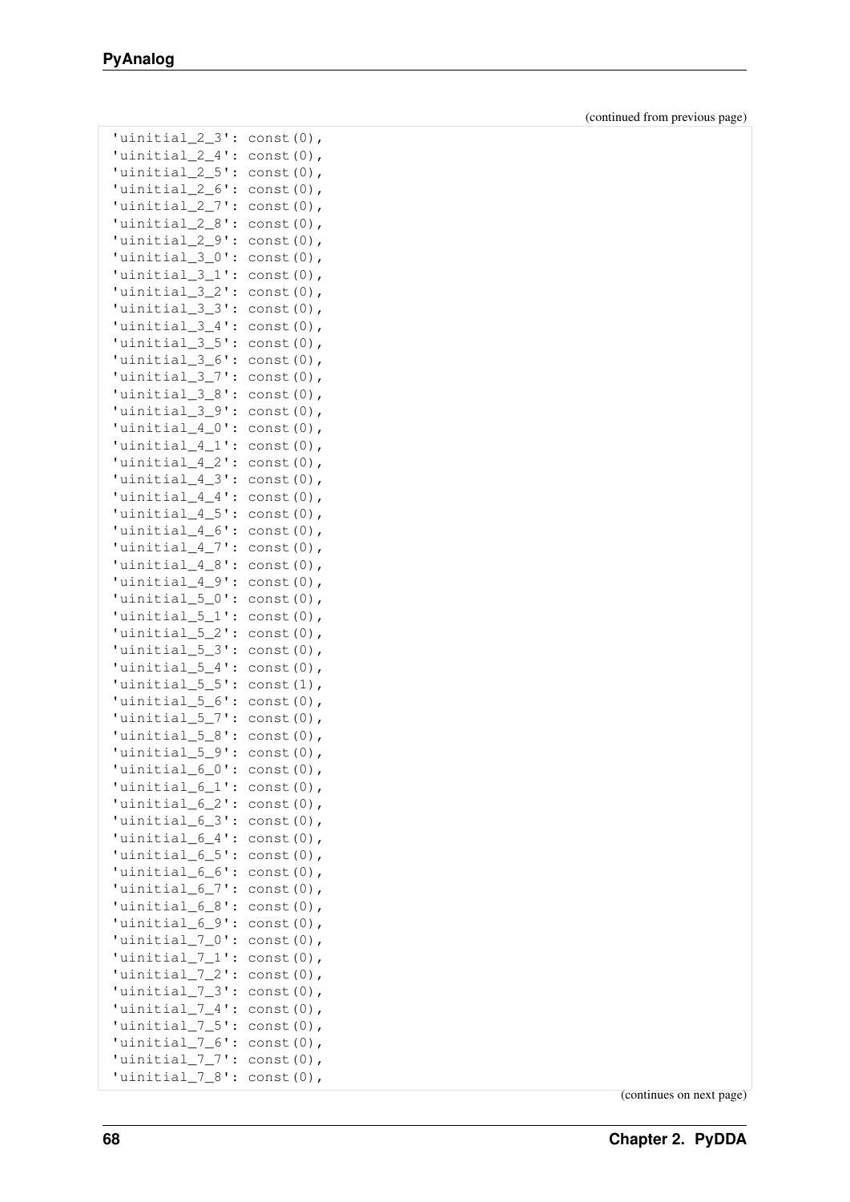(continued from previous page)

```
'uinitial_2_3': const(0),
'uinitial_2_4': const(0),
'uinitial_2_5': const(0),
'uinitial_2_6': const(0),
'uinitial_2_7': const(0),
'uinitial_2_8': const(0),
'uinitial_2_9': const(0),
'uinitial_3_0': const(0),
'uinitial_3_1': const(0),
'uinitial_3_2': const(0),
'uinitial_3_3': const(0),
'uinitial_3_4': const(0),
'uinitial_3_5': const(0),
'uinitial_3_6': const(0),
'uinitial_3_7': const(0),
'uinitial_3_8': const(0),
'uinitial_3_9': const(0),
'uinitial_4_0': const(0),
'uinitial_4_1': const(0),
'uinitial_4_2': const(0),
'uinitial_4_3': const(0),
'uinitial_4_4': const(0),
'uinitial_4_5': const(0),
'uinitial_4_6': const(0),
'uinitial_4_7': const(0),
'uinitial_4_8': const(0),
'uinitial_4_9': const(0),
'uinitial_5_0': const(0),
'uinitial_5_1': const(0),
'uinitial_5_2': const(0),
'uinitial_5_3': const(0),
'uinitial_5_4': const(0),
'uinitial_5_5': const(1),
'uinitial_5_6': const(0),
'uinitial_5_7': const(0),
'uinitial_5_8': const(0),
'uinitial_5_9': const(0),
'uinitial_6_0': const(0),
'uinitial_6_1': const(0),
'uinitial_6_2': const(0),
'uinitial_6_3': const(0),
'uinitial_6_4': const(0),
'uinitial_6_5': const(0),
'uinitial_6_6': const(0),
'uinitial_6_7': const(0),
'uinitial_6_8': const(0),
'uinitial_6_9': const(0),
'uinitial_7_0': const(0),
'uinitial_7_1': const(0),
'uinitial_7_2': const(0),
'uinitial_7_3': const(0),
'uinitial_7_4': const(0),
'uinitial_7_5': const(0),
'uinitial_7_6': const(0),
'uinitial_7_7': const(0),
'uinitial_7_8': const(0),
```

(continues on next page)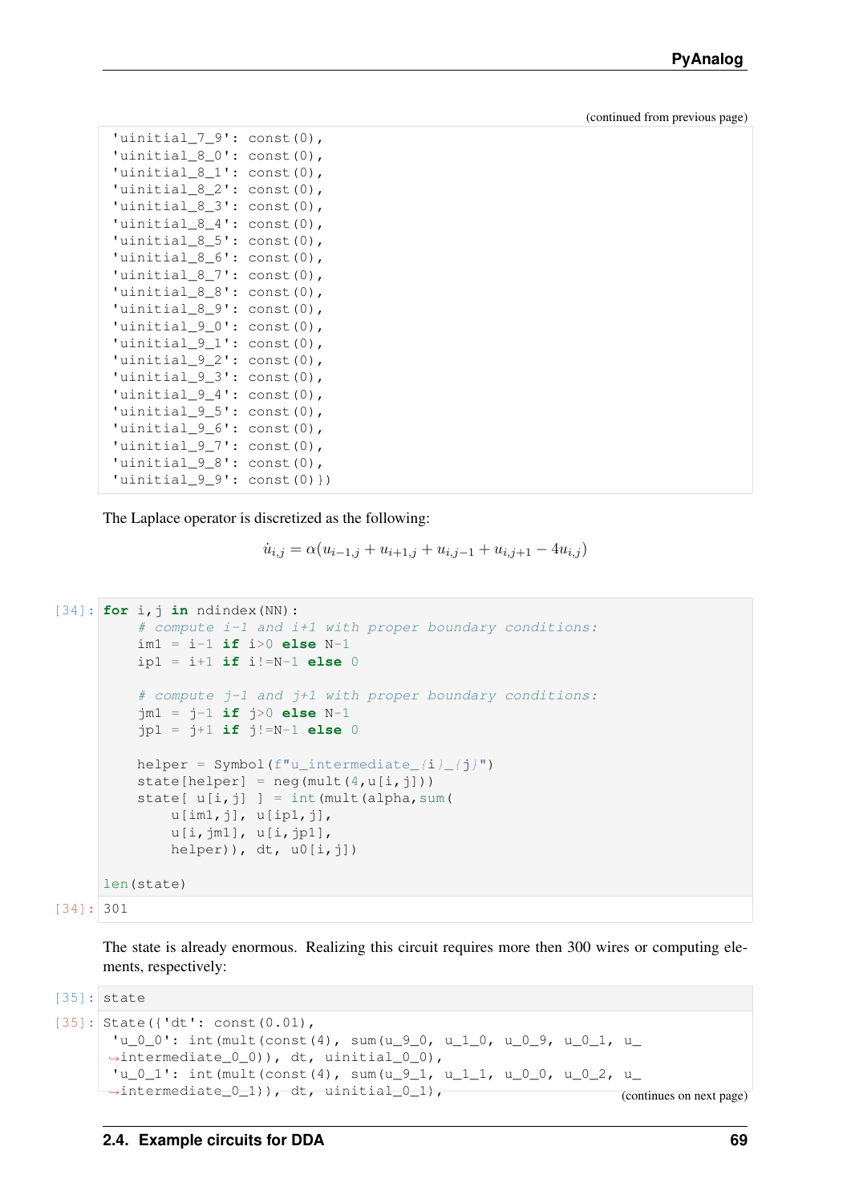(continued from previous page)

```
 'uinitial_7_9': const(0),
 'uinitial_8_0': const(0),
 'uinitial_8_1': const(0),
 'uinitial_8_2': const(0),
 'uinitial_8_3': const(0),
 'uinitial_8_4': const(0),
 'uinitial_8_5': const(0),
 'uinitial_8_6': const(0),
 'uinitial_8_7': const(0),
 'uinitial_8_8': const(0),
 'uinitial_8_9': const(0),
 'uinitial_9_0': const(0),
 'uinitial_9_1': const(0),
 'uinitial_9_2': const(0),
 'uinitial_9_3': const(0),
 'uinitial_9_4': const(0),
 'uinitial_9_5': const(0),
 'uinitial_9_6': const(0),
 'uinitial_9_7': const(0),
 'uinitial_9_8': const(0),
 'uinitial_9_9': const(0)})
```

The Laplace operator is discretized as the following:

$$\dot{u}_{i,j} = \alpha(u_{i-1,j} + u_{i+1,j} + u_{i,j-1} + u_{i,j+1} - 4u_{i,j})$$

```
[34]: for i,j in ndindex(NN):
          # compute i-1 and i+1 with proper boundary conditions:
          im1 = i-1 if i>0 else N-1
          ip1 = i+1 if i!=N-1 else 0

          # compute j-1 and j+1 with proper boundary conditions:
          jm1 = j-1 if j>0 else N-1
          jp1 = j+1 if j!=N-1 else 0

          helper = Symbol(f"u_intermediate_{i}_{j}")
          state[helper] = neg(mult(4,u[i,j]))
          state[ u[i,j] ] = int(mult(alpha,sum(
              u[im1,j], u[ip1,j],
              u[i,jm1], u[i,jp1],
              helper)), dt, u0[i,j])

      len(state)
```

```
[34]: 301
```

The state is already enormous. Realizing this circuit requires more then 300 wires or computing elements, respectively:

```
[35]: state
```

```
[35]: State({'dt': const(0.01),
       'u_0_0': int(mult(const(4), sum(u_9_0, u_1_0, u_0_9, u_0_1, u_
      ↪intermediate_0_0)), dt, uinitial_0_0),
       'u_0_1': int(mult(const(4), sum(u_9_1, u_1_1, u_0_0, u_0_2, u_
      ↪intermediate_0_1)), dt, uinitial_0_1),
```

(continues on next page)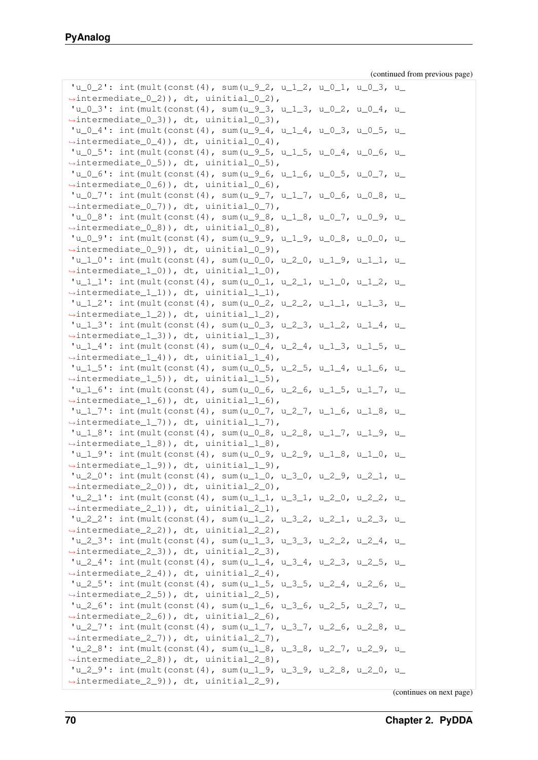(continued from previous page)

```
'u_0_2': int(mult(const(4), sum(u_9_2, u_1_2, u_0_1, u_0_3, u_
↪intermediate_0_2)), dt, uinitial_0_2),
'u_0_3': int(mult(const(4), sum(u_9_3, u_1_3, u_0_2, u_0_4, u_
↪intermediate_0_3)), dt, uinitial_0_3),
'u_0_4': int(mult(const(4), sum(u_9_4, u_1_4, u_0_3, u_0_5, u_
↪intermediate_0_4)), dt, uinitial_0_4),
'u_0_5': int(mult(const(4), sum(u_9_5, u_1_5, u_0_4, u_0_6, u_
↪intermediate_0_5)), dt, uinitial_0_5),
'u_0_6': int(mult(const(4), sum(u_9_6, u_1_6, u_0_5, u_0_7, u_
↪intermediate_0_6)), dt, uinitial_0_6),
'u_0_7': int(mult(const(4), sum(u_9_7, u_1_7, u_0_6, u_0_8, u_
↪intermediate_0_7)), dt, uinitial_0_7),
'u_0_8': int(mult(const(4), sum(u_9_8, u_1_8, u_0_7, u_0_9, u_
↪intermediate_0_8)), dt, uinitial_0_8),
'u_0_9': int(mult(const(4), sum(u_9_9, u_1_9, u_0_8, u_0_0, u_
↪intermediate_0_9)), dt, uinitial_0_9),
'u_1_0': int(mult(const(4), sum(u_0_0, u_2_0, u_1_9, u_1_1, u_
↪intermediate_1_0)), dt, uinitial_1_0),
'u_1_1': int(mult(const(4), sum(u_0_1, u_2_1, u_1_0, u_1_2, u_
↪intermediate_1_1)), dt, uinitial_1_1),
'u_1_2': int(mult(const(4), sum(u_0_2, u_2_2, u_1_1, u_1_3, u_
↪intermediate_1_2)), dt, uinitial_1_2),
'u_1_3': int(mult(const(4), sum(u_0_3, u_2_3, u_1_2, u_1_4, u_
↪intermediate_1_3)), dt, uinitial_1_3),
'u_1_4': int(mult(const(4), sum(u_0_4, u_2_4, u_1_3, u_1_5, u_
↪intermediate_1_4)), dt, uinitial_1_4),
'u_1_5': int(mult(const(4), sum(u_0_5, u_2_5, u_1_4, u_1_6, u_
↪intermediate_1_5)), dt, uinitial_1_5),
'u_1_6': int(mult(const(4), sum(u_0_6, u_2_6, u_1_5, u_1_7, u_
↪intermediate_1_6)), dt, uinitial_1_6),
'u_1_7': int(mult(const(4), sum(u_0_7, u_2_7, u_1_6, u_1_8, u_
↪intermediate_1_7)), dt, uinitial_1_7),
'u_1_8': int(mult(const(4), sum(u_0_8, u_2_8, u_1_7, u_1_9, u_
↪intermediate_1_8)), dt, uinitial_1_8),
'u_1_9': int(mult(const(4), sum(u_0_9, u_2_9, u_1_8, u_1_0, u_
↪intermediate_1_9)), dt, uinitial_1_9),
'u_2_0': int(mult(const(4), sum(u_1_0, u_3_0, u_2_9, u_2_1, u_
↪intermediate_2_0)), dt, uinitial_2_0),
'u_2_1': int(mult(const(4), sum(u_1_1, u_3_1, u_2_0, u_2_2, u_
↪intermediate_2_1)), dt, uinitial_2_1),
'u_2_2': int(mult(const(4), sum(u_1_2, u_3_2, u_2_1, u_2_3, u_
↪intermediate_2_2)), dt, uinitial_2_2),
'u_2_3': int(mult(const(4), sum(u_1_3, u_3_3, u_2_2, u_2_4, u_
↪intermediate_2_3)), dt, uinitial_2_3),
'u_2_4': int(mult(const(4), sum(u_1_4, u_3_4, u_2_3, u_2_5, u_
↪intermediate_2_4)), dt, uinitial_2_4),
'u_2_5': int(mult(const(4), sum(u_1_5, u_3_5, u_2_4, u_2_6, u_
↪intermediate_2_5)), dt, uinitial_2_5),
'u_2_6': int(mult(const(4), sum(u_1_6, u_3_6, u_2_5, u_2_7, u_
↪intermediate_2_6)), dt, uinitial_2_6),
'u_2_7': int(mult(const(4), sum(u_1_7, u_3_7, u_2_6, u_2_8, u_
↪intermediate_2_7)), dt, uinitial_2_7),
'u_2_8': int(mult(const(4), sum(u_1_8, u_3_8, u_2_7, u_2_9, u_
↪intermediate_2_8)), dt, uinitial_2_8),
'u_2_9': int(mult(const(4), sum(u_1_9, u_3_9, u_2_8, u_2_0, u_
↪intermediate_2_9)), dt, uinitial_2_9),
```

(continues on next page)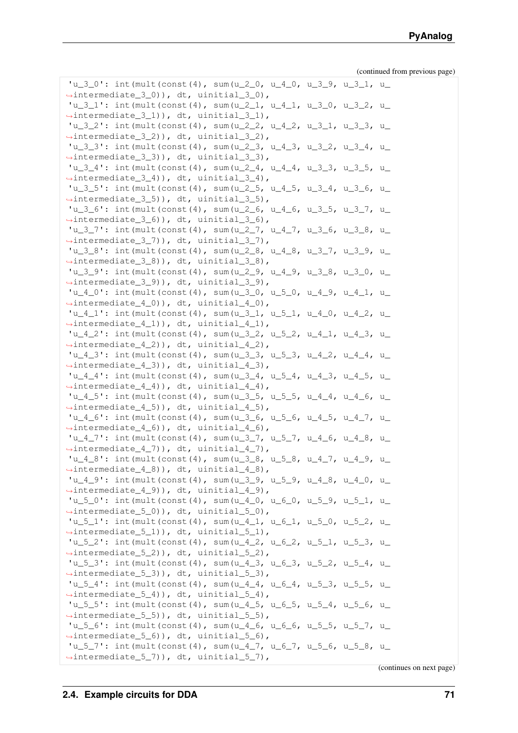(continued from previous page)

```
'u_3_0': int(mult(const(4), sum(u_2_0, u_4_0, u_3_9, u_3_1, u_
↪intermediate_3_0)), dt, uinitial_3_0),
'u_3_1': int(mult(const(4), sum(u_2_1, u_4_1, u_3_0, u_3_2, u_
↪intermediate_3_1)), dt, uinitial_3_1),
'u_3_2': int(mult(const(4), sum(u_2_2, u_4_2, u_3_1, u_3_3, u_
↪intermediate_3_2)), dt, uinitial_3_2),
'u_3_3': int(mult(const(4), sum(u_2_3, u_4_3, u_3_2, u_3_4, u_
↪intermediate_3_3)), dt, uinitial_3_3),
'u_3_4': int(mult(const(4), sum(u_2_4, u_4_4, u_3_3, u_3_5, u_
↪intermediate_3_4)), dt, uinitial_3_4),
'u_3_5': int(mult(const(4), sum(u_2_5, u_4_5, u_3_4, u_3_6, u_
↪intermediate_3_5)), dt, uinitial_3_5),
'u_3_6': int(mult(const(4), sum(u_2_6, u_4_6, u_3_5, u_3_7, u_
↪intermediate_3_6)), dt, uinitial_3_6),
'u_3_7': int(mult(const(4), sum(u_2_7, u_4_7, u_3_6, u_3_8, u_
↪intermediate_3_7)), dt, uinitial_3_7),
'u_3_8': int(mult(const(4), sum(u_2_8, u_4_8, u_3_7, u_3_9, u_
↪intermediate_3_8)), dt, uinitial_3_8),
'u_3_9': int(mult(const(4), sum(u_2_9, u_4_9, u_3_8, u_3_0, u_
↪intermediate_3_9)), dt, uinitial_3_9),
'u_4_0': int(mult(const(4), sum(u_3_0, u_5_0, u_4_9, u_4_1, u_
↪intermediate_4_0)), dt, uinitial_4_0),
'u_4_1': int(mult(const(4), sum(u_3_1, u_5_1, u_4_0, u_4_2, u_
↪intermediate_4_1)), dt, uinitial_4_1),
'u_4_2': int(mult(const(4), sum(u_3_2, u_5_2, u_4_1, u_4_3, u_
↪intermediate_4_2)), dt, uinitial_4_2),
'u_4_3': int(mult(const(4), sum(u_3_3, u_5_3, u_4_2, u_4_4, u_
↪intermediate_4_3)), dt, uinitial_4_3),
'u_4_4': int(mult(const(4), sum(u_3_4, u_5_4, u_4_3, u_4_5, u_
↪intermediate_4_4)), dt, uinitial_4_4),
'u_4_5': int(mult(const(4), sum(u_3_5, u_5_5, u_4_4, u_4_6, u_
↪intermediate_4_5)), dt, uinitial_4_5),
'u_4_6': int(mult(const(4), sum(u_3_6, u_5_6, u_4_5, u_4_7, u_
↪intermediate_4_6)), dt, uinitial_4_6),
'u_4_7': int(mult(const(4), sum(u_3_7, u_5_7, u_4_6, u_4_8, u_
↪intermediate_4_7)), dt, uinitial_4_7),
'u_4_8': int(mult(const(4), sum(u_3_8, u_5_8, u_4_7, u_4_9, u_
↪intermediate_4_8)), dt, uinitial_4_8),
'u_4_9': int(mult(const(4), sum(u_3_9, u_5_9, u_4_8, u_4_0, u_
↪intermediate_4_9)), dt, uinitial_4_9),
'u_5_0': int(mult(const(4), sum(u_4_0, u_6_0, u_5_9, u_5_1, u_
↪intermediate_5_0)), dt, uinitial_5_0),
'u_5_1': int(mult(const(4), sum(u_4_1, u_6_1, u_5_0, u_5_2, u_
↪intermediate_5_1)), dt, uinitial_5_1),
'u_5_2': int(mult(const(4), sum(u_4_2, u_6_2, u_5_1, u_5_3, u_
↪intermediate_5_2)), dt, uinitial_5_2),
'u_5_3': int(mult(const(4), sum(u_4_3, u_6_3, u_5_2, u_5_4, u_
↪intermediate_5_3)), dt, uinitial_5_3),
'u_5_4': int(mult(const(4), sum(u_4_4, u_6_4, u_5_3, u_5_5, u_
↪intermediate_5_4)), dt, uinitial_5_4),
'u_5_5': int(mult(const(4), sum(u_4_5, u_6_5, u_5_4, u_5_6, u_
↪intermediate_5_5)), dt, uinitial_5_5),
'u_5_6': int(mult(const(4), sum(u_4_6, u_6_6, u_5_5, u_5_7, u_
↪intermediate_5_6)), dt, uinitial_5_6),
'u_5_7': int(mult(const(4), sum(u_4_7, u_6_7, u_5_6, u_5_8, u_
↪intermediate_5_7)), dt, uinitial_5_7),
```

(continues on next page)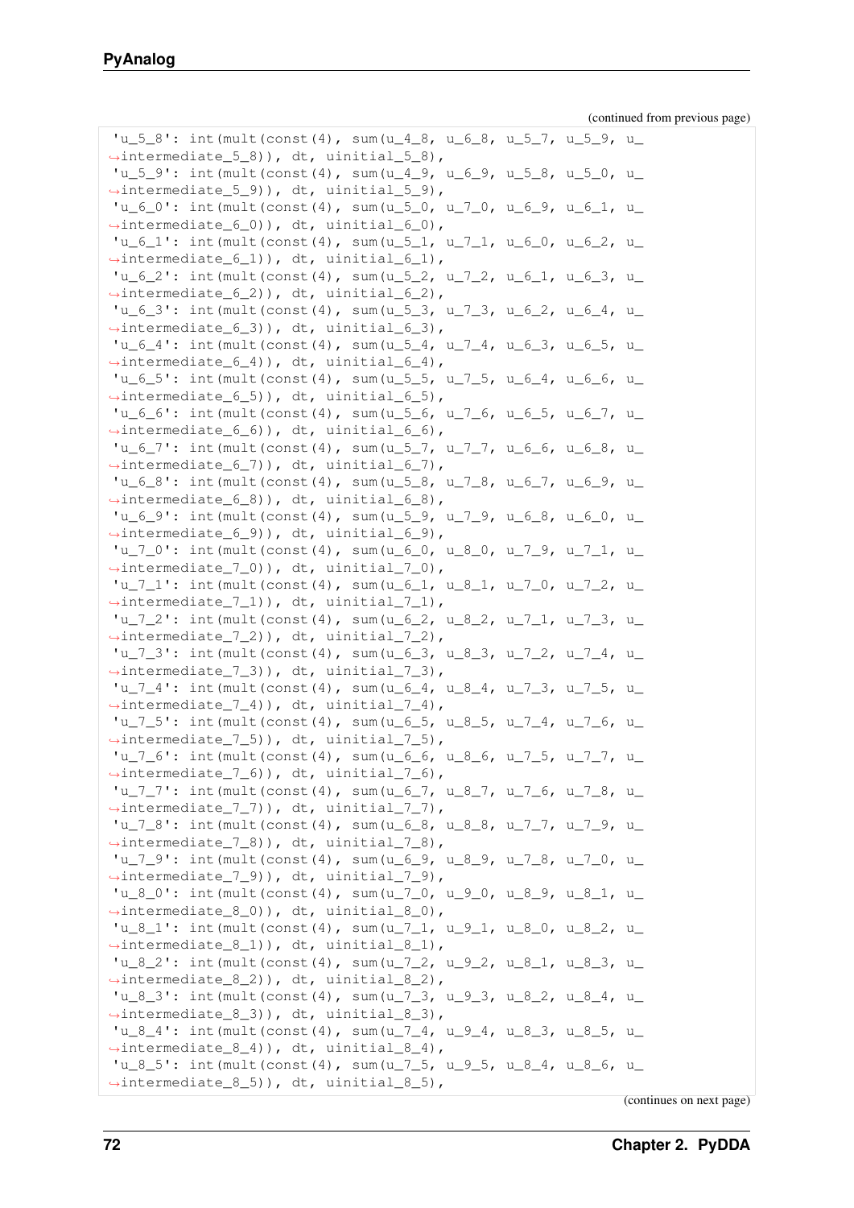(continued from previous page)

```
'u_5_8': int(mult(const(4), sum(u_4_8, u_6_8, u_5_7, u_5_9, u_
↪intermediate_5_8)), dt, uinitial_5_8),
 'u_5_9': int(mult(const(4), sum(u_4_9, u_6_9, u_5_8, u_5_0, u_
↪intermediate_5_9)), dt, uinitial_5_9),
 'u_6_0': int(mult(const(4), sum(u_5_0, u_7_0, u_6_9, u_6_1, u_
↪intermediate_6_0)), dt, uinitial_6_0),
 'u_6_1': int(mult(const(4), sum(u_5_1, u_7_1, u_6_0, u_6_2, u_
↪intermediate_6_1)), dt, uinitial_6_1),
 'u_6_2': int(mult(const(4), sum(u_5_2, u_7_2, u_6_1, u_6_3, u_
↪intermediate_6_2)), dt, uinitial_6_2),
 'u_6_3': int(mult(const(4), sum(u_5_3, u_7_3, u_6_2, u_6_4, u_
↪intermediate_6_3)), dt, uinitial_6_3),
 'u_6_4': int(mult(const(4), sum(u_5_4, u_7_4, u_6_3, u_6_5, u_
↪intermediate_6_4)), dt, uinitial_6_4),
 'u_6_5': int(mult(const(4), sum(u_5_5, u_7_5, u_6_4, u_6_6, u_
↪intermediate_6_5)), dt, uinitial_6_5),
 'u_6_6': int(mult(const(4), sum(u_5_6, u_7_6, u_6_5, u_6_7, u_
↪intermediate_6_6)), dt, uinitial_6_6),
 'u_6_7': int(mult(const(4), sum(u_5_7, u_7_7, u_6_6, u_6_8, u_
↪intermediate_6_7)), dt, uinitial_6_7),
 'u_6_8': int(mult(const(4), sum(u_5_8, u_7_8, u_6_7, u_6_9, u_
↪intermediate_6_8)), dt, uinitial_6_8),
 'u_6_9': int(mult(const(4), sum(u_5_9, u_7_9, u_6_8, u_6_0, u_
↪intermediate_6_9)), dt, uinitial_6_9),
 'u_7_0': int(mult(const(4), sum(u_6_0, u_8_0, u_7_9, u_7_1, u_
↪intermediate_7_0)), dt, uinitial_7_0),
 'u_7_1': int(mult(const(4), sum(u_6_1, u_8_1, u_7_0, u_7_2, u_
↪intermediate_7_1)), dt, uinitial_7_1),
 'u_7_2': int(mult(const(4), sum(u_6_2, u_8_2, u_7_1, u_7_3, u_
↪intermediate_7_2)), dt, uinitial_7_2),
 'u_7_3': int(mult(const(4), sum(u_6_3, u_8_3, u_7_2, u_7_4, u_
↪intermediate_7_3)), dt, uinitial_7_3),
 'u_7_4': int(mult(const(4), sum(u_6_4, u_8_4, u_7_3, u_7_5, u_
↪intermediate_7_4)), dt, uinitial_7_4),
 'u_7_5': int(mult(const(4), sum(u_6_5, u_8_5, u_7_4, u_7_6, u_
↪intermediate_7_5)), dt, uinitial_7_5),
 'u_7_6': int(mult(const(4), sum(u_6_6, u_8_6, u_7_5, u_7_7, u_
↪intermediate_7_6)), dt, uinitial_7_6),
 'u_7_7': int(mult(const(4), sum(u_6_7, u_8_7, u_7_6, u_7_8, u_
↪intermediate_7_7)), dt, uinitial_7_7),
 'u_7_8': int(mult(const(4), sum(u_6_8, u_8_8, u_7_7, u_7_9, u_
↪intermediate_7_8)), dt, uinitial_7_8),
 'u_7_9': int(mult(const(4), sum(u_6_9, u_8_9, u_7_8, u_7_0, u_
↪intermediate_7_9)), dt, uinitial_7_9),
 'u_8_0': int(mult(const(4), sum(u_7_0, u_9_0, u_8_9, u_8_1, u_
↪intermediate_8_0)), dt, uinitial_8_0),
 'u_8_1': int(mult(const(4), sum(u_7_1, u_9_1, u_8_0, u_8_2, u_
↪intermediate_8_1)), dt, uinitial_8_1),
 'u_8_2': int(mult(const(4), sum(u_7_2, u_9_2, u_8_1, u_8_3, u_
↪intermediate_8_2)), dt, uinitial_8_2),
 'u_8_3': int(mult(const(4), sum(u_7_3, u_9_3, u_8_2, u_8_4, u_
↪intermediate_8_3)), dt, uinitial_8_3),
 'u_8_4': int(mult(const(4), sum(u_7_4, u_9_4, u_8_3, u_8_5, u_
↪intermediate_8_4)), dt, uinitial_8_4),
 'u_8_5': int(mult(const(4), sum(u_7_5, u_9_5, u_8_4, u_8_6, u_
↪intermediate_8_5)), dt, uinitial_8_5),
```

(continues on next page)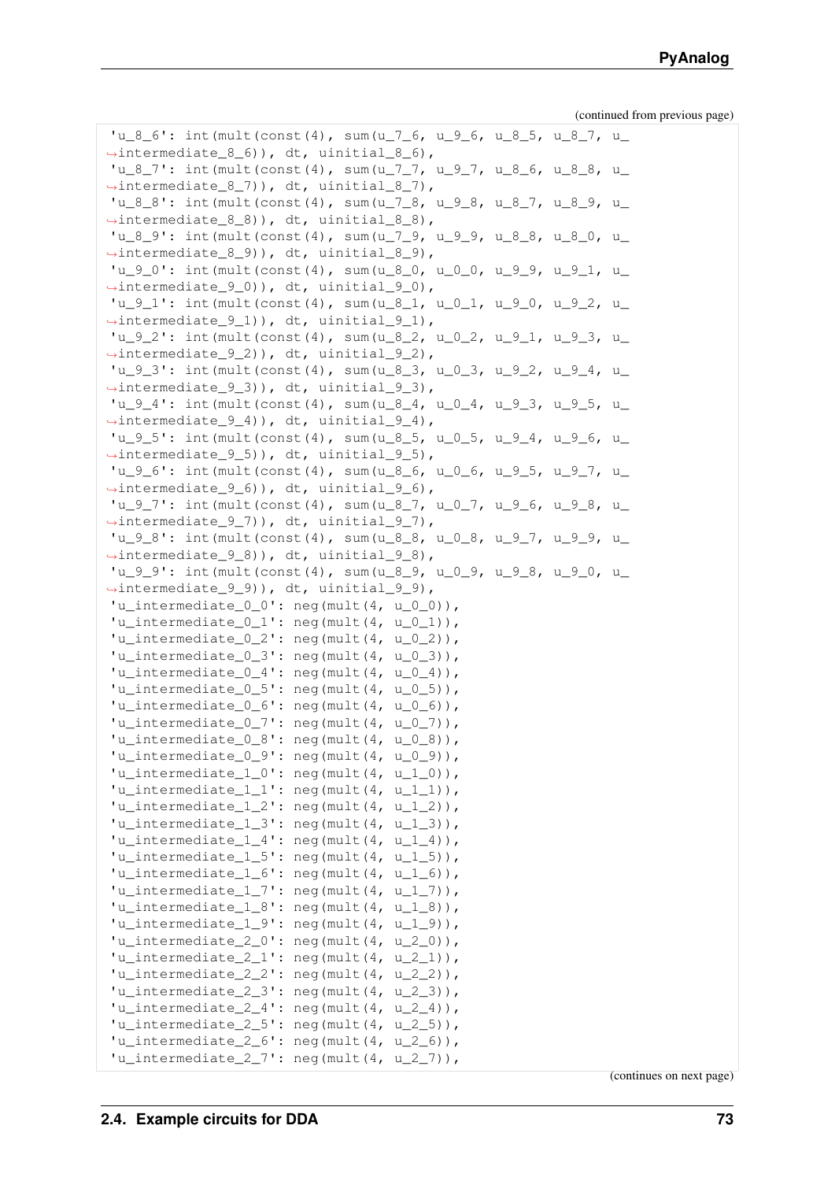(continued from previous page)

```
'u_8_6': int(mult(const(4), sum(u_7_6, u_9_6, u_8_5, u_8_7, u_
↪intermediate_8_6)), dt, uinitial_8_6),
'u_8_7': int(mult(const(4), sum(u_7_7, u_9_7, u_8_6, u_8_8, u_
↪intermediate_8_7)), dt, uinitial_8_7),
'u_8_8': int(mult(const(4), sum(u_7_8, u_9_8, u_8_7, u_8_9, u_
↪intermediate_8_8)), dt, uinitial_8_8),
'u_8_9': int(mult(const(4), sum(u_7_9, u_9_9, u_8_8, u_8_0, u_
↪intermediate_8_9)), dt, uinitial_8_9),
'u_9_0': int(mult(const(4), sum(u_8_0, u_0_0, u_9_9, u_9_1, u_
↪intermediate_9_0)), dt, uinitial_9_0),
'u_9_1': int(mult(const(4), sum(u_8_1, u_0_1, u_9_0, u_9_2, u_
↪intermediate_9_1)), dt, uinitial_9_1),
'u_9_2': int(mult(const(4), sum(u_8_2, u_0_2, u_9_1, u_9_3, u_
↪intermediate_9_2)), dt, uinitial_9_2),
'u_9_3': int(mult(const(4), sum(u_8_3, u_0_3, u_9_2, u_9_4, u_
↪intermediate_9_3)), dt, uinitial_9_3),
'u_9_4': int(mult(const(4), sum(u_8_4, u_0_4, u_9_3, u_9_5, u_
↪intermediate_9_4)), dt, uinitial_9_4),
'u_9_5': int(mult(const(4), sum(u_8_5, u_0_5, u_9_4, u_9_6, u_
↪intermediate_9_5)), dt, uinitial_9_5),
'u_9_6': int(mult(const(4), sum(u_8_6, u_0_6, u_9_5, u_9_7, u_
↪intermediate_9_6)), dt, uinitial_9_6),
'u_9_7': int(mult(const(4), sum(u_8_7, u_0_7, u_9_6, u_9_8, u_
↪intermediate_9_7)), dt, uinitial_9_7),
'u_9_8': int(mult(const(4), sum(u_8_8, u_0_8, u_9_7, u_9_9, u_
↪intermediate_9_8)), dt, uinitial_9_8),
'u_9_9': int(mult(const(4), sum(u_8_9, u_0_9, u_9_8, u_9_0, u_
↪intermediate_9_9)), dt, uinitial_9_9),
'u_intermediate_0_0': neg(mult(4, u_0_0)),
'u_intermediate_0_1': neg(mult(4, u_0_1)),
'u_intermediate_0_2': neg(mult(4, u_0_2)),
'u_intermediate_0_3': neg(mult(4, u_0_3)),
'u_intermediate_0_4': neg(mult(4, u_0_4)),
'u_intermediate_0_5': neg(mult(4, u_0_5)),
'u_intermediate_0_6': neg(mult(4, u_0_6)),
'u_intermediate_0_7': neg(mult(4, u_0_7)),
'u_intermediate_0_8': neg(mult(4, u_0_8)),
'u_intermediate_0_9': neg(mult(4, u_0_9)),
'u_intermediate_1_0': neg(mult(4, u_1_0)),
'u_intermediate_1_1': neg(mult(4, u_1_1)),
'u_intermediate_1_2': neg(mult(4, u_1_2)),
'u_intermediate_1_3': neg(mult(4, u_1_3)),
'u_intermediate_1_4': neg(mult(4, u_1_4)),
'u_intermediate_1_5': neg(mult(4, u_1_5)),
'u_intermediate_1_6': neg(mult(4, u_1_6)),
'u_intermediate_1_7': neg(mult(4, u_1_7)),
'u_intermediate_1_8': neg(mult(4, u_1_8)),
'u_intermediate_1_9': neg(mult(4, u_1_9)),
'u_intermediate_2_0': neg(mult(4, u_2_0)),
'u_intermediate_2_1': neg(mult(4, u_2_1)),
'u_intermediate_2_2': neg(mult(4, u_2_2)),
'u_intermediate_2_3': neg(mult(4, u_2_3)),
'u_intermediate_2_4': neg(mult(4, u_2_4)),
'u_intermediate_2_5': neg(mult(4, u_2_5)),
'u_intermediate_2_6': neg(mult(4, u_2_6)),
'u_intermediate_2_7': neg(mult(4, u_2_7)),
```

(continues on next page)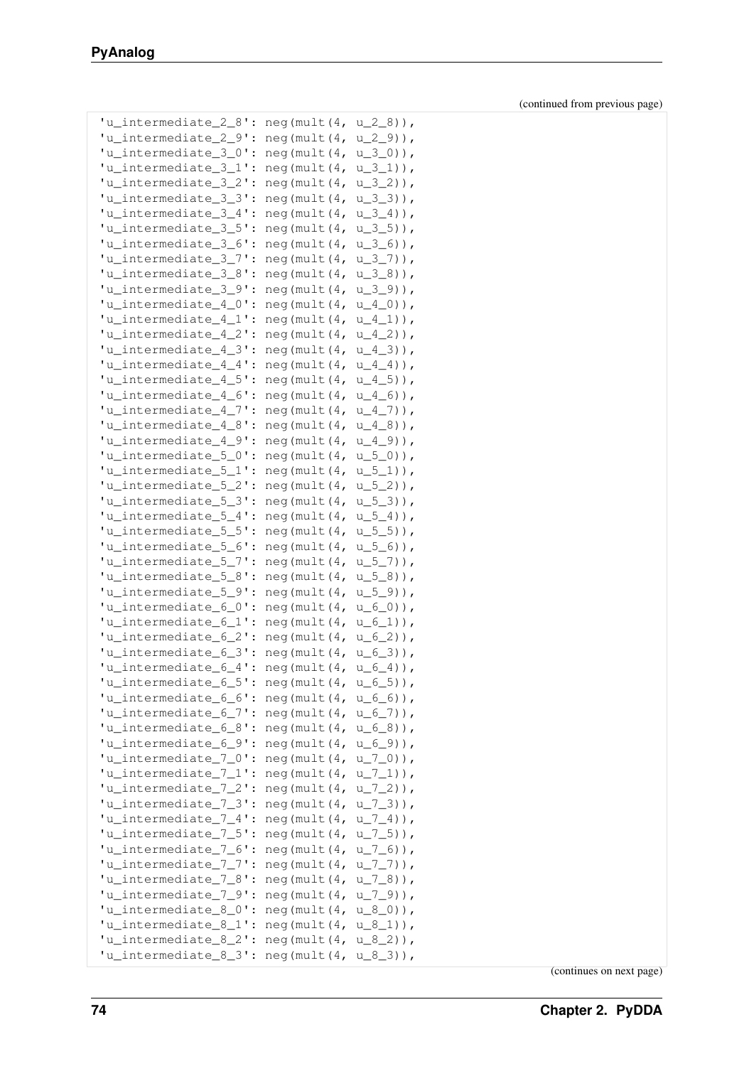(continued from previous page)

```
'u_intermediate_2_8': neg(mult(4, u_2_8)),
'u_intermediate_2_9': neg(mult(4, u_2_9)),
'u_intermediate_3_0': neg(mult(4, u_3_0)),
'u_intermediate_3_1': neg(mult(4, u_3_1)),
'u_intermediate_3_2': neg(mult(4, u_3_2)),
'u_intermediate_3_3': neg(mult(4, u_3_3)),
'u_intermediate_3_4': neg(mult(4, u_3_4)),
'u_intermediate_3_5': neg(mult(4, u_3_5)),
'u_intermediate_3_6': neg(mult(4, u_3_6)),
'u_intermediate_3_7': neg(mult(4, u_3_7)),
'u_intermediate_3_8': neg(mult(4, u_3_8)),
'u_intermediate_3_9': neg(mult(4, u_3_9)),
'u_intermediate_4_0': neg(mult(4, u_4_0)),
'u_intermediate_4_1': neg(mult(4, u_4_1)),
'u_intermediate_4_2': neg(mult(4, u_4_2)),
'u_intermediate_4_3': neg(mult(4, u_4_3)),
'u_intermediate_4_4': neg(mult(4, u_4_4)),
'u_intermediate_4_5': neg(mult(4, u_4_5)),
'u_intermediate_4_6': neg(mult(4, u_4_6)),
'u_intermediate_4_7': neg(mult(4, u_4_7)),
'u_intermediate_4_8': neg(mult(4, u_4_8)),
'u_intermediate_4_9': neg(mult(4, u_4_9)),
'u_intermediate_5_0': neg(mult(4, u_5_0)),
'u_intermediate_5_1': neg(mult(4, u_5_1)),
'u_intermediate_5_2': neg(mult(4, u_5_2)),
'u_intermediate_5_3': neg(mult(4, u_5_3)),
'u_intermediate_5_4': neg(mult(4, u_5_4)),
'u_intermediate_5_5': neg(mult(4, u_5_5)),
'u_intermediate_5_6': neg(mult(4, u_5_6)),
'u_intermediate_5_7': neg(mult(4, u_5_7)),
'u_intermediate_5_8': neg(mult(4, u_5_8)),
'u_intermediate_5_9': neg(mult(4, u_5_9)),
'u_intermediate_6_0': neg(mult(4, u_6_0)),
'u_intermediate_6_1': neg(mult(4, u_6_1)),
'u_intermediate_6_2': neg(mult(4, u_6_2)),
'u_intermediate_6_3': neg(mult(4, u_6_3)),
'u_intermediate_6_4': neg(mult(4, u_6_4)),
'u_intermediate_6_5': neg(mult(4, u_6_5)),
'u_intermediate_6_6': neg(mult(4, u_6_6)),
'u_intermediate_6_7': neg(mult(4, u_6_7)),
'u_intermediate_6_8': neg(mult(4, u_6_8)),
'u_intermediate_6_9': neg(mult(4, u_6_9)),
'u_intermediate_7_0': neg(mult(4, u_7_0)),
'u_intermediate_7_1': neg(mult(4, u_7_1)),
'u_intermediate_7_2': neg(mult(4, u_7_2)),
'u_intermediate_7_3': neg(mult(4, u_7_3)),
'u_intermediate_7_4': neg(mult(4, u_7_4)),
'u_intermediate_7_5': neg(mult(4, u_7_5)),
'u_intermediate_7_6': neg(mult(4, u_7_6)),
'u_intermediate_7_7': neg(mult(4, u_7_7)),
'u_intermediate_7_8': neg(mult(4, u_7_8)),
'u_intermediate_7_9': neg(mult(4, u_7_9)),
'u_intermediate_8_0': neg(mult(4, u_8_0)),
'u_intermediate_8_1': neg(mult(4, u_8_1)),
'u_intermediate_8_2': neg(mult(4, u_8_2)),
'u_intermediate_8_3': neg(mult(4, u_8_3)),
```

(continues on next page)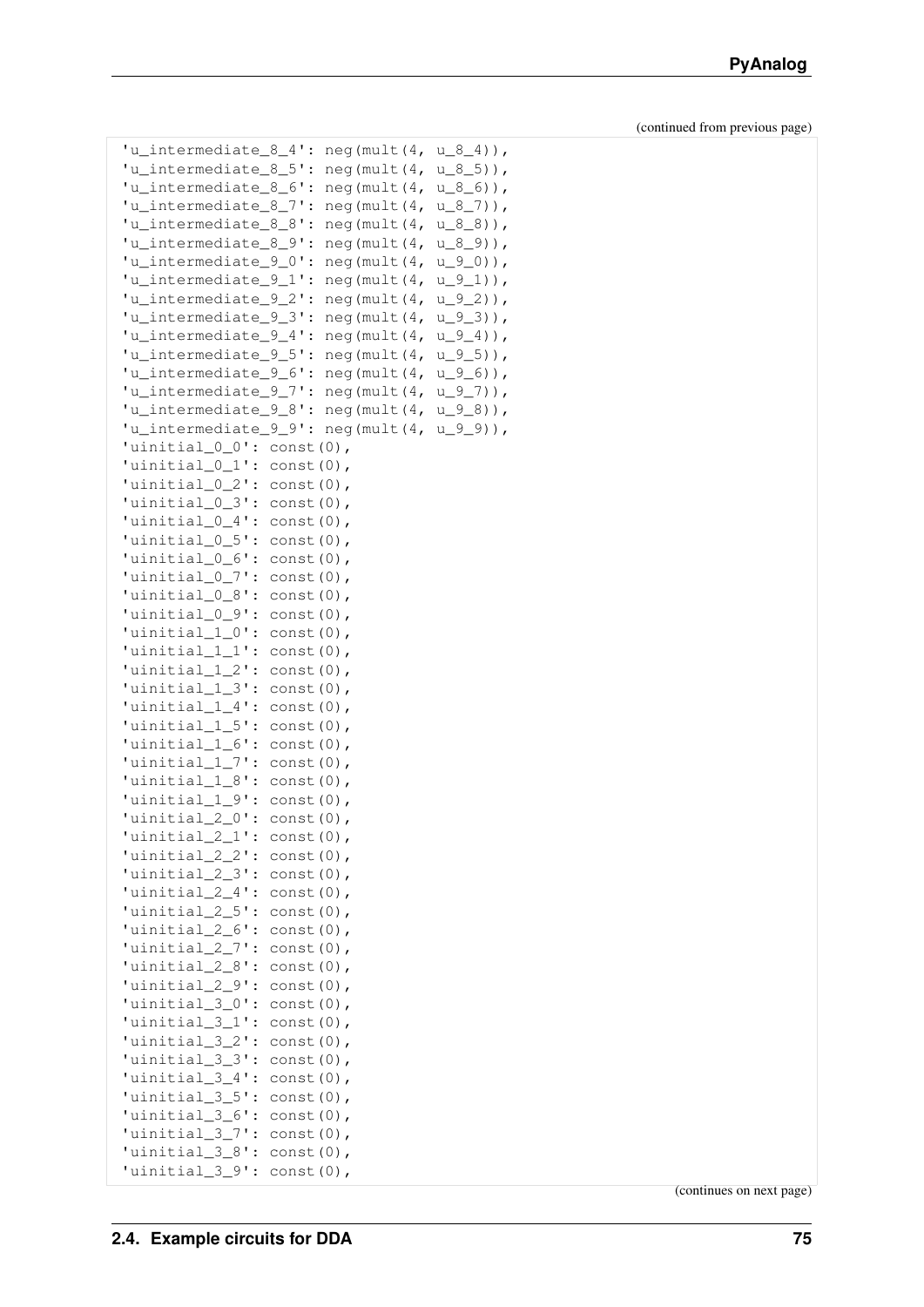(continued from previous page)

```
'u_intermediate_8_4': neg(mult(4, u_8_4)),
'u_intermediate_8_5': neg(mult(4, u_8_5)),
'u_intermediate_8_6': neg(mult(4, u_8_6)),
'u_intermediate_8_7': neg(mult(4, u_8_7)),
'u_intermediate_8_8': neg(mult(4, u_8_8)),
'u_intermediate_8_9': neg(mult(4, u_8_9)),
'u_intermediate_9_0': neg(mult(4, u_9_0)),
'u_intermediate_9_1': neg(mult(4, u_9_1)),
'u_intermediate_9_2': neg(mult(4, u_9_2)),
'u_intermediate_9_3': neg(mult(4, u_9_3)),
'u_intermediate_9_4': neg(mult(4, u_9_4)),
'u_intermediate_9_5': neg(mult(4, u_9_5)),
'u_intermediate_9_6': neg(mult(4, u_9_6)),
'u_intermediate_9_7': neg(mult(4, u_9_7)),
'u_intermediate_9_8': neg(mult(4, u_9_8)),
'u_intermediate_9_9': neg(mult(4, u_9_9)),
'uinitial_0_0': const(0),
'uinitial_0_1': const(0),
'uinitial_0_2': const(0),
'uinitial_0_3': const(0),
'uinitial_0_4': const(0),
'uinitial_0_5': const(0),
'uinitial_0_6': const(0),
'uinitial_0_7': const(0),
'uinitial_0_8': const(0),
'uinitial_0_9': const(0),
'uinitial_1_0': const(0),
'uinitial_1_1': const(0),
'uinitial_1_2': const(0),
'uinitial_1_3': const(0),
'uinitial_1_4': const(0),
'uinitial_1_5': const(0),
'uinitial_1_6': const(0),
'uinitial_1_7': const(0),
'uinitial_1_8': const(0),
'uinitial_1_9': const(0),
'uinitial_2_0': const(0),
'uinitial_2_1': const(0),
'uinitial_2_2': const(0),
'uinitial_2_3': const(0),
'uinitial_2_4': const(0),
'uinitial_2_5': const(0),
'uinitial_2_6': const(0),
'uinitial_2_7': const(0),
'uinitial_2_8': const(0),
'uinitial_2_9': const(0),
'uinitial_3_0': const(0),
'uinitial_3_1': const(0),
'uinitial_3_2': const(0),
'uinitial_3_3': const(0),
'uinitial_3_4': const(0),
'uinitial_3_5': const(0),
'uinitial_3_6': const(0),
'uinitial_3_7': const(0),
'uinitial_3_8': const(0),
'uinitial_3_9': const(0),
```

(continues on next page)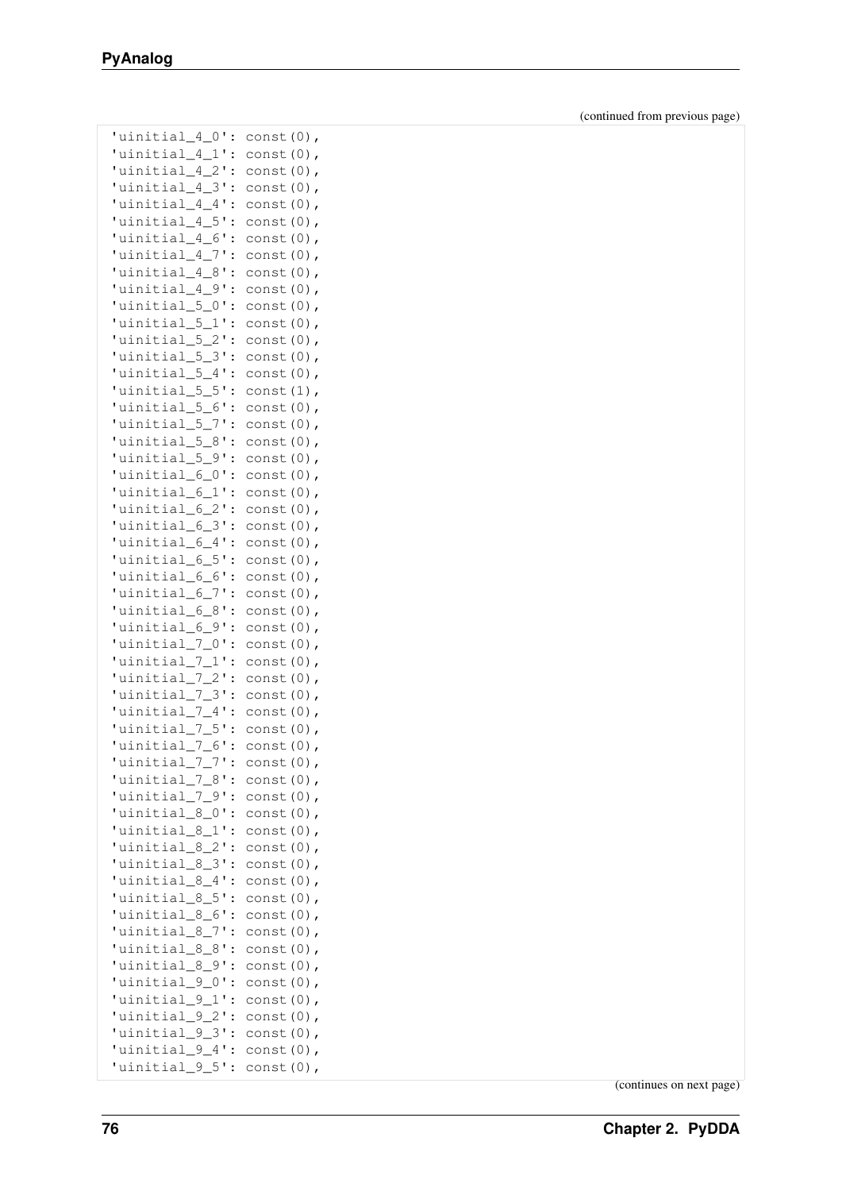(continued from previous page)

```
 'uinitial_4_0': const(0),
 'uinitial_4_1': const(0),
 'uinitial_4_2': const(0),
 'uinitial_4_3': const(0),
 'uinitial_4_4': const(0),
 'uinitial_4_5': const(0),
 'uinitial_4_6': const(0),
 'uinitial_4_7': const(0),
 'uinitial_4_8': const(0),
 'uinitial_4_9': const(0),
 'uinitial_5_0': const(0),
 'uinitial_5_1': const(0),
 'uinitial_5_2': const(0),
 'uinitial_5_3': const(0),
 'uinitial_5_4': const(0),
 'uinitial_5_5': const(1),
 'uinitial_5_6': const(0),
 'uinitial_5_7': const(0),
 'uinitial_5_8': const(0),
 'uinitial_5_9': const(0),
 'uinitial_6_0': const(0),
 'uinitial_6_1': const(0),
 'uinitial_6_2': const(0),
 'uinitial_6_3': const(0),
 'uinitial_6_4': const(0),
 'uinitial_6_5': const(0),
 'uinitial_6_6': const(0),
 'uinitial_6_7': const(0),
 'uinitial_6_8': const(0),
 'uinitial_6_9': const(0),
 'uinitial_7_0': const(0),
 'uinitial_7_1': const(0),
 'uinitial_7_2': const(0),
 'uinitial_7_3': const(0),
 'uinitial_7_4': const(0),
 'uinitial_7_5': const(0),
 'uinitial_7_6': const(0),
 'uinitial_7_7': const(0),
 'uinitial_7_8': const(0),
 'uinitial_7_9': const(0),
 'uinitial_8_0': const(0),
 'uinitial_8_1': const(0),
 'uinitial_8_2': const(0),
 'uinitial_8_3': const(0),
 'uinitial_8_4': const(0),
 'uinitial_8_5': const(0),
 'uinitial_8_6': const(0),
 'uinitial_8_7': const(0),
 'uinitial_8_8': const(0),
 'uinitial_8_9': const(0),
 'uinitial_9_0': const(0),
 'uinitial_9_1': const(0),
 'uinitial_9_2': const(0),
 'uinitial_9_3': const(0),
 'uinitial_9_4': const(0),
 'uinitial_9_5': const(0),
```

(continues on next page)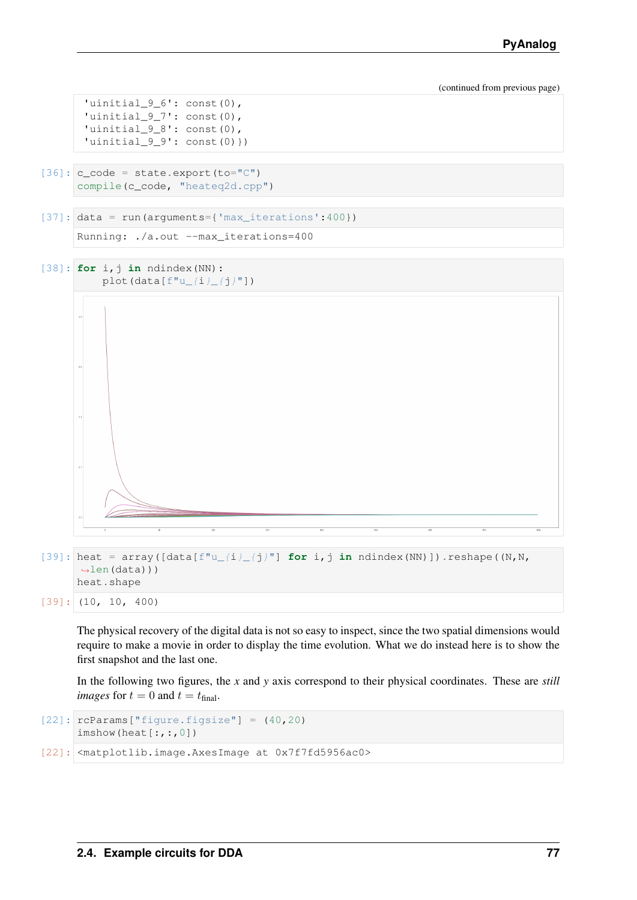(continued from previous page)

```
 'uinitial_9_6': const(0),
 'uinitial_9_7': const(0),
 'uinitial_9_8': const(0),
 'uinitial_9_9': const(0)})
```

```
[36]: c_code = state.export(to="C")
      compile(c_code, "heateq2d.cpp")
```

```
[37]: data = run(arguments={'max_iterations':400})
```

```
Running: ./a.out --max_iterations=400
```

```
[38]: for i,j in ndindex(NN):
          plot(data[f"u_{i}_{j}"])
```

```
[39]: heat = array([data[f"u_{i}_{j}"] for i,j in ndindex(NN)]).reshape((N,N,
      ↪len(data)))
      heat.shape
```

```
[39]: (10, 10, 400)
```

The physical recovery of the digital data is not so easy to inspect, since the two spatial dimensions would require to make a movie in order to display the time evolution. What we do instead here is to show the first snapshot and the last one.

In the following two figures, the $x$ and $y$ axis correspond to their physical coordinates. These are *still images* for $t = 0$ and $t = t_{\text{final}}$.

```
[22]: rcParams["figure.figsize"] = (40,20)
      imshow(heat[:,:,0])
```

```
[22]: <matplotlib.image.AxesImage at 0x7f7fd5956ac0>
```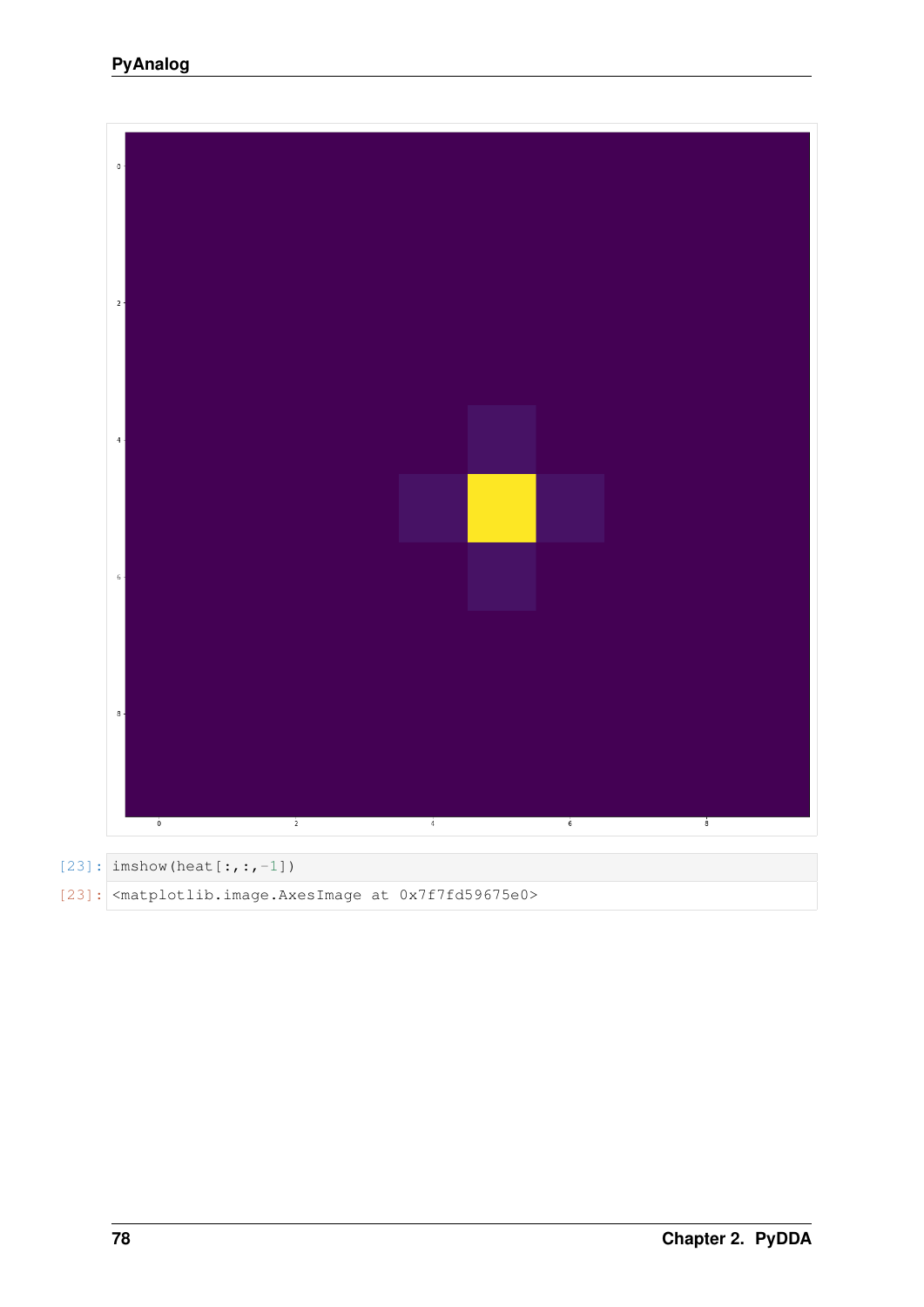```
[23]: imshow(heat[:,:,-1])
```

```
[23]: <matplotlib.image.AxesImage at 0x7f7fd59675e0>
```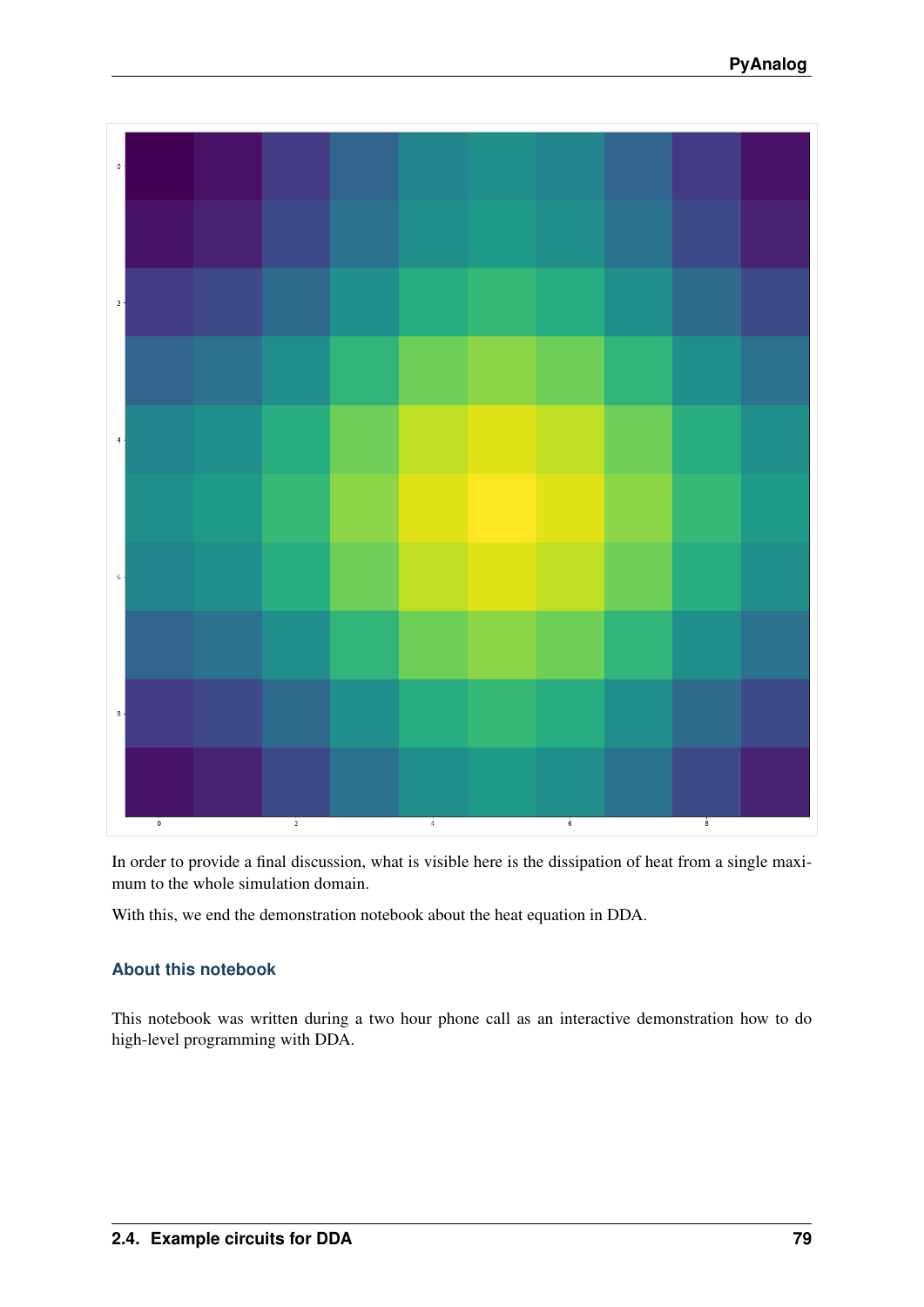In order to provide a final discussion, what is visible here is the dissipation of heat from a single maximum to the whole simulation domain.

With this, we end the demonstration notebook about the heat equation in DDA.

### About this notebook

This notebook was written during a two hour phone call as an interactive demonstration how to do high-level programming with DDA.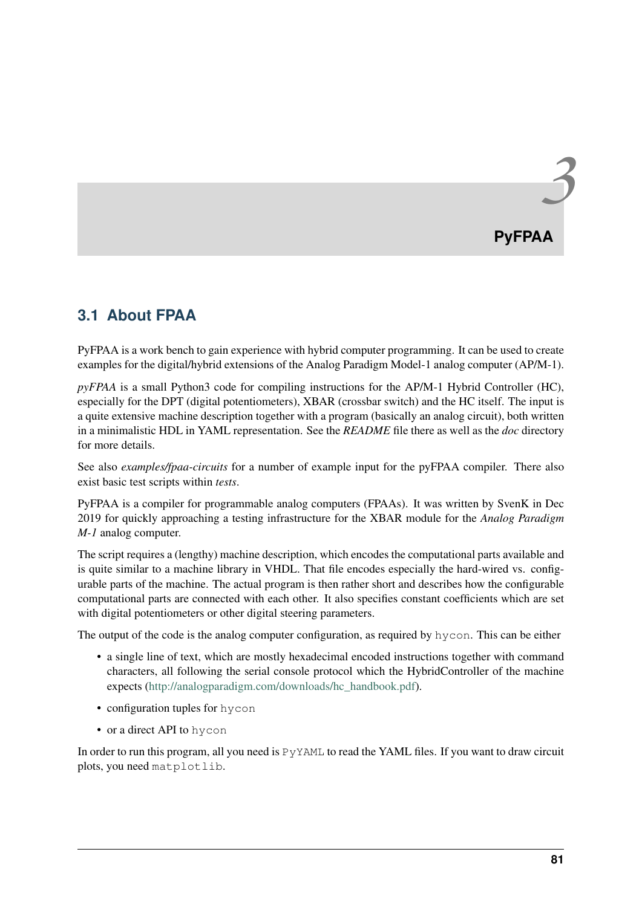# 3 PyFPAA

## 3.1 About FPAA

PyFPAA is a work bench to gain experience with hybrid computer programming. It can be used to create examples for the digital/hybrid extensions of the Analog Paradigm Model-1 analog computer (AP/M-1).

*pyFPAA* is a small Python3 code for compiling instructions for the AP/M-1 Hybrid Controller (HC), especially for the DPT (digital potentiometers), XBAR (crossbar switch) and the HC itself. The input is a quite extensive machine description together with a program (basically an analog circuit), both written in a minimalistic HDL in YAML representation. See the *README* file there as well as the *doc* directory for more details.

See also *examples/fpaa-circuits* for a number of example input for the pyFPAA compiler. There also exist basic test scripts within *tests*.

PyFPAA is a compiler for programmable analog computers (FPAAs). It was written by SvenK in Dec 2019 for quickly approaching a testing infrastructure for the XBAR module for the *Analog Paradigm M-1* analog computer.

The script requires a (lengthy) machine description, which encodes the computational parts available and is quite similar to a machine library in VHDL. That file encodes especially the hard-wired vs. configurable parts of the machine. The actual program is then rather short and describes how the configurable computational parts are connected with each other. It also specifies constant coefficients which are set with digital potentiometers or other digital steering parameters.

The output of the code is the analog computer configuration, as required by `hycon`. This can be either

- a single line of text, which are mostly hexadecimal encoded instructions together with command characters, all following the serial console protocol which the HybridController of the machine expects (http://analogparadigm.com/downloads/hc_handbook.pdf).
- configuration tuples for `hycon`
- or a direct API to `hycon`

In order to run this program, all you need is `PyYAML` to read the YAML files. If you want to draw circuit plots, you need `matplotlib`.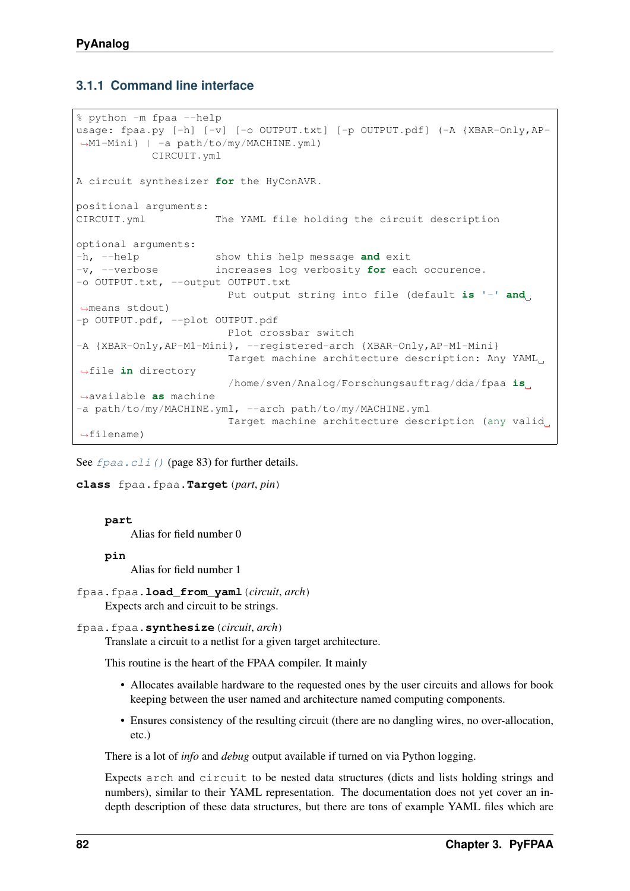### 3.1.1 Command line interface

```
% python -m fpaa --help
usage: fpaa.py [-h] [-v] [-o OUTPUT.txt] [-p OUTPUT.pdf] (-A {XBAR-Only,AP-M1-Mini} | -a path/to/my/MACHINE.yml)
            CIRCUIT.yml

A circuit synthesizer for the HyConAVR.

positional arguments:
CIRCUIT.yml           The YAML file holding the circuit description

optional arguments:
-h, --help            show this help message and exit
-v, --verbose         increases log verbosity for each occurence.
-o OUTPUT.txt, --output OUTPUT.txt
                        Put output string into file (default is '-' and means stdout)
-p OUTPUT.pdf, --plot OUTPUT.pdf
                        Plot crossbar switch
-A {XBAR-Only,AP-M1-Mini}, --registered-arch {XBAR-Only,AP-M1-Mini}
                        Target machine architecture description: Any YAML file in directory
                        /home/sven/Analog/Forschungsauftrag/dda/fpaa is available as machine
-a path/to/my/MACHINE.yml, --arch path/to/my/MACHINE.yml
                        Target machine architecture description (any valid filename)
```

See `fpaa.cli()` (page 83) for further details.

**class** `fpaa.fpaa.`**`Target`**(*part*, *pin*)

**part**
Alias for field number 0

**pin**
Alias for field number 1

`fpaa.fpaa.`**`load_from_yaml`**(*circuit*, *arch*)
Expects arch and circuit to be strings.

`fpaa.fpaa.`**`synthesize`**(*circuit*, *arch*)
Translate a circuit to a netlist for a given target architecture.

This routine is the heart of the FPAA compiler. It mainly

- Allocates available hardware to the requested ones by the user circuits and allows for book keeping between the user named and architecture named computing components.
- Ensures consistency of the resulting circuit (there are no dangling wires, no over-allocation, etc.)

There is a lot of *info* and *debug* output available if turned on via Python logging.

Expects `arch` and `circuit` to be nested data structures (dicts and lists holding strings and numbers), similar to their YAML representation. The documentation does not yet cover an in-depth description of these data structures, but there are tons of example YAML files which are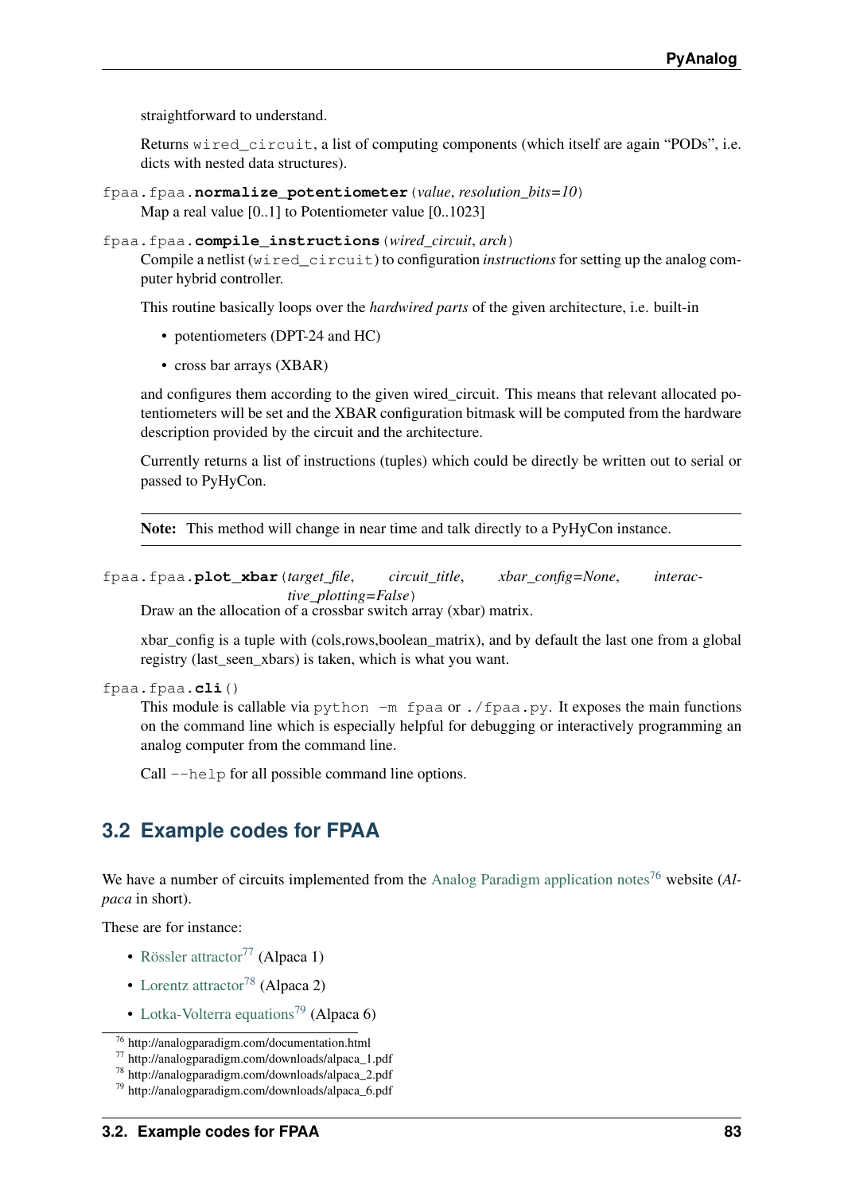straightforward to understand.

Returns `wired_circuit`, a list of computing components (which itself are again "PODs", i.e. dicts with nested data structures).

`fpaa.fpaa.`**`normalize_potentiometer`**(*value*, *resolution_bits=10*)
Map a real value [0..1] to Potentiometer value [0..1023]

`fpaa.fpaa.`**`compile_instructions`**(*wired_circuit*, *arch*)
Compile a netlist (`wired_circuit`) to configuration *instructions* for setting up the analog computer hybrid controller.

This routine basically loops over the *hardwired parts* of the given architecture, i.e. built-in

- potentiometers (DPT-24 and HC)
- cross bar arrays (XBAR)

and configures them according to the given wired_circuit. This means that relevant allocated potentiometers will be set and the XBAR configuration bitmask will be computed from the hardware description provided by the circuit and the architecture.

Currently returns a list of instructions (tuples) which could be directly be written out to serial or passed to PyHyCon.

**Note:** This method will change in near time and talk directly to a PyHyCon instance.

`fpaa.fpaa.`**`plot_xbar`**(*target_file*, *circuit_title*, *xbar_config=None*, *interactive_plotting=False*)
Draw an the allocation of a crossbar switch array (xbar) matrix.

xbar_config is a tuple with (cols,rows,boolean_matrix), and by default the last one from a global registry (last_seen_xbars) is taken, which is what you want.

`fpaa.fpaa.`**`cli`**()
This module is callable via `python -m fpaa` or `./fpaa.py`. It exposes the main functions on the command line which is especially helpful for debugging or interactively programming an analog computer from the command line.

Call `--help` for all possible command line options.

## 3.2 Example codes for FPAA

We have a number of circuits implemented from the Analog Paradigm application notes[76] website (*Alpaca* in short).

These are for instance:

- Rössler attractor[77] (Alpaca 1)
- Lorentz attractor[78] (Alpaca 2)
- Lotka-Volterra equations[79] (Alpaca 6)

[76] http://analogparadigm.com/documentation.html
[77] http://analogparadigm.com/downloads/alpaca_1.pdf
[78] http://analogparadigm.com/downloads/alpaca_2.pdf
[79] http://analogparadigm.com/downloads/alpaca_6.pdf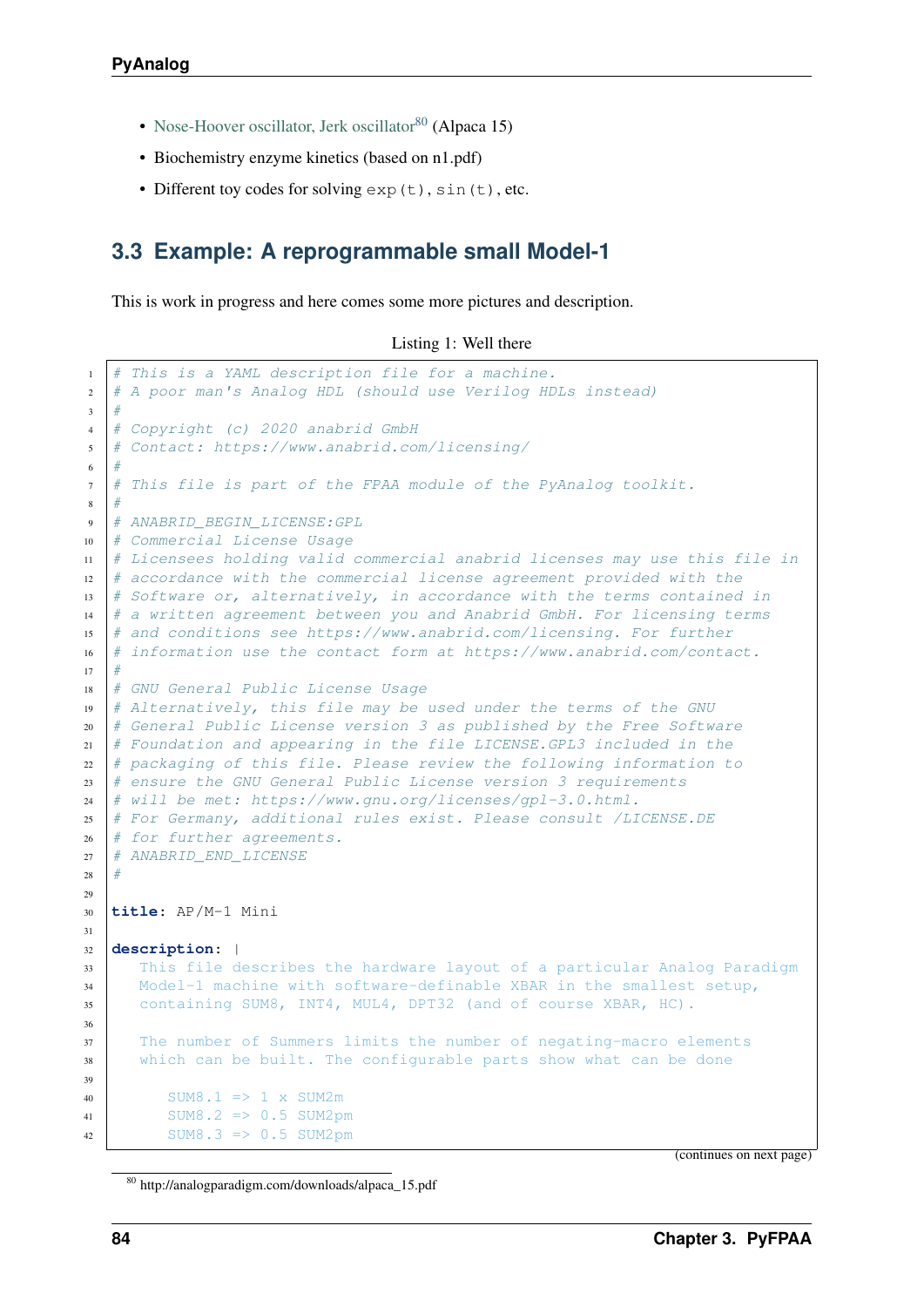- Nose-Hoover oscillator, Jerk oscillator[80] (Alpaca 15)
- Biochemistry enzyme kinetics (based on n1.pdf)
- Different toy codes for solving `exp(t)`, `sin(t)`, etc.

## 3.3 Example: A reprogrammable small Model-1

This is work in progress and here comes some more pictures and description.

Listing 1: Well there

```yaml
# This is a YAML description file for a machine.
# A poor man's Analog HDL (should use Verilog HDLs instead)
#
# Copyright (c) 2020 anabrid GmbH
# Contact: https://www.anabrid.com/licensing/
#
# This file is part of the FPAA module of the PyAnalog toolkit.
#
# ANABRID_BEGIN_LICENSE:GPL
# Commercial License Usage
# Licensees holding valid commercial anabrid licenses may use this file in
# accordance with the commercial license agreement provided with the
# Software or, alternatively, in accordance with the terms contained in
# a written agreement between you and Anabrid GmbH. For licensing terms
# and conditions see https://www.anabrid.com/licensing. For further
# information use the contact form at https://www.anabrid.com/contact.
#
# GNU General Public License Usage
# Alternatively, this file may be used under the terms of the GNU
# General Public License version 3 as published by the Free Software
# Foundation and appearing in the file LICENSE.GPL3 included in the
# packaging of this file. Please review the following information to
# ensure the GNU General Public License version 3 requirements
# will be met: https://www.gnu.org/licenses/gpl-3.0.html.
# For Germany, additional rules exist. Please consult /LICENSE.DE
# for further agreements.
# ANABRID_END_LICENSE
#

title: AP/M-1 Mini

description: |
   This file describes the hardware layout of a particular Analog Paradigm
   Model-1 machine with software-definable XBAR in the smallest setup,
   containing SUM8, INT4, MUL4, DPT32 (and of course XBAR, HC).

   The number of Summers limits the number of negating-macro elements
   which can be built. The configurable parts show what can be done

      SUM8.1 => 1 x SUM2m
      SUM8.2 => 0.5 SUM2pm
      SUM8.3 => 0.5 SUM2pm
```

(continues on next page)

[80] http://analogparadigm.com/downloads/alpaca_15.pdf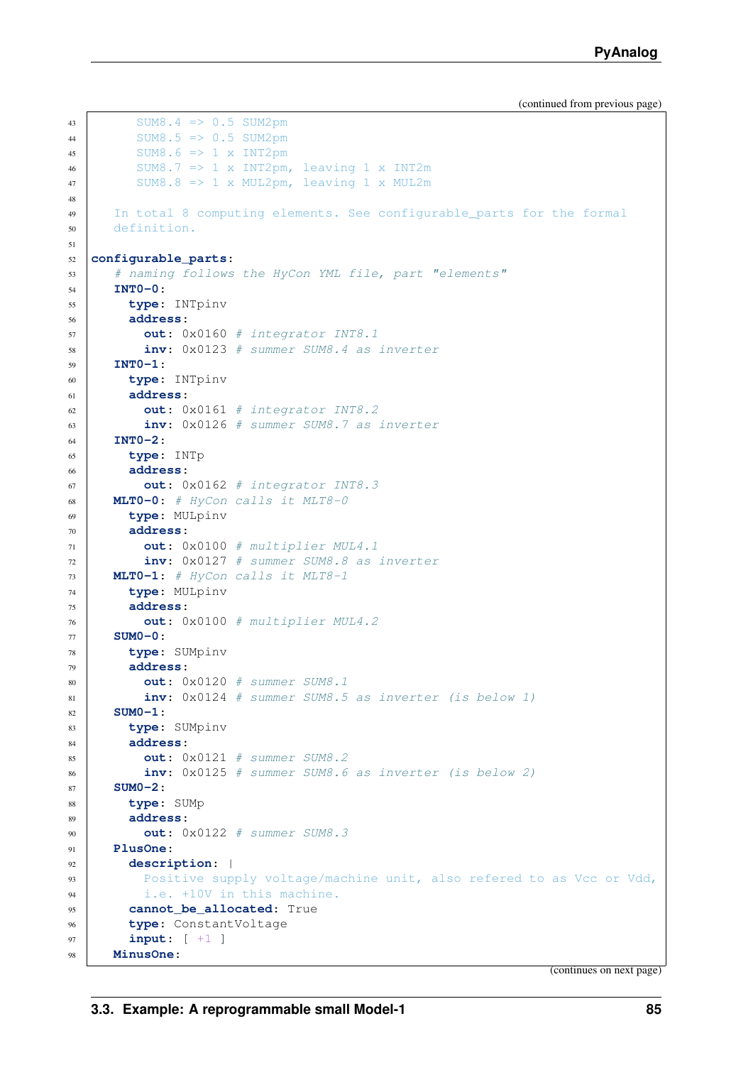(continued from previous page)

```
      SUM8.4 => 0.5 SUM2pm
      SUM8.5 => 0.5 SUM2pm
      SUM8.6 => 1 x INT2pm
      SUM8.7 => 1 x INT2pm, leaving 1 x INT2m
      SUM8.8 => 1 x MUL2pm, leaving 1 x MUL2m

    In total 8 computing elements. See configurable_parts for the formal
    definition.

configurable_parts:
    # naming follows the HyCon YML file, part "elements"
    INT0-0:
      type: INTpinv
      address:
        out: 0x0160 # integrator INT8.1
        inv: 0x0123 # summer SUM8.4 as inverter
    INT0-1:
      type: INTpinv
      address:
        out: 0x0161 # integrator INT8.2
        inv: 0x0126 # summer SUM8.7 as inverter
    INT0-2:
      type: INTp
      address:
        out: 0x0162 # integrator INT8.3
    MLT0-0: # HyCon calls it MLT8-0
      type: MULpinv
      address:
        out: 0x0100 # multiplier MUL4.1
        inv: 0x0127 # summer SUM8.8 as inverter
    MLT0-1: # HyCon calls it MLT8-1
      type: MULpinv
      address:
        out: 0x0100 # multiplier MUL4.2
    SUM0-0:
      type: SUMpinv
      address:
        out: 0x0120 # summer SUM8.1
        inv: 0x0124 # summer SUM8.5 as inverter (is below 1)
    SUM0-1:
      type: SUMpinv
      address:
        out: 0x0121 # summer SUM8.2
        inv: 0x0125 # summer SUM8.6 as inverter (is below 2)
    SUM0-2:
      type: SUMp
      address:
        out: 0x0122 # summer SUM8.3
    PlusOne:
      description: |
        Positive supply voltage/machine unit, also refered to as Vcc or Vdd,
        i.e. +10V in this machine.
      cannot_be_allocated: True
      type: ConstantVoltage
      input: [ +1 ]
    MinusOne:
```

(continues on next page)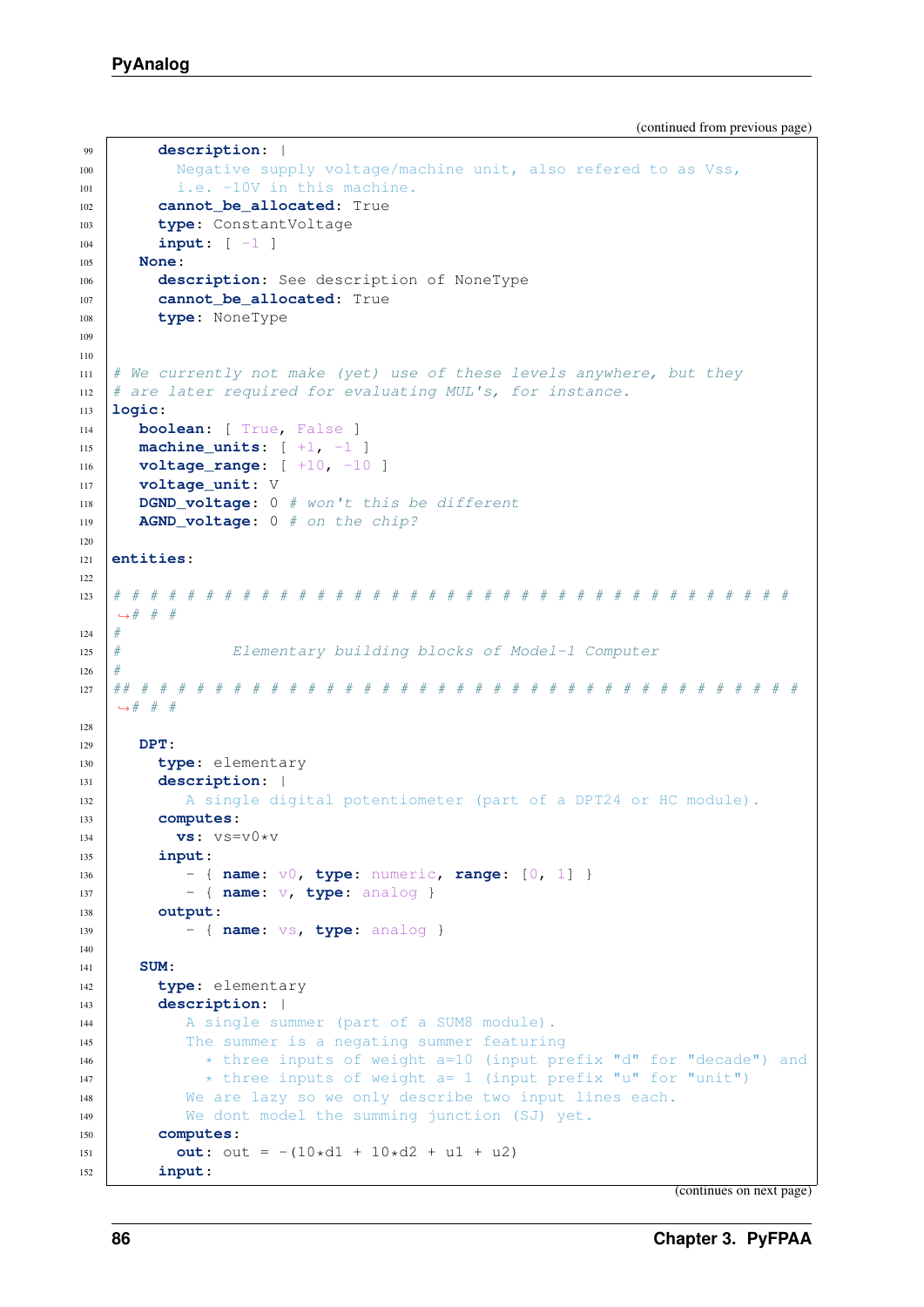(continued from previous page)

```
      description: |
        Negative supply voltage/machine unit, also refered to as Vss,
        i.e. -10V in this machine.
      cannot_be_allocated: True
      type: ConstantVoltage
      input: [ -1 ]
    None:
      description: See description of NoneType
      cannot_be_allocated: True
      type: NoneType


# We currently not make (yet) use of these levels anywhere, but they
# are later required for evaluating MUL's, for instance.
logic:
    boolean: [ True, False ]
    machine_units: [ +1, -1 ]
    voltage_range: [ +10, -10 ]
    voltage_unit: V
    DGND_voltage: 0 # won't this be different
    AGND_voltage: 0 # on the chip?

entities:

# # # # # # # # # # # # # # # # # # # # # # # # # # # # # # # # # # # # #
↪# # #
#
#           Elementary building blocks of Model-1 Computer
#
## # # # # # # # # # # # # # # # # # # # # # # # # # # # # # # # # # # # #
↪# # #

    DPT:
      type: elementary
      description: |
         A single digital potentiometer (part of a DPT24 or HC module).
      computes:
        vs: vs=v0*v
      input:
         - { name: v0, type: numeric, range: [0, 1] }
         - { name: v, type: analog }
      output:
         - { name: vs, type: analog }

    SUM:
      type: elementary
      description: |
         A single summer (part of a SUM8 module).
         The summer is a negating summer featuring
           * three inputs of weight a=10 (input prefix "d" for "decade") and
           * three inputs of weight a= 1 (input prefix "u" for "unit")
         We are lazy so we only describe two input lines each.
         We dont model the summing junction (SJ) yet.
      computes:
        out: out = -(10*d1 + 10*d2 + u1 + u2)
      input:
```

(continues on next page)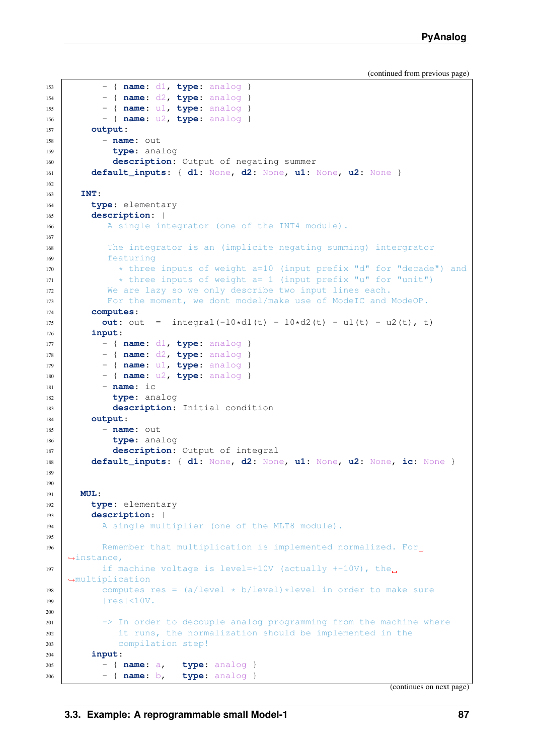(continued from previous page)

```
        - { name: d1, type: analog }
        - { name: d2, type: analog }
        - { name: u1, type: analog }
        - { name: u2, type: analog }
      output:
        - name: out
          type: analog
          description: Output of negating summer
      default_inputs: { d1: None, d2: None, u1: None, u2: None }

    INT:
      type: elementary
      description: |
         A single integrator (one of the INT4 module).

         The integrator is an (implicite negating summing) intergrator
         featuring
           * three inputs of weight a=10 (input prefix "d" for "decade") and
           * three inputs of weight a= 1 (input prefix "u" for "unit")
         We are lazy so we only describe two input lines each.
         For the moment, we dont model/make use of ModeIC and ModeOP.
      computes:
        out: out  =  integral(-10*d1(t) - 10*d2(t) - u1(t) - u2(t), t)
      input:
        - { name: d1, type: analog }
        - { name: d2, type: analog }
        - { name: u1, type: analog }
        - { name: u2, type: analog }
        - name: ic
          type: analog
          description: Initial condition
      output:
        - name: out
          type: analog
          description: Output of integral
      default_inputs: { d1: None, d2: None, u1: None, u2: None, ic: None }


    MUL:
      type: elementary
      description: |
        A single multiplier (one of the MLT8 module).

        Remember that multiplication is implemented normalized. For instance,
        if machine voltage is level=+10V (actually +-10V), the multiplication
        computes res = (a/level * b/level)*level in order to make sure
        |res|<10V.

        -> In order to decouple analog programming from the machine where
           it runs, the normalization should be implemented in the
           compilation step!
      input:
        - { name: a,   type: analog }
        - { name: b,   type: analog }
```

(continues on next page)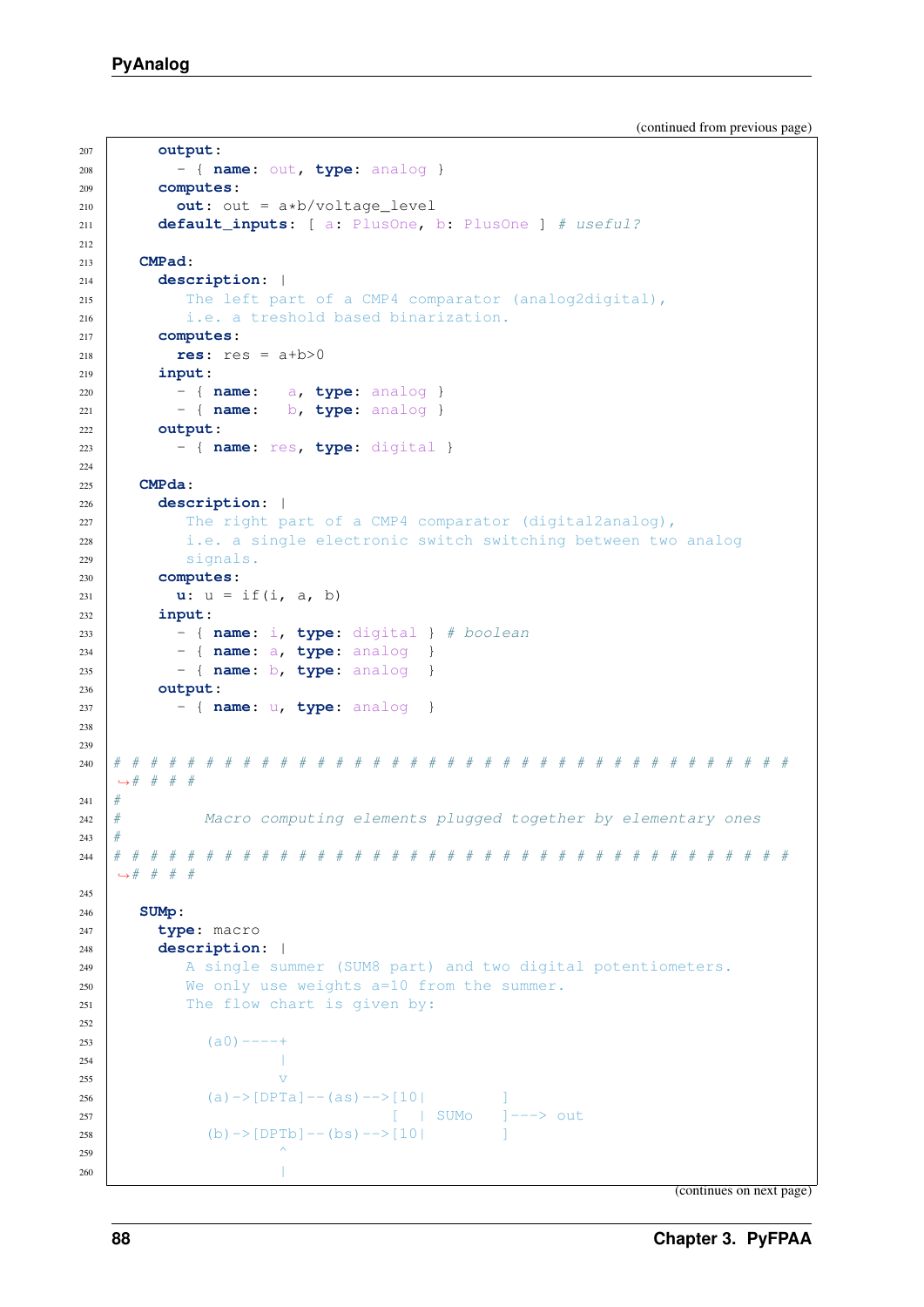(continued from previous page)

```
      output:
        - { name: out, type: analog }
      computes:
        out: out = a*b/voltage_level
      default_inputs: [ a: PlusOne, b: PlusOne ] # useful?

    CMPad:
      description: |
         The left part of a CMP4 comparator (analog2digital),
         i.e. a treshold based binarization.
      computes:
        res: res = a+b>0
      input:
        - { name:   a, type: analog }
        - { name:   b, type: analog }
      output:
        - { name: res, type: digital }

    CMPda:
      description: |
         The right part of a CMP4 comparator (digital2analog),
         i.e. a single electronic switch switching between two analog
         signals.
      computes:
        u: u = if(i, a, b)
      input:
        - { name: i, type: digital } # boolean
        - { name: a, type: analog  }
        - { name: b, type: analog  }
      output:
        - { name: u, type: analog  }


# # # # # # # # # # # # # # # # # # # # # # # # # # # # # # # # # # # #
↪# # # #
#
#         Macro computing elements plugged together by elementary ones
#
# # # # # # # # # # # # # # # # # # # # # # # # # # # # # # # # # # # #
↪# # # #

    SUMp:
      type: macro
      description: |
         A single summer (SUM8 part) and two digital potentiometers.
         We only use weights a=10 from the summer.
         The flow chart is given by:

           (a0)----+
                   |
                   v
           (a)->[DPTa]--(as)-->[10|        ]
                               [  | SUMo   ]---> out
           (b)->[DPTb]--(bs)-->[10|        ]
                   ^
                   |
```

(continues on next page)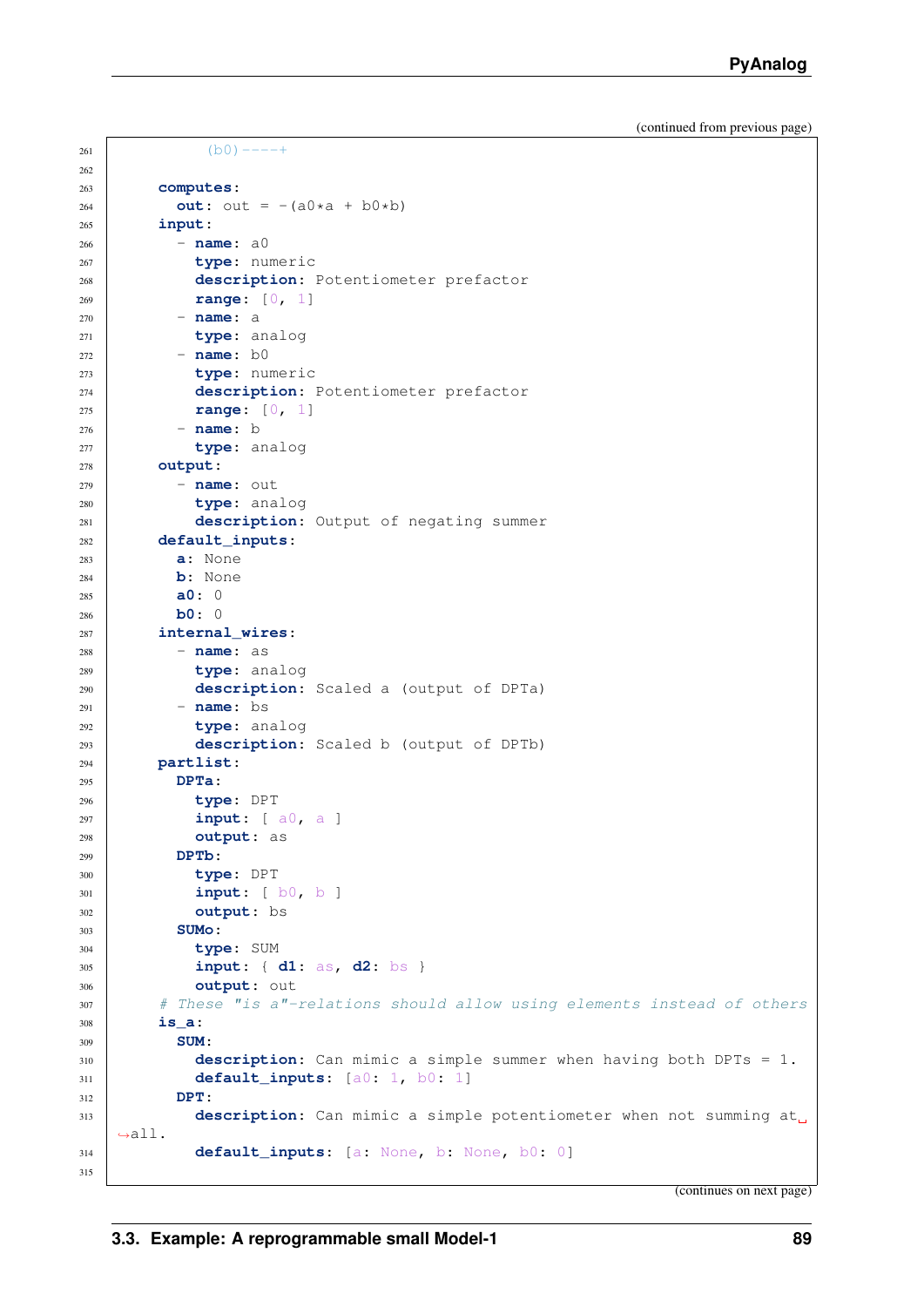(continued from previous page)

```
            (b0)----+

      computes:
        out: out = -(a0*a + b0*b)
      input:
        - name: a0
          type: numeric
          description: Potentiometer prefactor
          range: [0, 1]
        - name: a
          type: analog
        - name: b0
          type: numeric
          description: Potentiometer prefactor
          range: [0, 1]
        - name: b
          type: analog
      output:
        - name: out
          type: analog
          description: Output of negating summer
      default_inputs:
        a: None
        b: None
        a0: 0
        b0: 0
      internal_wires:
        - name: as
          type: analog
          description: Scaled a (output of DPTa)
        - name: bs
          type: analog
          description: Scaled b (output of DPTb)
      partlist:
        DPTa:
          type: DPT
          input: [ a0, a ]
          output: as
        DPTb:
          type: DPT
          input: [ b0, b ]
          output: bs
        SUMo:
          type: SUM
          input: { d1: as, d2: bs }
          output: out
      # These "is a"-relations should allow using elements instead of others
      is_a:
        SUM:
          description: Can mimic a simple summer when having both DPTs = 1.
          default_inputs: [a0: 1, b0: 1]
        DPT:
          description: Can mimic a simple potentiometer when not summing at all.
          default_inputs: [a: None, b: None, b0: 0]

```

(continues on next page)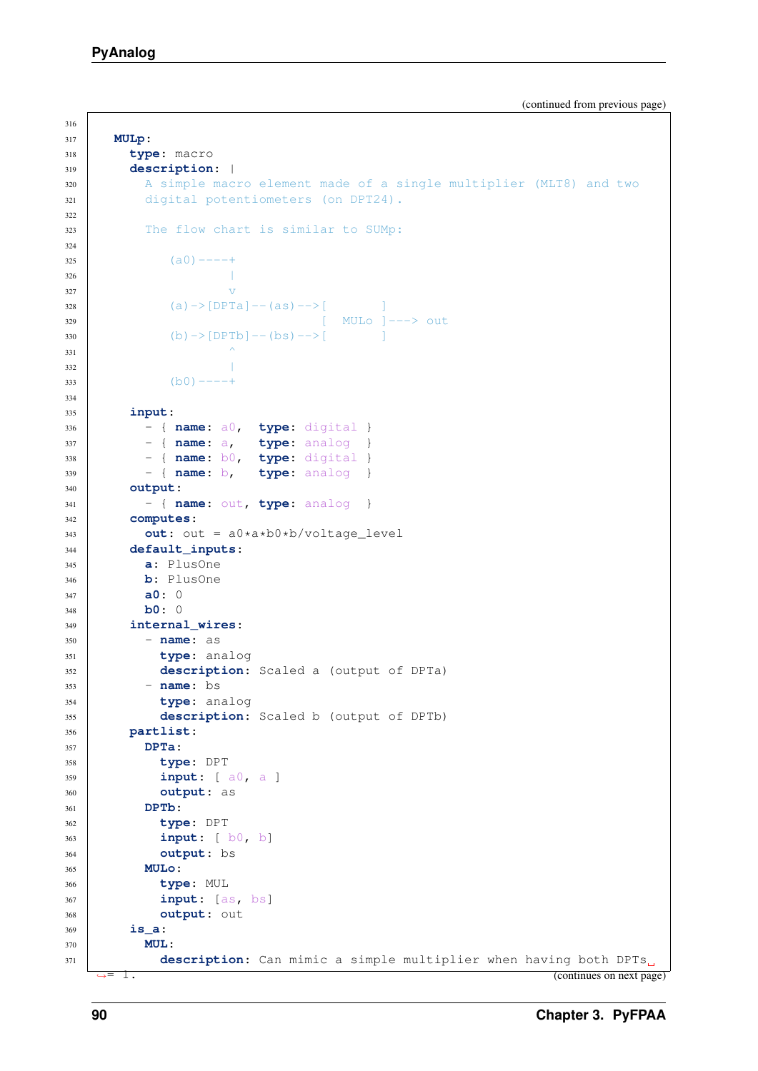(continued from previous page)

```
MULp:
  type: macro
  description: |
    A simple macro element made of a single multiplier (MLT8) and two
    digital potentiometers (on DPT24).

    The flow chart is similar to SUMp:

       (a0)----+
               |
               v
       (a)->[DPTa]--(as)-->[       ]
                           [  MULo ]---> out
       (b)->[DPTb]--(bs)-->[       ]
               ^
               |
       (b0)----+

  input:
    - { name: a0,  type: digital }
    - { name: a,   type: analog  }
    - { name: b0,  type: digital }
    - { name: b,   type: analog  }
  output:
    - { name: out, type: analog  }
  computes:
    out: out = a0*a*b0*b/voltage_level
  default_inputs:
    a: PlusOne
    b: PlusOne
    a0: 0
    b0: 0
  internal_wires:
    - name: as
      type: analog
      description: Scaled a (output of DPTa)
    - name: bs
      type: analog
      description: Scaled b (output of DPTb)
  partlist:
    DPTa:
      type: DPT
      input: [ a0, a ]
      output: as
    DPTb:
      type: DPT
      input: [ b0, b]
      output: bs
    MULo:
      type: MUL
      input: [as, bs]
      output: out
  is_a:
    MUL:
      description: Can mimic a simple multiplier when having both DPTs = 1.
```

(continues on next page)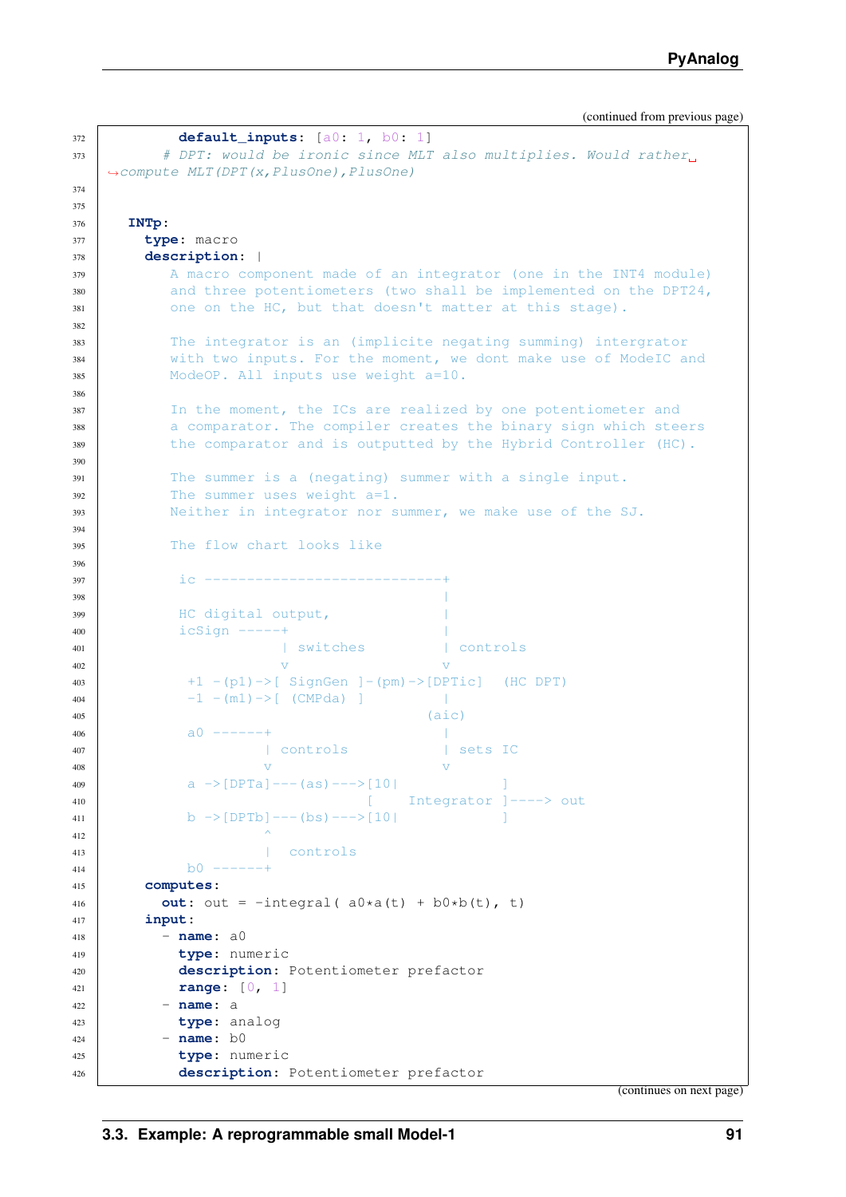(continued from previous page)

```
372         default_inputs: [a0: 1, b0: 1]
373       # DPT: would be ironic since MLT also multiplies. Would rather␣
    ↪compute MLT(DPT(x,PlusOne),PlusOne)
374 
375 
376   INTp:
377     type: macro
378     description: |
379        A macro component made of an integrator (one in the INT4 module)
380        and three potentiometers (two shall be implemented on the DPT24,
381        one on the HC, but that doesn't matter at this stage).
382 
383        The integrator is an (implicite negating summing) intergrator
384        with two inputs. For the moment, we dont make use of ModeIC and
385        ModeOP. All inputs use weight a=10.
386 
387        In the moment, the ICs are realized by one potentiometer and
388        a comparator. The compiler creates the binary sign which steers
389        the comparator and is outputted by the Hybrid Controller (HC).
390 
391        The summer is a (negating) summer with a single input.
392        The summer uses weight a=1.
393        Neither in integrator nor summer, we make use of the SJ.
394 
395        The flow chart looks like
396 
397         ic -----------------------------+
398                                         |
399         HC digital output,              |
400         icSign -----+                   |
401                     | switches          | controls
402                     v                   v
403          +1 -(p1)->[ SignGen ]-(pm)->[DPTic]   (HC DPT)
404          -1 -(m1)->[ (CMPda) ]            |
405                                        (aic)
406          a0 ------+                       |
407                   | controls              | sets IC
408                   v                       v
409          a ->[DPTa]---(as)--->[10|            ]
410                               [    Integrator ]----> out
411          b ->[DPTb]---(bs)--->[10|            ]
412                   ^
413                   |  controls
414          b0 ------+
415     computes:
416       out: out = -integral( a0*a(t) + b0*b(t), t)
417     input:
418       - name: a0
419         type: numeric
420         description: Potentiometer prefactor
421         range: [0, 1]
422       - name: a
423         type: analog
424       - name: b0
425         type: numeric
426         description: Potentiometer prefactor
```

(continues on next page)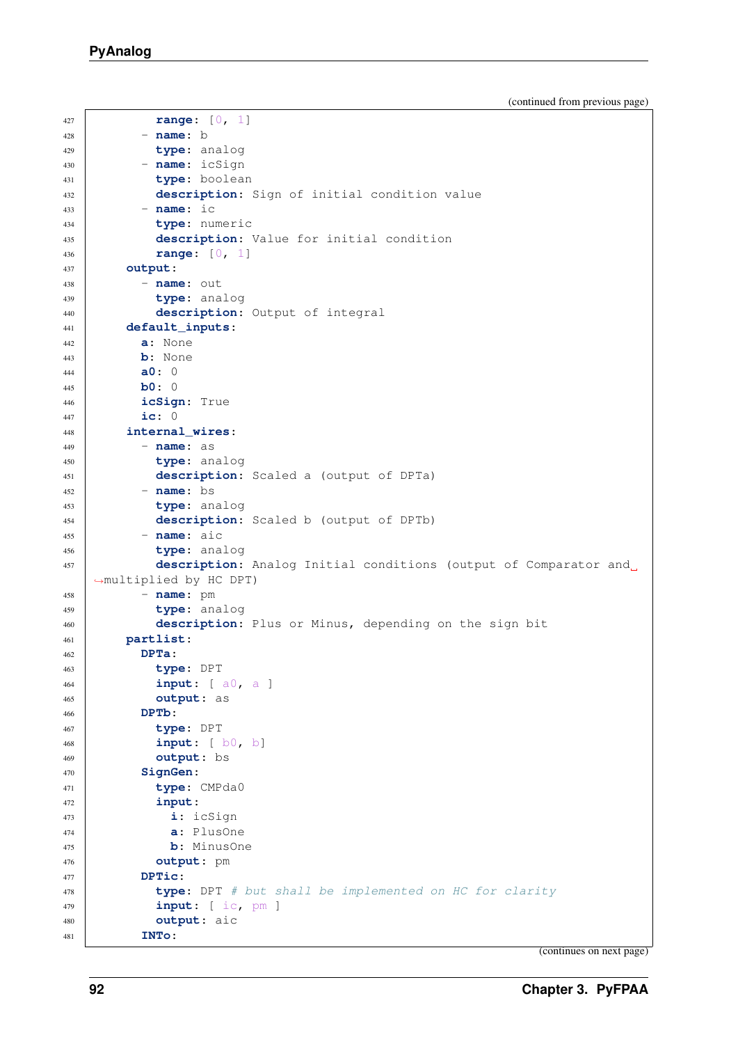(continued from previous page)

```
        range: [0, 1]
      - name: b
        type: analog
      - name: icSign
        type: boolean
        description: Sign of initial condition value
      - name: ic
        type: numeric
        description: Value for initial condition
        range: [0, 1]
    output:
      - name: out
        type: analog
        description: Output of integral
    default_inputs:
      a: None
      b: None
      a0: 0
      b0: 0
      icSign: True
      ic: 0
    internal_wires:
      - name: as
        type: analog
        description: Scaled a (output of DPTa)
      - name: bs
        type: analog
        description: Scaled b (output of DPTb)
      - name: aic
        type: analog
        description: Analog Initial conditions (output of Comparator and multiplied by HC DPT)
      - name: pm
        type: analog
        description: Plus or Minus, depending on the sign bit
    partlist:
      DPTa:
        type: DPT
        input: [ a0, a ]
        output: as
      DPTb:
        type: DPT
        input: [ b0, b]
        output: bs
      SignGen:
        type: CMPda0
        input:
          i: icSign
          a: PlusOne
          b: MinusOne
        output: pm
      DPTic:
        type: DPT # but shall be implemented on HC for clarity
        input: [ ic, pm ]
        output: aic
      INTo:
```

(continues on next page)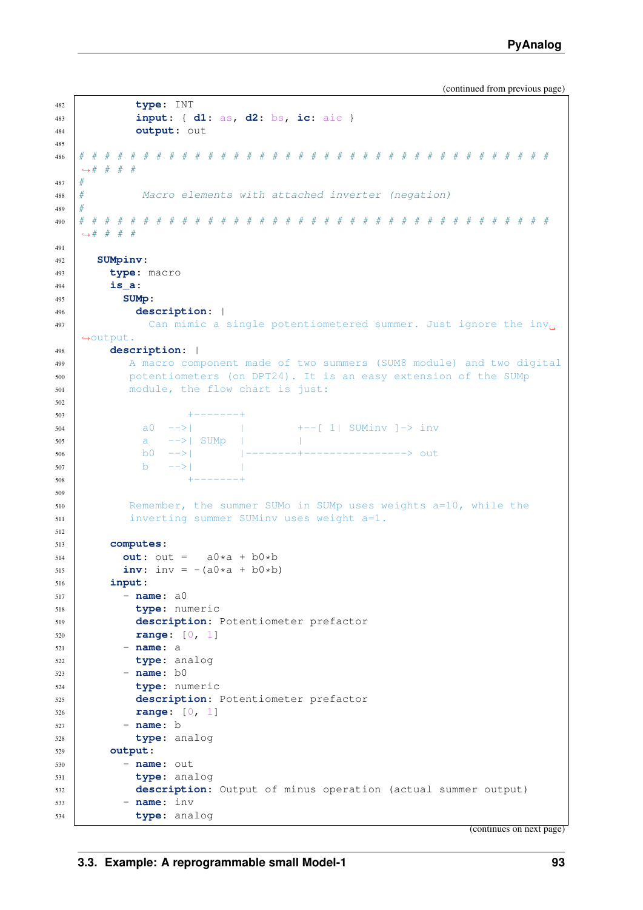(continued from previous page)

```
        type: INT
        input: { d1: as, d2: bs, ic: aic }
        output: out

# # # # # # # # # # # # # # # # # # # # # # # # # # # # # # # # # # # # # # #
#
#       Macro elements with attached inverter (negation)
#
# # # # # # # # # # # # # # # # # # # # # # # # # # # # # # # # # # # # # # #

  SUMpinv:
    type: macro
    is_a:
      SUMp:
        description: |
          Can mimic a single potentiometered summer. Just ignore the inv output.
    description: |
      A macro component made of two summers (SUM8 module) and two digital
      potentiometers (on DPT24). It is an easy extension of the SUMp
      module, the flow chart is just:

              +-------+
        a0  -->|       |        +--[ 1| SUMinv ]-> inv
        a   -->| SUMp  |        |
        b0  -->|       |--------+---------------> out
        b   -->|       |
              +-------+

      Remember, the summer SUMo in SUMp uses weights a=10, while the
      inverting summer SUMinv uses weight a=1.

    computes:
      out: out =  a0*a + b0*b
      inv: inv = -(a0*a + b0*b)
    input:
      - name: a0
        type: numeric
        description: Potentiometer prefactor
        range: [0, 1]
      - name: a
        type: analog
      - name: b0
        type: numeric
        description: Potentiometer prefactor
        range: [0, 1]
      - name: b
        type: analog
    output:
      - name: out
        type: analog
        description: Output of minus operation (actual summer output)
      - name: inv
        type: analog
```

(continues on next page)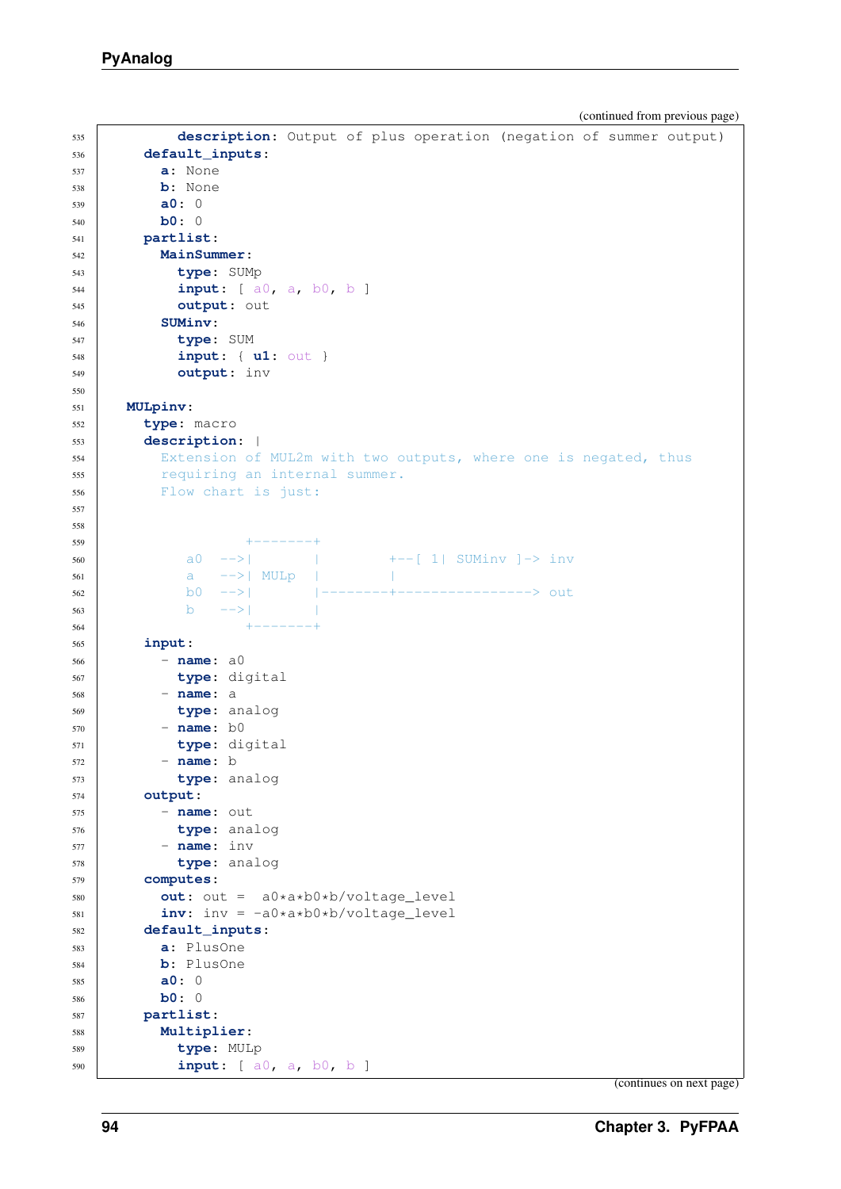(continued from previous page)

```
        description: Output of plus operation (negation of summer output)
    default_inputs:
      a: None
      b: None
      a0: 0
      b0: 0
    partlist:
      MainSummer:
        type: SUMp
        input: [ a0, a, b0, b ]
        output: out
      SUMinv:
        type: SUM
        input: { u1: out }
        output: inv

  MULpinv:
    type: macro
    description: |
      Extension of MUL2m with two outputs, where one is negated, thus
      requiring an internal summer.
      Flow chart is just:


               +-------+
         a0  -->|       |         +--[ 1| SUMinv ]-> inv
         a   -->| MULp  |         |
         b0  -->|       |---------+-----------------> out
         b   -->|       |
               +-------+
    input:
      - name: a0
        type: digital
      - name: a
        type: analog
      - name: b0
        type: digital
      - name: b
        type: analog
    output:
      - name: out
        type: analog
      - name: inv
        type: analog
    computes:
      out: out =  a0*a*b0*b/voltage_level
      inv: inv = -a0*a*b0*b/voltage_level
    default_inputs:
      a: PlusOne
      b: PlusOne
      a0: 0
      b0: 0
    partlist:
      Multiplier:
        type: MULp
        input: [ a0, a, b0, b ]
```

(continues on next page)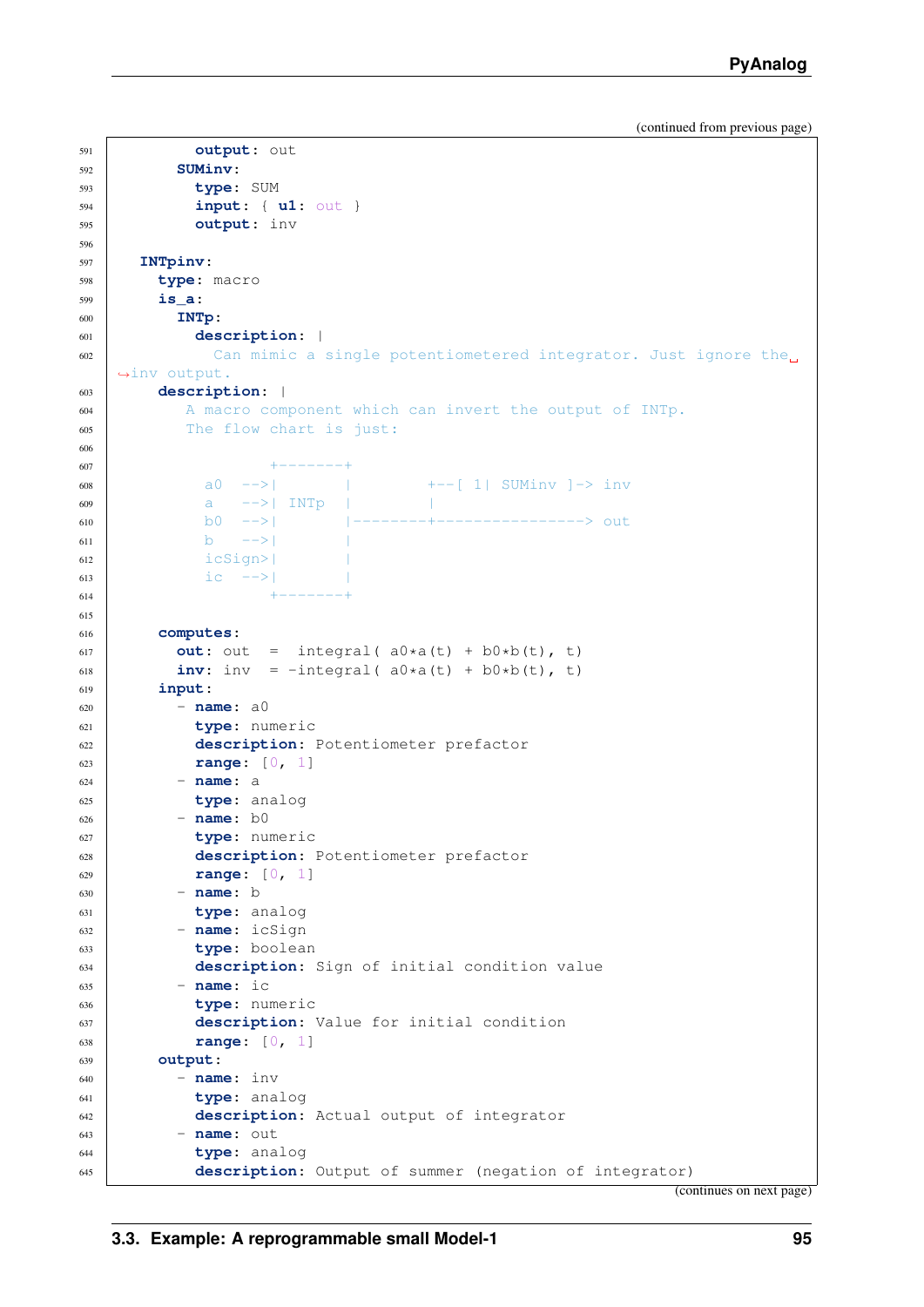(continued from previous page)

```
        output: out
      SUMinv:
        type: SUM
        input: { u1: out }
        output: inv

  INTpinv:
    type: macro
    is_a:
      INTp:
        description: |
          Can mimic a single potentiometered integrator. Just ignore the inv output.
    description: |
       A macro component which can invert the output of INTp.
       The flow chart is just:

              +-------+
         a0  -->|       |         +--[ 1| SUMinv ]-> inv
         a   -->| INTp  |         |
         b0  -->|       |---------+----------------> out
         b   -->|       |
         icSign>|       |
         ic  -->|       |
              +-------+

    computes:
      out: out   =  integral( a0*a(t) + b0*b(t), t)
      inv: inv   = -integral( a0*a(t) + b0*b(t), t)
    input:
      - name: a0
        type: numeric
        description: Potentiometer prefactor
        range: [0, 1]
      - name: a
        type: analog
      - name: b0
        type: numeric
        description: Potentiometer prefactor
        range: [0, 1]
      - name: b
        type: analog
      - name: icSign
        type: boolean
        description: Sign of initial condition value
      - name: ic
        type: numeric
        description: Value for initial condition
        range: [0, 1]
    output:
      - name: inv
        type: analog
        description: Actual output of integrator
      - name: out
        type: analog
        description: Output of summer (negation of integrator)
```

(continues on next page)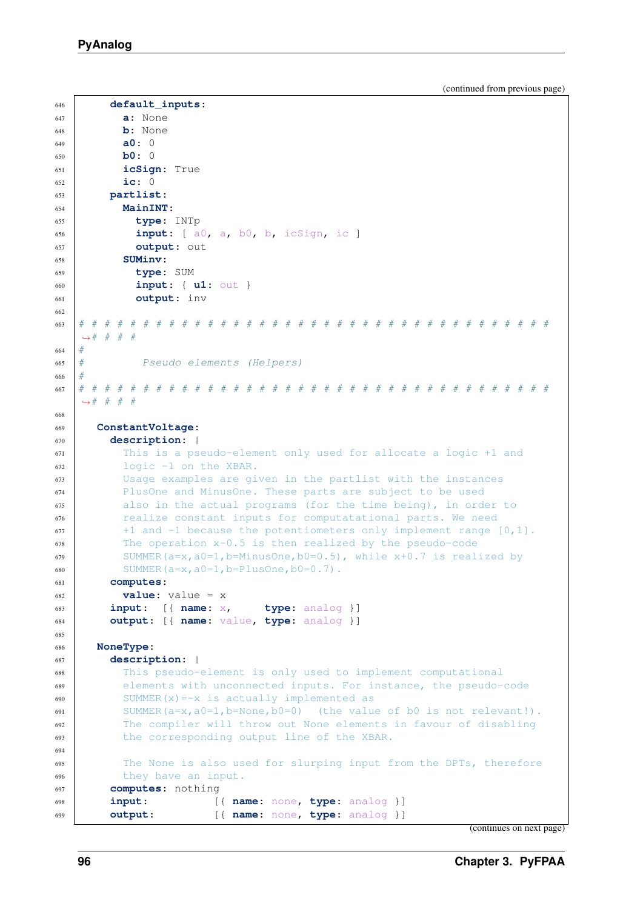(continued from previous page)

```
    default_inputs:
      a: None
      b: None
      a0: 0
      b0: 0
      icSign: True
      ic: 0
    partlist:
      MainINT:
        type: INTp
        input: [ a0, a, b0, b, icSign, ic ]
        output: out
      SUMinv:
        type: SUM
        input: { u1: out }
        output: inv

# # # # # # # # # # # # # # # # # # # # # # # # # # # # # # # # # # # # #
#
#         Pseudo elements (Helpers)
#
# # # # # # # # # # # # # # # # # # # # # # # # # # # # # # # # # # # # #

  ConstantVoltage:
    description: |
      This is a pseudo-element only used for allocate a logic +1 and
      logic -1 on the XBAR.
      Usage examples are given in the partlist with the instances
      PlusOne and MinusOne. These parts are subject to be used
      also in the actual programs (for the time being), in order to
      realize constant inputs for computatational parts. We need
      +1 and -1 because the potentiometers only implement range [0,1].
      The operation x-0.5 is then realized by the pseudo-code
      SUMMER(a=x,a0=1,b=MinusOne,b0=0.5), while x+0.7 is realized by
      SUMMER(a=x,a0=1,b=PlusOne,b0=0.7).
    computes:
      value: value = x
    input:  [{ name: x,     type: analog }]
    output: [{ name: value, type: analog }]

  NoneType:
    description: |
      This pseudo-element is only used to implement computational
      elements with unconnected inputs. For instance, the pseudo-code
      SUMMER(x)=-x is actually implemented as
      SUMMER(a=x,a0=1,b=None,b0=0)  (the value of b0 is not relevant!).
      The compiler will throw out None elements in favour of disabling
      the corresponding output line of the XBAR.

      The None is also used for slurping input from the DPTs, therefore
      they have an input.
    computes: nothing
    input:          [{ name: none, type: analog }]
    output:         [{ name: none, type: analog }]
```

(continues on next page)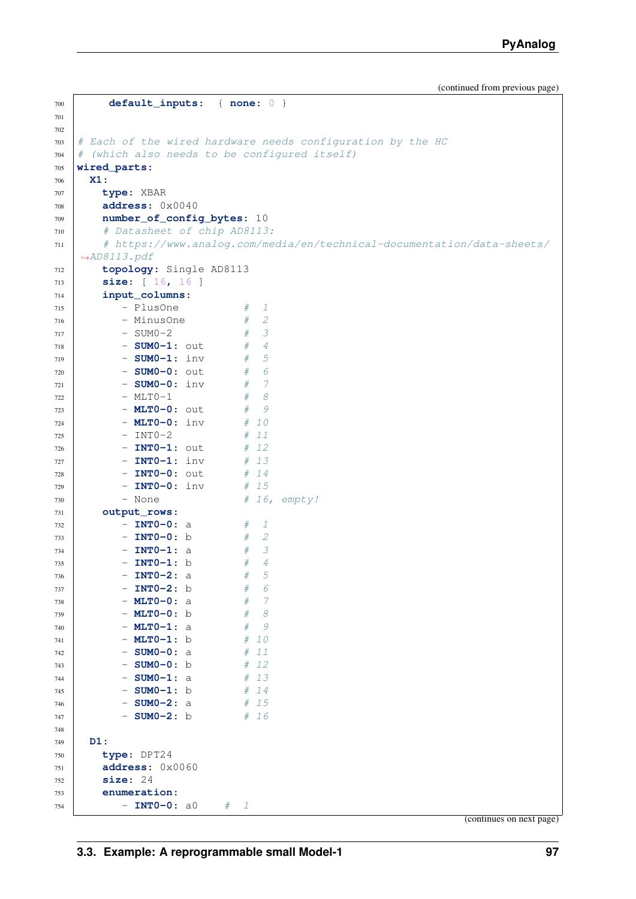(continued from previous page)

```
    default_inputs:  { none: 0 }


# Each of the wired hardware needs configuration by the HC
# (which also needs to be configured itself)
wired_parts:
  X1:
    type: XBAR
    address: 0x0040
    number_of_config_bytes: 10
    # Datasheet of chip AD8113:
    # https://www.analog.com/media/en/technical-documentation/data-sheets/AD8113.pdf
    topology: Single AD8113
    size: [ 16, 16 ]
    input_columns:
        - PlusOne           #  1
        - MinusOne          #  2
        - SUM0-2            #  3
        - SUM0-1: out       #  4
        - SUM0-1: inv       #  5
        - SUM0-0: out       #  6
        - SUM0-0: inv       #  7
        - MLT0-1            #  8
        - MLT0-0: out       #  9
        - MLT0-0: inv       # 10
        - INT0-2            # 11
        - INT0-1: out       # 12
        - INT0-1: inv       # 13
        - INT0-0: out       # 14
        - INT0-0: inv       # 15
        - None              # 16, empty!
    output_rows:
        - INT0-0: a         #  1
        - INT0-0: b         #  2
        - INT0-1: a         #  3
        - INT0-1: b         #  4
        - INT0-2: a         #  5
        - INT0-2: b         #  6
        - MLT0-0: a         #  7
        - MLT0-0: b         #  8
        - MLT0-1: a         #  9
        - MLT0-1: b         # 10
        - SUM0-0: a         # 11
        - SUM0-0: b         # 12
        - SUM0-1: a         # 13
        - SUM0-1: b         # 14
        - SUM0-2: a         # 15
        - SUM0-2: b         # 16

  D1:
    type: DPT24
    address: 0x0060
    size: 24
    enumeration:
        - INT0-0: a0     #  1
```

(continues on next page)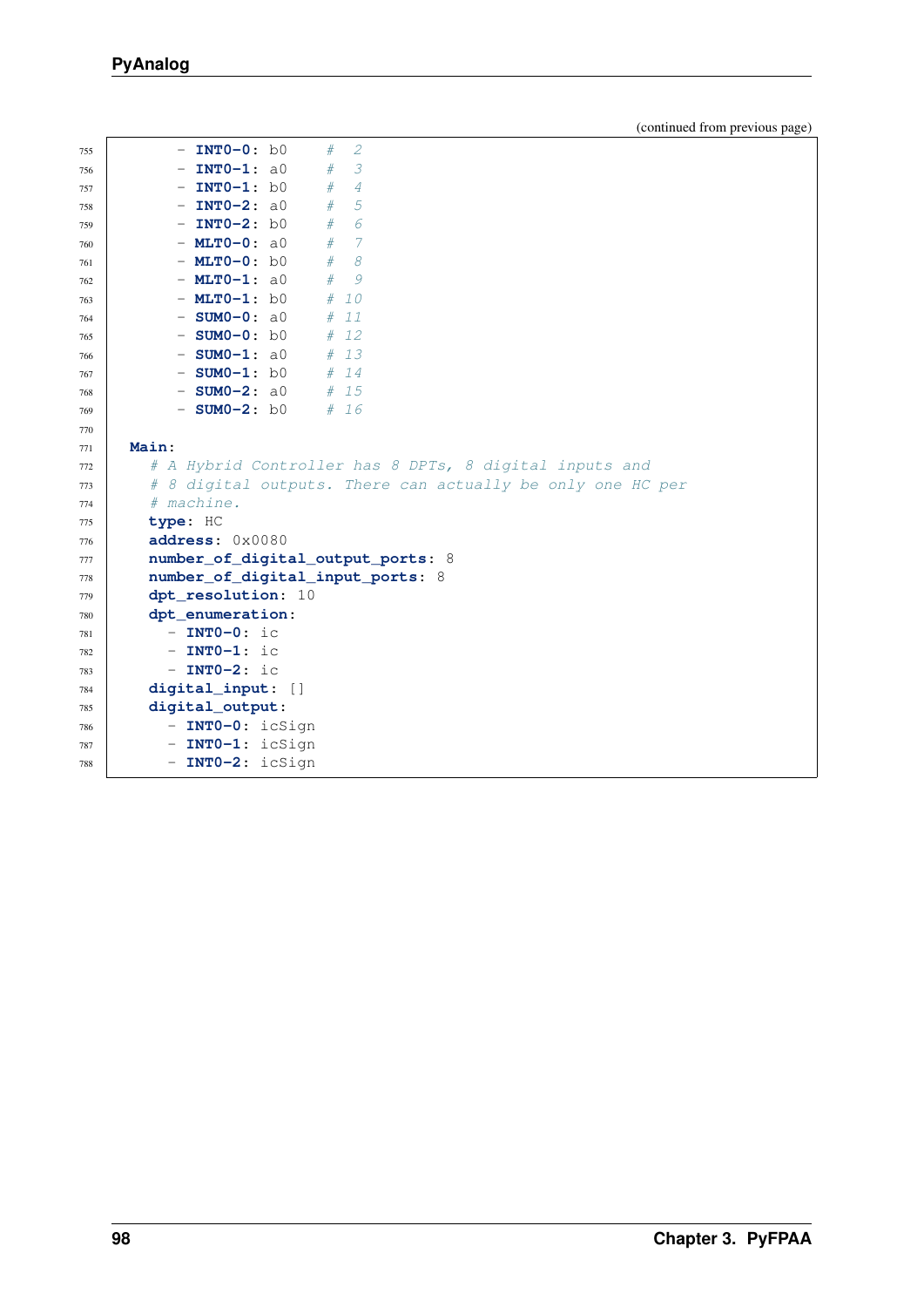(continued from previous page)

```
        - INT0-0: b0     #  2
        - INT0-1: a0     #  3
        - INT0-1: b0     #  4
        - INT0-2: a0     #  5
        - INT0-2: b0     #  6
        - MLT0-0: a0     #  7
        - MLT0-0: b0     #  8
        - MLT0-1: a0     #  9
        - MLT0-1: b0     # 10
        - SUM0-0: a0     # 11
        - SUM0-0: b0     # 12
        - SUM0-1: a0     # 13
        - SUM0-1: b0     # 14
        - SUM0-2: a0     # 15
        - SUM0-2: b0     # 16

  Main:
    # A Hybrid Controller has 8 DPTs, 8 digital inputs and
    # 8 digital outputs. There can actually be only one HC per
    # machine.
    type: HC
    address: 0x0080
    number_of_digital_output_ports: 8
    number_of_digital_input_ports: 8
    dpt_resolution: 10
    dpt_enumeration:
      - INT0-0: ic
      - INT0-1: ic
      - INT0-2: ic
    digital_input: []
    digital_output:
      - INT0-0: icSign
      - INT0-1: icSign
      - INT0-2: icSign
```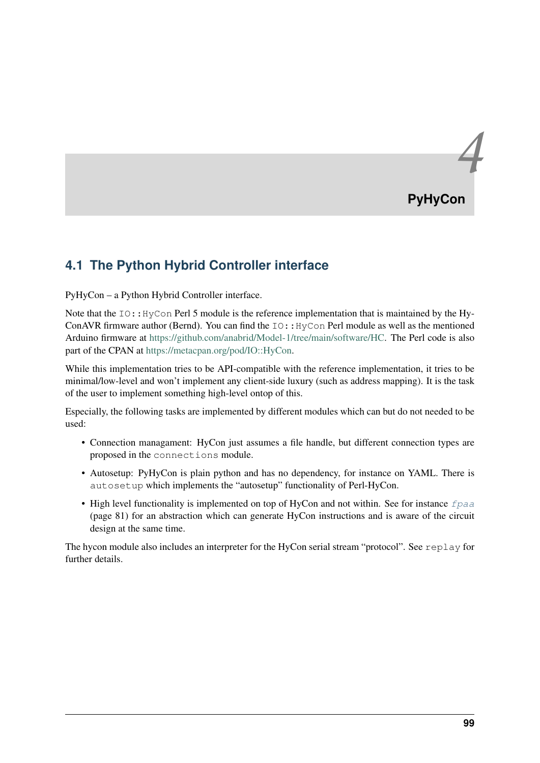# 4 PyHyCon

## 4.1 The Python Hybrid Controller interface

PyHyCon – a Python Hybrid Controller interface.

Note that the `IO::HyCon` Perl 5 module is the reference implementation that is maintained by the HyConAVR firmware author (Bernd). You can find the `IO::HyCon` Perl module as well as the mentioned Arduino firmware at https://github.com/anabrid/Model-1/tree/main/software/HC. The Perl code is also part of the CPAN at https://metacpan.org/pod/IO::HyCon.

While this implementation tries to be API-compatible with the reference implementation, it tries to be minimal/low-level and won't implement any client-side luxury (such as address mapping). It is the task of the user to implement something high-level ontop of this.

Especially, the following tasks are implemented by different modules which can but do not needed to be used:

- Connection managament: HyCon just assumes a file handle, but different connection types are proposed in the `connections` module.
- Autosetup: PyHyCon is plain python and has no dependency, for instance on YAML. There is `autosetup` which implements the "autosetup" functionality of Perl-HyCon.
- High level functionality is implemented on top of HyCon and not within. See for instance *`fpaa`* (page 81) for an abstraction which can generate HyCon instructions and is aware of the circuit design at the same time.

The hycon module also includes an interpreter for the HyCon serial stream "protocol". See `replay` for further details.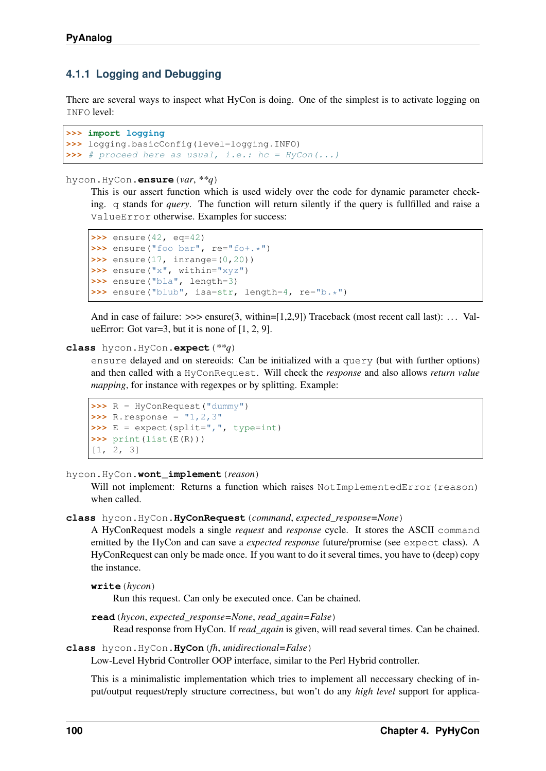### 4.1.1 Logging and Debugging

There are several ways to inspect what HyCon is doing. One of the simplest is to activate logging on `INFO` level:

```
>>> import logging
>>> logging.basicConfig(level=logging.INFO)
>>> # proceed here as usual, i.e.: hc = HyCon(...)
```

`hycon.HyCon.`**`ensure`**`(`*var*, ***q*`)`

This is our assert function which is used widely over the code for dynamic parameter checking. `q` stands for *query*. The function will return silently if the query is fullfilled and raise a `ValueError` otherwise. Examples for success:

```
>>> ensure(42, eq=42)
>>> ensure("foo bar", re="fo+.*")
>>> ensure(17, inrange=(0,20))
>>> ensure("x", within="xyz")
>>> ensure("bla", length=3)
>>> ensure("blub", isa=str, length=4, re="b.*")
```

And in case of failure: >>> ensure(3, within=[1,2,9]) Traceback (most recent call last): ... ValueError: Got var=3, but it is none of [1, 2, 9].

**class** `hycon.HyCon.`**`expect`**`(`***q*`)`

`ensure` delayed and on stereoids: Can be initialized with a `query` (but with further options) and then called with a `HyConRequest`. Will check the *response* and also allows *return value mapping*, for instance with regexpes or by splitting. Example:

```
>>> R = HyConRequest("dummy")
>>> R.response = "1,2,3"
>>> E = expect(split=",", type=int)
>>> print(list(E(R)))
[1, 2, 3]
```

`hycon.HyCon.`**`wont_implement`**`(`*reason*`)`

Will not implement: Returns a function which raises `NotImplementedError(reason)` when called.

**class** `hycon.HyCon.`**`HyConRequest`**`(`*command*, *expected_response=None*`)`

A HyConRequest models a single *request* and *response* cycle. It stores the ASCII `command` emitted by the HyCon and can save a *expected response* future/promise (see `expect` class). A HyConRequest can only be made once. If you want to do it several times, you have to (deep) copy the instance.

**`write`**`(`*hycon*`)`

Run this request. Can only be executed once. Can be chained.

**`read`**`(`*hycon*, *expected_response=None*, *read_again=False*`)`

Read response from HyCon. If *read_again* is given, will read several times. Can be chained.

**class** `hycon.HyCon.`**`HyCon`**`(`*fh*, *unidirectional=False*`)`

Low-Level Hybrid Controller OOP interface, similar to the Perl Hybrid controller.

This is a minimalistic implementation which tries to implement all neccessary checking of input/output request/reply structure correctness, but won't do any *high level* support for applica-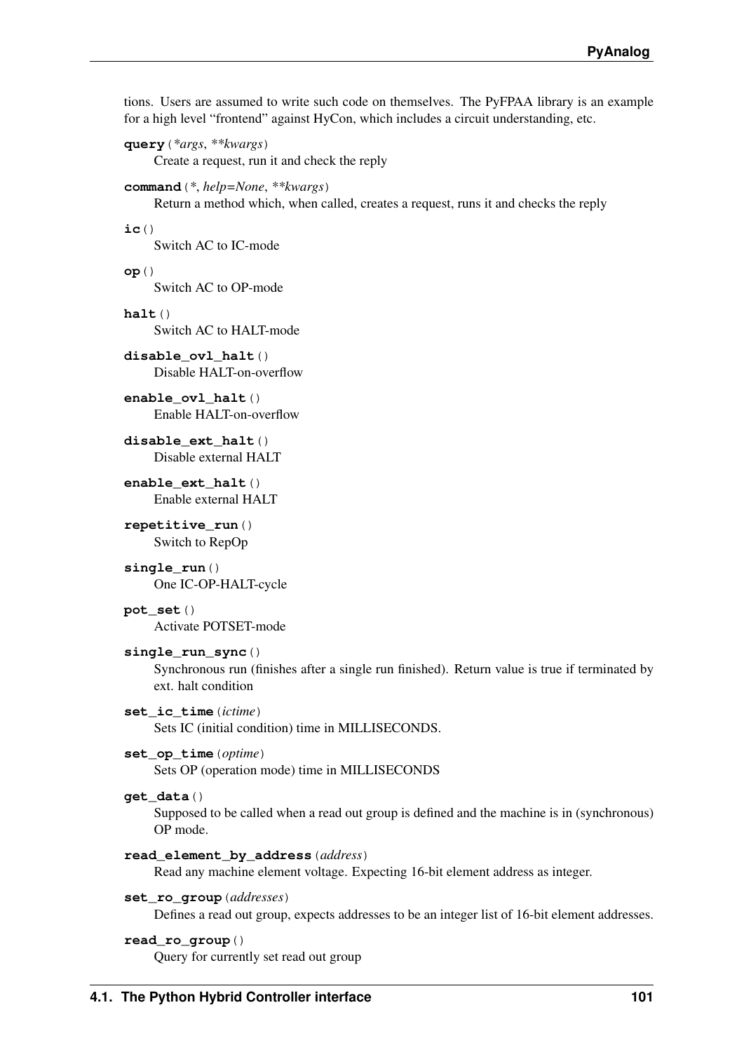tions. Users are assumed to write such code on themselves. The PyFPAA library is an example for a high level "frontend" against HyCon, which includes a circuit understanding, etc.

**query**(*\*args*, *\*\*kwargs*)
Create a request, run it and check the reply

**command**(*\**, *help=None*, *\*\*kwargs*)
Return a method which, when called, creates a request, runs it and checks the reply

**ic**()
Switch AC to IC-mode

**op**()
Switch AC to OP-mode

**halt**()
Switch AC to HALT-mode

**disable_ovl_halt**()
Disable HALT-on-overflow

**enable_ovl_halt**()
Enable HALT-on-overflow

**disable_ext_halt**()
Disable external HALT

**enable_ext_halt**()
Enable external HALT

**repetitive_run**()
Switch to RepOp

**single_run**()
One IC-OP-HALT-cycle

**pot_set**()
Activate POTSET-mode

**single_run_sync**()
Synchronous run (finishes after a single run finished). Return value is true if terminated by ext. halt condition

**set_ic_time**(*ictime*)
Sets IC (initial condition) time in MILLISECONDS.

**set_op_time**(*optime*)
Sets OP (operation mode) time in MILLISECONDS

**get_data**()
Supposed to be called when a read out group is defined and the machine is in (synchronous) OP mode.

**read_element_by_address**(*address*)
Read any machine element voltage. Expecting 16-bit element address as integer.

**set_ro_group**(*addresses*)
Defines a read out group, expects addresses to be an integer list of 16-bit element addresses.

**read_ro_group**()
Query for currently set read out group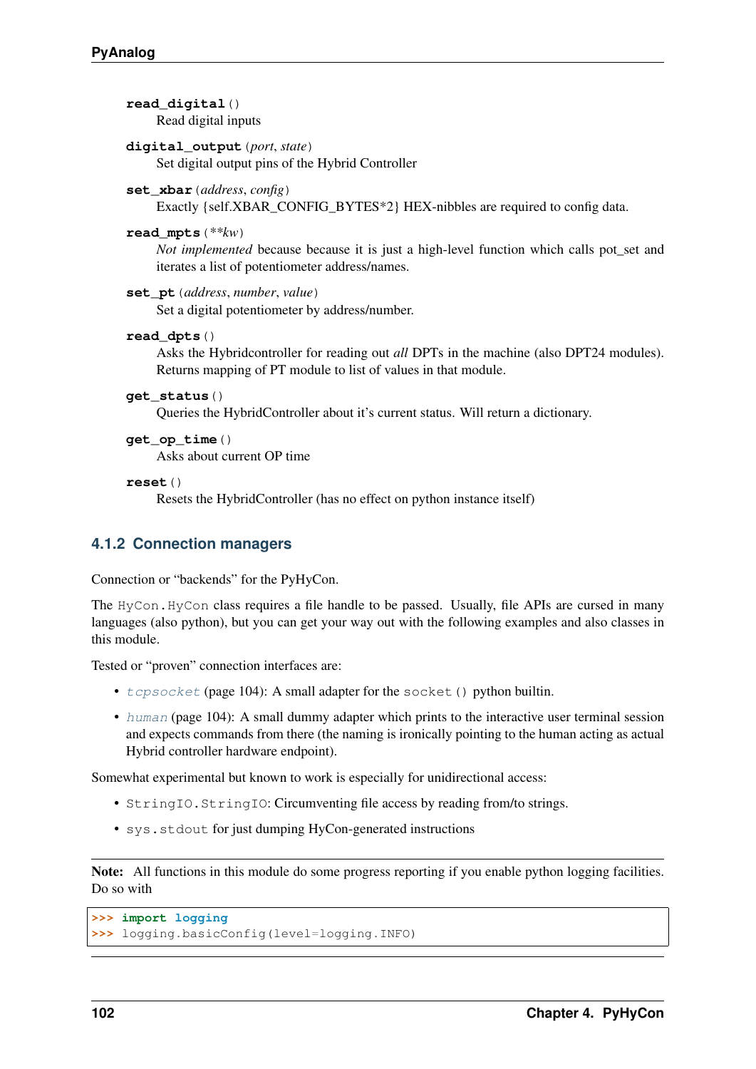**read_digital**()
: Read digital inputs

**digital_output**(*port*, *state*)
: Set digital output pins of the Hybrid Controller

**set_xbar**(*address*, *config*)
: Exactly {self.XBAR_CONFIG_BYTES*2} HEX-nibbles are required to config data.

**read_mpts**(*\*\*kw*)
: *Not implemented* because because it is just a high-level function which calls pot_set and iterates a list of potentiometer address/names.

**set_pt**(*address*, *number*, *value*)
: Set a digital potentiometer by address/number.

**read_dpts**()
: Asks the Hybridcontroller for reading out *all* DPTs in the machine (also DPT24 modules). Returns mapping of PT module to list of values in that module.

**get_status**()
: Queries the HybridController about it's current status. Will return a dictionary.

**get_op_time**()
: Asks about current OP time

**reset**()
: Resets the HybridController (has no effect on python instance itself)

### 4.1.2 Connection managers

Connection or "backends" for the PyHyCon.

The `HyCon.HyCon` class requires a file handle to be passed. Usually, file APIs are cursed in many languages (also python), but you can get your way out with the following examples and also classes in this module.

Tested or "proven" connection interfaces are:

- *tcpsocket* (page 104): A small adapter for the `socket()` python builtin.
- *human* (page 104): A small dummy adapter which prints to the interactive user terminal session and expects commands from there (the naming is ironically pointing to the human acting as actual Hybrid controller hardware endpoint).

Somewhat experimental but known to work is especially for unidirectional access:

- `StringIO.StringIO`: Circumventing file access by reading from/to strings.
- `sys.stdout` for just dumping HyCon-generated instructions

**Note:** All functions in this module do some progress reporting if you enable python logging facilities. Do so with

```
>>> import logging
>>> logging.basicConfig(level=logging.INFO)
```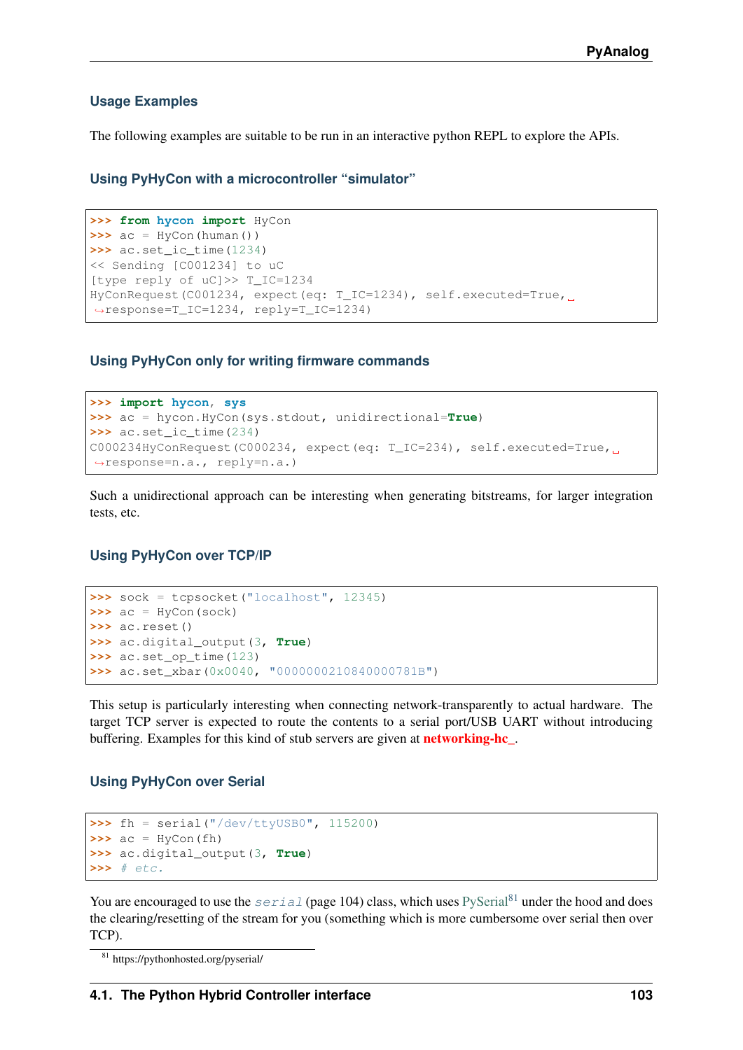### Usage Examples

The following examples are suitable to be run in an interactive python REPL to explore the APIs.

#### Using PyHyCon with a microcontroller "simulator"

```
>>> from hycon import HyCon
>>> ac = HyCon(human())
>>> ac.set_ic_time(1234)
<< Sending [C001234] to uC
[type reply of uC]>> T_IC=1234
HyConRequest(C001234, expect(eq: T_IC=1234), self.executed=True,
↪response=T_IC=1234, reply=T_IC=1234)
```

#### Using PyHyCon only for writing firmware commands

```
>>> import hycon, sys
>>> ac = hycon.HyCon(sys.stdout, unidirectional=True)
>>> ac.set_ic_time(234)
C000234HyConRequest(C000234, expect(eq: T_IC=234), self.executed=True,
↪response=n.a., reply=n.a.)
```

Such a unidirectional approach can be interesting when generating bitstreams, for larger integration tests, etc.

#### Using PyHyCon over TCP/IP

```
>>> sock = tcpsocket("localhost", 12345)
>>> ac = HyCon(sock)
>>> ac.reset()
>>> ac.digital_output(3, True)
>>> ac.set_op_time(123)
>>> ac.set_xbar(0x0040, "0000000210840000781B")
```

This setup is particularly interesting when connecting network-transparently to actual hardware. The target TCP server is expected to route the contents to a serial port/USB UART without introducing buffering. Examples for this kind of stub servers are given at **networking-hc_**.

#### Using PyHyCon over Serial

```
>>> fh = serial("/dev/ttyUSB0", 115200)
>>> ac = HyCon(fh)
>>> ac.digital_output(3, True)
>>> # etc.
```

You are encouraged to use the `serial` (page 104) class, which uses PySerial[81] under the hood and does the clearing/resetting of the stream for you (something which is more cumbersome over serial then over TCP).

[81] https://pythonhosted.org/pyserial/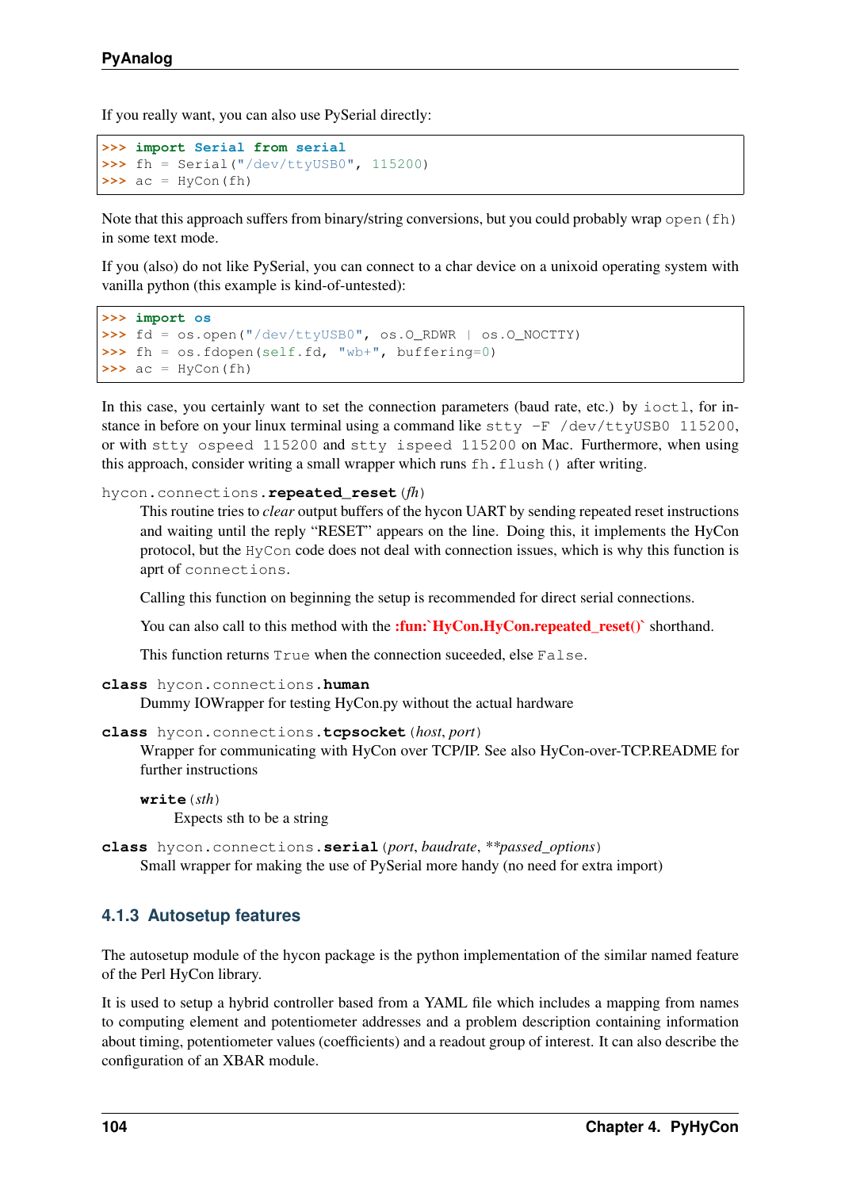If you really want, you can also use PySerial directly:

```
>>> import Serial from serial
>>> fh = Serial("/dev/ttyUSB0", 115200)
>>> ac = HyCon(fh)
```

Note that this approach suffers from binary/string conversions, but you could probably wrap `open(fh)` in some text mode.

If you (also) do not like PySerial, you can connect to a char device on a unixoid operating system with vanilla python (this example is kind-of-untested):

```
>>> import os
>>> fd = os.open("/dev/ttyUSB0", os.O_RDWR | os.O_NOCTTY)
>>> fh = os.fdopen(self.fd, "wb+", buffering=0)
>>> ac = HyCon(fh)
```

In this case, you certainly want to set the connection parameters (baud rate, etc.) by `ioctl`, for instance in before on your linux terminal using a command like `stty -F /dev/ttyUSB0 115200`, or with `stty ospeed 115200` and `stty ispeed 115200` on Mac. Furthermore, when using this approach, consider writing a small wrapper which runs `fh.flush()` after writing.

`hycon.connections.`**`repeated_reset`**(*fh*)

This routine tries to *clear* output buffers of the hycon UART by sending repeated reset instructions and waiting until the reply "RESET" appears on the line. Doing this, it implements the HyCon protocol, but the `HyCon` code does not deal with connection issues, which is why this function is aprt of `connections`.

Calling this function on beginning the setup is recommended for direct serial connections.

You can also call to this method with the **:fun:`HyCon.HyCon.repeated_reset()`** shorthand.

This function returns `True` when the connection suceeded, else `False`.

**class** `hycon.connections.`**`human`**

Dummy IOWrapper for testing HyCon.py without the actual hardware

**class** `hycon.connections.`**`tcpsocket`**(*host*, *port*)

Wrapper for communicating with HyCon over TCP/IP. See also HyCon-over-TCP.README for further instructions

**`write`**(*sth*)

Expects sth to be a string

**class** `hycon.connections.`**`serial`**(*port*, *baudrate*, ***passed_options*)

Small wrapper for making the use of PySerial more handy (no need for extra import)

### 4.1.3 Autosetup features

The autosetup module of the hycon package is the python implementation of the similar named feature of the Perl HyCon library.

It is used to setup a hybrid controller based from a YAML file which includes a mapping from names to computing element and potentiometer addresses and a problem description containing information about timing, potentiometer values (coefficients) and a readout group of interest. It can also describe the configuration of an XBAR module.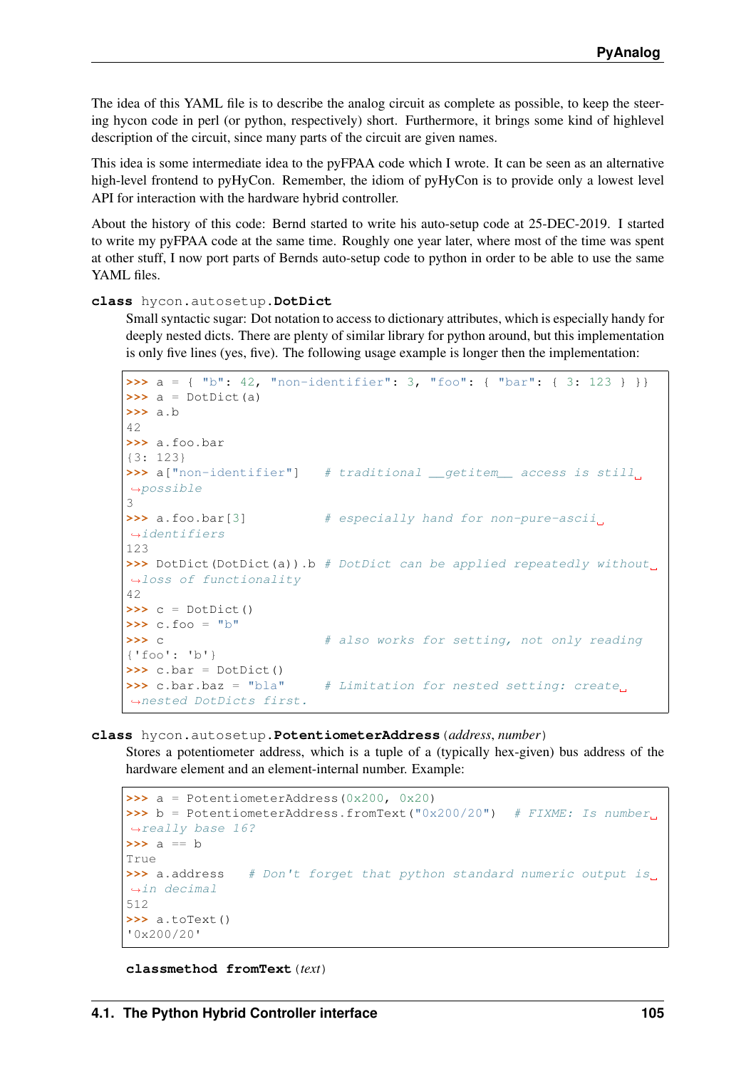The idea of this YAML file is to describe the analog circuit as complete as possible, to keep the steering hycon code in perl (or python, respectively) short. Furthermore, it brings some kind of highlevel description of the circuit, since many parts of the circuit are given names.

This idea is some intermediate idea to the pyFPAA code which I wrote. It can be seen as an alternative high-level frontend to pyHyCon. Remember, the idiom of pyHyCon is to provide only a lowest level API for interaction with the hardware hybrid controller.

About the history of this code: Bernd started to write his auto-setup code at 25-DEC-2019. I started to write my pyFPAA code at the same time. Roughly one year later, where most of the time was spent at other stuff, I now port parts of Bernds auto-setup code to python in order to be able to use the same YAML files.

**class** hycon.autosetup.**DotDict**

Small syntactic sugar: Dot notation to access to dictionary attributes, which is especially handy for deeply nested dicts. There are plenty of similar library for python around, but this implementation is only five lines (yes, five). The following usage example is longer then the implementation:

```
>>> a = { "b": 42, "non-identifier": 3, "foo": { "bar": { 3: 123 } }}
>>> a = DotDict(a)
>>> a.b
42
>>> a.foo.bar
{3: 123}
>>> a["non-identifier"]   # traditional __getitem__ access is still possible
3
>>> a.foo.bar[3]          # especially hand for non-pure-ascii identifiers
123
>>> DotDict(DotDict(a)).b # DotDict can be applied repeatedly without loss of functionality
42
>>> c = DotDict()
>>> c.foo = "b"
>>> c                     # also works for setting, not only reading
{'foo': 'b'}
>>> c.bar = DotDict()
>>> c.bar.baz = "bla"     # Limitation for nested setting: create nested DotDicts first.
```

**class** hycon.autosetup.**PotentiometerAddress**(*address*, *number*)

Stores a potentiometer address, which is a tuple of a (typically hex-given) bus address of the hardware element and an element-internal number. Example:

```
>>> a = PotentiometerAddress(0x200, 0x20)
>>> b = PotentiometerAddress.fromText("0x200/20")  # FIXME: Is number really base 16?
>>> a == b
True
>>> a.address   # Don't forget that python standard numeric output is in decimal
512
>>> a.toText()
'0x200/20'
```

**classmethod fromText**(*text*)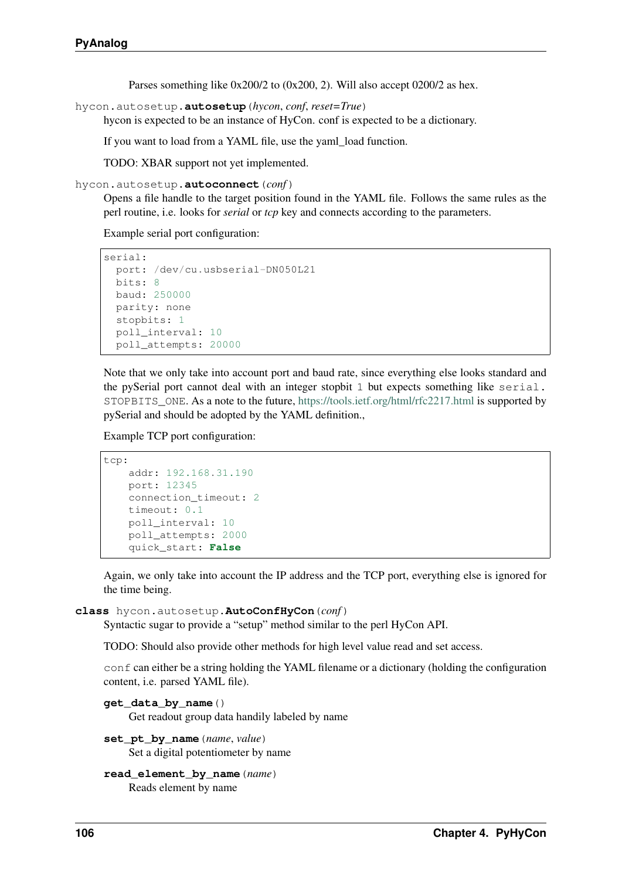Parses something like 0x200/2 to (0x200, 2). Will also accept 0200/2 as hex.

`hycon.autosetup.`**`autosetup`**(*hycon*, *conf*, *reset=True*)

hycon is expected to be an instance of HyCon. conf is expected to be a dictionary.

If you want to load from a YAML file, use the yaml_load function.

TODO: XBAR support not yet implemented.

`hycon.autosetup.`**`autoconnect`**(*conf*)

Opens a file handle to the target position found in the YAML file. Follows the same rules as the perl routine, i.e. looks for *serial* or *tcp* key and connects according to the parameters.

Example serial port configuration:

```
serial:
  port: /dev/cu.usbserial-DN050L21
  bits: 8
  baud: 250000
  parity: none
  stopbits: 1
  poll_interval: 10
  poll_attempts: 20000
```

Note that we only take into account port and baud rate, since everything else looks standard and the pySerial port cannot deal with an integer stopbit `1` but expects something like `serial.STOPBITS_ONE`. As a note to the future, https://tools.ietf.org/html/rfc2217.html is supported by pySerial and should be adopted by the YAML definition.,

Example TCP port configuration:

```
tcp:
    addr: 192.168.31.190
    port: 12345
    connection_timeout: 2
    timeout: 0.1
    poll_interval: 10
    poll_attempts: 2000
    quick_start: False
```

Again, we only take into account the IP address and the TCP port, everything else is ignored for the time being.

**class** `hycon.autosetup.`**`AutoConfHyCon`**(*conf*)

Syntactic sugar to provide a "setup" method similar to the perl HyCon API.

TODO: Should also provide other methods for high level value read and set access.

`conf` can either be a string holding the YAML filename or a dictionary (holding the configuration content, i.e. parsed YAML file).

**`get_data_by_name`**()

Get readout group data handily labeled by name

**`set_pt_by_name`**(*name*, *value*)

Set a digital potentiometer by name

**`read_element_by_name`**(*name*)

Reads element by name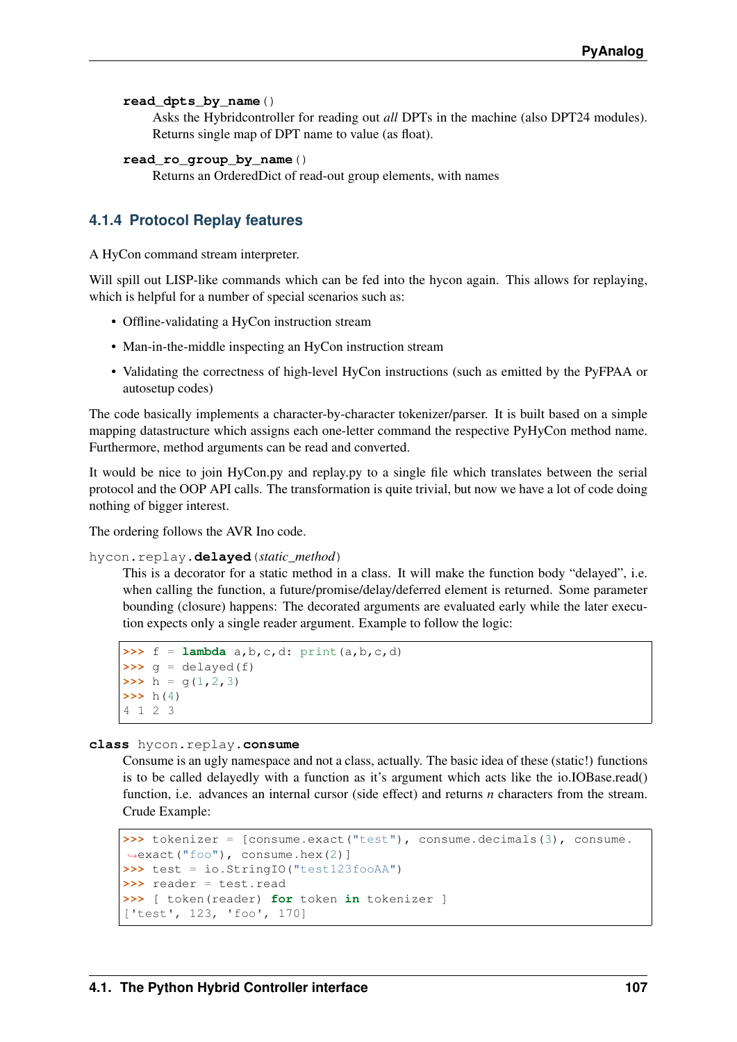**read_dpts_by_name**()

Asks the Hybridcontroller for reading out *all* DPTs in the machine (also DPT24 modules). Returns single map of DPT name to value (as float).

**read_ro_group_by_name**()

Returns an OrderedDict of read-out group elements, with names

### 4.1.4 Protocol Replay features

A HyCon command stream interpreter.

Will spill out LISP-like commands which can be fed into the hycon again. This allows for replaying, which is helpful for a number of special scenarios such as:

- Offline-validating a HyCon instruction stream
- Man-in-the-middle inspecting an HyCon instruction stream
- Validating the correctness of high-level HyCon instructions (such as emitted by the PyFPAA or autosetup codes)

The code basically implements a character-by-character tokenizer/parser. It is built based on a simple mapping datastructure which assigns each one-letter command the respective PyHyCon method name. Furthermore, method arguments can be read and converted.

It would be nice to join HyCon.py and replay.py to a single file which translates between the serial protocol and the OOP API calls. The transformation is quite trivial, but now we have a lot of code doing nothing of bigger interest.

The ordering follows the AVR Ino code.

hycon.replay.**delayed**(*static_method*)

This is a decorator for a static method in a class. It will make the function body "delayed", i.e. when calling the function, a future/promise/delay/deferred element is returned. Some parameter bounding (closure) happens: The decorated arguments are evaluated early while the later execution expects only a single reader argument. Example to follow the logic:

```
>>> f = lambda a,b,c,d: print(a,b,c,d)
>>> g = delayed(f)
>>> h = g(1,2,3)
>>> h(4)
4 1 2 3
```

**class** hycon.replay.**consume**

Consume is an ugly namespace and not a class, actually. The basic idea of these (static!) functions is to be called delayedly with a function as it's argument which acts like the io.IOBase.read() function, i.e. advances an internal cursor (side effect) and returns *n* characters from the stream. Crude Example:

```
>>> tokenizer = [consume.exact("test"), consume.decimals(3), consume.exact("foo"), consume.hex(2)]
>>> test = io.StringIO("test123fooAA")
>>> reader = test.read
>>> [ token(reader) for token in tokenizer ]
['test', 123, 'foo', 170]
```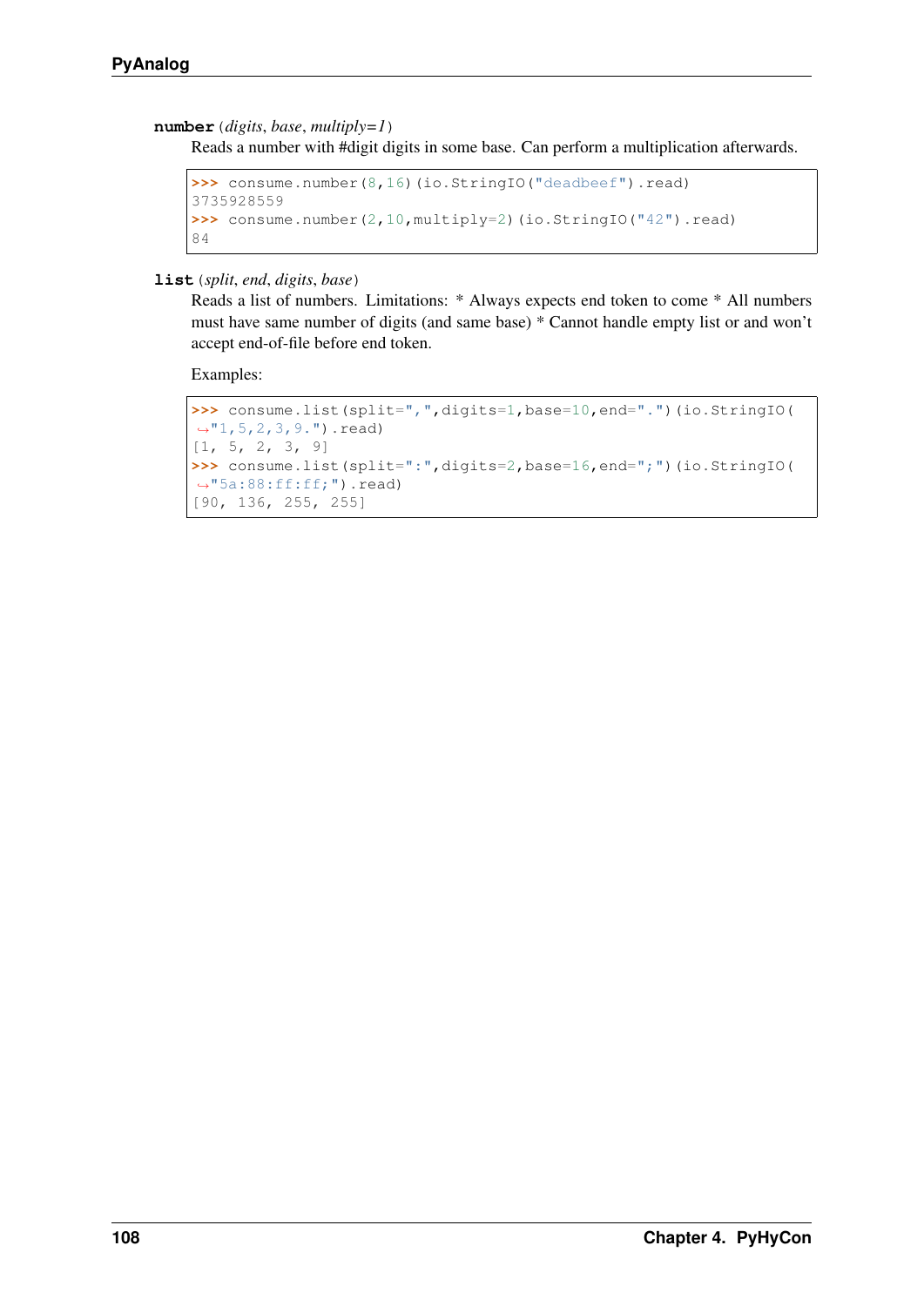**number** (*digits*, *base*, *multiply=1*)

Reads a number with #digit digits in some base. Can perform a multiplication afterwards.

```
>>> consume.number(8,16)(io.StringIO("deadbeef").read)
3735928559
>>> consume.number(2,10,multiply=2)(io.StringIO("42").read)
84
```

**list** (*split*, *end*, *digits*, *base*)

Reads a list of numbers. Limitations: * Always expects end token to come * All numbers must have same number of digits (and same base) * Cannot handle empty list or and won't accept end-of-file before end token.

Examples:

```
>>> consume.list(split=",",digits=1,base=10,end=".")(io.StringIO(
↪"1,5,2,3,9.").read)
[1, 5, 2, 3, 9]
>>> consume.list(split=":",digits=2,base=16,end=";")(io.StringIO(
↪"5a:88:ff:ff;").read)
[90, 136, 255, 255]
```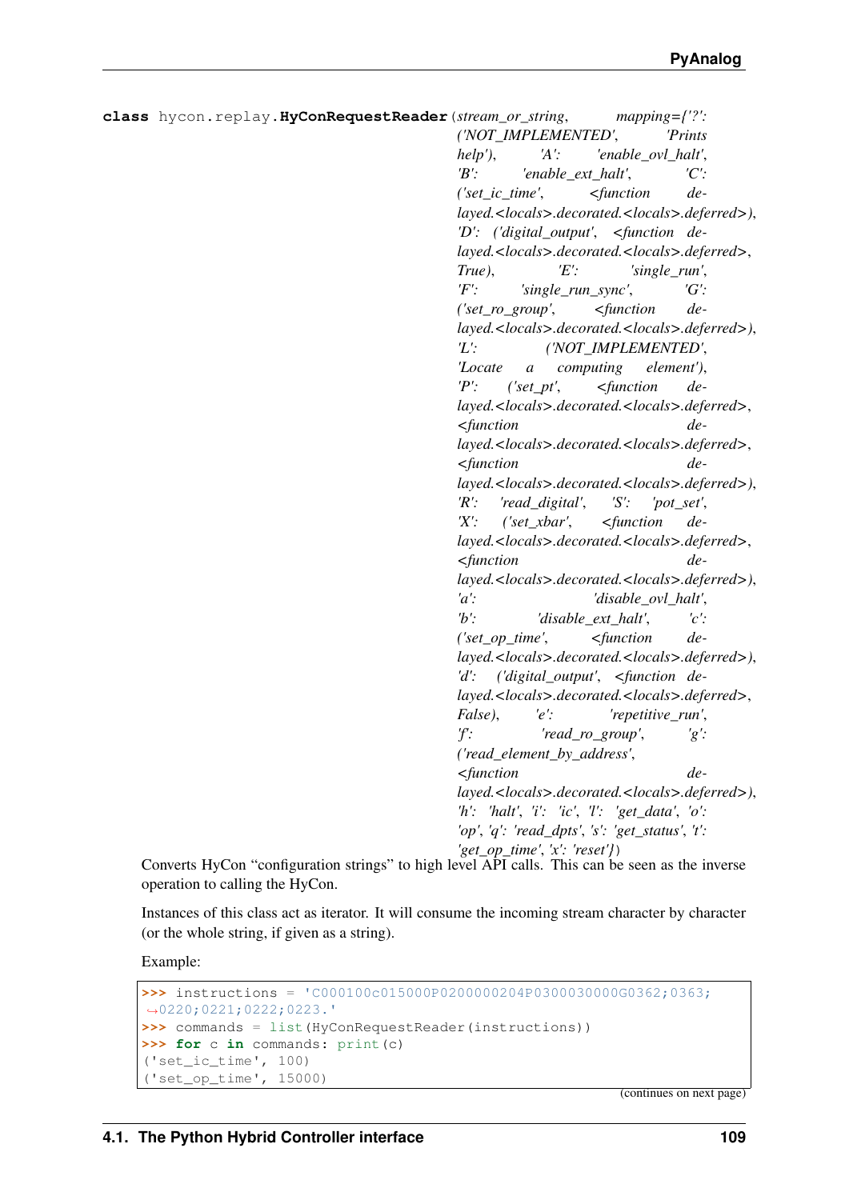**class** hycon.replay.**HyConRequestReader**(*stream_or_string*, *mapping={'?': ('NOT_IMPLEMENTED', 'Prints help'), 'A': 'enable_ovl_halt', 'B': 'enable_ext_halt', 'C': ('set_ic_time', <function delayed.<locals>.decorated.<locals>.deferred>), 'D': ('digital_output', <function delayed.<locals>.decorated.<locals>.deferred>, True), 'E': 'single_run', 'F': 'single_run_sync', 'G': ('set_ro_group', <function delayed.<locals>.decorated.<locals>.deferred>), 'L': ('NOT_IMPLEMENTED', 'Locate a computing element'), 'P': ('set_pt', <function delayed.<locals>.decorated.<locals>.deferred>, <function delayed.<locals>.decorated.<locals>.deferred>, <function delayed.<locals>.decorated.<locals>.deferred>), 'R': 'read_digital', 'S': 'pot_set', 'X': ('set_xbar', <function delayed.<locals>.decorated.<locals>.deferred>, <function delayed.<locals>.decorated.<locals>.deferred>), 'a': 'disable_ovl_halt', 'b': 'disable_ext_halt', 'c': ('set_op_time', <function delayed.<locals>.decorated.<locals>.deferred>), 'd': ('digital_output', <function delayed.<locals>.decorated.<locals>.deferred>, False), 'e': 'repetitive_run', 'f': 'read_ro_group', 'g': ('read_element_by_address', <function delayed.<locals>.decorated.<locals>.deferred>), 'h': 'halt', 'i': 'ic', 'l': 'get_data', 'o': 'op', 'q': 'read_dpts', 's': 'get_status', 't': 'get_op_time', 'x': 'reset'}*)

Converts HyCon "configuration strings" to high level API calls. This can be seen as the inverse operation to calling the HyCon.

Instances of this class act as iterator. It will consume the incoming stream character by character (or the whole string, if given as a string).

Example:

```
>>> instructions = 'C000100c015000P0200000204P0300030000G0362;0363;
↪0220;0221;0222;0223.'
>>> commands = list(HyConRequestReader(instructions))
>>> for c in commands: print(c)
('set_ic_time', 100)
('set_op_time', 15000)
```

(continues on next page)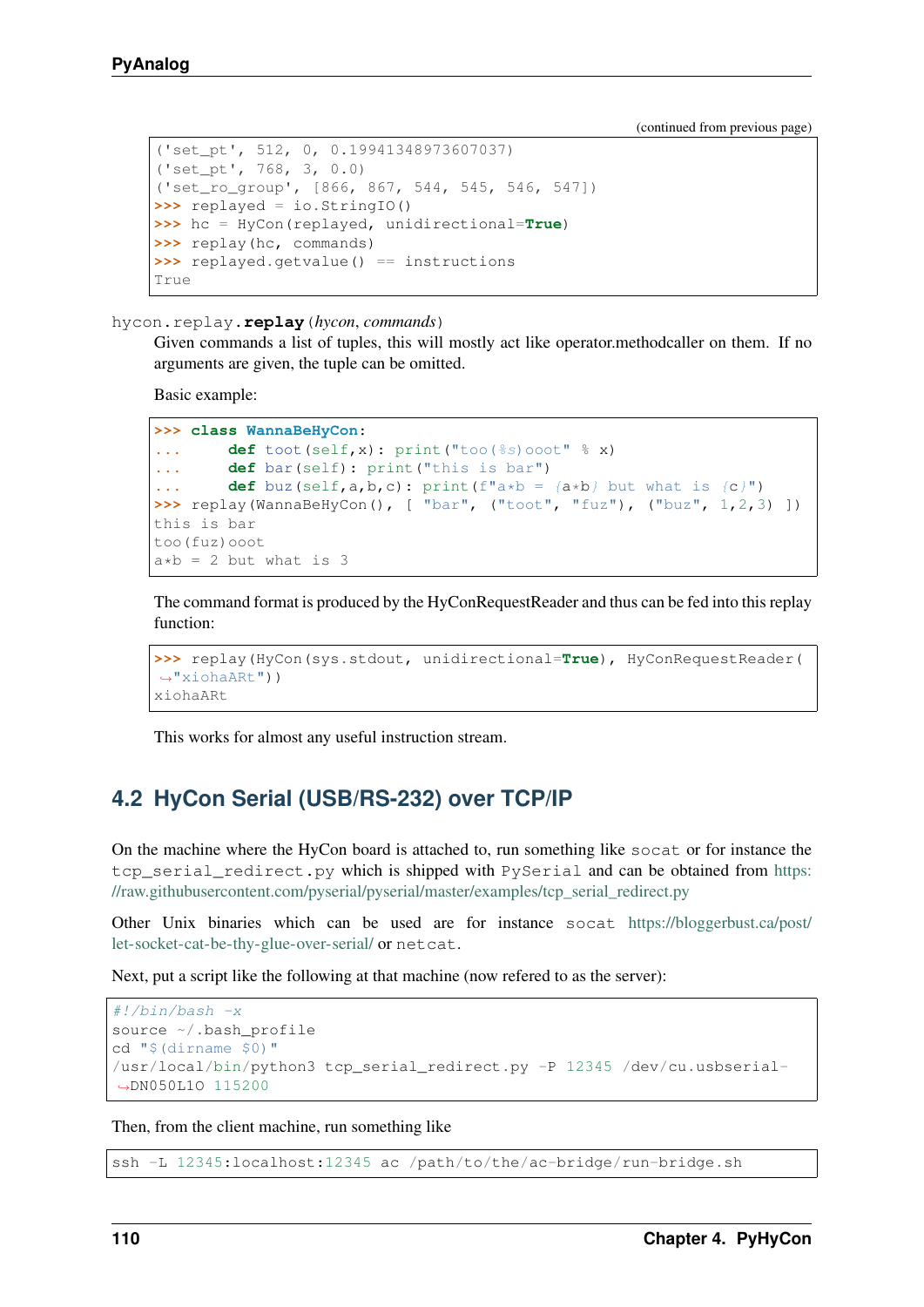(continued from previous page)

```
('set_pt', 512, 0, 0.19941348973607037)
('set_pt', 768, 3, 0.0)
('set_ro_group', [866, 867, 544, 545, 546, 547])
>>> replayed = io.StringIO()
>>> hc = HyCon(replayed, unidirectional=True)
>>> replay(hc, commands)
>>> replayed.getvalue() == instructions
True
```

hycon.replay.**replay**(*hycon*, *commands*)

Given commands a list of tuples, this will mostly act like operator.methodcaller on them. If no arguments are given, the tuple can be omitted.

Basic example:

```
>>> class WannaBeHyCon:
...     def toot(self,x): print("too(%s)ooot" % x)
...     def bar(self): print("this is bar")
...     def buz(self,a,b,c): print(f"a*b = {a*b} but what is {c}")
>>> replay(WannaBeHyCon(), [ "bar", ("toot", "fuz"), ("buz", 1,2,3) ])
this is bar
too(fuz)ooot
a*b = 2 but what is 3
```

The command format is produced by the HyConRequestReader and thus can be fed into this replay function:

```
>>> replay(HyCon(sys.stdout, unidirectional=True), HyConRequestReader(
↪"xiohaARt"))
xiohaARt
```

This works for almost any useful instruction stream.

## 4.2 HyCon Serial (USB/RS-232) over TCP/IP

On the machine where the HyCon board is attached to, run something like `socat` or for instance the `tcp_serial_redirect.py` which is shipped with `PySerial` and can be obtained from https://raw.githubusercontent.com/pyserial/pyserial/master/examples/tcp_serial_redirect.py

Other Unix binaries which can be used are for instance `socat` https://bloggerbust.ca/post/let-socket-cat-be-thy-glue-over-serial/ or `netcat`.

Next, put a script like the following at that machine (now refered to as the server):

```
#!/bin/bash -x
source ~/.bash_profile
cd "$(dirname $0)"
/usr/local/bin/python3 tcp_serial_redirect.py -P 12345 /dev/cu.usbserial-
↪DN050L1O 115200
```

Then, from the client machine, run something like

```
ssh -L 12345:localhost:12345 ac /path/to/the/ac-bridge/run-bridge.sh
```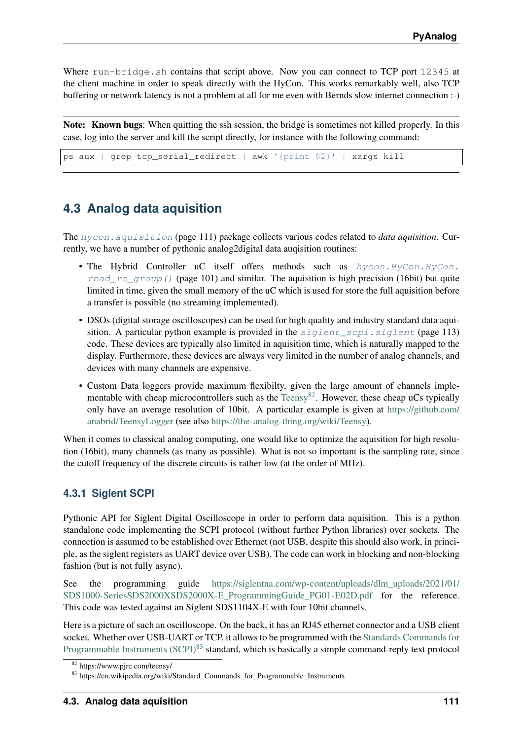Where `run-bridge.sh` contains that script above. Now you can connect to TCP port `12345` at the client machine in order to speak directly with the HyCon. This works remarkably well, also TCP buffering or network latency is not a problem at all for me even with Bernds slow internet connection :-)

**Note: Known bugs**: When quitting the ssh session, the bridge is sometimes not killed properly. In this case, log into the server and kill the script directly, for instance with the following command:

```
ps aux | grep tcp_serial_redirect | awk '{print $2}' | xargs kill
```

## 4.3 Analog data aquisition

The `hycon.aquisition` (page 111) package collects various codes related to *data aquisition*. Currently, we have a number of pythonic analog2digital data auqisition routines:

- The Hybrid Controller uC itself offers methods such as `hycon.HyCon.HyCon.read_ro_group()` (page 101) and similar. The aquisition is high precision (16bit) but quite limited in time, given the small memory of the uC which is used for store the full aquisition before a transfer is possible (no streaming implemented).
- DSOs (digital storage oscilloscopes) can be used for high quality and industry standard data aquisition. A particular python example is provided in the `siglent_scpi.siglent` (page 113) code. These devices are typically also limited in aquisition time, which is naturally mapped to the display. Furthermore, these devices are always very limited in the number of analog channels, and devices with many channels are expensive.
- Custom Data loggers provide maximum flexibilty, given the large amount of channels implementable with cheap microcontrollers such as the Teensy[82]. However, these cheap uCs typically only have an average resolution of 10bit. A particular example is given at https://github.com/anabrid/TeensyLogger (see also https://the-analog-thing.org/wiki/Teensy).

When it comes to classical analog computing, one would like to optimize the aquisition for high resolution (16bit), many channels (as many as possible). What is not so important is the sampling rate, since the cutoff frequency of the discrete circuits is rather low (at the order of MHz).

### 4.3.1 Siglent SCPI

Pythonic API for Siglent Digital Oscilloscope in order to perform data aquisition. This is a python standalone code implementing the SCPI protocol (without further Python libraries) over sockets. The connection is assumed to be established over Ethernet (not USB, despite this should also work, in principle, as the siglent registers as UART device over USB). The code can work in blocking and non-blocking fashion (but is not fully async).

See the programming guide https://siglentna.com/wp-content/uploads/dlm_uploads/2021/01/SDS1000-SeriesSDS2000XSDS2000X-E_ProgrammingGuide_PG01-E02D.pdf for the reference. This code was tested against an Siglent SDS1104X-E with four 10bit channels.

Here is a picture of such an oscilloscope. On the back, it has an RJ45 ethernet connector and a USB client socket. Whether over USB-UART or TCP, it allows to be programmed with the Standards Commands for Programmable Instruments (SCPI)[83] standard, which is basically a simple command-reply text protocol

[82] https://www.pjrc.com/teensy/

[83] https://en.wikipedia.org/wiki/Standard_Commands_for_Programmable_Instruments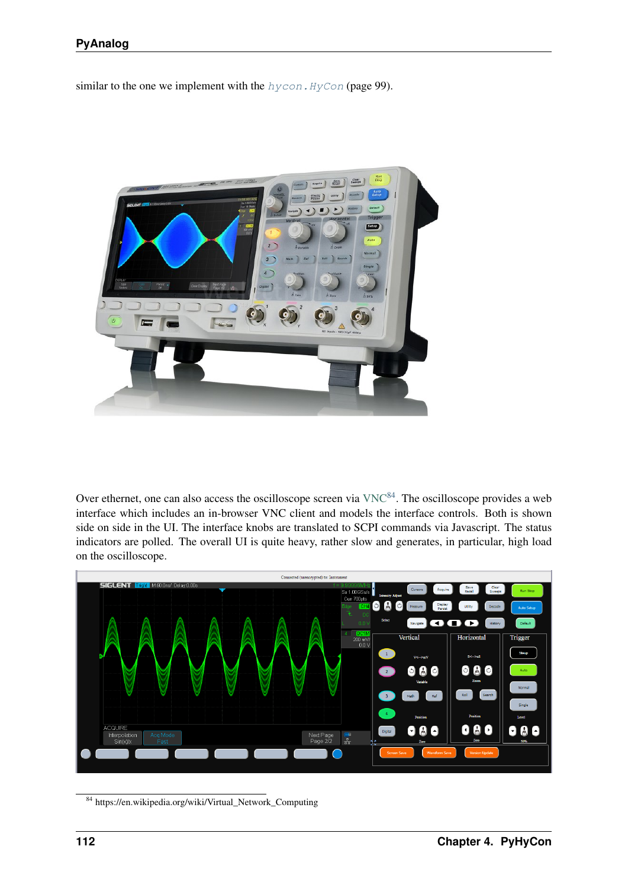similar to the one we implement with the `hycon.HyCon` (page 99).

Over ethernet, one can also access the oscilloscope screen via VNC[84]. The oscilloscope provides a web interface which includes an in-browser VNC client and models the interface controls. Both is shown side on side in the UI. The interface knobs are translated to SCPI commands via Javascript. The status indicators are polled. The overall UI is quite heavy, rather slow and generates, in particular, high load on the oscilloscope.

[84] https://en.wikipedia.org/wiki/Virtual_Network_Computing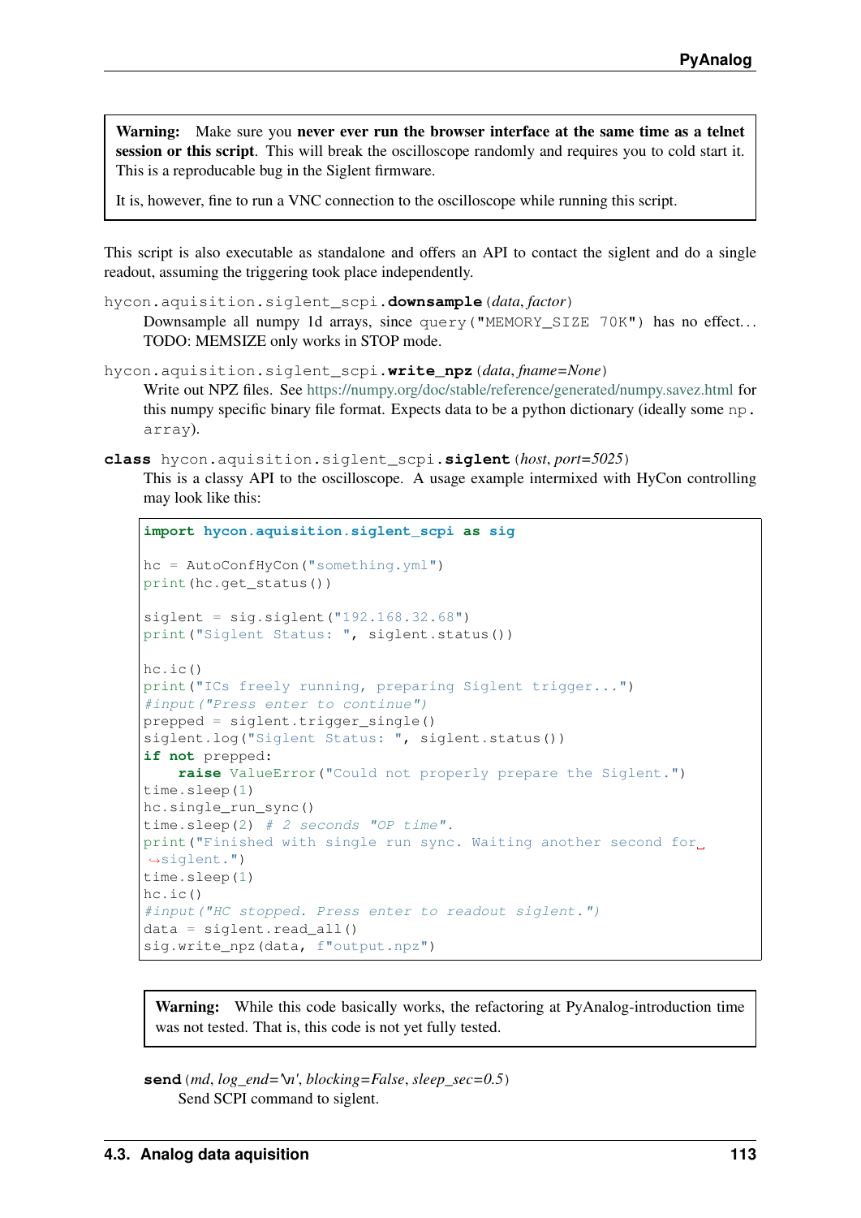> **Warning:** Make sure you **never ever run the browser interface at the same time as a telnet session or this script**. This will break the oscilloscope randomly and requires you to cold start it. This is a reproducable bug in the Siglent firmware.
>
> It is, however, fine to run a VNC connection to the oscilloscope while running this script.

This script is also executable as standalone and offers an API to contact the siglent and do a single readout, assuming the triggering took place independently.

`hycon.aquisition.siglent_scpi.`**`downsample`**`(`*data*, *factor*`)`

Downsample all numpy 1d arrays, since `query("MEMORY_SIZE 70K")` has no effect... TODO: MEMSIZE only works in STOP mode.

`hycon.aquisition.siglent_scpi.`**`write_npz`**`(`*data*, *fname=None*`)`

Write out NPZ files. See https://numpy.org/doc/stable/reference/generated/numpy.savez.html for this numpy specific binary file format. Expects data to be a python dictionary (ideally some `np.array`).

**`class`** `hycon.aquisition.siglent_scpi.`**`siglent`**`(`*host*, *port=5025*`)`

This is a classy API to the oscilloscope. A usage example intermixed with HyCon controlling may look like this:

```
import hycon.aquisition.siglent_scpi as sig

hc = AutoConfHyCon("something.yml")
print(hc.get_status())

siglent = sig.siglent("192.168.32.68")
print("Siglent Status: ", siglent.status())

hc.ic()
print("ICs freely running, preparing Siglent trigger...")
#input("Press enter to contiue")
prepped = siglent.trigger_single()
siglent.log("Siglent Status: ", siglent.status())
if not prepped:
    raise ValueError("Could not properly prepare the Siglent.")
time.sleep(1)
hc.single_run_sync()
time.sleep(2) # 2 seconds "OP time".
print("Finished with single run sync. Waiting another second for siglent.")
time.sleep(1)
hc.ic()
#input("HC stopped. Press enter to readout siglent.")
data = siglent.read_all()
sig.write_npz(data, f"output.npz")
```

> **Warning:** While this code basically works, the refactoring at PyAnalog-introduction time was not tested. That is, this code is not yet fully tested.

**`send`**`(`*md*, *log_end='\n'*, *blocking=False*, *sleep_sec=0.5*`)`

Send SCPI command to siglent.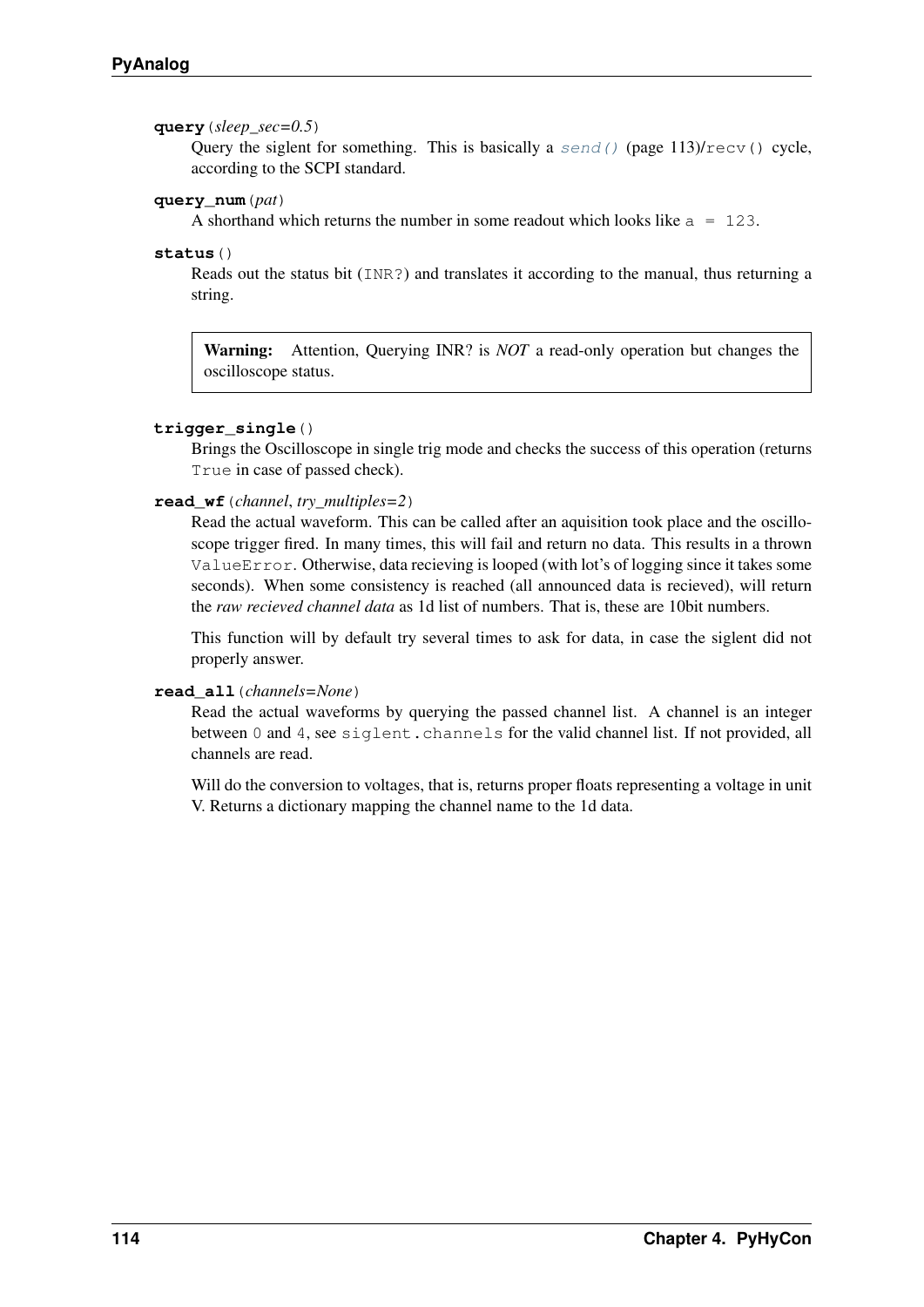**query**(*sleep_sec=0.5*)
Query the siglent for something. This is basically a `send()` (page 113)/`recv()` cycle, according to the SCPI standard.

**query_num**(*pat*)
A shorthand which returns the number in some readout which looks like `a = 123`.

**status**()
Reads out the status bit (`INR?`) and translates it according to the manual, thus returning a string.

> **Warning:** Attention, Querying INR? is *NOT* a read-only operation but changes the oscilloscope status.

**trigger_single**()
Brings the Oscilloscope in single trig mode and checks the success of this operation (returns `True` in case of passed check).

**read_wf**(*channel*, *try_multiples=2*)
Read the actual waveform. This can be called after an aquisition took place and the oscilloscope trigger fired. In many times, this will fail and return no data. This results in a thrown `ValueError`. Otherwise, data recieving is looped (with lot's of logging since it takes some seconds). When some consistency is reached (all announced data is recieved), will return the *raw recieved channel data* as 1d list of numbers. That is, these are 10bit numbers.

This function will by default try several times to ask for data, in case the siglent did not properly answer.

**read_all**(*channels=None*)
Read the actual waveforms by querying the passed channel list. A channel is an integer between `0` and `4`, see `siglent.channels` for the valid channel list. If not provided, all channels are read.

Will do the conversion to voltages, that is, returns proper floats representing a voltage in unit V. Returns a dictionary mapping the channel name to the 1d data.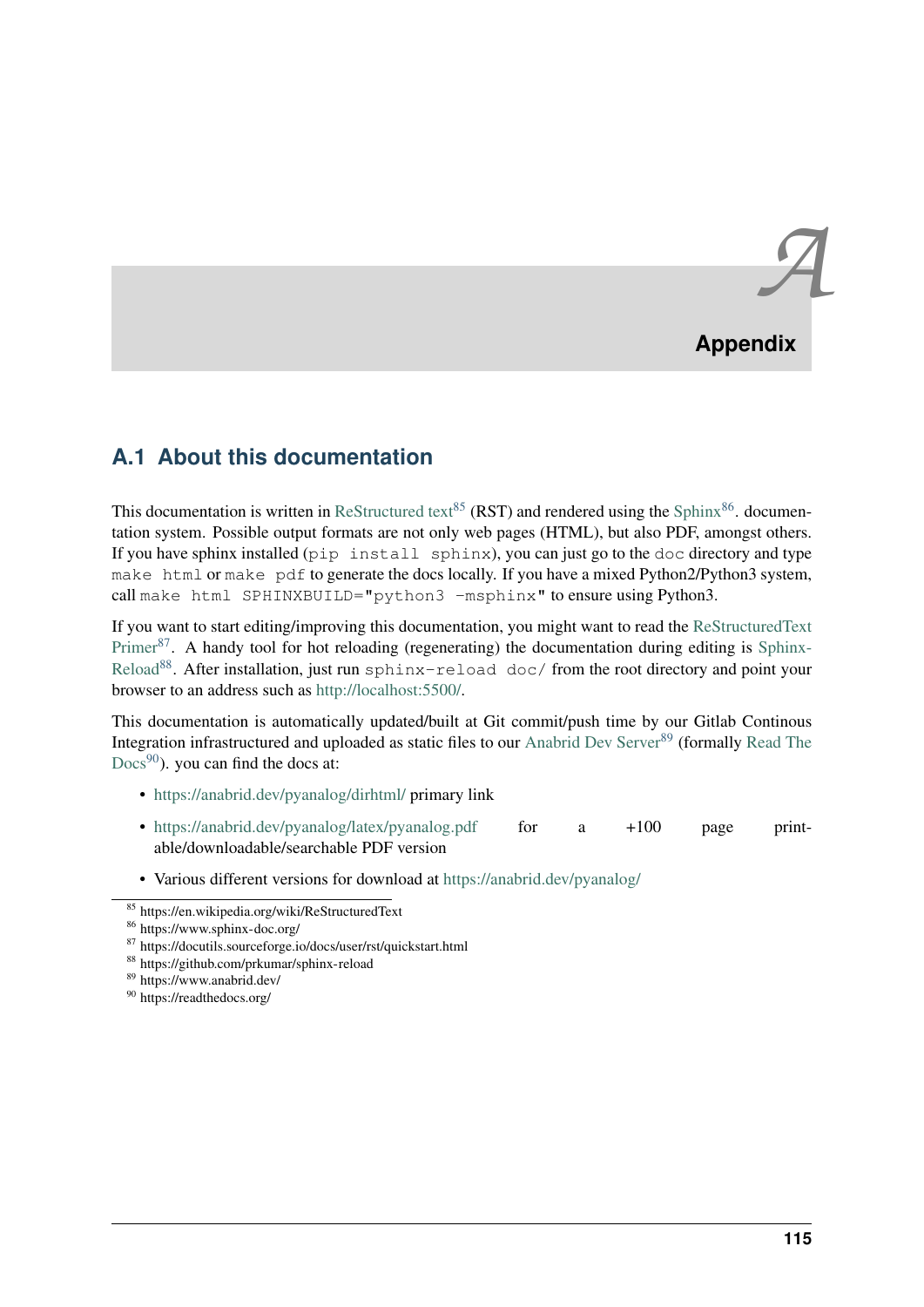# A Appendix

## A.1 About this documentation

This documentation is written in ReStructured text[85] (RST) and rendered using the Sphinx[86]. documentation system. Possible output formats are not only web pages (HTML), but also PDF, amongst others. If you have sphinx installed (`pip install sphinx`), you can just go to the `doc` directory and type `make html` or `make pdf` to generate the docs locally. If you have a mixed Python2/Python3 system, call `make html SPHINXBUILD="python3 -msphinx"` to ensure using Python3.

If you want to start editing/improving this documentation, you might want to read the ReStructuredText Primer[87]. A handy tool for hot reloading (regenerating) the documentation during editing is Sphinx-Reload[88]. After installation, just run `sphinx-reload doc/` from the root directory and point your browser to an address such as http://localhost:5500/.

This documentation is automatically updated/built at Git commit/push time by our Gitlab Continous Integration infrastructured and uploaded as static files to our Anabrid Dev Server[89] (formally Read The Docs[90]). you can find the docs at:

- https://anabrid.dev/pyanalog/dirhtml/ primary link
- https://anabrid.dev/pyanalog/latex/pyanalog.pdf for a +100 page printable/downloadable/searchable PDF version
- Various different versions for download at https://anabrid.dev/pyanalog/

[85] https://en.wikipedia.org/wiki/ReStructuredText
[86] https://www.sphinx-doc.org/
[87] https://docutils.sourceforge.io/docs/user/rst/quickstart.html
[88] https://github.com/prkumar/sphinx-reload
[89] https://www.anabrid.dev/
[90] https://readthedocs.org/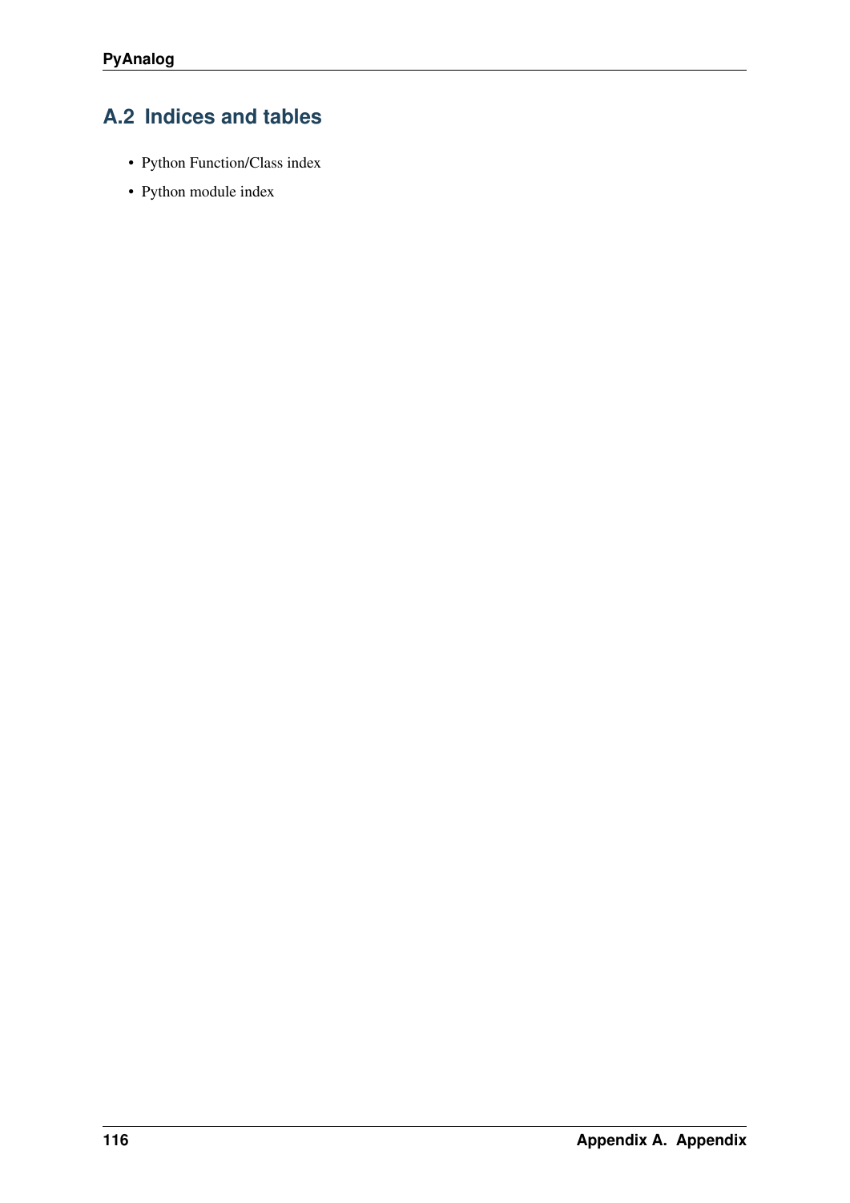## A.2 Indices and tables

- Python Function/Class index
- Python module index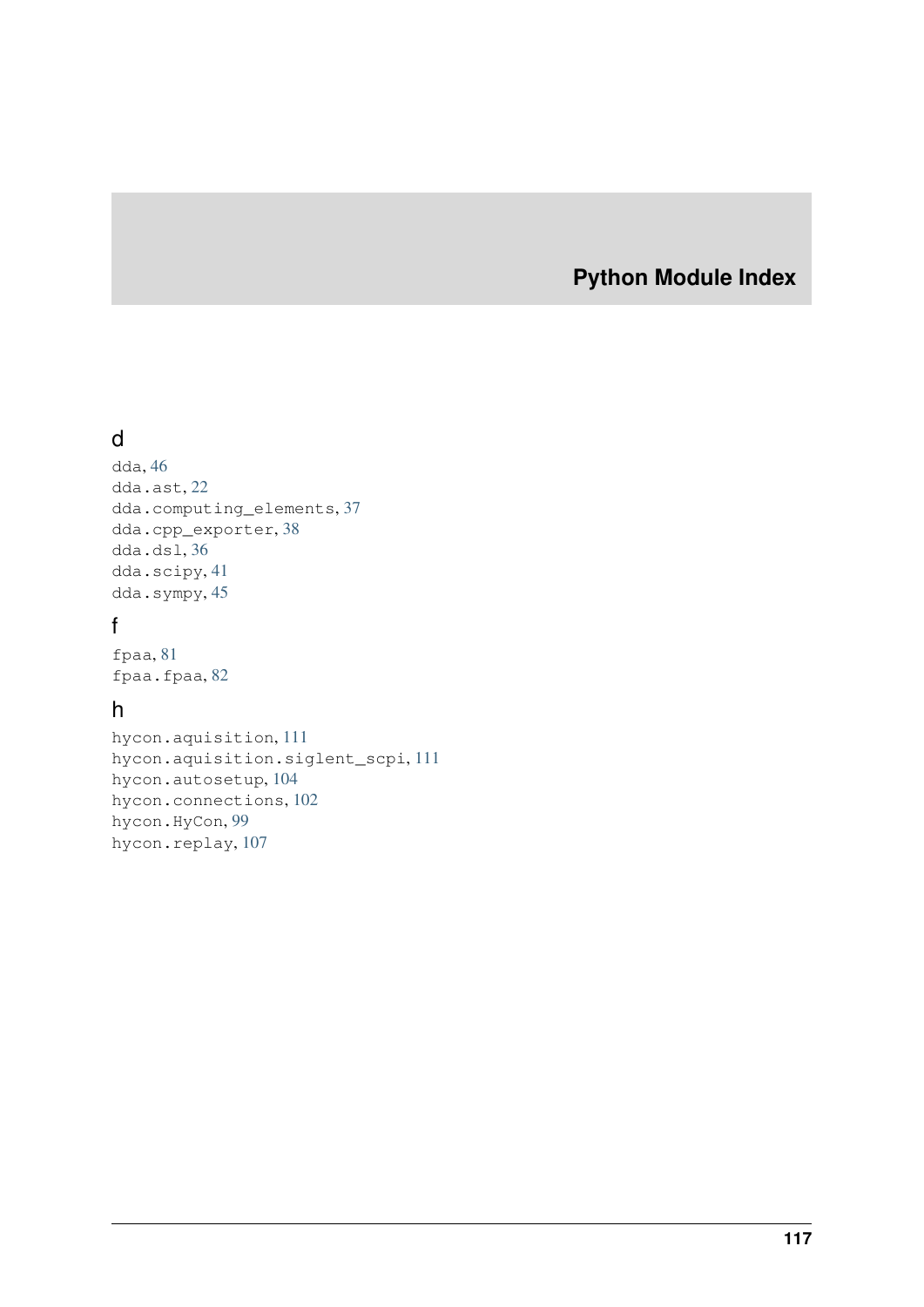# Python Module Index

## d

dda, 46
dda.ast, 22
dda.computing_elements, 37
dda.cpp_exporter, 38
dda.dsl, 36
dda.scipy, 41
dda.sympy, 45

## f

fpaa, 81
fpaa.fpaa, 82

## h

hycon.aquisition, 111
hycon.aquisition.siglent_scpi, 111
hycon.autosetup, 104
hycon.connections, 102
hycon.HyCon, 99
hycon.replay, 107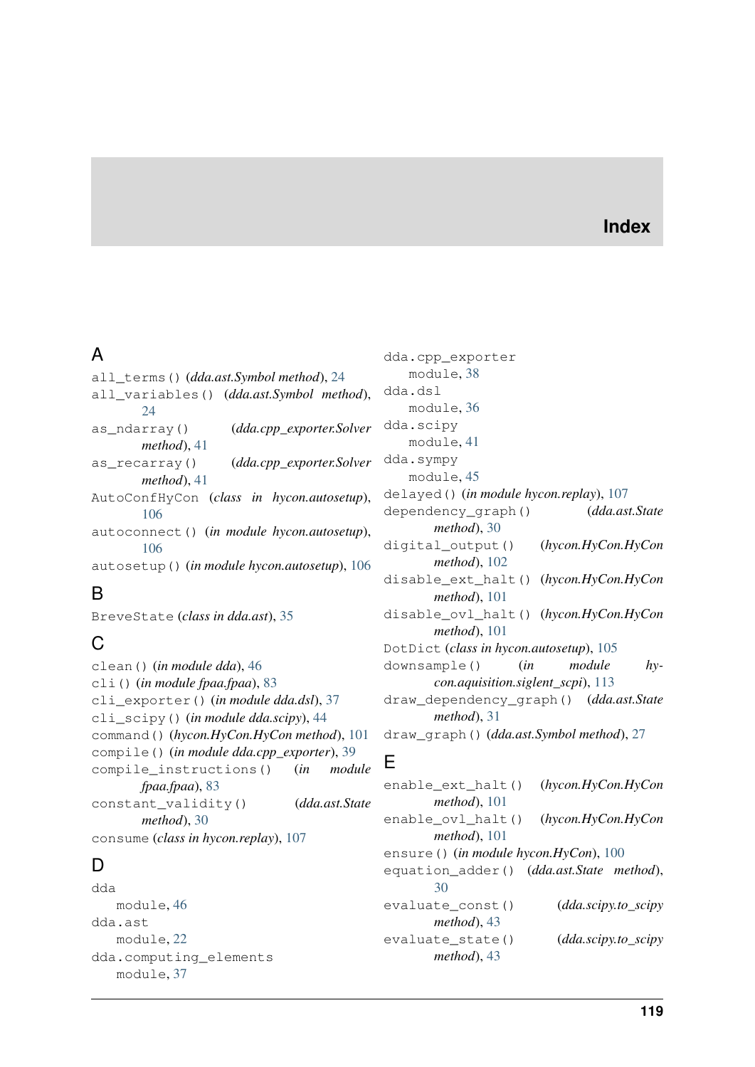# Index

## A

`all_terms()` (*dda.ast.Symbol method*), 24

`all_variables()` (*dda.ast.Symbol method*), 24

`as_ndarray()` (*dda.cpp_exporter.Solver method*), 41

`as_recarray()` (*dda.cpp_exporter.Solver method*), 41

`AutoConfHyCon` (*class in hycon.autosetup*), 106

`autoconnect()` (*in module hycon.autosetup*), 106

`autosetup()` (*in module hycon.autosetup*), 106

## B

`BreveState` (*class in dda.ast*), 35

## C

`clean()` (*in module dda*), 46

`cli()` (*in module fpaa.fpaa*), 83

`cli_exporter()` (*in module dda.dsl*), 37

`cli_scipy()` (*in module dda.scipy*), 44

`command()` (*hycon.HyCon.HyCon method*), 101

`compile()` (*in module dda.cpp_exporter*), 39

`compile_instructions()` (*in module fpaa.fpaa*), 83

`constant_validity()` (*dda.ast.State method*), 30

`consume` (*class in hycon.replay*), 107

## D

`dda`
- `module`, 46

`dda.ast`
- `module`, 22

`dda.computing_elements`
- `module`, 37

`dda.cpp_exporter`
- `module`, 38

`dda.dsl`
- `module`, 36

`dda.scipy`
- `module`, 41

`dda.sympy`
- `module`, 45

`delayed()` (*in module hycon.replay*), 107

`dependency_graph()` (*dda.ast.State method*), 30

`digital_output()` (*hycon.HyCon.HyCon method*), 102

`disable_ext_halt()` (*hycon.HyCon.HyCon method*), 101

`disable_ovl_halt()` (*hycon.HyCon.HyCon method*), 101

`DotDict` (*class in hycon.autosetup*), 105

`downsample()` (*in module hycon.aquisition.siglent_scpi*), 113

`draw_dependency_graph()` (*dda.ast.State method*), 31

`draw_graph()` (*dda.ast.Symbol method*), 27

## E

`enable_ext_halt()` (*hycon.HyCon.HyCon method*), 101

`enable_ovl_halt()` (*hycon.HyCon.HyCon method*), 101

`ensure()` (*in module hycon.HyCon*), 100

`equation_adder()` (*dda.ast.State method*), 30

`evaluate_const()` (*dda.scipy.to_scipy method*), 43

`evaluate_state()` (*dda.scipy.to_scipy method*), 43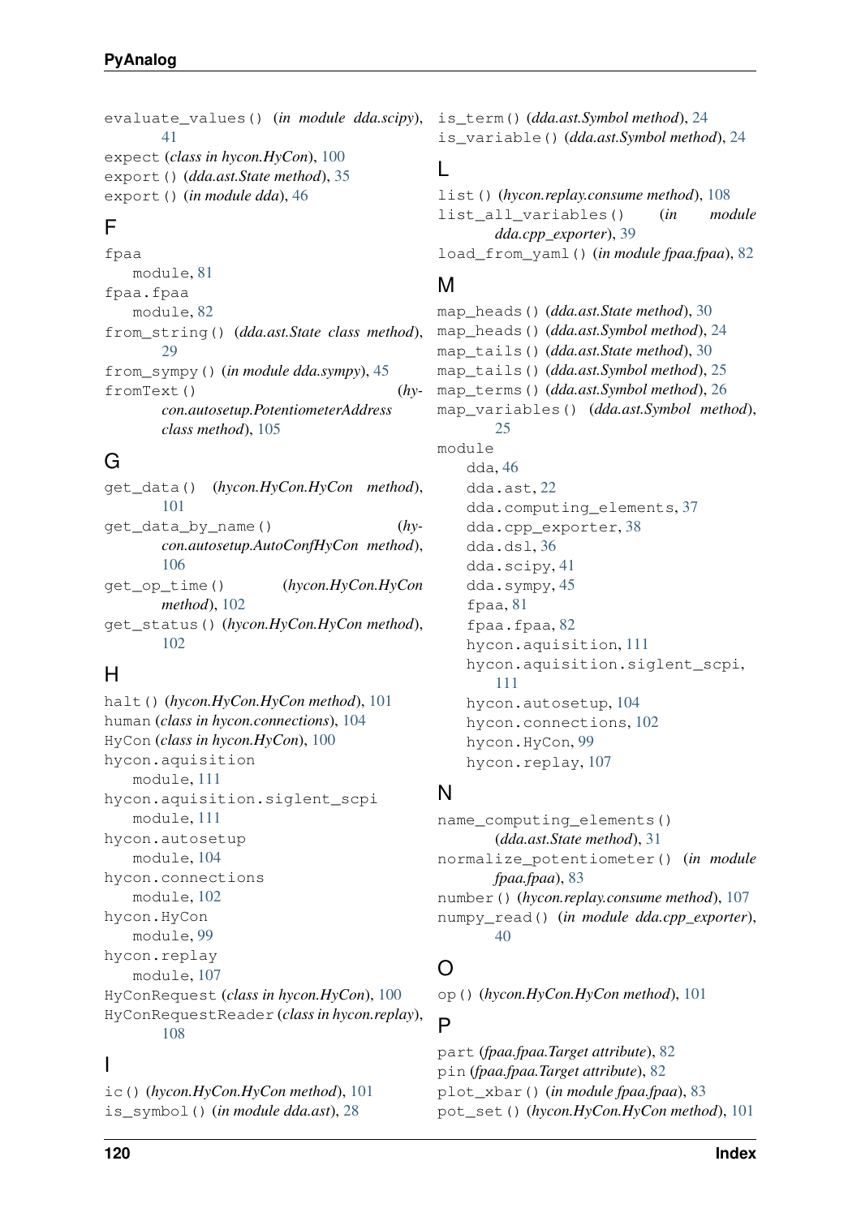evaluate_values() (*in module dda.scipy*), 41
expect (*class in hycon.HyCon*), 100
export() (*dda.ast.State method*), 35
export() (*in module dda*), 46

## F

fpaa
  module, 81
fpaa.fpaa
  module, 82
from_string() (*dda.ast.State class method*), 29
from_sympy() (*in module dda.sympy*), 45
fromText() (*hycon.autosetup.PotentiometerAddress class method*), 105

## G

get_data() (*hycon.HyCon.HyCon method*), 101
get_data_by_name() (*hycon.autosetup.AutoConfHyCon method*), 106
get_op_time() (*hycon.HyCon.HyCon method*), 102
get_status() (*hycon.HyCon.HyCon method*), 102

## H

halt() (*hycon.HyCon.HyCon method*), 101
human (*class in hycon.connections*), 104
HyCon (*class in hycon.HyCon*), 100
hycon.aquisition
  module, 111
hycon.aquisition.siglent_scpi
  module, 111
hycon.autosetup
  module, 104
hycon.connections
  module, 102
hycon.HyCon
  module, 99
hycon.replay
  module, 107
HyConRequest (*class in hycon.HyCon*), 100
HyConRequestReader (*class in hycon.replay*), 108

## I

ic() (*hycon.HyCon.HyCon method*), 101
is_symbol() (*in module dda.ast*), 28
is_term() (*dda.ast.Symbol method*), 24
is_variable() (*dda.ast.Symbol method*), 24

## L

list() (*hycon.replay.consume method*), 108
list_all_variables() (*in module dda.cpp_exporter*), 39
load_from_yaml() (*in module fpaa.fpaa*), 82

## M

map_heads() (*dda.ast.State method*), 30
map_heads() (*dda.ast.Symbol method*), 24
map_tails() (*dda.ast.State method*), 30
map_tails() (*dda.ast.Symbol method*), 25
map_terms() (*dda.ast.Symbol method*), 26
map_variables() (*dda.ast.Symbol method*), 25
module
  dda, 46
  dda.ast, 22
  dda.computing_elements, 37
  dda.cpp_exporter, 38
  dda.dsl, 36
  dda.scipy, 41
  dda.sympy, 45
  fpaa, 81
  fpaa.fpaa, 82
  hycon.aquisition, 111
  hycon.aquisition.siglent_scpi, 111
  hycon.autosetup, 104
  hycon.connections, 102
  hycon.HyCon, 99
  hycon.replay, 107

## N

name_computing_elements() (*dda.ast.State method*), 31
normalize_potentiometer() (*in module fpaa.fpaa*), 83
number() (*hycon.replay.consume method*), 107
numpy_read() (*in module dda.cpp_exporter*), 40

## O

op() (*hycon.HyCon.HyCon method*), 101

## P

part (*fpaa.fpaa.Target attribute*), 82
pin (*fpaa.fpaa.Target attribute*), 82
plot_xbar() (*in module fpaa.fpaa*), 83
pot_set() (*hycon.HyCon.HyCon method*), 101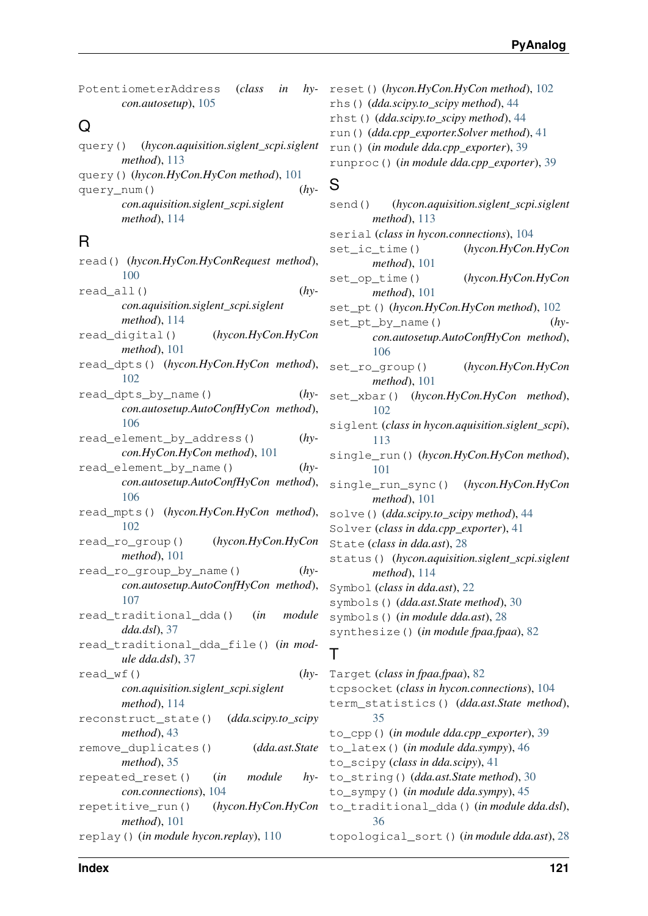PotentiometerAddress (*class in hycon.autosetup*), 105

## Q

query() (*hycon.aquisition.siglent_scpi.siglent method*), 113
query() (*hycon.HyCon.HyCon method*), 101
query_num() (*hycon.aquisition.siglent_scpi.siglent method*), 114

## R

read() (*hycon.HyCon.HyConRequest method*), 100
read_all() (*hycon.aquisition.siglent_scpi.siglent method*), 114
read_digital() (*hycon.HyCon.HyCon method*), 101
read_dpts() (*hycon.HyCon.HyCon method*), 102
read_dpts_by_name() (*hycon.autosetup.AutoConfHyCon method*), 106
read_element_by_address() (*hycon.HyCon.HyCon method*), 101
read_element_by_name() (*hycon.autosetup.AutoConfHyCon method*), 106
read_mpts() (*hycon.HyCon.HyCon method*), 102
read_ro_group() (*hycon.HyCon.HyCon method*), 101
read_ro_group_by_name() (*hycon.autosetup.AutoConfHyCon method*), 107
read_traditional_dda() (*in module dda.dsl*), 37
read_traditional_dda_file() (*in module dda.dsl*), 37
read_wf() (*hycon.aquisition.siglent_scpi.siglent method*), 114
reconstruct_state() (*dda.scipy.to_scipy method*), 43
remove_duplicates() (*dda.ast.State method*), 35
repeated_reset() (*in module hycon.connections*), 104
repetitive_run() (*hycon.HyCon.HyCon method*), 101
replay() (*in module hycon.replay*), 110
reset() (*hycon.HyCon.HyCon method*), 102
rhs() (*dda.scipy.to_scipy method*), 44
rhst() (*dda.scipy.to_scipy method*), 44
run() (*dda.cpp_exporter.Solver method*), 41
run() (*in module dda.cpp_exporter*), 39
runproc() (*in module dda.cpp_exporter*), 39

## S

send() (*hycon.aquisition.siglent_scpi.siglent method*), 113
serial (*class in hycon.connections*), 104
set_ic_time() (*hycon.HyCon.HyCon method*), 101
set_op_time() (*hycon.HyCon.HyCon method*), 101
set_pt() (*hycon.HyCon.HyCon method*), 102
set_pt_by_name() (*hycon.autosetup.AutoConfHyCon method*), 106
set_ro_group() (*hycon.HyCon.HyCon method*), 101
set_xbar() (*hycon.HyCon.HyCon method*), 102
siglent (*class in hycon.aquisition.siglent_scpi*), 113
single_run() (*hycon.HyCon.HyCon method*), 101
single_run_sync() (*hycon.HyCon.HyCon method*), 101
solve() (*dda.scipy.to_scipy method*), 44
Solver (*class in dda.cpp_exporter*), 41
State (*class in dda.ast*), 28
status() (*hycon.aquisition.siglent_scpi.siglent method*), 114
Symbol (*class in dda.ast*), 22
symbols() (*dda.ast.State method*), 30
symbols() (*in module dda.ast*), 28
synthesize() (*in module fpaa.fpaa*), 82

## T

Target (*class in fpaa.fpaa*), 82
tcpsocket (*class in hycon.connections*), 104
term_statistics() (*dda.ast.State method*), 35
to_cpp() (*in module dda.cpp_exporter*), 39
to_latex() (*in module dda.sympy*), 46
to_scipy (*class in dda.scipy*), 41
to_string() (*dda.ast.State method*), 30
to_sympy() (*in module dda.sympy*), 45
to_traditional_dda() (*in module dda.dsl*), 36
topological_sort() (*in module dda.ast*), 28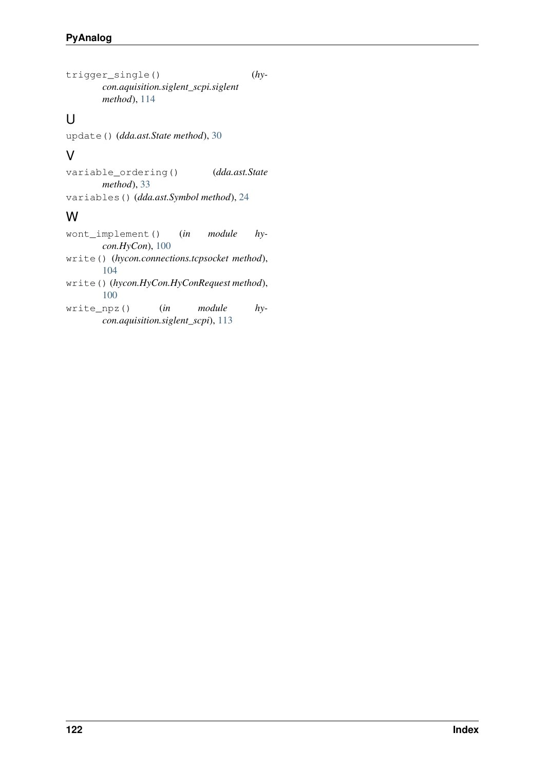trigger_single() (*hycon.aquisition.siglent_scpi.siglent method*), 114

## U

update() (*dda.ast.State method*), 30

## V

variable_ordering() (*dda.ast.State method*), 33

variables() (*dda.ast.Symbol method*), 24

## W

wont_implement() (*in module hycon.HyCon*), 100

write() (*hycon.connections.tcpsocket method*), 104

write() (*hycon.HyCon.HyConRequest method*), 100

write_npz() (*in module hycon.aquisition.siglent_scpi*), 113